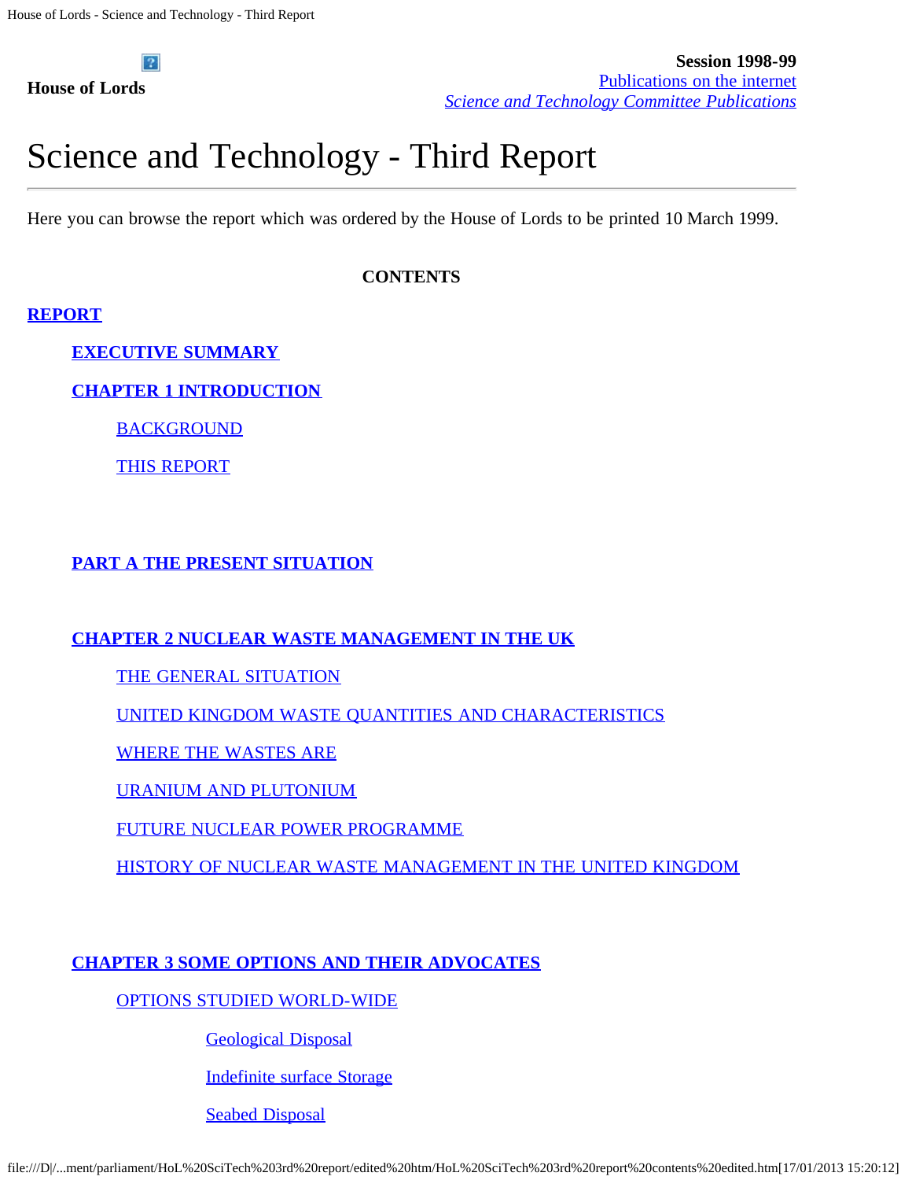**House of Lords**

**Session 1998-99**
Publications on the internet
*Science and Technology Committee Publications*

# Science and Technology - Third Report

Here you can browse the report which was ordered by the House of Lords to be printed 10 March 1999.

**CONTENTS**

**REPORT**

- **EXECUTIVE SUMMARY**
- **CHAPTER 1 INTRODUCTION**
  - BACKGROUND
  - THIS REPORT
- **PART A THE PRESENT SITUATION**
- **CHAPTER 2 NUCLEAR WASTE MANAGEMENT IN THE UK**
  - THE GENERAL SITUATION
  - UNITED KINGDOM WASTE QUANTITIES AND CHARACTERISTICS
  - WHERE THE WASTES ARE
  - URANIUM AND PLUTONIUM
  - FUTURE NUCLEAR POWER PROGRAMME
  - HISTORY OF NUCLEAR WASTE MANAGEMENT IN THE UNITED KINGDOM
- **CHAPTER 3 SOME OPTIONS AND THEIR ADVOCATES**
  - OPTIONS STUDIED WORLD-WIDE
    - Geological Disposal
    - Indefinite surface Storage
    - Seabed Disposal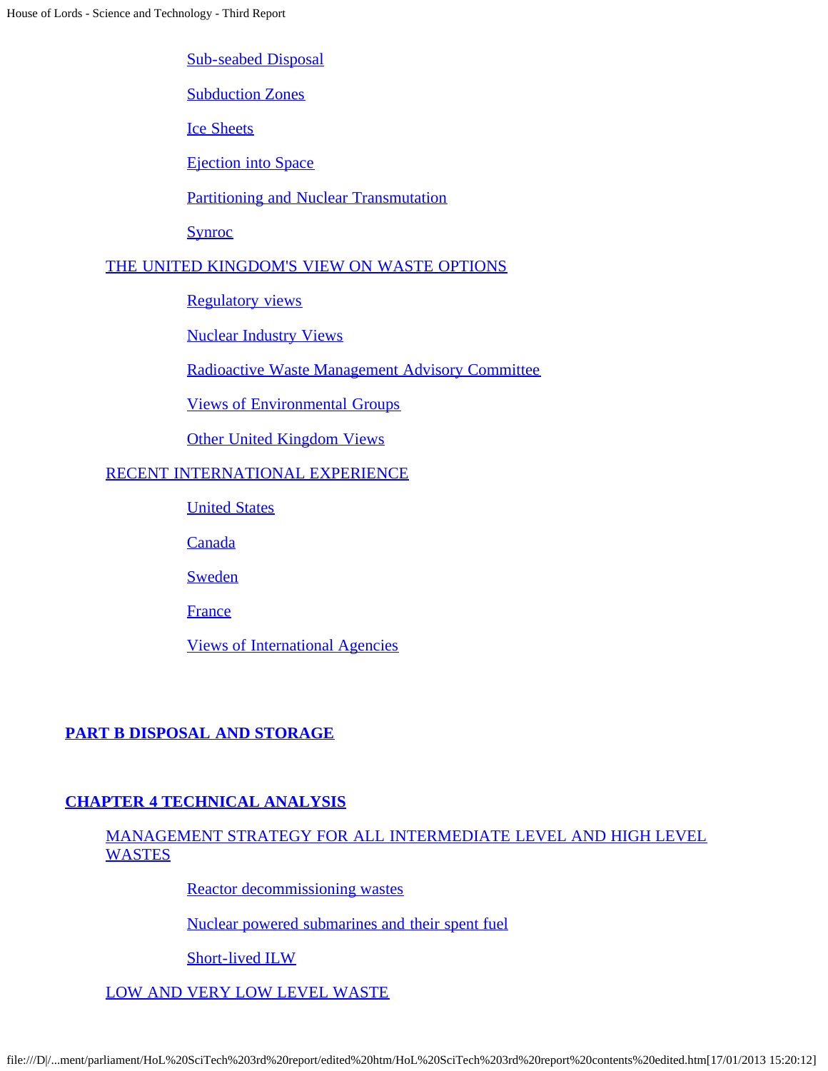Sub-seabed Disposal

Subduction Zones

Ice Sheets

Ejection into Space

Partitioning and Nuclear Transmutation

Synroc

THE UNITED KINGDOM'S VIEW ON WASTE OPTIONS

Regulatory views

Nuclear Industry Views

Radioactive Waste Management Advisory Committee

Views of Environmental Groups

Other United Kingdom Views

RECENT INTERNATIONAL EXPERIENCE

United States

Canada

Sweden

France

Views of International Agencies

**PART B DISPOSAL AND STORAGE**

**CHAPTER 4 TECHNICAL ANALYSIS**

MANAGEMENT STRATEGY FOR ALL INTERMEDIATE LEVEL AND HIGH LEVEL WASTES

Reactor decommissioning wastes

Nuclear powered submarines and their spent fuel

Short-lived ILW

LOW AND VERY LOW LEVEL WASTE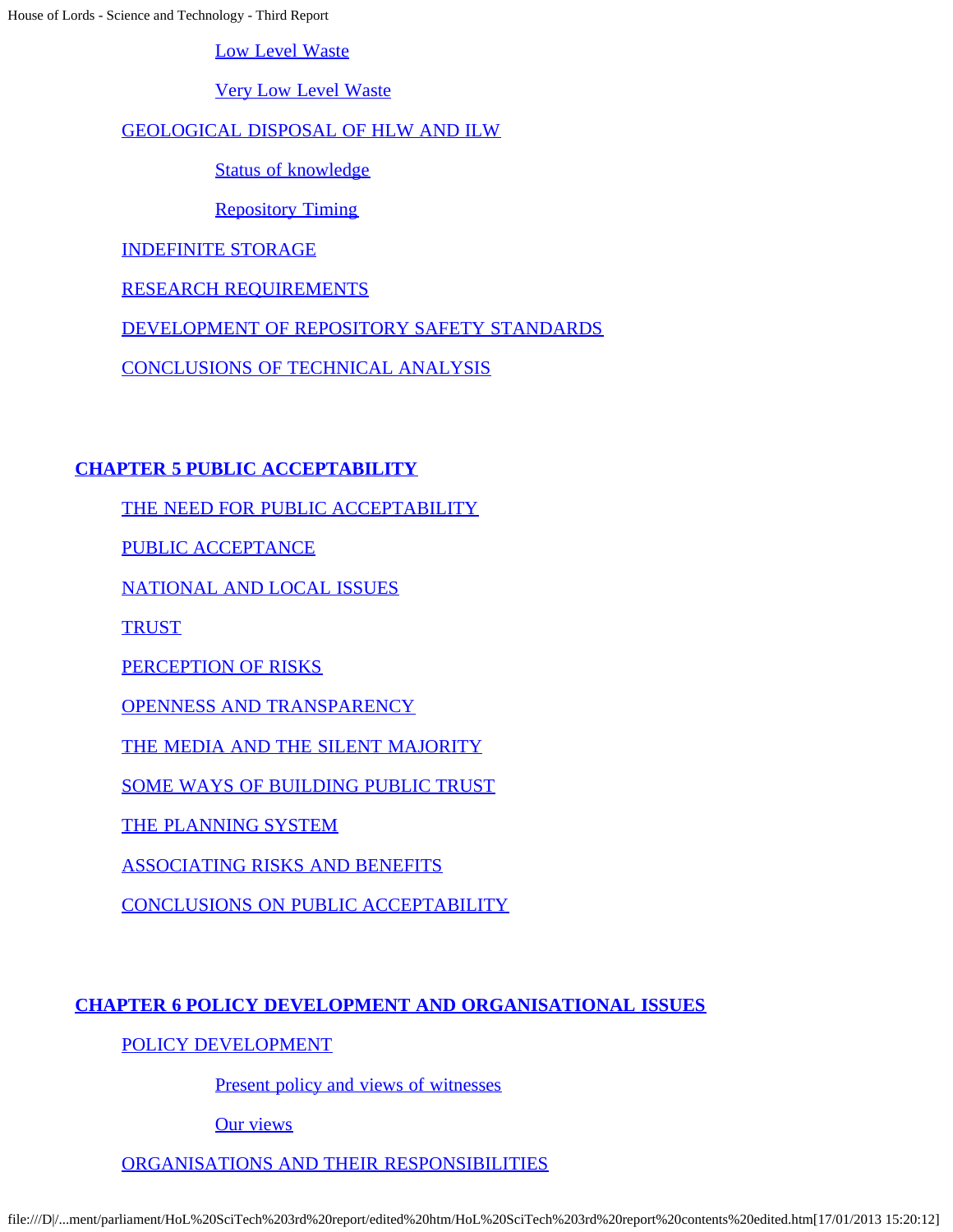- Low Level Waste
- Very Low Level Waste

GEOLOGICAL DISPOSAL OF HLW AND ILW

- Status of knowledge
- Repository Timing

INDEFINITE STORAGE

RESEARCH REQUIREMENTS

DEVELOPMENT OF REPOSITORY SAFETY STANDARDS

CONCLUSIONS OF TECHNICAL ANALYSIS

**CHAPTER 5 PUBLIC ACCEPTABILITY**

THE NEED FOR PUBLIC ACCEPTABILITY

PUBLIC ACCEPTANCE

NATIONAL AND LOCAL ISSUES

TRUST

PERCEPTION OF RISKS

OPENNESS AND TRANSPARENCY

THE MEDIA AND THE SILENT MAJORITY

SOME WAYS OF BUILDING PUBLIC TRUST

THE PLANNING SYSTEM

ASSOCIATING RISKS AND BENEFITS

CONCLUSIONS ON PUBLIC ACCEPTABILITY

**CHAPTER 6 POLICY DEVELOPMENT AND ORGANISATIONAL ISSUES**

POLICY DEVELOPMENT

- Present policy and views of witnesses
- Our views

ORGANISATIONS AND THEIR RESPONSIBILITIES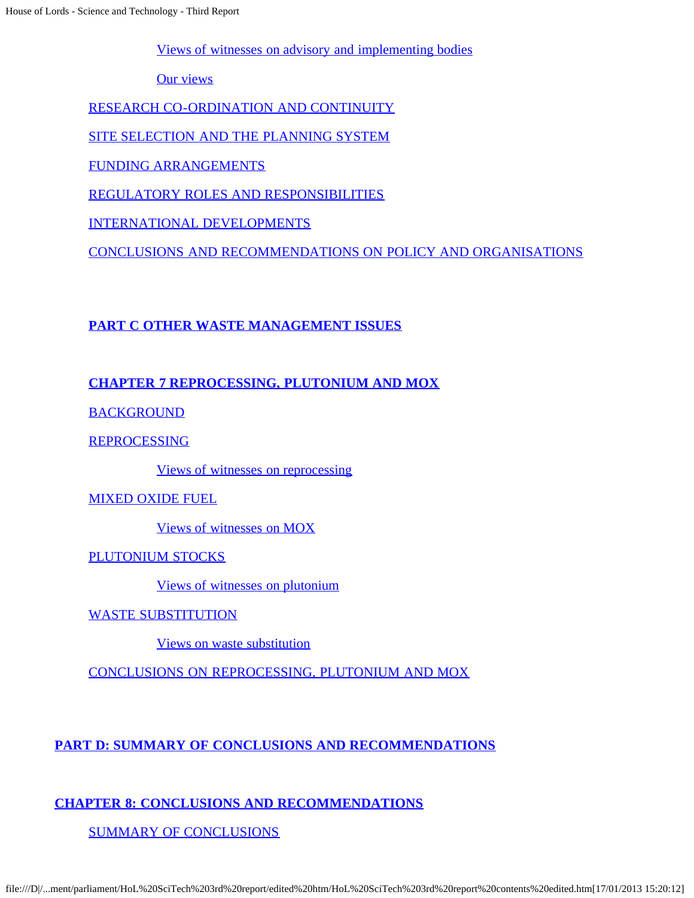Views of witnesses on advisory and implementing bodies

Our views

RESEARCH CO-ORDINATION AND CONTINUITY

SITE SELECTION AND THE PLANNING SYSTEM

FUNDING ARRANGEMENTS

REGULATORY ROLES AND RESPONSIBILITIES

INTERNATIONAL DEVELOPMENTS

CONCLUSIONS AND RECOMMENDATIONS ON POLICY AND ORGANISATIONS

**PART C OTHER WASTE MANAGEMENT ISSUES**

**CHAPTER 7 REPROCESSING, PLUTONIUM AND MOX**

BACKGROUND

REPROCESSING

Views of witnesses on reprocessing

MIXED OXIDE FUEL

Views of witnesses on MOX

PLUTONIUM STOCKS

Views of witnesses on plutonium

WASTE SUBSTITUTION

Views on waste substitution

CONCLUSIONS ON REPROCESSING, PLUTONIUM AND MOX

**PART D: SUMMARY OF CONCLUSIONS AND RECOMMENDATIONS**

**CHAPTER 8: CONCLUSIONS AND RECOMMENDATIONS**

SUMMARY OF CONCLUSIONS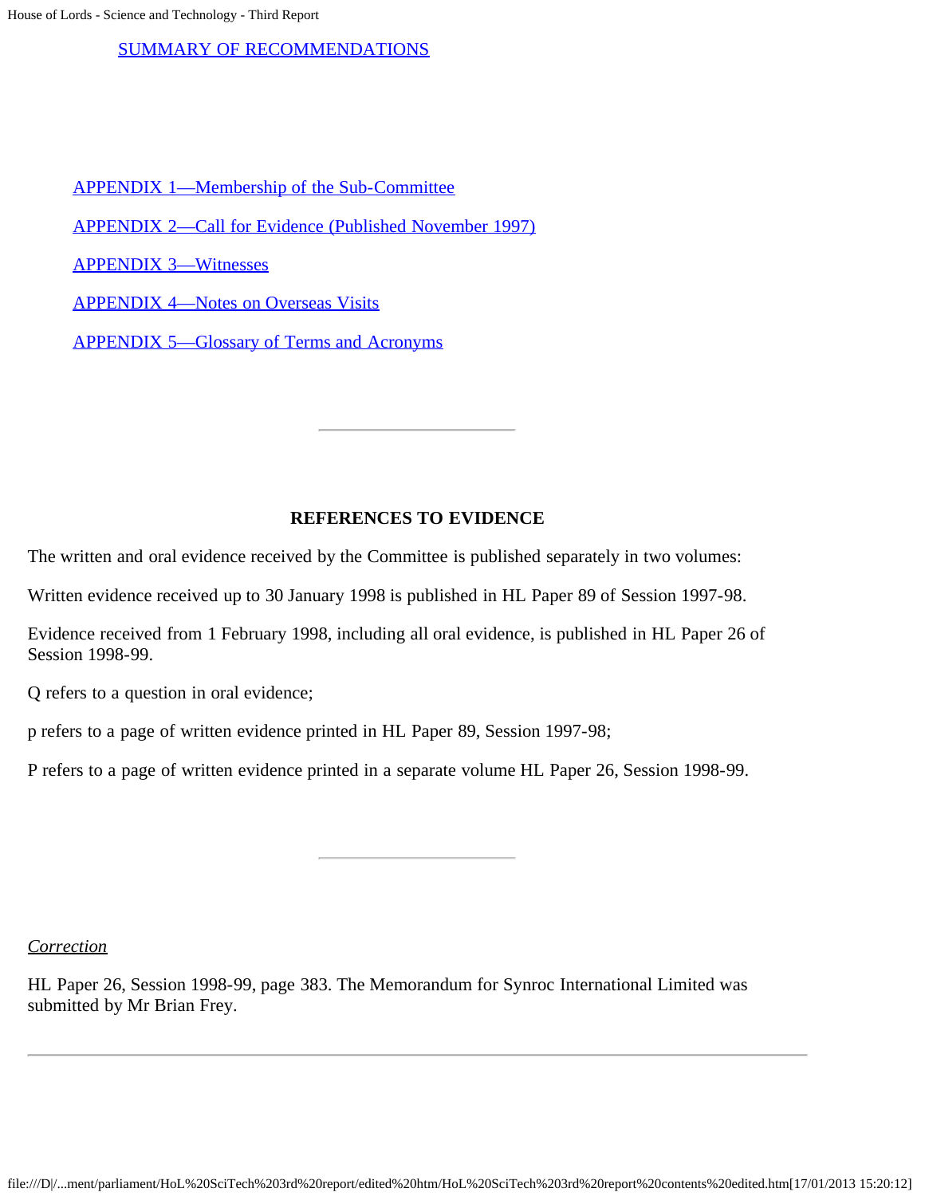SUMMARY OF RECOMMENDATIONS

APPENDIX 1—Membership of the Sub-Committee

APPENDIX 2—Call for Evidence (Published November 1997)

APPENDIX 3—Witnesses

APPENDIX 4—Notes on Overseas Visits

APPENDIX 5—Glossary of Terms and Acronyms

---

**REFERENCES TO EVIDENCE**

The written and oral evidence received by the Committee is published separately in two volumes:

Written evidence received up to 30 January 1998 is published in HL Paper 89 of Session 1997-98.

Evidence received from 1 February 1998, including all oral evidence, is published in HL Paper 26 of Session 1998-99.

Q refers to a question in oral evidence;

p refers to a page of written evidence printed in HL Paper 89, Session 1997-98;

P refers to a page of written evidence printed in a separate volume HL Paper 26, Session 1998-99.

---

*Correction*

HL Paper 26, Session 1998-99, page 383. The Memorandum for Synroc International Limited was submitted by Mr Brian Frey.

---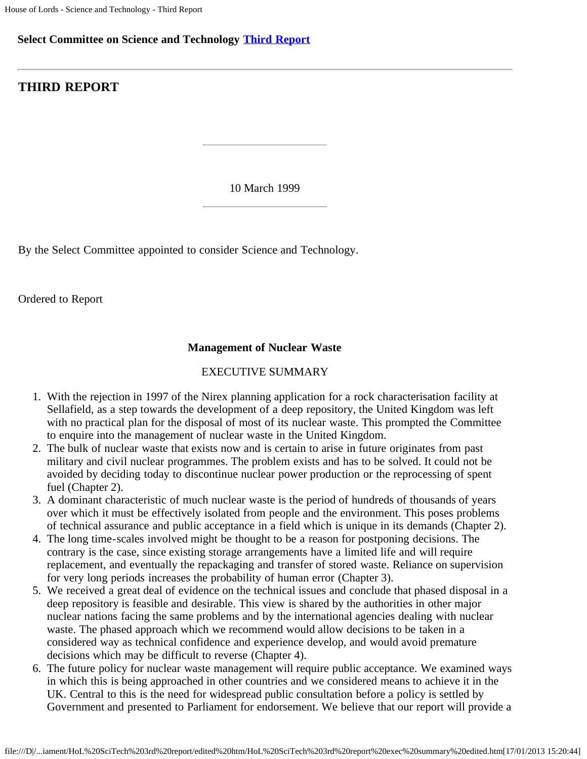**Select Committee on Science and Technology Third Report**

---

## THIRD REPORT

10 March 1999

By the Select Committee appointed to consider Science and Technology.

Ordered to Report

**Management of Nuclear Waste**

EXECUTIVE SUMMARY

1. With the rejection in 1997 of the Nirex planning application for a rock characterisation facility at Sellafield, as a step towards the development of a deep repository, the United Kingdom was left with no practical plan for the disposal of most of its nuclear waste. This prompted the Committee to enquire into the management of nuclear waste in the United Kingdom.
2. The bulk of nuclear waste that exists now and is certain to arise in future originates from past military and civil nuclear programmes. The problem exists and has to be solved. It could not be avoided by deciding today to discontinue nuclear power production or the reprocessing of spent fuel (Chapter 2).
3. A dominant characteristic of much nuclear waste is the period of hundreds of thousands of years over which it must be effectively isolated from people and the environment. This poses problems of technical assurance and public acceptance in a field which is unique in its demands (Chapter 2).
4. The long time-scales involved might be thought to be a reason for postponing decisions. The contrary is the case, since existing storage arrangements have a limited life and will require replacement, and eventually the repackaging and transfer of stored waste. Reliance on supervision for very long periods increases the probability of human error (Chapter 3).
5. We received a great deal of evidence on the technical issues and conclude that phased disposal in a deep repository is feasible and desirable. This view is shared by the authorities in other major nuclear nations facing the same problems and by the international agencies dealing with nuclear waste. The phased approach which we recommend would allow decisions to be taken in a considered way as technical confidence and experience develop, and would avoid premature decisions which may be difficult to reverse (Chapter 4).
6. The future policy for nuclear waste management will require public acceptance. We examined ways in which this is being approached in other countries and we considered means to achieve it in the UK. Central to this is the need for widespread public consultation before a policy is settled by Government and presented to Parliament for endorsement. We believe that our report will provide a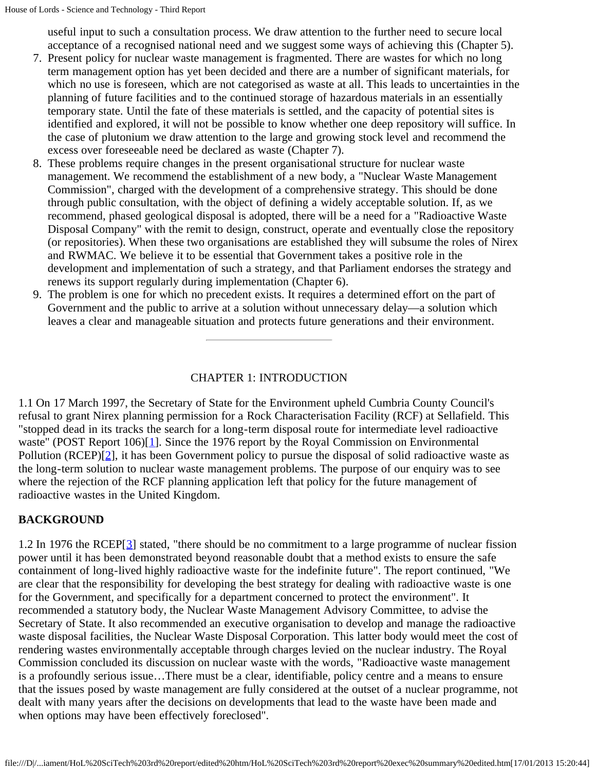useful input to such a consultation process. We draw attention to the further need to secure local acceptance of a recognised national need and we suggest some ways of achieving this (Chapter 5).

7. Present policy for nuclear waste management is fragmented. There are wastes for which no long term management option has yet been decided and there are a number of significant materials, for which no use is foreseen, which are not categorised as waste at all. This leads to uncertainties in the planning of future facilities and to the continued storage of hazardous materials in an essentially temporary state. Until the fate of these materials is settled, and the capacity of potential sites is identified and explored, it will not be possible to know whether one deep repository will suffice. In the case of plutonium we draw attention to the large and growing stock level and recommend the excess over foreseeable need be declared as waste (Chapter 7).
8. These problems require changes in the present organisational structure for nuclear waste management. We recommend the establishment of a new body, a "Nuclear Waste Management Commission", charged with the development of a comprehensive strategy. This should be done through public consultation, with the object of defining a widely acceptable solution. If, as we recommend, phased geological disposal is adopted, there will be a need for a "Radioactive Waste Disposal Company" with the remit to design, construct, operate and eventually close the repository (or repositories). When these two organisations are established they will subsume the roles of Nirex and RWMAC. We believe it to be essential that Government takes a positive role in the development and implementation of such a strategy, and that Parliament endorses the strategy and renews its support regularly during implementation (Chapter 6).
9. The problem is one for which no precedent exists. It requires a determined effort on the part of Government and the public to arrive at a solution without unnecessary delay—a solution which leaves a clear and manageable situation and protects future generations and their environment.

---

## CHAPTER 1: INTRODUCTION

1.1 On 17 March 1997, the Secretary of State for the Environment upheld Cumbria County Council's refusal to grant Nirex planning permission for a Rock Characterisation Facility (RCF) at Sellafield. This "stopped dead in its tracks the search for a long-term disposal route for intermediate level radioactive waste" (POST Report 106)[1]. Since the 1976 report by the Royal Commission on Environmental Pollution (RCEP)[2], it has been Government policy to pursue the disposal of solid radioactive waste as the long-term solution to nuclear waste management problems. The purpose of our enquiry was to see where the rejection of the RCF planning application left that policy for the future management of radioactive wastes in the United Kingdom.

### BACKGROUND

1.2 In 1976 the RCEP[3] stated, "there should be no commitment to a large programme of nuclear fission power until it has been demonstrated beyond reasonable doubt that a method exists to ensure the safe containment of long-lived highly radioactive waste for the indefinite future". The report continued, "We are clear that the responsibility for developing the best strategy for dealing with radioactive waste is one for the Government, and specifically for a department concerned to protect the environment". It recommended a statutory body, the Nuclear Waste Management Advisory Committee, to advise the Secretary of State. It also recommended an executive organisation to develop and manage the radioactive waste disposal facilities, the Nuclear Waste Disposal Corporation. This latter body would meet the cost of rendering wastes environmentally acceptable through charges levied on the nuclear industry. The Royal Commission concluded its discussion on nuclear waste with the words, "Radioactive waste management is a profoundly serious issue…There must be a clear, identifiable, policy centre and a means to ensure that the issues posed by waste management are fully considered at the outset of a nuclear programme, not dealt with many years after the decisions on developments that lead to the waste have been made and when options may have been effectively foreclosed".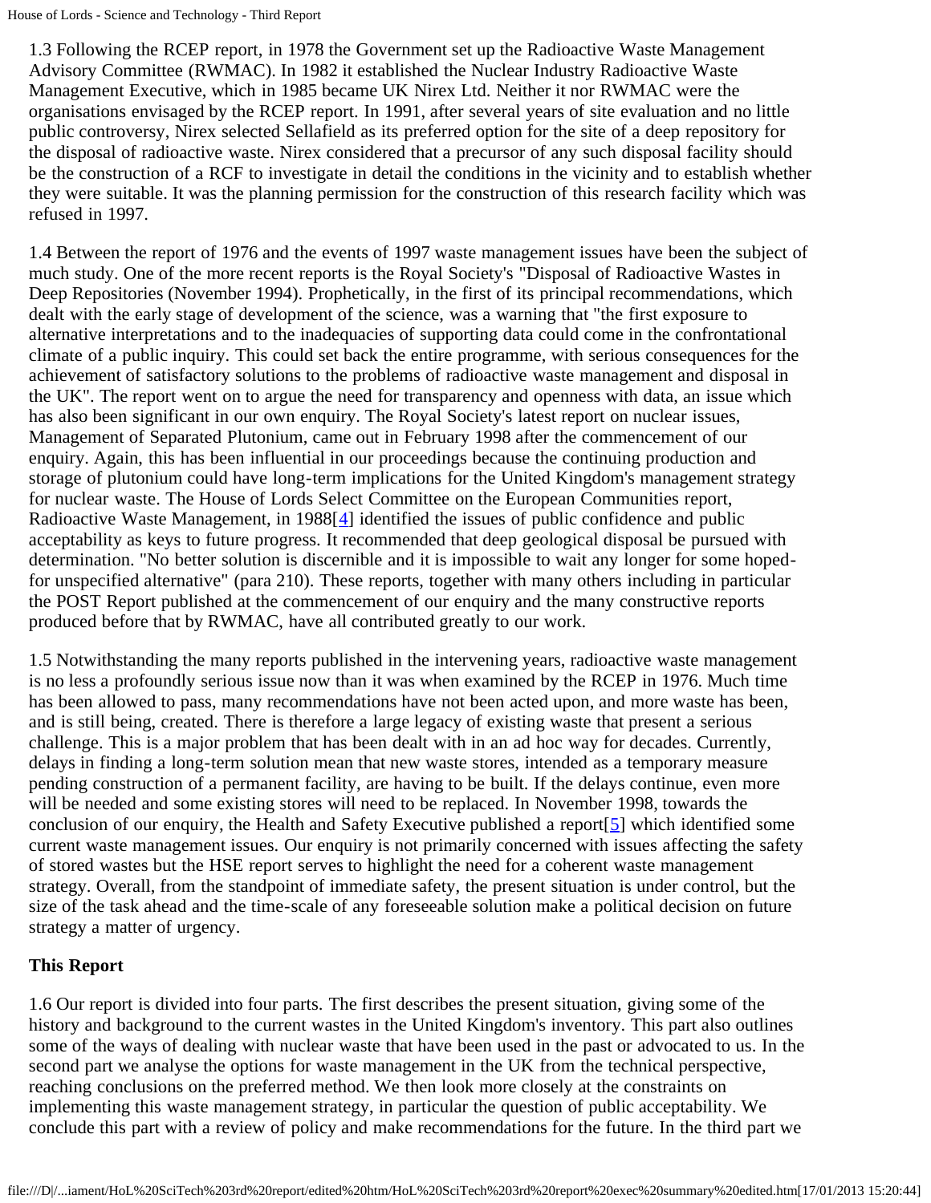1.3 Following the RCEP report, in 1978 the Government set up the Radioactive Waste Management Advisory Committee (RWMAC). In 1982 it established the Nuclear Industry Radioactive Waste Management Executive, which in 1985 became UK Nirex Ltd. Neither it nor RWMAC were the organisations envisaged by the RCEP report. In 1991, after several years of site evaluation and no little public controversy, Nirex selected Sellafield as its preferred option for the site of a deep repository for the disposal of radioactive waste. Nirex considered that a precursor of any such disposal facility should be the construction of a RCF to investigate in detail the conditions in the vicinity and to establish whether they were suitable. It was the planning permission for the construction of this research facility which was refused in 1997.

1.4 Between the report of 1976 and the events of 1997 waste management issues have been the subject of much study. One of the more recent reports is the Royal Society's "Disposal of Radioactive Wastes in Deep Repositories (November 1994). Prophetically, in the first of its principal recommendations, which dealt with the early stage of development of the science, was a warning that "the first exposure to alternative interpretations and to the inadequacies of supporting data could come in the confrontational climate of a public inquiry. This could set back the entire programme, with serious consequences for the achievement of satisfactory solutions to the problems of radioactive waste management and disposal in the UK". The report went on to argue the need for transparency and openness with data, an issue which has also been significant in our own enquiry. The Royal Society's latest report on nuclear issues, Management of Separated Plutonium, came out in February 1998 after the commencement of our enquiry. Again, this has been influential in our proceedings because the continuing production and storage of plutonium could have long-term implications for the United Kingdom's management strategy for nuclear waste. The House of Lords Select Committee on the European Communities report, Radioactive Waste Management, in 1988[4] identified the issues of public confidence and public acceptability as keys to future progress. It recommended that deep geological disposal be pursued with determination. "No better solution is discernible and it is impossible to wait any longer for some hoped-for unspecified alternative" (para 210). These reports, together with many others including in particular the POST Report published at the commencement of our enquiry and the many constructive reports produced before that by RWMAC, have all contributed greatly to our work.

1.5 Notwithstanding the many reports published in the intervening years, radioactive waste management is no less a profoundly serious issue now than it was when examined by the RCEP in 1976. Much time has been allowed to pass, many recommendations have not been acted upon, and more waste has been, and is still being, created. There is therefore a large legacy of existing waste that present a serious challenge. This is a major problem that has been dealt with in an ad hoc way for decades. Currently, delays in finding a long-term solution mean that new waste stores, intended as a temporary measure pending construction of a permanent facility, are having to be built. If the delays continue, even more will be needed and some existing stores will need to be replaced. In November 1998, towards the conclusion of our enquiry, the Health and Safety Executive published a report[5] which identified some current waste management issues. Our enquiry is not primarily concerned with issues affecting the safety of stored wastes but the HSE report serves to highlight the need for a coherent waste management strategy. Overall, from the standpoint of immediate safety, the present situation is under control, but the size of the task ahead and the time-scale of any foreseeable solution make a political decision on future strategy a matter of urgency.

**This Report**

1.6 Our report is divided into four parts. The first describes the present situation, giving some of the history and background to the current wastes in the United Kingdom's inventory. This part also outlines some of the ways of dealing with nuclear waste that have been used in the past or advocated to us. In the second part we analyse the options for waste management in the UK from the technical perspective, reaching conclusions on the preferred method. We then look more closely at the constraints on implementing this waste management strategy, in particular the question of public acceptability. We conclude this part with a review of policy and make recommendations for the future. In the third part we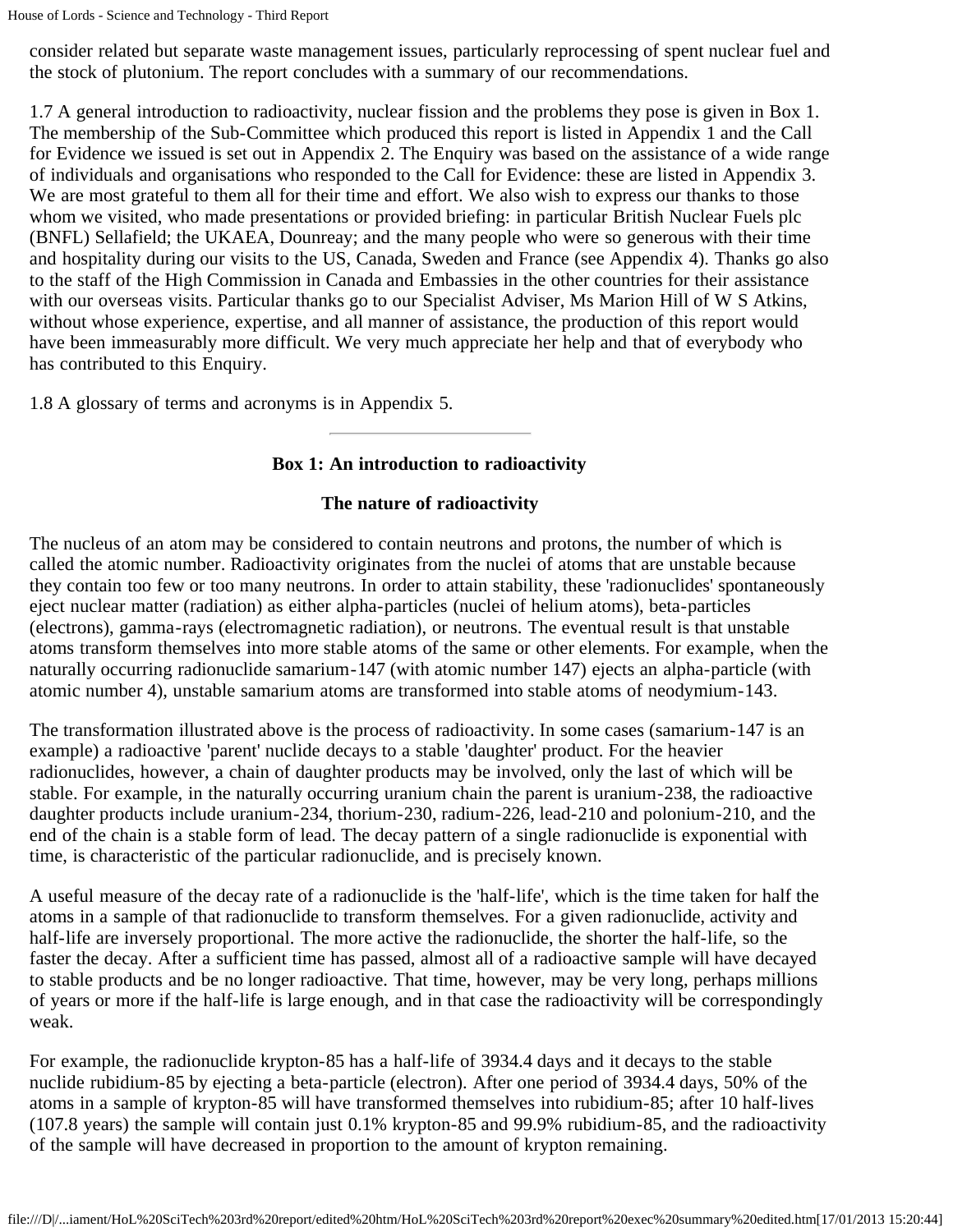consider related but separate waste management issues, particularly reprocessing of spent nuclear fuel and the stock of plutonium. The report concludes with a summary of our recommendations.

1.7 A general introduction to radioactivity, nuclear fission and the problems they pose is given in Box 1. The membership of the Sub-Committee which produced this report is listed in Appendix 1 and the Call for Evidence we issued is set out in Appendix 2. The Enquiry was based on the assistance of a wide range of individuals and organisations who responded to the Call for Evidence: these are listed in Appendix 3. We are most grateful to them all for their time and effort. We also wish to express our thanks to those whom we visited, who made presentations or provided briefing: in particular British Nuclear Fuels plc (BNFL) Sellafield; the UKAEA, Dounreay; and the many people who were so generous with their time and hospitality during our visits to the US, Canada, Sweden and France (see Appendix 4). Thanks go also to the staff of the High Commission in Canada and Embassies in the other countries for their assistance with our overseas visits. Particular thanks go to our Specialist Adviser, Ms Marion Hill of W S Atkins, without whose experience, expertise, and all manner of assistance, the production of this report would have been immeasurably more difficult. We very much appreciate her help and that of everybody who has contributed to this Enquiry.

1.8 A glossary of terms and acronyms is in Appendix 5.

---

**Box 1: An introduction to radioactivity**

**The nature of radioactivity**

The nucleus of an atom may be considered to contain neutrons and protons, the number of which is called the atomic number. Radioactivity originates from the nuclei of atoms that are unstable because they contain too few or too many neutrons. In order to attain stability, these 'radionuclides' spontaneously eject nuclear matter (radiation) as either alpha-particles (nuclei of helium atoms), beta-particles (electrons), gamma-rays (electromagnetic radiation), or neutrons. The eventual result is that unstable atoms transform themselves into more stable atoms of the same or other elements. For example, when the naturally occurring radionuclide samarium-147 (with atomic number 147) ejects an alpha-particle (with atomic number 4), unstable samarium atoms are transformed into stable atoms of neodymium-143.

The transformation illustrated above is the process of radioactivity. In some cases (samarium-147 is an example) a radioactive 'parent' nuclide decays to a stable 'daughter' product. For the heavier radionuclides, however, a chain of daughter products may be involved, only the last of which will be stable. For example, in the naturally occurring uranium chain the parent is uranium-238, the radioactive daughter products include uranium-234, thorium-230, radium-226, lead-210 and polonium-210, and the end of the chain is a stable form of lead. The decay pattern of a single radionuclide is exponential with time, is characteristic of the particular radionuclide, and is precisely known.

A useful measure of the decay rate of a radionuclide is the 'half-life', which is the time taken for half the atoms in a sample of that radionuclide to transform themselves. For a given radionuclide, activity and half-life are inversely proportional. The more active the radionuclide, the shorter the half-life, so the faster the decay. After a sufficient time has passed, almost all of a radioactive sample will have decayed to stable products and be no longer radioactive. That time, however, may be very long, perhaps millions of years or more if the half-life is large enough, and in that case the radioactivity will be correspondingly weak.

For example, the radionuclide krypton-85 has a half-life of 3934.4 days and it decays to the stable nuclide rubidium-85 by ejecting a beta-particle (electron). After one period of 3934.4 days, 50% of the atoms in a sample of krypton-85 will have transformed themselves into rubidium-85; after 10 half-lives (107.8 years) the sample will contain just 0.1% krypton-85 and 99.9% rubidium-85, and the radioactivity of the sample will have decreased in proportion to the amount of krypton remaining.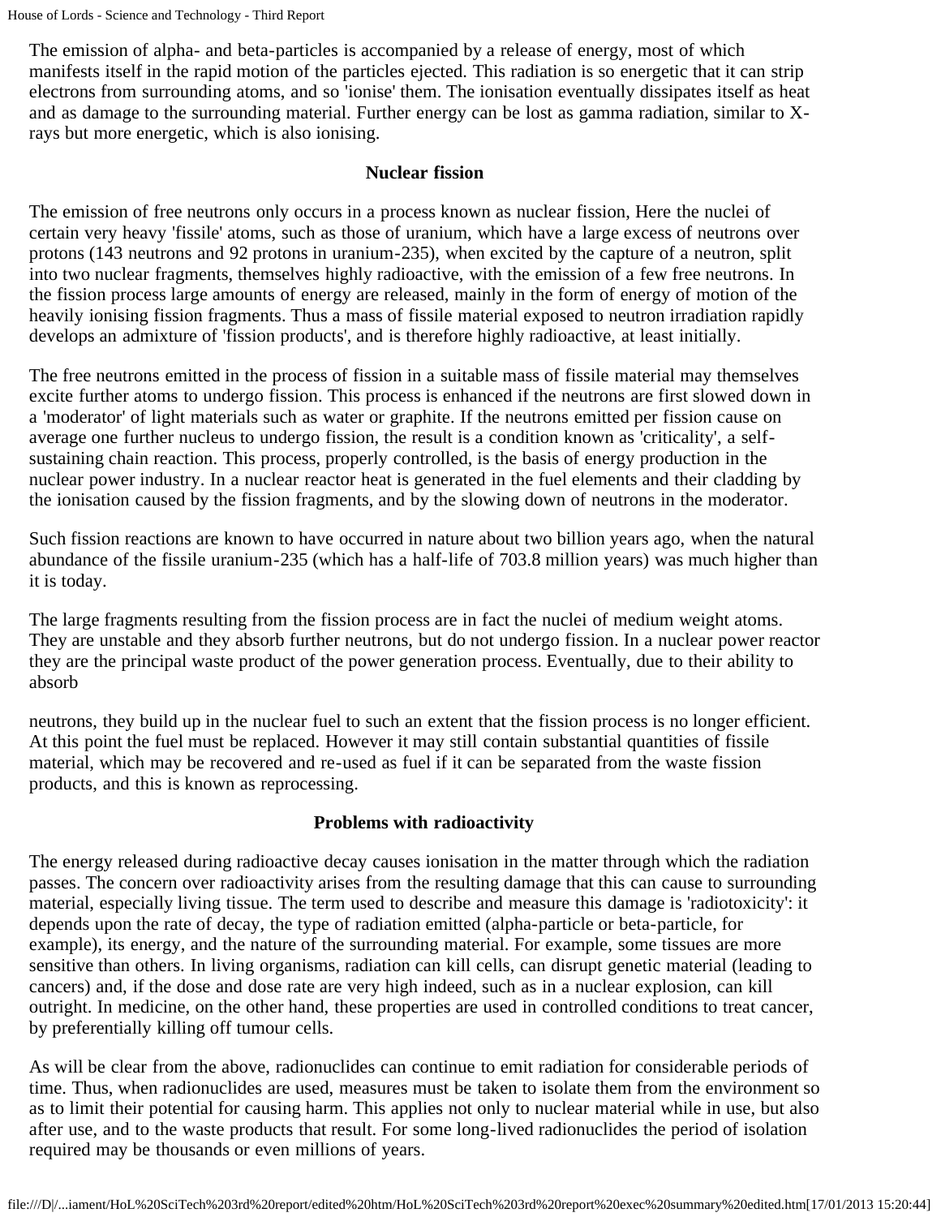The emission of alpha- and beta-particles is accompanied by a release of energy, most of which manifests itself in the rapid motion of the particles ejected. This radiation is so energetic that it can strip electrons from surrounding atoms, and so 'ionise' them. The ionisation eventually dissipates itself as heat and as damage to the surrounding material. Further energy can be lost as gamma radiation, similar to X-rays but more energetic, which is also ionising.

**Nuclear fission**

The emission of free neutrons only occurs in a process known as nuclear fission, Here the nuclei of certain very heavy 'fissile' atoms, such as those of uranium, which have a large excess of neutrons over protons (143 neutrons and 92 protons in uranium-235), when excited by the capture of a neutron, split into two nuclear fragments, themselves highly radioactive, with the emission of a few free neutrons. In the fission process large amounts of energy are released, mainly in the form of energy of motion of the heavily ionising fission fragments. Thus a mass of fissile material exposed to neutron irradiation rapidly develops an admixture of 'fission products', and is therefore highly radioactive, at least initially.

The free neutrons emitted in the process of fission in a suitable mass of fissile material may themselves excite further atoms to undergo fission. This process is enhanced if the neutrons are first slowed down in a 'moderator' of light materials such as water or graphite. If the neutrons emitted per fission cause on average one further nucleus to undergo fission, the result is a condition known as 'criticality', a self-sustaining chain reaction. This process, properly controlled, is the basis of energy production in the nuclear power industry. In a nuclear reactor heat is generated in the fuel elements and their cladding by the ionisation caused by the fission fragments, and by the slowing down of neutrons in the moderator.

Such fission reactions are known to have occurred in nature about two billion years ago, when the natural abundance of the fissile uranium-235 (which has a half-life of 703.8 million years) was much higher than it is today.

The large fragments resulting from the fission process are in fact the nuclei of medium weight atoms. They are unstable and they absorb further neutrons, but do not undergo fission. In a nuclear power reactor they are the principal waste product of the power generation process. Eventually, due to their ability to absorb neutrons, they build up in the nuclear fuel to such an extent that the fission process is no longer efficient. At this point the fuel must be replaced. However it may still contain substantial quantities of fissile material, which may be recovered and re-used as fuel if it can be separated from the waste fission products, and this is known as reprocessing.

**Problems with radioactivity**

The energy released during radioactive decay causes ionisation in the matter through which the radiation passes. The concern over radioactivity arises from the resulting damage that this can cause to surrounding material, especially living tissue. The term used to describe and measure this damage is 'radiotoxicity': it depends upon the rate of decay, the type of radiation emitted (alpha-particle or beta-particle, for example), its energy, and the nature of the surrounding material. For example, some tissues are more sensitive than others. In living organisms, radiation can kill cells, can disrupt genetic material (leading to cancers) and, if the dose and dose rate are very high indeed, such as in a nuclear explosion, can kill outright. In medicine, on the other hand, these properties are used in controlled conditions to treat cancer, by preferentially killing off tumour cells.

As will be clear from the above, radionuclides can continue to emit radiation for considerable periods of time. Thus, when radionuclides are used, measures must be taken to isolate them from the environment so as to limit their potential for causing harm. This applies not only to nuclear material while in use, but also after use, and to the waste products that result. For some long-lived radionuclides the period of isolation required may be thousands or even millions of years.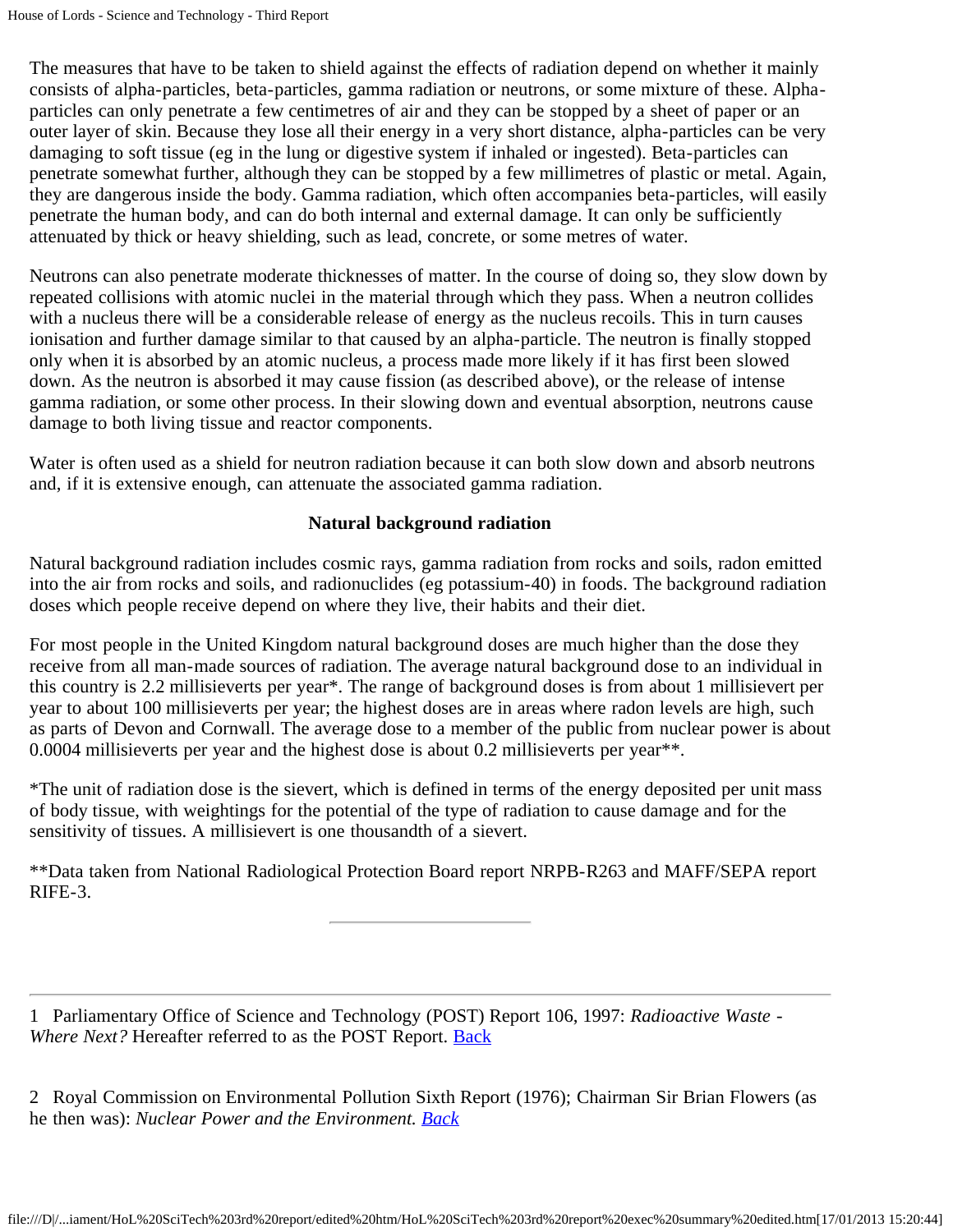The measures that have to be taken to shield against the effects of radiation depend on whether it mainly consists of alpha-particles, beta-particles, gamma radiation or neutrons, or some mixture of these. Alpha-particles can only penetrate a few centimetres of air and they can be stopped by a sheet of paper or an outer layer of skin. Because they lose all their energy in a very short distance, alpha-particles can be very damaging to soft tissue (eg in the lung or digestive system if inhaled or ingested). Beta-particles can penetrate somewhat further, although they can be stopped by a few millimetres of plastic or metal. Again, they are dangerous inside the body. Gamma radiation, which often accompanies beta-particles, will easily penetrate the human body, and can do both internal and external damage. It can only be sufficiently attenuated by thick or heavy shielding, such as lead, concrete, or some metres of water.

Neutrons can also penetrate moderate thicknesses of matter. In the course of doing so, they slow down by repeated collisions with atomic nuclei in the material through which they pass. When a neutron collides with a nucleus there will be a considerable release of energy as the nucleus recoils. This in turn causes ionisation and further damage similar to that caused by an alpha-particle. The neutron is finally stopped only when it is absorbed by an atomic nucleus, a process made more likely if it has first been slowed down. As the neutron is absorbed it may cause fission (as described above), or the release of intense gamma radiation, or some other process. In their slowing down and eventual absorption, neutrons cause damage to both living tissue and reactor components.

Water is often used as a shield for neutron radiation because it can both slow down and absorb neutrons and, if it is extensive enough, can attenuate the associated gamma radiation.

### Natural background radiation

Natural background radiation includes cosmic rays, gamma radiation from rocks and soils, radon emitted into the air from rocks and soils, and radionuclides (eg potassium-40) in foods. The background radiation doses which people receive depend on where they live, their habits and their diet.

For most people in the United Kingdom natural background doses are much higher than the dose they receive from all man-made sources of radiation. The average natural background dose to an individual in this country is 2.2 millisieverts per year*. The range of background doses is from about 1 millisievert per year to about 100 millisieverts per year; the highest doses are in areas where radon levels are high, such as parts of Devon and Cornwall. The average dose to a member of the public from nuclear power is about 0.0004 millisieverts per year and the highest dose is about 0.2 millisieverts per year**.

*The unit of radiation dose is the sievert, which is defined in terms of the energy deposited per unit mass of body tissue, with weightings for the potential of the type of radiation to cause damage and for the sensitivity of tissues. A millisievert is one thousandth of a sievert.

**Data taken from National Radiological Protection Board report NRPB-R263 and MAFF/SEPA report RIFE-3.

---

1 Parliamentary Office of Science and Technology (POST) Report 106, 1997: *Radioactive Waste - Where Next?* Hereafter referred to as the POST Report. Back

2 Royal Commission on Environmental Pollution Sixth Report (1976); Chairman Sir Brian Flowers (as he then was): *Nuclear Power and the Environment.* *Back*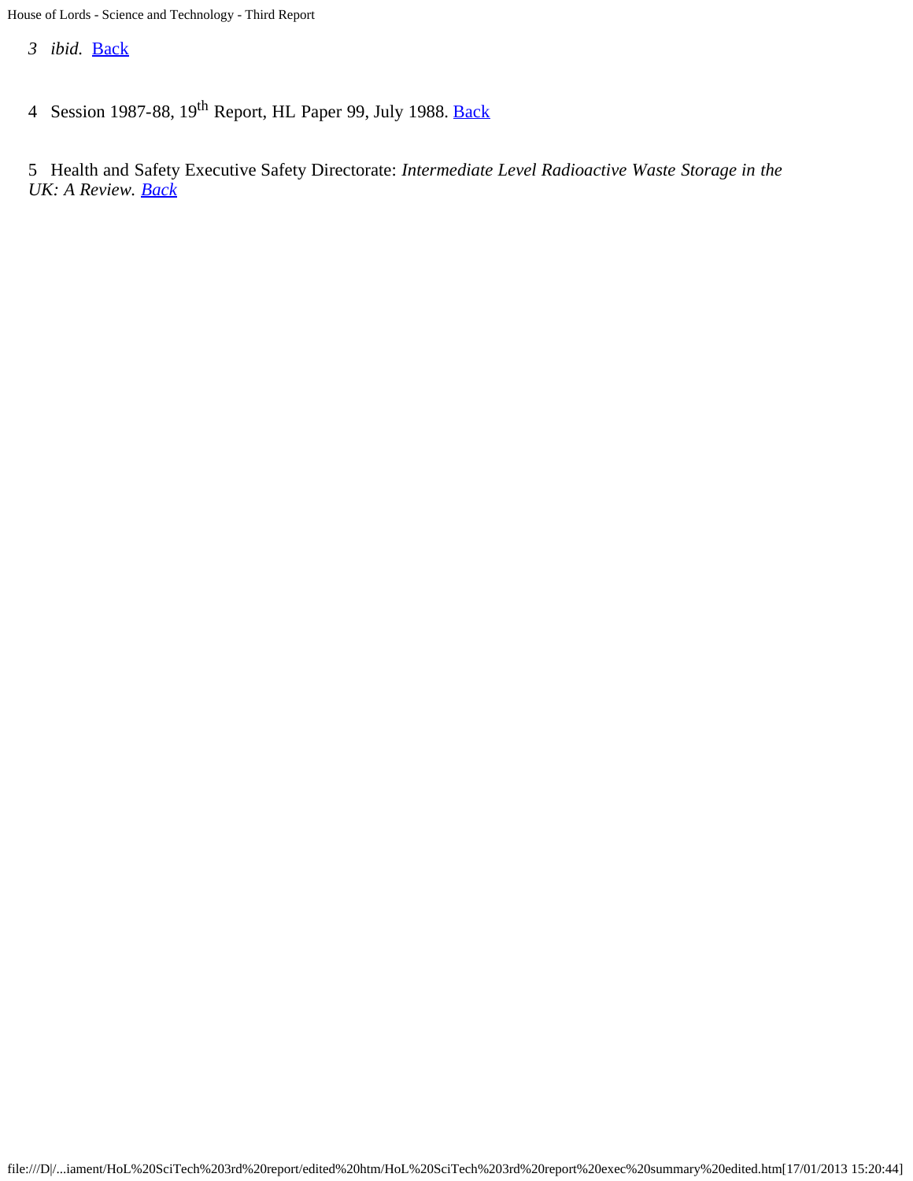3 *ibid.* Back

4 Session 1987-88, 19th Report, HL Paper 99, July 1988. Back

5 Health and Safety Executive Safety Directorate: *Intermediate Level Radioactive Waste Storage in the UK: A Review.* Back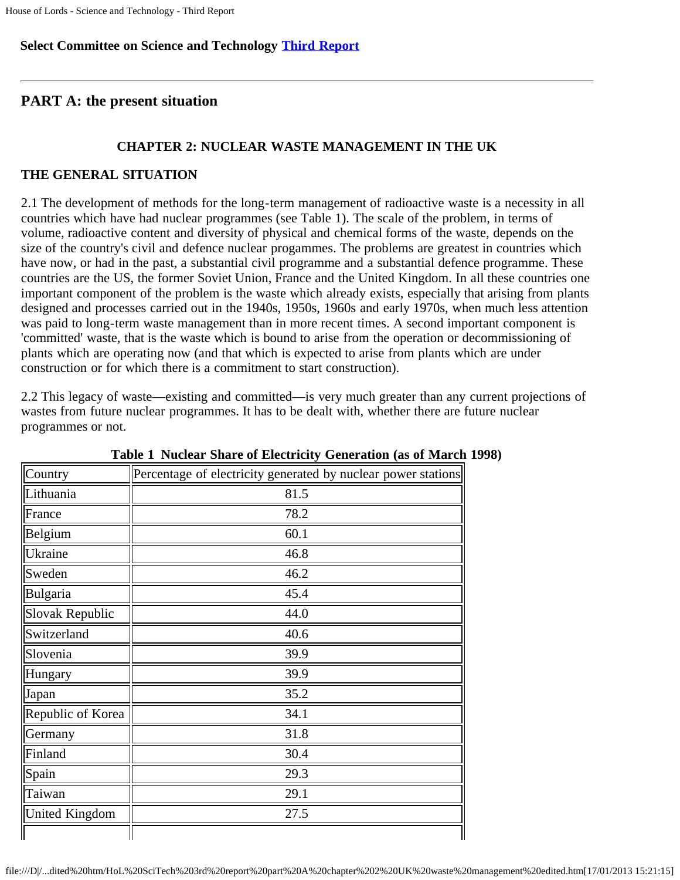**Select Committee on Science and Technology Third Report**

---

## PART A: the present situation

### CHAPTER 2: NUCLEAR WASTE MANAGEMENT IN THE UK

### THE GENERAL SITUATION

2.1 The development of methods for the long-term management of radioactive waste is a necessity in all countries which have had nuclear programmes (see Table 1). The scale of the problem, in terms of volume, radioactive content and diversity of physical and chemical forms of the waste, depends on the size of the country's civil and defence nuclear progammes. The problems are greatest in countries which have now, or had in the past, a substantial civil programme and a substantial defence programme. These countries are the US, the former Soviet Union, France and the United Kingdom. In all these countries one important component of the problem is the waste which already exists, especially that arising from plants designed and processes carried out in the 1940s, 1950s, 1960s and early 1970s, when much less attention was paid to long-term waste management than in more recent times. A second important component is 'committed' waste, that is the waste which is bound to arise from the operation or decommissioning of plants which are operating now (and that which is expected to arise from plants which are under construction or for which there is a commitment to start construction).

2.2 This legacy of waste—existing and committed—is very much greater than any current projections of wastes from future nuclear programmes. It has to be dealt with, whether there are future nuclear programmes or not.

**Table 1 Nuclear Share of Electricity Generation (as of March 1998)**

| Country | Percentage of electricity generated by nuclear power stations |
|---|---|
| Lithuania | 81.5 |
| France | 78.2 |
| Belgium | 60.1 |
| Ukraine | 46.8 |
| Sweden | 46.2 |
| Bulgaria | 45.4 |
| Slovak Republic | 44.0 |
| Switzerland | 40.6 |
| Slovenia | 39.9 |
| Hungary | 39.9 |
| Japan | 35.2 |
| Republic of Korea | 34.1 |
| Germany | 31.8 |
| Finland | 30.4 |
| Spain | 29.3 |
| Taiwan | 29.1 |
| United Kingdom | 27.5 |
| | |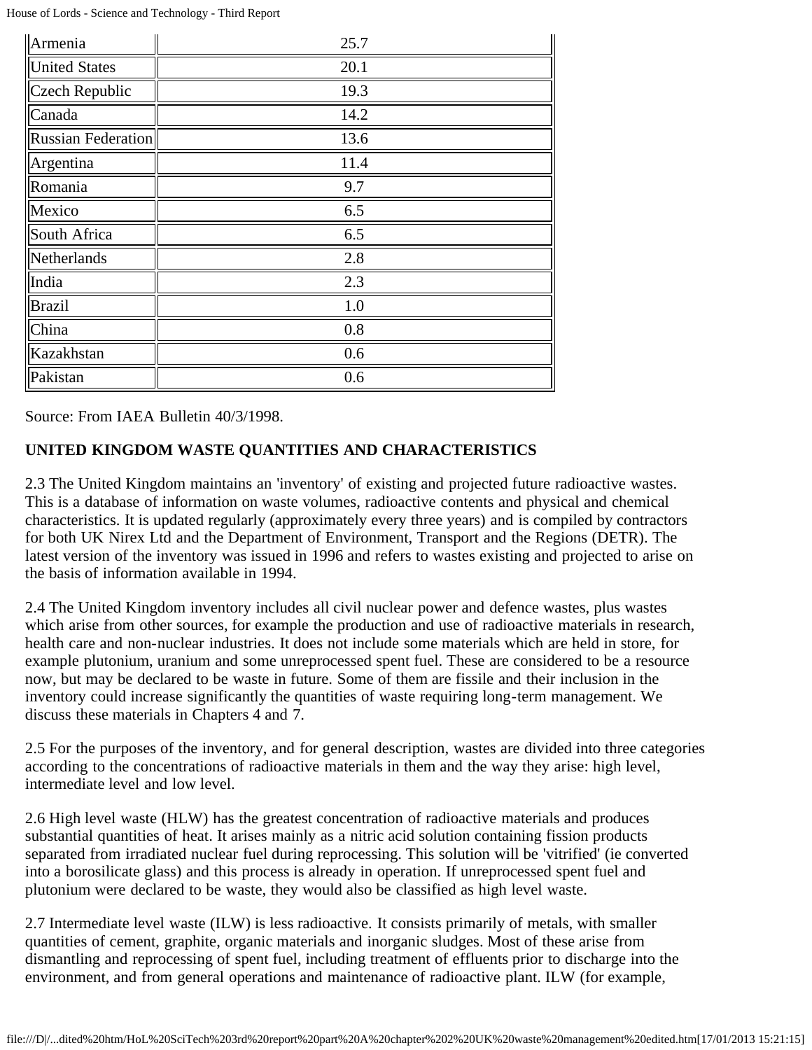| | |
|---|---|
| Armenia | 25.7 |
| United States | 20.1 |
| Czech Republic | 19.3 |
| Canada | 14.2 |
| Russian Federation | 13.6 |
| Argentina | 11.4 |
| Romania | 9.7 |
| Mexico | 6.5 |
| South Africa | 6.5 |
| Netherlands | 2.8 |
| India | 2.3 |
| Brazil | 1.0 |
| China | 0.8 |
| Kazakhstan | 0.6 |
| Pakistan | 0.6 |

Source: From IAEA Bulletin 40/3/1998.

**UNITED KINGDOM WASTE QUANTITIES AND CHARACTERISTICS**

2.3 The United Kingdom maintains an 'inventory' of existing and projected future radioactive wastes. This is a database of information on waste volumes, radioactive contents and physical and chemical characteristics. It is updated regularly (approximately every three years) and is compiled by contractors for both UK Nirex Ltd and the Department of Environment, Transport and the Regions (DETR). The latest version of the inventory was issued in 1996 and refers to wastes existing and projected to arise on the basis of information available in 1994.

2.4 The United Kingdom inventory includes all civil nuclear power and defence wastes, plus wastes which arise from other sources, for example the production and use of radioactive materials in research, health care and non-nuclear industries. It does not include some materials which are held in store, for example plutonium, uranium and some unreprocessed spent fuel. These are considered to be a resource now, but may be declared to be waste in future. Some of them are fissile and their inclusion in the inventory could increase significantly the quantities of waste requiring long-term management. We discuss these materials in Chapters 4 and 7.

2.5 For the purposes of the inventory, and for general description, wastes are divided into three categories according to the concentrations of radioactive materials in them and the way they arise: high level, intermediate level and low level.

2.6 High level waste (HLW) has the greatest concentration of radioactive materials and produces substantial quantities of heat. It arises mainly as a nitric acid solution containing fission products separated from irradiated nuclear fuel during reprocessing. This solution will be 'vitrified' (ie converted into a borosilicate glass) and this process is already in operation. If unreprocessed spent fuel and plutonium were declared to be waste, they would also be classified as high level waste.

2.7 Intermediate level waste (ILW) is less radioactive. It consists primarily of metals, with smaller quantities of cement, graphite, organic materials and inorganic sludges. Most of these arise from dismantling and reprocessing of spent fuel, including treatment of effluents prior to discharge into the environment, and from general operations and maintenance of radioactive plant. ILW (for example,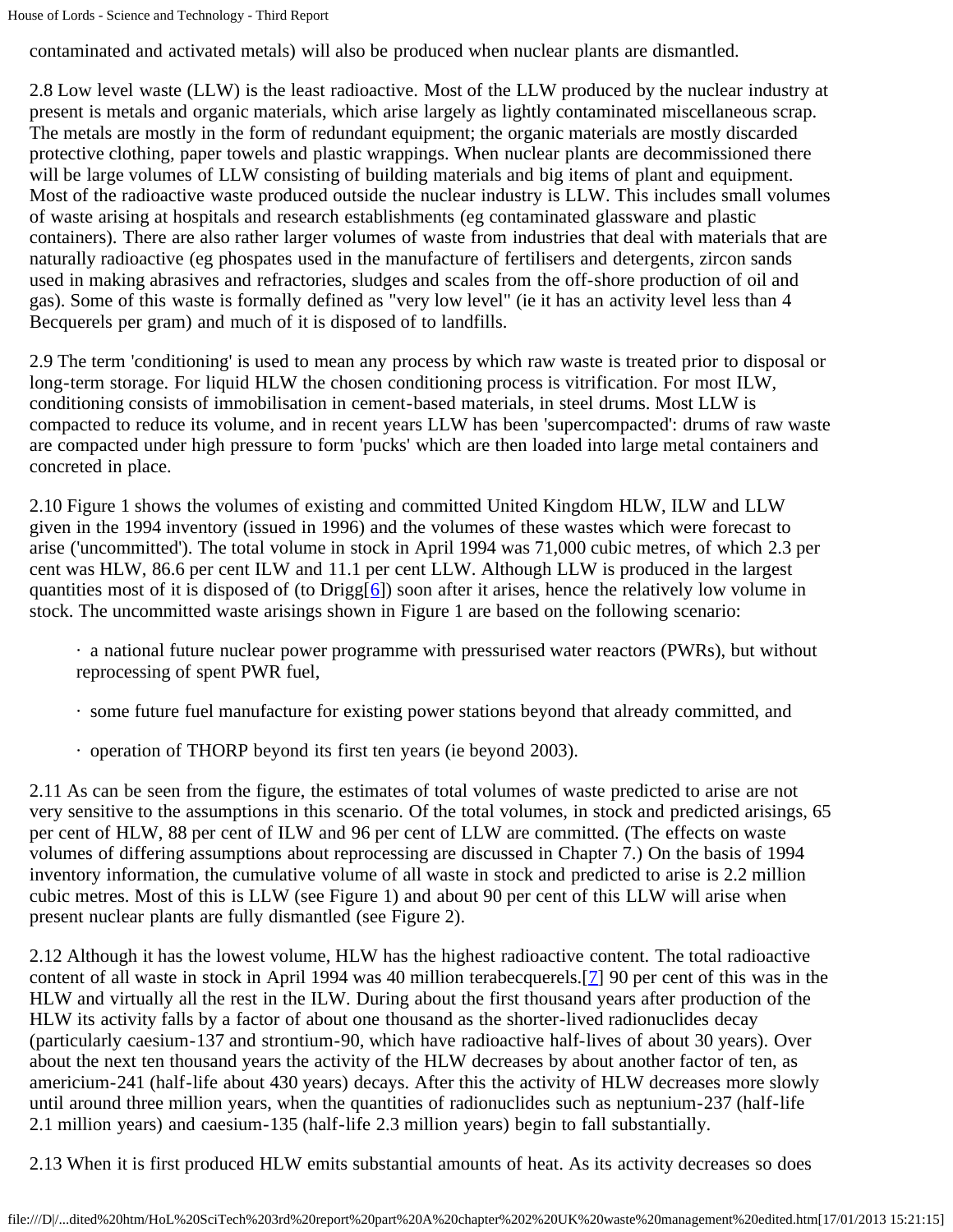contaminated and activated metals) will also be produced when nuclear plants are dismantled.

2.8 Low level waste (LLW) is the least radioactive. Most of the LLW produced by the nuclear industry at present is metals and organic materials, which arise largely as lightly contaminated miscellaneous scrap. The metals are mostly in the form of redundant equipment; the organic materials are mostly discarded protective clothing, paper towels and plastic wrappings. When nuclear plants are decommissioned there will be large volumes of LLW consisting of building materials and big items of plant and equipment. Most of the radioactive waste produced outside the nuclear industry is LLW. This includes small volumes of waste arising at hospitals and research establishments (eg contaminated glassware and plastic containers). There are also rather larger volumes of waste from industries that deal with materials that are naturally radioactive (eg phospates used in the manufacture of fertilisers and detergents, zircon sands used in making abrasives and refractories, sludges and scales from the off-shore production of oil and gas). Some of this waste is formally defined as "very low level" (ie it has an activity level less than 4 Becquerels per gram) and much of it is disposed of to landfills.

2.9 The term 'conditioning' is used to mean any process by which raw waste is treated prior to disposal or long-term storage. For liquid HLW the chosen conditioning process is vitrification. For most ILW, conditioning consists of immobilisation in cement-based materials, in steel drums. Most LLW is compacted to reduce its volume, and in recent years LLW has been 'supercompacted': drums of raw waste are compacted under high pressure to form 'pucks' which are then loaded into large metal containers and concreted in place.

2.10 Figure 1 shows the volumes of existing and committed United Kingdom HLW, ILW and LLW given in the 1994 inventory (issued in 1996) and the volumes of these wastes which were forecast to arise ('uncommitted'). The total volume in stock in April 1994 was 71,000 cubic metres, of which 2.3 per cent was HLW, 86.6 per cent ILW and 11.1 per cent LLW. Although LLW is produced in the largest quantities most of it is disposed of (to Drigg[6]) soon after it arises, hence the relatively low volume in stock. The uncommitted waste arisings shown in Figure 1 are based on the following scenario:

- a national future nuclear power programme with pressurised water reactors (PWRs), but without reprocessing of spent PWR fuel,
- some future fuel manufacture for existing power stations beyond that already committed, and
- operation of THORP beyond its first ten years (ie beyond 2003).

2.11 As can be seen from the figure, the estimates of total volumes of waste predicted to arise are not very sensitive to the assumptions in this scenario. Of the total volumes, in stock and predicted arisings, 65 per cent of HLW, 88 per cent of ILW and 96 per cent of LLW are committed. (The effects on waste volumes of differing assumptions about reprocessing are discussed in Chapter 7.) On the basis of 1994 inventory information, the cumulative volume of all waste in stock and predicted to arise is 2.2 million cubic metres. Most of this is LLW (see Figure 1) and about 90 per cent of this LLW will arise when present nuclear plants are fully dismantled (see Figure 2).

2.12 Although it has the lowest volume, HLW has the highest radioactive content. The total radioactive content of all waste in stock in April 1994 was 40 million terabecquerels.[7] 90 per cent of this was in the HLW and virtually all the rest in the ILW. During about the first thousand years after production of the HLW its activity falls by a factor of about one thousand as the shorter-lived radionuclides decay (particularly caesium-137 and strontium-90, which have radioactive half-lives of about 30 years). Over about the next ten thousand years the activity of the HLW decreases by about another factor of ten, as americium-241 (half-life about 430 years) decays. After this the activity of HLW decreases more slowly until around three million years, when the quantities of radionuclides such as neptunium-237 (half-life 2.1 million years) and caesium-135 (half-life 2.3 million years) begin to fall substantially.

2.13 When it is first produced HLW emits substantial amounts of heat. As its activity decreases so does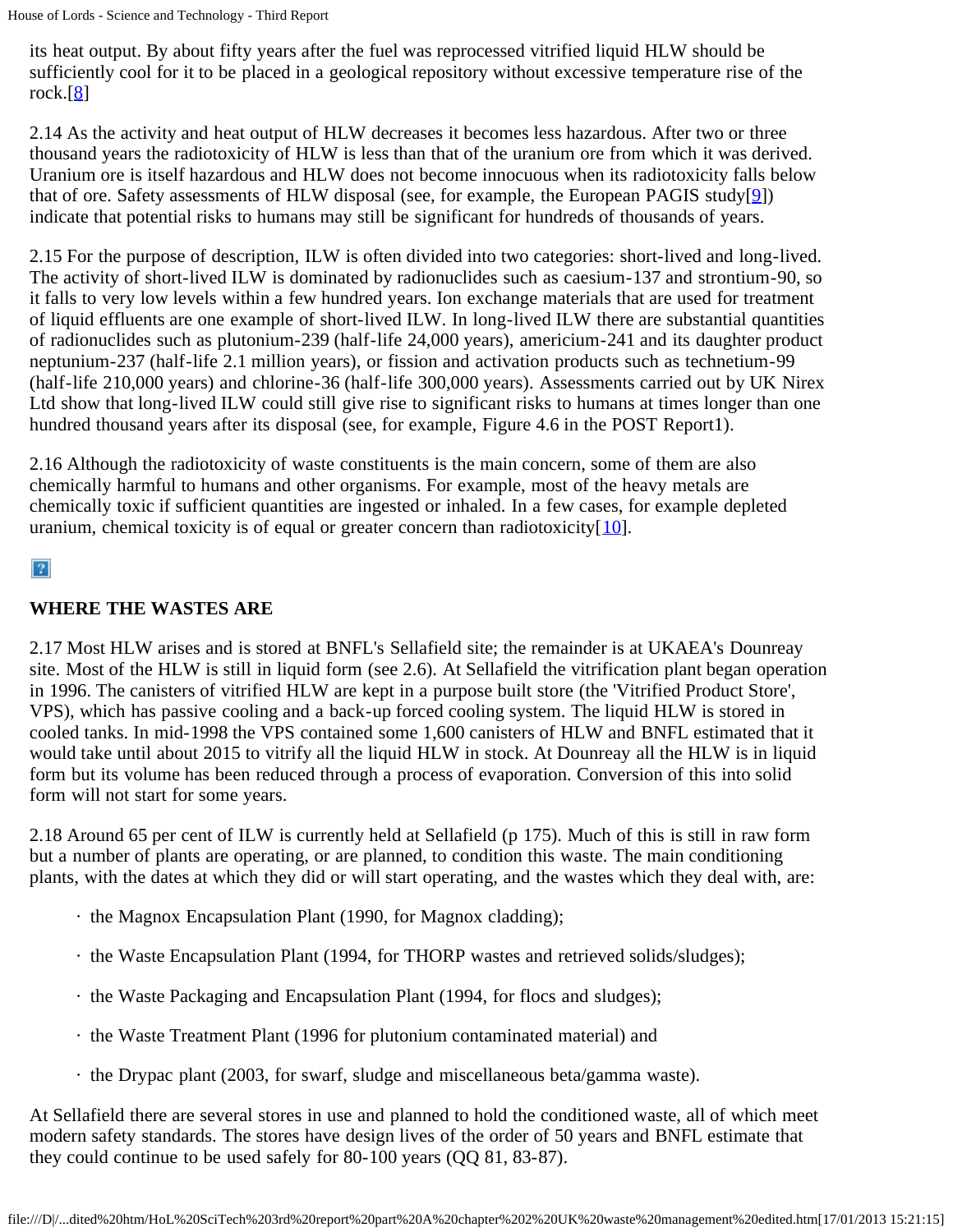its heat output. By about fifty years after the fuel was reprocessed vitrified liquid HLW should be sufficiently cool for it to be placed in a geological repository without excessive temperature rise of the rock.[8]

2.14 As the activity and heat output of HLW decreases it becomes less hazardous. After two or three thousand years the radiotoxicity of HLW is less than that of the uranium ore from which it was derived. Uranium ore is itself hazardous and HLW does not become innocuous when its radiotoxicity falls below that of ore. Safety assessments of HLW disposal (see, for example, the European PAGIS study[9]) indicate that potential risks to humans may still be significant for hundreds of thousands of years.

2.15 For the purpose of description, ILW is often divided into two categories: short-lived and long-lived. The activity of short-lived ILW is dominated by radionuclides such as caesium-137 and strontium-90, so it falls to very low levels within a few hundred years. Ion exchange materials that are used for treatment of liquid effluents are one example of short-lived ILW. In long-lived ILW there are substantial quantities of radionuclides such as plutonium-239 (half-life 24,000 years), americium-241 and its daughter product neptunium-237 (half-life 2.1 million years), or fission and activation products such as technetium-99 (half-life 210,000 years) and chlorine-36 (half-life 300,000 years). Assessments carried out by UK Nirex Ltd show that long-lived ILW could still give rise to significant risks to humans at times longer than one hundred thousand years after its disposal (see, for example, Figure 4.6 in the POST Report1).

2.16 Although the radiotoxicity of waste constituents is the main concern, some of them are also chemically harmful to humans and other organisms. For example, most of the heavy metals are chemically toxic if sufficient quantities are ingested or inhaled. In a few cases, for example depleted uranium, chemical toxicity is of equal or greater concern than radiotoxicity[10].

## WHERE THE WASTES ARE

2.17 Most HLW arises and is stored at BNFL's Sellafield site; the remainder is at UKAEA's Dounreay site. Most of the HLW is still in liquid form (see 2.6). At Sellafield the vitrification plant began operation in 1996. The canisters of vitrified HLW are kept in a purpose built store (the 'Vitrified Product Store', VPS), which has passive cooling and a back-up forced cooling system. The liquid HLW is stored in cooled tanks. In mid-1998 the VPS contained some 1,600 canisters of HLW and BNFL estimated that it would take until about 2015 to vitrify all the liquid HLW in stock. At Dounreay all the HLW is in liquid form but its volume has been reduced through a process of evaporation. Conversion of this into solid form will not start for some years.

2.18 Around 65 per cent of ILW is currently held at Sellafield (p 175). Much of this is still in raw form but a number of plants are operating, or are planned, to condition this waste. The main conditioning plants, with the dates at which they did or will start operating, and the wastes which they deal with, are:

- the Magnox Encapsulation Plant (1990, for Magnox cladding);
- the Waste Encapsulation Plant (1994, for THORP wastes and retrieved solids/sludges);
- the Waste Packaging and Encapsulation Plant (1994, for flocs and sludges);
- the Waste Treatment Plant (1996 for plutonium contaminated material) and
- the Drypac plant (2003, for swarf, sludge and miscellaneous beta/gamma waste).

At Sellafield there are several stores in use and planned to hold the conditioned waste, all of which meet modern safety standards. The stores have design lives of the order of 50 years and BNFL estimate that they could continue to be used safely for 80-100 years (QQ 81, 83-87).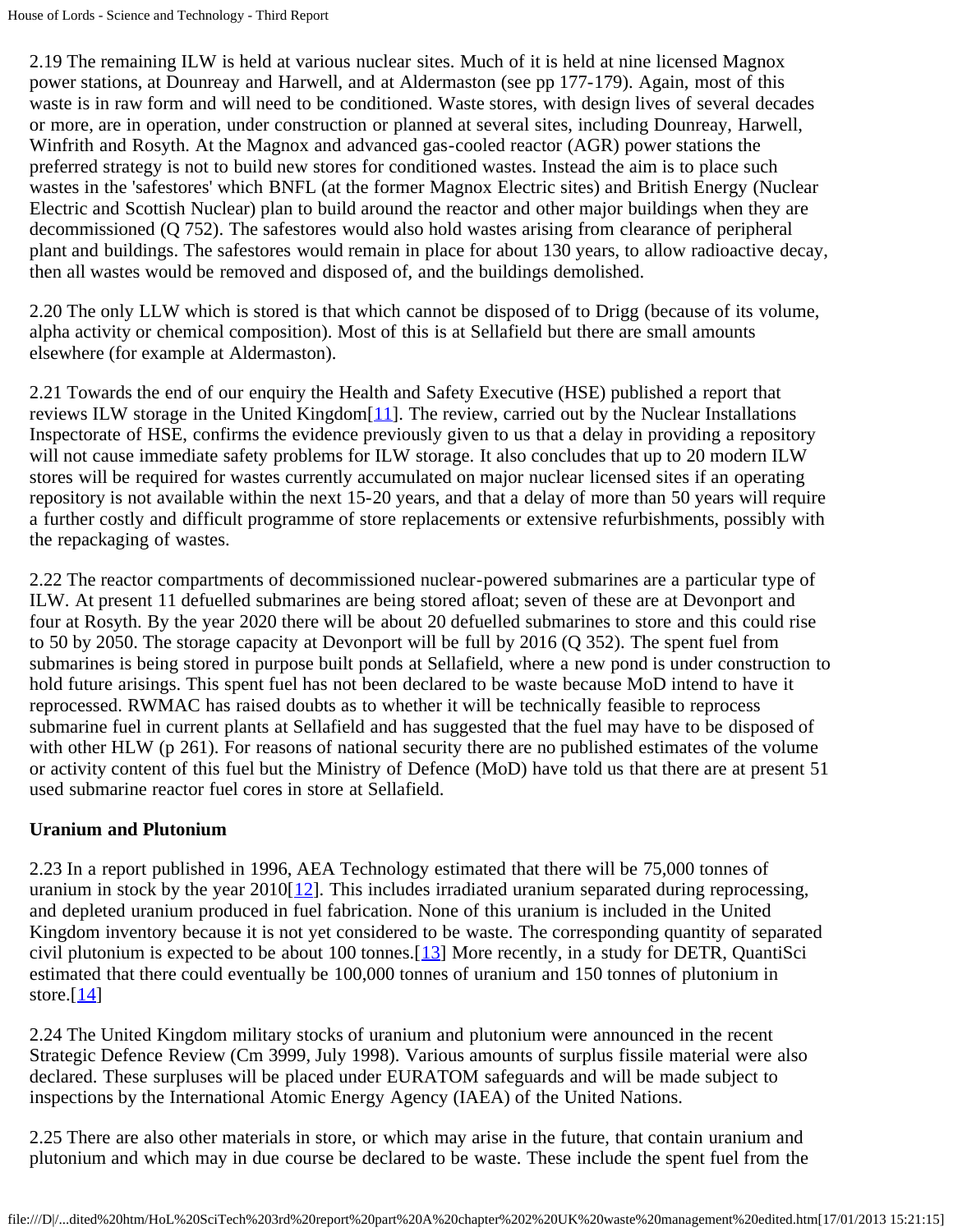2.19 The remaining ILW is held at various nuclear sites. Much of it is held at nine licensed Magnox power stations, at Dounreay and Harwell, and at Aldermaston (see pp 177-179). Again, most of this waste is in raw form and will need to be conditioned. Waste stores, with design lives of several decades or more, are in operation, under construction or planned at several sites, including Dounreay, Harwell, Winfrith and Rosyth. At the Magnox and advanced gas-cooled reactor (AGR) power stations the preferred strategy is not to build new stores for conditioned wastes. Instead the aim is to place such wastes in the 'safestores' which BNFL (at the former Magnox Electric sites) and British Energy (Nuclear Electric and Scottish Nuclear) plan to build around the reactor and other major buildings when they are decommissioned (Q 752). The safestores would also hold wastes arising from clearance of peripheral plant and buildings. The safestores would remain in place for about 130 years, to allow radioactive decay, then all wastes would be removed and disposed of, and the buildings demolished.

2.20 The only LLW which is stored is that which cannot be disposed of to Drigg (because of its volume, alpha activity or chemical composition). Most of this is at Sellafield but there are small amounts elsewhere (for example at Aldermaston).

2.21 Towards the end of our enquiry the Health and Safety Executive (HSE) published a report that reviews ILW storage in the United Kingdom[11]. The review, carried out by the Nuclear Installations Inspectorate of HSE, confirms the evidence previously given to us that a delay in providing a repository will not cause immediate safety problems for ILW storage. It also concludes that up to 20 modern ILW stores will be required for wastes currently accumulated on major nuclear licensed sites if an operating repository is not available within the next 15-20 years, and that a delay of more than 50 years will require a further costly and difficult programme of store replacements or extensive refurbishments, possibly with the repackaging of wastes.

2.22 The reactor compartments of decommissioned nuclear-powered submarines are a particular type of ILW. At present 11 defuelled submarines are being stored afloat; seven of these are at Devonport and four at Rosyth. By the year 2020 there will be about 20 defuelled submarines to store and this could rise to 50 by 2050. The storage capacity at Devonport will be full by 2016 (Q 352). The spent fuel from submarines is being stored in purpose built ponds at Sellafield, where a new pond is under construction to hold future arisings. This spent fuel has not been declared to be waste because MoD intend to have it reprocessed. RWMAC has raised doubts as to whether it will be technically feasible to reprocess submarine fuel in current plants at Sellafield and has suggested that the fuel may have to be disposed of with other HLW (p 261). For reasons of national security there are no published estimates of the volume or activity content of this fuel but the Ministry of Defence (MoD) have told us that there are at present 51 used submarine reactor fuel cores in store at Sellafield.

**Uranium and Plutonium**

2.23 In a report published in 1996, AEA Technology estimated that there will be 75,000 tonnes of uranium in stock by the year 2010[12]. This includes irradiated uranium separated during reprocessing, and depleted uranium produced in fuel fabrication. None of this uranium is included in the United Kingdom inventory because it is not yet considered to be waste. The corresponding quantity of separated civil plutonium is expected to be about 100 tonnes.[13] More recently, in a study for DETR, QuantiSci estimated that there could eventually be 100,000 tonnes of uranium and 150 tonnes of plutonium in store.[14]

2.24 The United Kingdom military stocks of uranium and plutonium were announced in the recent Strategic Defence Review (Cm 3999, July 1998). Various amounts of surplus fissile material were also declared. These surpluses will be placed under EURATOM safeguards and will be made subject to inspections by the International Atomic Energy Agency (IAEA) of the United Nations.

2.25 There are also other materials in store, or which may arise in the future, that contain uranium and plutonium and which may in due course be declared to be waste. These include the spent fuel from the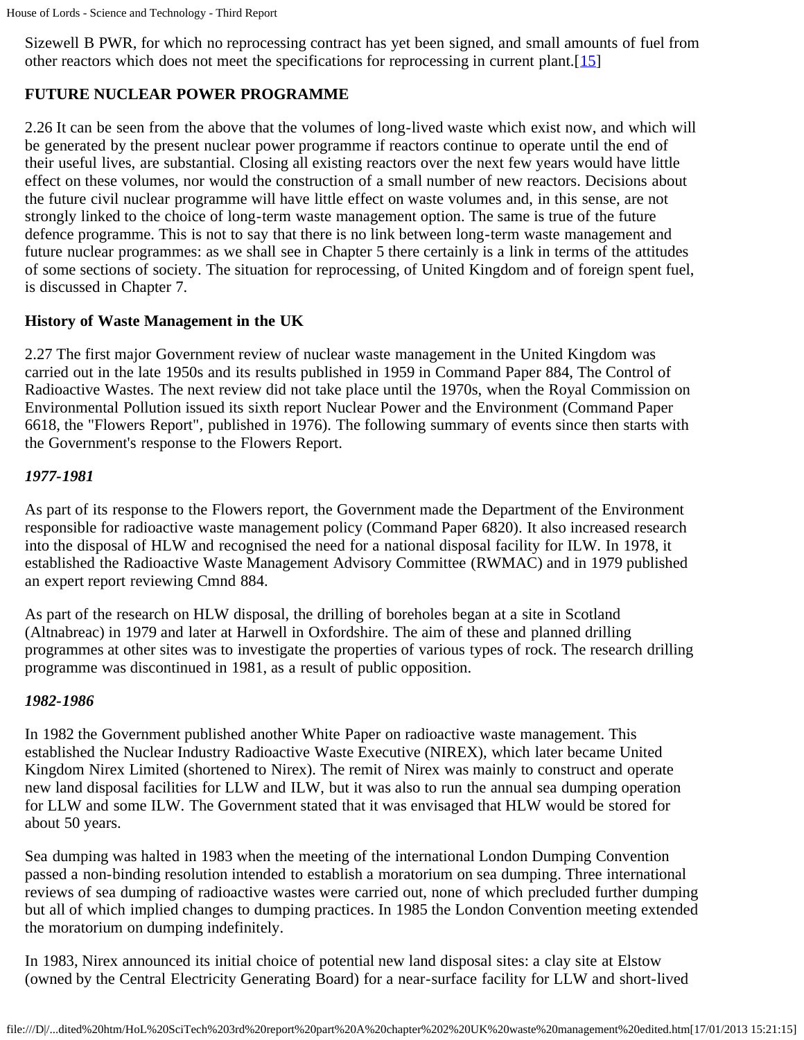Sizewell B PWR, for which no reprocessing contract has yet been signed, and small amounts of fuel from other reactors which does not meet the specifications for reprocessing in current plant.[15]

## FUTURE NUCLEAR POWER PROGRAMME

2.26 It can be seen from the above that the volumes of long-lived waste which exist now, and which will be generated by the present nuclear power programme if reactors continue to operate until the end of their useful lives, are substantial. Closing all existing reactors over the next few years would have little effect on these volumes, nor would the construction of a small number of new reactors. Decisions about the future civil nuclear programme will have little effect on waste volumes and, in this sense, are not strongly linked to the choice of long-term waste management option. The same is true of the future defence programme. This is not to say that there is no link between long-term waste management and future nuclear programmes: as we shall see in Chapter 5 there certainly is a link in terms of the attitudes of some sections of society. The situation for reprocessing, of United Kingdom and of foreign spent fuel, is discussed in Chapter 7.

### History of Waste Management in the UK

2.27 The first major Government review of nuclear waste management in the United Kingdom was carried out in the late 1950s and its results published in 1959 in Command Paper 884, The Control of Radioactive Wastes. The next review did not take place until the 1970s, when the Royal Commission on Environmental Pollution issued its sixth report Nuclear Power and the Environment (Command Paper 6618, the "Flowers Report", published in 1976). The following summary of events since then starts with the Government's response to the Flowers Report.

#### *1977-1981*

As part of its response to the Flowers report, the Government made the Department of the Environment responsible for radioactive waste management policy (Command Paper 6820). It also increased research into the disposal of HLW and recognised the need for a national disposal facility for ILW. In 1978, it established the Radioactive Waste Management Advisory Committee (RWMAC) and in 1979 published an expert report reviewing Cmnd 884.

As part of the research on HLW disposal, the drilling of boreholes began at a site in Scotland (Altnabreac) in 1979 and later at Harwell in Oxfordshire. The aim of these and planned drilling programmes at other sites was to investigate the properties of various types of rock. The research drilling programme was discontinued in 1981, as a result of public opposition.

#### *1982-1986*

In 1982 the Government published another White Paper on radioactive waste management. This established the Nuclear Industry Radioactive Waste Executive (NIREX), which later became United Kingdom Nirex Limited (shortened to Nirex). The remit of Nirex was mainly to construct and operate new land disposal facilities for LLW and ILW, but it was also to run the annual sea dumping operation for LLW and some ILW. The Government stated that it was envisaged that HLW would be stored for about 50 years.

Sea dumping was halted in 1983 when the meeting of the international London Dumping Convention passed a non-binding resolution intended to establish a moratorium on sea dumping. Three international reviews of sea dumping of radioactive wastes were carried out, none of which precluded further dumping but all of which implied changes to dumping practices. In 1985 the London Convention meeting extended the moratorium on dumping indefinitely.

In 1983, Nirex announced its initial choice of potential new land disposal sites: a clay site at Elstow (owned by the Central Electricity Generating Board) for a near-surface facility for LLW and short-lived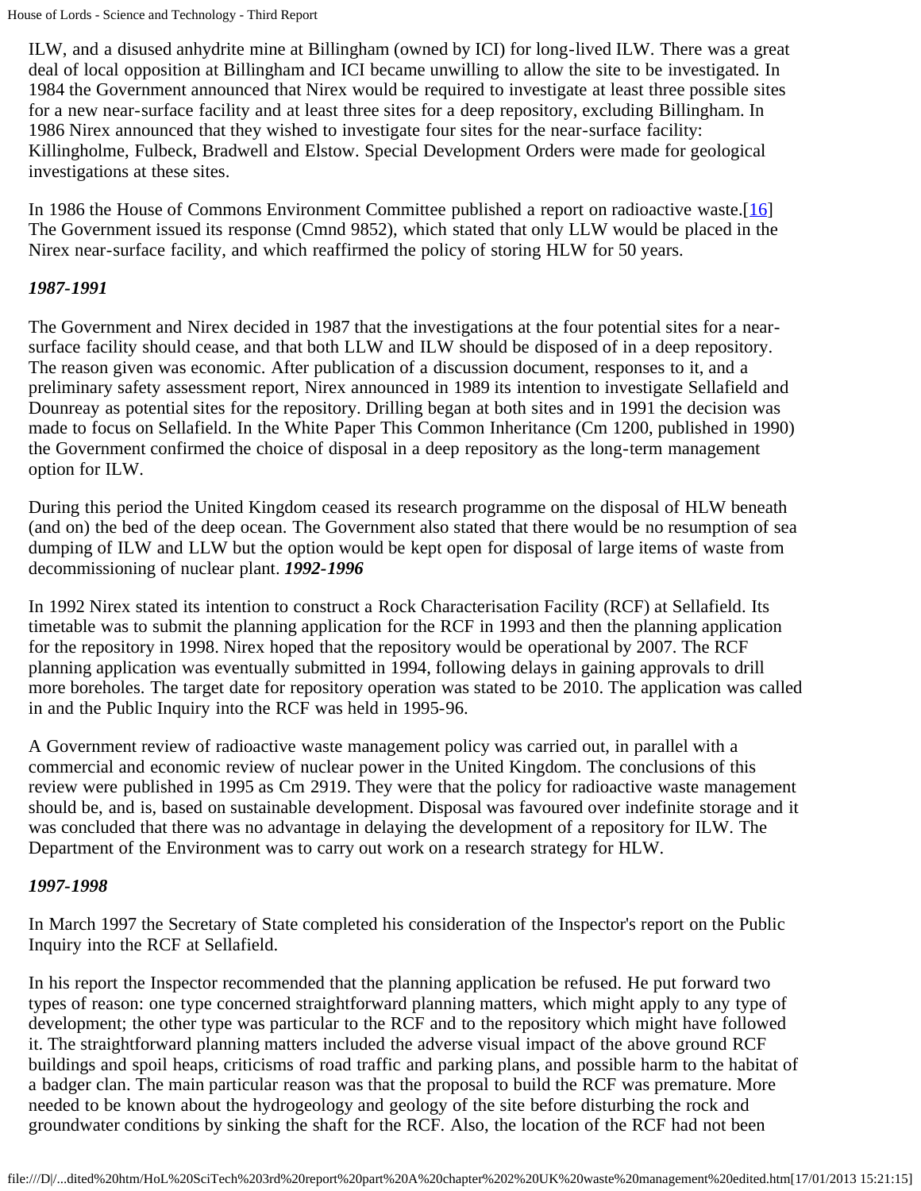ILW, and a disused anhydrite mine at Billingham (owned by ICI) for long-lived ILW. There was a great deal of local opposition at Billingham and ICI became unwilling to allow the site to be investigated. In 1984 the Government announced that Nirex would be required to investigate at least three possible sites for a new near-surface facility and at least three sites for a deep repository, excluding Billingham. In 1986 Nirex announced that they wished to investigate four sites for the near-surface facility: Killingholme, Fulbeck, Bradwell and Elstow. Special Development Orders were made for geological investigations at these sites.

In 1986 the House of Commons Environment Committee published a report on radioactive waste.[16] The Government issued its response (Cmnd 9852), which stated that only LLW would be placed in the Nirex near-surface facility, and which reaffirmed the policy of storing HLW for 50 years.

***1987-1991***

The Government and Nirex decided in 1987 that the investigations at the four potential sites for a near-surface facility should cease, and that both LLW and ILW should be disposed of in a deep repository. The reason given was economic. After publication of a discussion document, responses to it, and a preliminary safety assessment report, Nirex announced in 1989 its intention to investigate Sellafield and Dounreay as potential sites for the repository. Drilling began at both sites and in 1991 the decision was made to focus on Sellafield. In the White Paper This Common Inheritance (Cm 1200, published in 1990) the Government confirmed the choice of disposal in a deep repository as the long-term management option for ILW.

During this period the United Kingdom ceased its research programme on the disposal of HLW beneath (and on) the bed of the deep ocean. The Government also stated that there would be no resumption of sea dumping of ILW and LLW but the option would be kept open for disposal of large items of waste from decommissioning of nuclear plant. ***1992-1996***

In 1992 Nirex stated its intention to construct a Rock Characterisation Facility (RCF) at Sellafield. Its timetable was to submit the planning application for the RCF in 1993 and then the planning application for the repository in 1998. Nirex hoped that the repository would be operational by 2007. The RCF planning application was eventually submitted in 1994, following delays in gaining approvals to drill more boreholes. The target date for repository operation was stated to be 2010. The application was called in and the Public Inquiry into the RCF was held in 1995-96.

A Government review of radioactive waste management policy was carried out, in parallel with a commercial and economic review of nuclear power in the United Kingdom. The conclusions of this review were published in 1995 as Cm 2919. They were that the policy for radioactive waste management should be, and is, based on sustainable development. Disposal was favoured over indefinite storage and it was concluded that there was no advantage in delaying the development of a repository for ILW. The Department of the Environment was to carry out work on a research strategy for HLW.

***1997-1998***

In March 1997 the Secretary of State completed his consideration of the Inspector's report on the Public Inquiry into the RCF at Sellafield.

In his report the Inspector recommended that the planning application be refused. He put forward two types of reason: one type concerned straightforward planning matters, which might apply to any type of development; the other type was particular to the RCF and to the repository which might have followed it. The straightforward planning matters included the adverse visual impact of the above ground RCF buildings and spoil heaps, criticisms of road traffic and parking plans, and possible harm to the habitat of a badger clan. The main particular reason was that the proposal to build the RCF was premature. More needed to be known about the hydrogeology and geology of the site before disturbing the rock and groundwater conditions by sinking the shaft for the RCF. Also, the location of the RCF had not been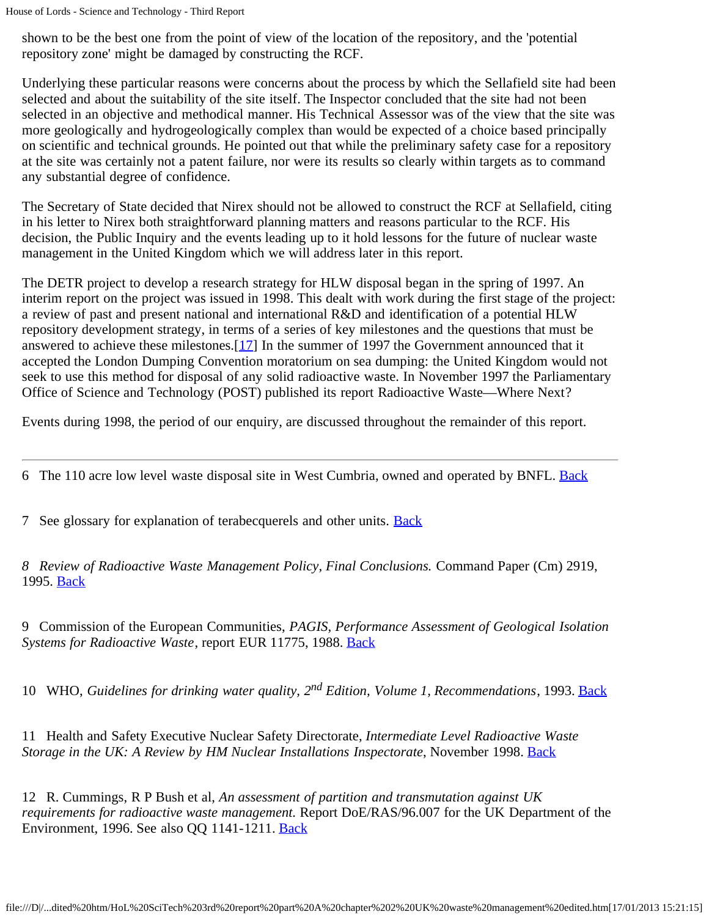shown to be the best one from the point of view of the location of the repository, and the 'potential repository zone' might be damaged by constructing the RCF.

Underlying these particular reasons were concerns about the process by which the Sellafield site had been selected and about the suitability of the site itself. The Inspector concluded that the site had not been selected in an objective and methodical manner. His Technical Assessor was of the view that the site was more geologically and hydrogeologically complex than would be expected of a choice based principally on scientific and technical grounds. He pointed out that while the preliminary safety case for a repository at the site was certainly not a patent failure, nor were its results so clearly within targets as to command any substantial degree of confidence.

The Secretary of State decided that Nirex should not be allowed to construct the RCF at Sellafield, citing in his letter to Nirex both straightforward planning matters and reasons particular to the RCF. His decision, the Public Inquiry and the events leading up to it hold lessons for the future of nuclear waste management in the United Kingdom which we will address later in this report.

The DETR project to develop a research strategy for HLW disposal began in the spring of 1997. An interim report on the project was issued in 1998. This dealt with work during the first stage of the project: a review of past and present national and international R&D and identification of a potential HLW repository development strategy, in terms of a series of key milestones and the questions that must be answered to achieve these milestones.[17] In the summer of 1997 the Government announced that it accepted the London Dumping Convention moratorium on sea dumping: the United Kingdom would not seek to use this method for disposal of any solid radioactive waste. In November 1997 the Parliamentary Office of Science and Technology (POST) published its report Radioactive Waste—Where Next?

Events during 1998, the period of our enquiry, are discussed throughout the remainder of this report.

---

6 The 110 acre low level waste disposal site in West Cumbria, owned and operated by BNFL. Back

7 See glossary for explanation of terabecquerels and other units. Back

8 *Review of Radioactive Waste Management Policy, Final Conclusions.* Command Paper (Cm) 2919, 1995. Back

9 Commission of the European Communities, *PAGIS, Performance Assessment of Geological Isolation Systems for Radioactive Waste*, report EUR 11775, 1988. Back

10 WHO, *Guidelines for drinking water quality, 2nd Edition, Volume 1, Recommendations*, 1993. Back

11 Health and Safety Executive Nuclear Safety Directorate, *Intermediate Level Radioactive Waste Storage in the UK: A Review by HM Nuclear Installations Inspectorate*, November 1998. Back

12 R. Cummings, R P Bush et al, *An assessment of partition and transmutation against UK requirements for radioactive waste management.* Report DoE/RAS/96.007 for the UK Department of the Environment, 1996. See also QQ 1141-1211. Back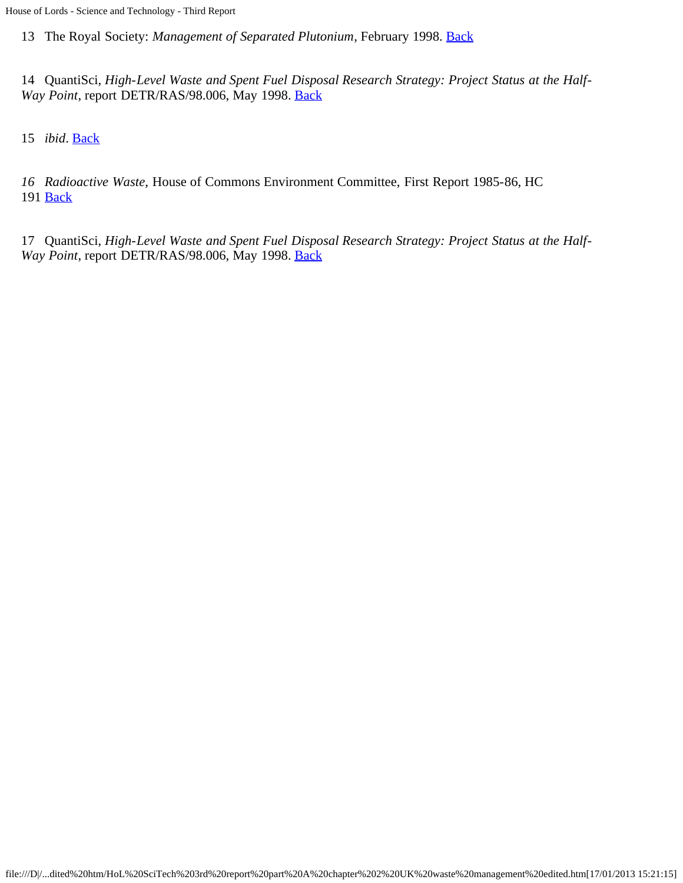13 The Royal Society: *Management of Separated Plutonium*, February 1998. Back

14 QuantiSci, *High-Level Waste and Spent Fuel Disposal Research Strategy: Project Status at the Half-Way Point*, report DETR/RAS/98.006, May 1998. Back

15 *ibid*. Back

*16* *Radioactive Waste,* House of Commons Environment Committee, First Report 1985-86, HC 191 Back

17 QuantiSci, *High-Level Waste and Spent Fuel Disposal Research Strategy: Project Status at the Half-Way Point*, report DETR/RAS/98.006, May 1998. Back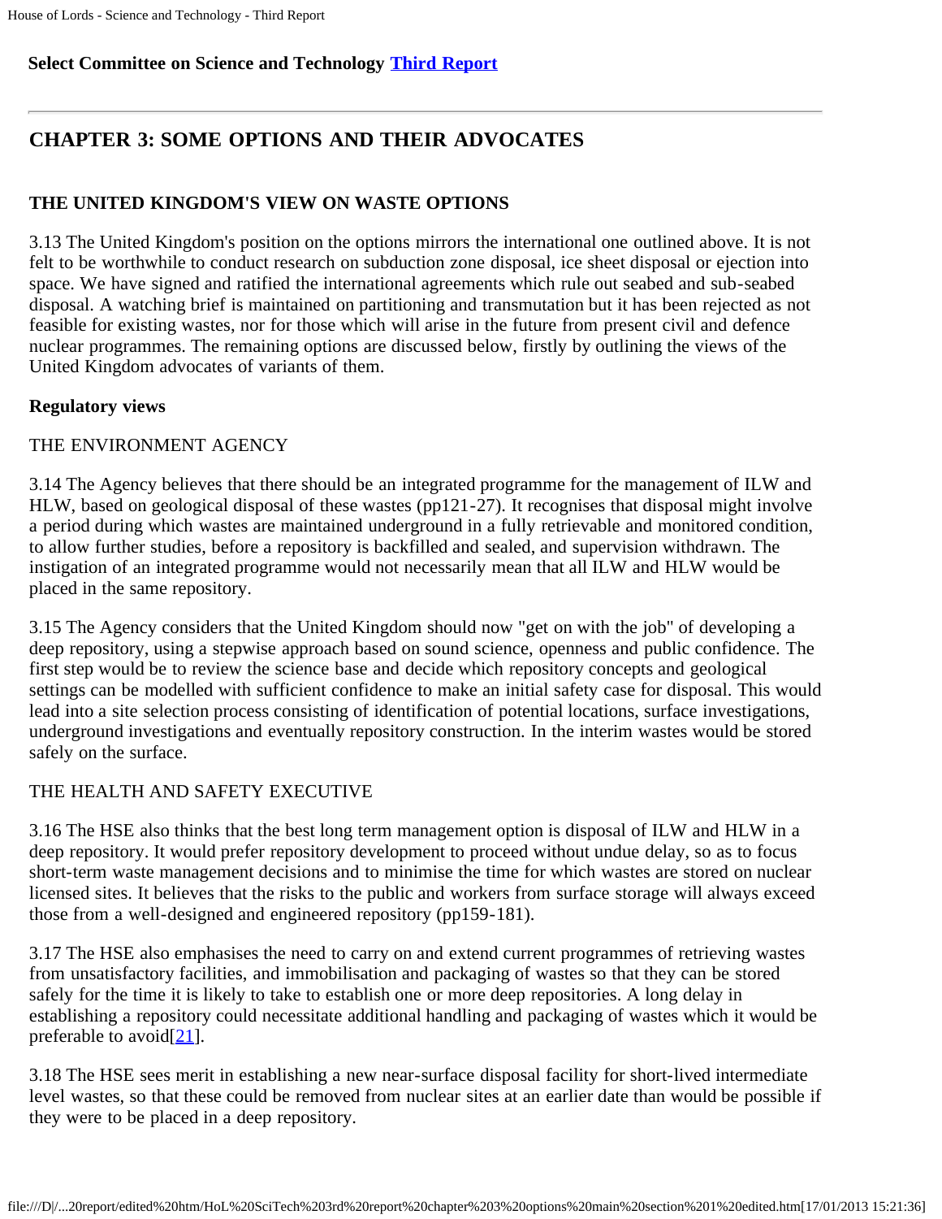**Select Committee on Science and Technology Third Report**

---

## CHAPTER 3: SOME OPTIONS AND THEIR ADVOCATES

### THE UNITED KINGDOM'S VIEW ON WASTE OPTIONS

3.13 The United Kingdom's position on the options mirrors the international one outlined above. It is not felt to be worthwhile to conduct research on subduction zone disposal, ice sheet disposal or ejection into space. We have signed and ratified the international agreements which rule out seabed and sub-seabed disposal. A watching brief is maintained on partitioning and transmutation but it has been rejected as not feasible for existing wastes, nor for those which will arise in the future from present civil and defence nuclear programmes. The remaining options are discussed below, firstly by outlining the views of the United Kingdom advocates of variants of them.

**Regulatory views**

THE ENVIRONMENT AGENCY

3.14 The Agency believes that there should be an integrated programme for the management of ILW and HLW, based on geological disposal of these wastes (pp121-27). It recognises that disposal might involve a period during which wastes are maintained underground in a fully retrievable and monitored condition, to allow further studies, before a repository is backfilled and sealed, and supervision withdrawn. The instigation of an integrated programme would not necessarily mean that all ILW and HLW would be placed in the same repository.

3.15 The Agency considers that the United Kingdom should now "get on with the job" of developing a deep repository, using a stepwise approach based on sound science, openness and public confidence. The first step would be to review the science base and decide which repository concepts and geological settings can be modelled with sufficient confidence to make an initial safety case for disposal. This would lead into a site selection process consisting of identification of potential locations, surface investigations, underground investigations and eventually repository construction. In the interim wastes would be stored safely on the surface.

THE HEALTH AND SAFETY EXECUTIVE

3.16 The HSE also thinks that the best long term management option is disposal of ILW and HLW in a deep repository. It would prefer repository development to proceed without undue delay, so as to focus short-term waste management decisions and to minimise the time for which wastes are stored on nuclear licensed sites. It believes that the risks to the public and workers from surface storage will always exceed those from a well-designed and engineered repository (pp159-181).

3.17 The HSE also emphasises the need to carry on and extend current programmes of retrieving wastes from unsatisfactory facilities, and immobilisation and packaging of wastes so that they can be stored safely for the time it is likely to take to establish one or more deep repositories. A long delay in establishing a repository could necessitate additional handling and packaging of wastes which it would be preferable to avoid[21].

3.18 The HSE sees merit in establishing a new near-surface disposal facility for short-lived intermediate level wastes, so that these could be removed from nuclear sites at an earlier date than would be possible if they were to be placed in a deep repository.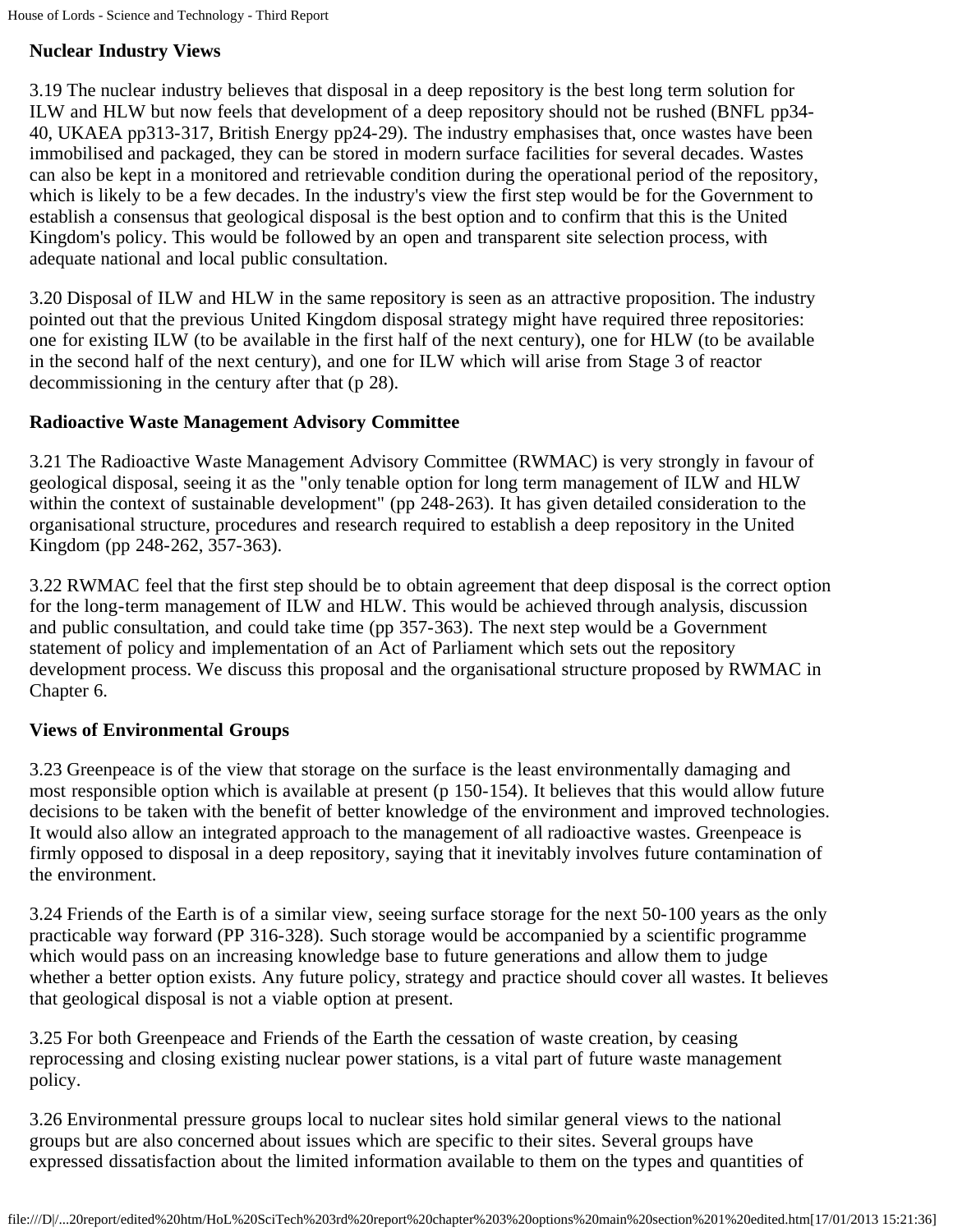**Nuclear Industry Views**

3.19 The nuclear industry believes that disposal in a deep repository is the best long term solution for ILW and HLW but now feels that development of a deep repository should not be rushed (BNFL pp34-40, UKAEA pp313-317, British Energy pp24-29). The industry emphasises that, once wastes have been immobilised and packaged, they can be stored in modern surface facilities for several decades. Wastes can also be kept in a monitored and retrievable condition during the operational period of the repository, which is likely to be a few decades. In the industry's view the first step would be for the Government to establish a consensus that geological disposal is the best option and to confirm that this is the United Kingdom's policy. This would be followed by an open and transparent site selection process, with adequate national and local public consultation.

3.20 Disposal of ILW and HLW in the same repository is seen as an attractive proposition. The industry pointed out that the previous United Kingdom disposal strategy might have required three repositories: one for existing ILW (to be available in the first half of the next century), one for HLW (to be available in the second half of the next century), and one for ILW which will arise from Stage 3 of reactor decommissioning in the century after that (p 28).

**Radioactive Waste Management Advisory Committee**

3.21 The Radioactive Waste Management Advisory Committee (RWMAC) is very strongly in favour of geological disposal, seeing it as the "only tenable option for long term management of ILW and HLW within the context of sustainable development" (pp 248-263). It has given detailed consideration to the organisational structure, procedures and research required to establish a deep repository in the United Kingdom (pp 248-262, 357-363).

3.22 RWMAC feel that the first step should be to obtain agreement that deep disposal is the correct option for the long-term management of ILW and HLW. This would be achieved through analysis, discussion and public consultation, and could take time (pp 357-363). The next step would be a Government statement of policy and implementation of an Act of Parliament which sets out the repository development process. We discuss this proposal and the organisational structure proposed by RWMAC in Chapter 6.

**Views of Environmental Groups**

3.23 Greenpeace is of the view that storage on the surface is the least environmentally damaging and most responsible option which is available at present (p 150-154). It believes that this would allow future decisions to be taken with the benefit of better knowledge of the environment and improved technologies. It would also allow an integrated approach to the management of all radioactive wastes. Greenpeace is firmly opposed to disposal in a deep repository, saying that it inevitably involves future contamination of the environment.

3.24 Friends of the Earth is of a similar view, seeing surface storage for the next 50-100 years as the only practicable way forward (PP 316-328). Such storage would be accompanied by a scientific programme which would pass on an increasing knowledge base to future generations and allow them to judge whether a better option exists. Any future policy, strategy and practice should cover all wastes. It believes that geological disposal is not a viable option at present.

3.25 For both Greenpeace and Friends of the Earth the cessation of waste creation, by ceasing reprocessing and closing existing nuclear power stations, is a vital part of future waste management policy.

3.26 Environmental pressure groups local to nuclear sites hold similar general views to the national groups but are also concerned about issues which are specific to their sites. Several groups have expressed dissatisfaction about the limited information available to them on the types and quantities of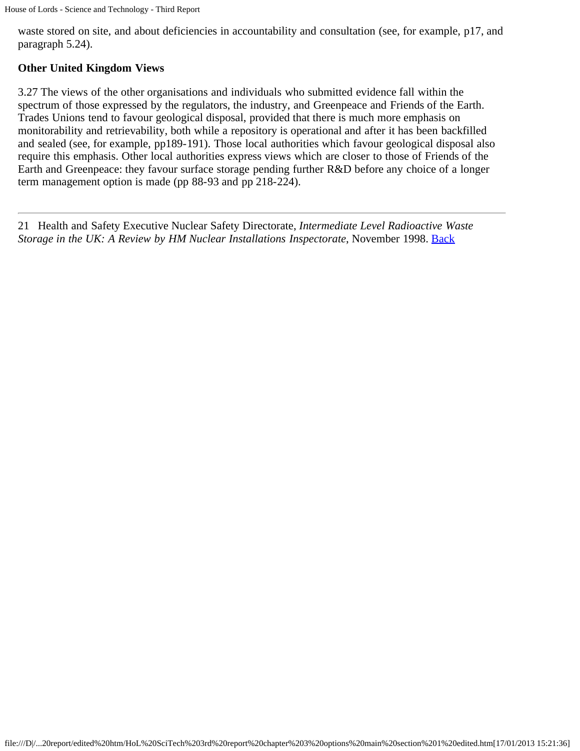waste stored on site, and about deficiencies in accountability and consultation (see, for example, p17, and paragraph 5.24).

### Other United Kingdom Views

3.27 The views of the other organisations and individuals who submitted evidence fall within the spectrum of those expressed by the regulators, the industry, and Greenpeace and Friends of the Earth. Trades Unions tend to favour geological disposal, provided that there is much more emphasis on monitorability and retrievability, both while a repository is operational and after it has been backfilled and sealed (see, for example, pp189-191). Those local authorities which favour geological disposal also require this emphasis. Other local authorities express views which are closer to those of Friends of the Earth and Greenpeace: they favour surface storage pending further R&D before any choice of a longer term management option is made (pp 88-93 and pp 218-224).

---

21 Health and Safety Executive Nuclear Safety Directorate, *Intermediate Level Radioactive Waste Storage in the UK: A Review by HM Nuclear Installations Inspectorate*, November 1998. Back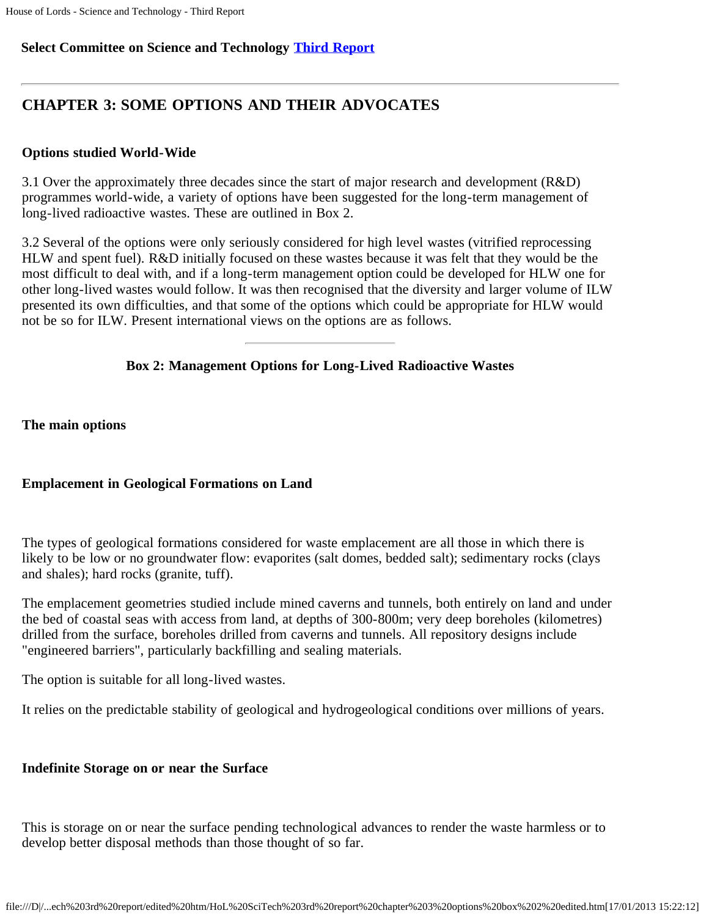**Select Committee on Science and Technology [Third Report]**

---

## CHAPTER 3: SOME OPTIONS AND THEIR ADVOCATES

### Options studied World-Wide

3.1 Over the approximately three decades since the start of major research and development (R&D) programmes world-wide, a variety of options have been suggested for the long-term management of long-lived radioactive wastes. These are outlined in Box 2.

3.2 Several of the options were only seriously considered for high level wastes (vitrified reprocessing HLW and spent fuel). R&D initially focused on these wastes because it was felt that they would be the most difficult to deal with, and if a long-term management option could be developed for HLW one for other long-lived wastes would follow. It was then recognised that the diversity and larger volume of ILW presented its own difficulties, and that some of the options which could be appropriate for HLW would not be so for ILW. Present international views on the options are as follows.

---

**Box 2: Management Options for Long-Lived Radioactive Wastes**

**The main options**

**Emplacement in Geological Formations on Land**

The types of geological formations considered for waste emplacement are all those in which there is likely to be low or no groundwater flow: evaporites (salt domes, bedded salt); sedimentary rocks (clays and shales); hard rocks (granite, tuff).

The emplacement geometries studied include mined caverns and tunnels, both entirely on land and under the bed of coastal seas with access from land, at depths of 300-800m; very deep boreholes (kilometres) drilled from the surface, boreholes drilled from caverns and tunnels. All repository designs include "engineered barriers", particularly backfilling and sealing materials.

The option is suitable for all long-lived wastes.

It relies on the predictable stability of geological and hydrogeological conditions over millions of years.

**Indefinite Storage on or near the Surface**

This is storage on or near the surface pending technological advances to render the waste harmless or to develop better disposal methods than those thought of so far.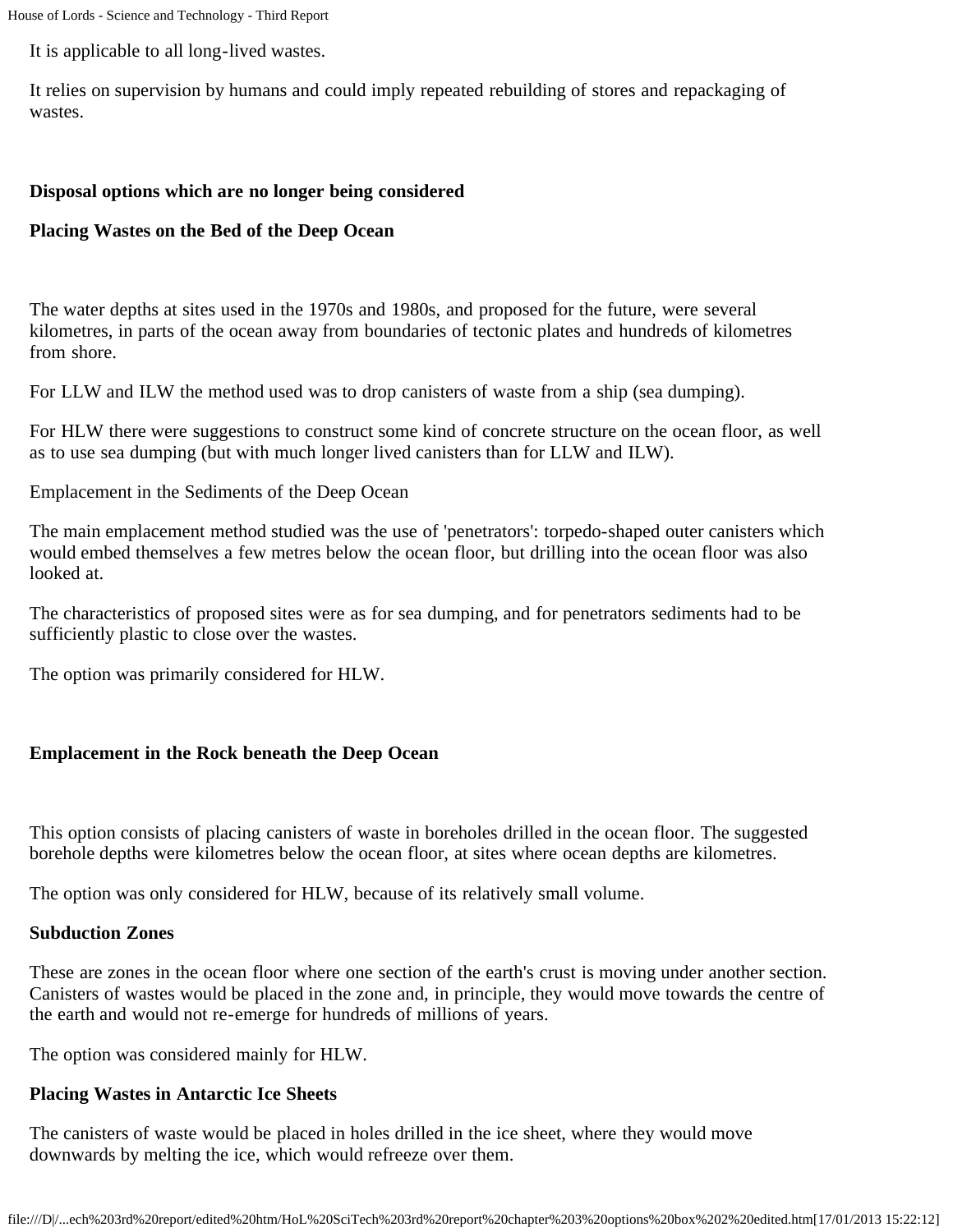It is applicable to all long-lived wastes.

It relies on supervision by humans and could imply repeated rebuilding of stores and repackaging of wastes.

**Disposal options which are no longer being considered**

**Placing Wastes on the Bed of the Deep Ocean**

The water depths at sites used in the 1970s and 1980s, and proposed for the future, were several kilometres, in parts of the ocean away from boundaries of tectonic plates and hundreds of kilometres from shore.

For LLW and ILW the method used was to drop canisters of waste from a ship (sea dumping).

For HLW there were suggestions to construct some kind of concrete structure on the ocean floor, as well as to use sea dumping (but with much longer lived canisters than for LLW and ILW).

Emplacement in the Sediments of the Deep Ocean

The main emplacement method studied was the use of 'penetrators': torpedo-shaped outer canisters which would embed themselves a few metres below the ocean floor, but drilling into the ocean floor was also looked at.

The characteristics of proposed sites were as for sea dumping, and for penetrators sediments had to be sufficiently plastic to close over the wastes.

The option was primarily considered for HLW.

**Emplacement in the Rock beneath the Deep Ocean**

This option consists of placing canisters of waste in boreholes drilled in the ocean floor. The suggested borehole depths were kilometres below the ocean floor, at sites where ocean depths are kilometres.

The option was only considered for HLW, because of its relatively small volume.

**Subduction Zones**

These are zones in the ocean floor where one section of the earth's crust is moving under another section. Canisters of wastes would be placed in the zone and, in principle, they would move towards the centre of the earth and would not re-emerge for hundreds of millions of years.

The option was considered mainly for HLW.

**Placing Wastes in Antarctic Ice Sheets**

The canisters of waste would be placed in holes drilled in the ice sheet, where they would move downwards by melting the ice, which would refreeze over them.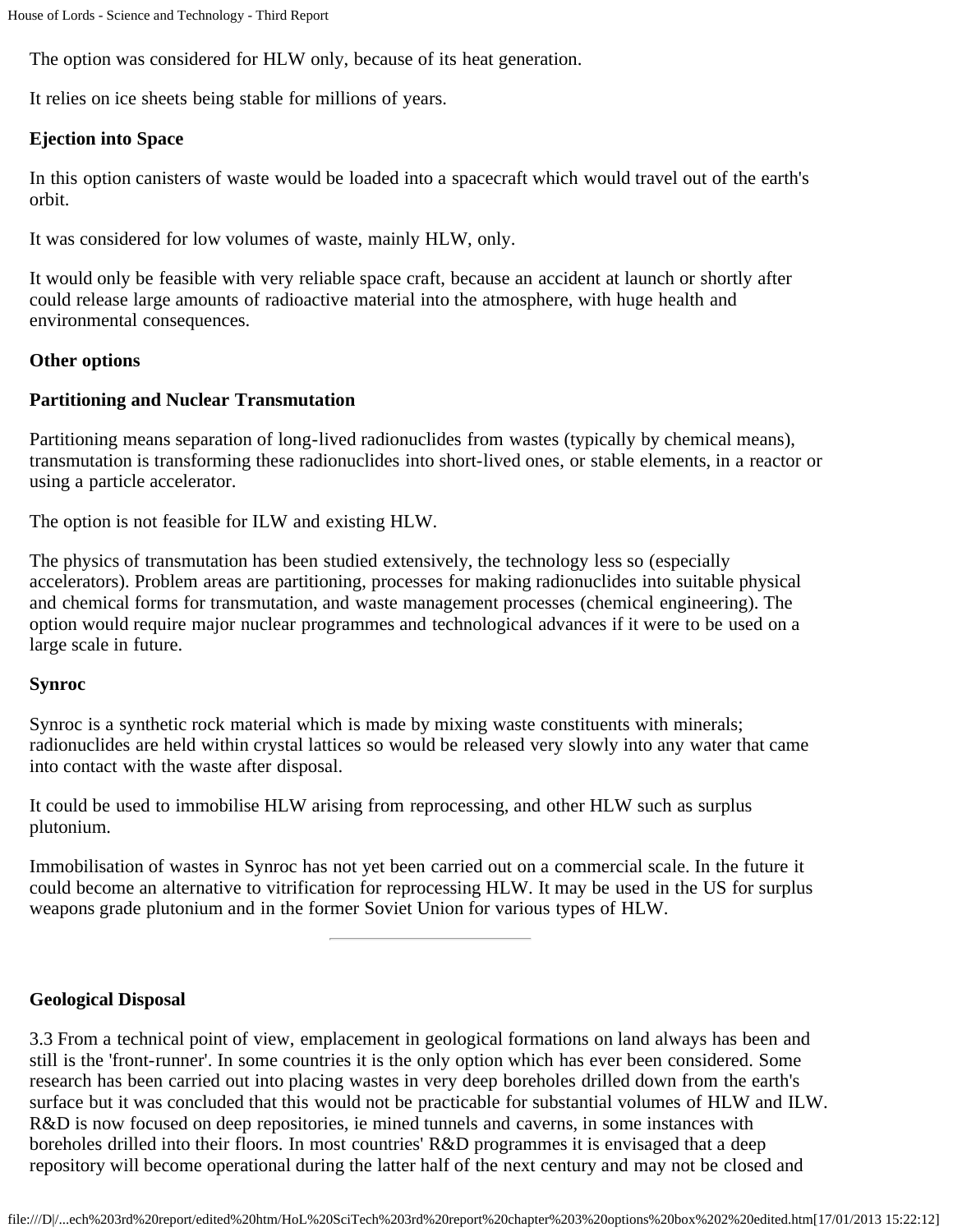The option was considered for HLW only, because of its heat generation.

It relies on ice sheets being stable for millions of years.

**Ejection into Space**

In this option canisters of waste would be loaded into a spacecraft which would travel out of the earth's orbit.

It was considered for low volumes of waste, mainly HLW, only.

It would only be feasible with very reliable space craft, because an accident at launch or shortly after could release large amounts of radioactive material into the atmosphere, with huge health and environmental consequences.

**Other options**

**Partitioning and Nuclear Transmutation**

Partitioning means separation of long-lived radionuclides from wastes (typically by chemical means), transmutation is transforming these radionuclides into short-lived ones, or stable elements, in a reactor or using a particle accelerator.

The option is not feasible for ILW and existing HLW.

The physics of transmutation has been studied extensively, the technology less so (especially accelerators). Problem areas are partitioning, processes for making radionuclides into suitable physical and chemical forms for transmutation, and waste management processes (chemical engineering). The option would require major nuclear programmes and technological advances if it were to be used on a large scale in future.

**Synroc**

Synroc is a synthetic rock material which is made by mixing waste constituents with minerals; radionuclides are held within crystal lattices so would be released very slowly into any water that came into contact with the waste after disposal.

It could be used to immobilise HLW arising from reprocessing, and other HLW such as surplus plutonium.

Immobilisation of wastes in Synroc has not yet been carried out on a commercial scale. In the future it could become an alternative to vitrification for reprocessing HLW. It may be used in the US for surplus weapons grade plutonium and in the former Soviet Union for various types of HLW.

---

**Geological Disposal**

3.3 From a technical point of view, emplacement in geological formations on land always has been and still is the 'front-runner'. In some countries it is the only option which has ever been considered. Some research has been carried out into placing wastes in very deep boreholes drilled down from the earth's surface but it was concluded that this would not be practicable for substantial volumes of HLW and ILW. R&D is now focused on deep repositories, ie mined tunnels and caverns, in some instances with boreholes drilled into their floors. In most countries' R&D programmes it is envisaged that a deep repository will become operational during the latter half of the next century and may not be closed and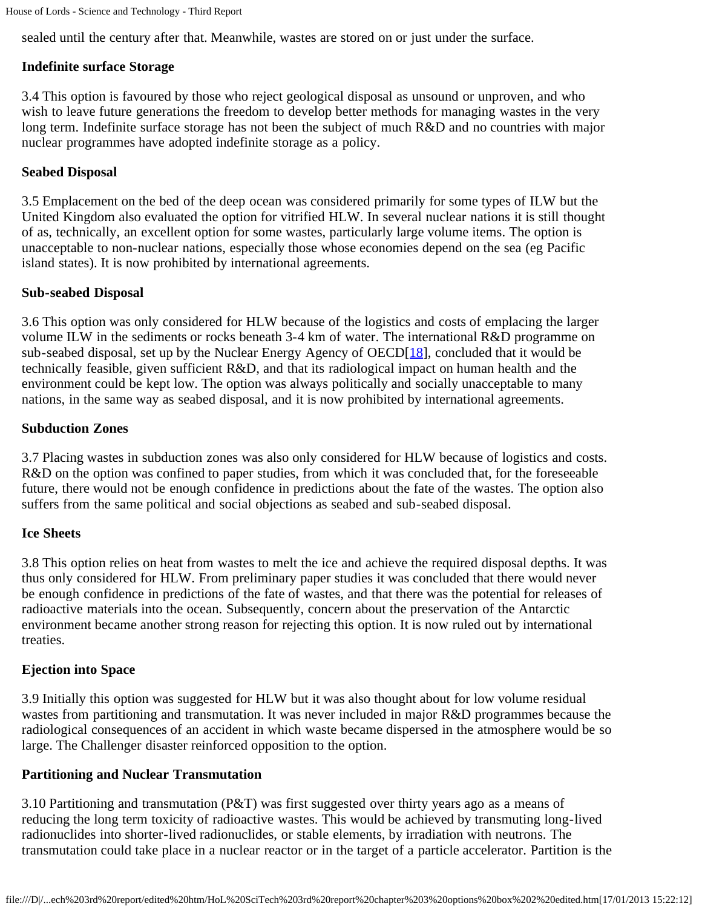sealed until the century after that. Meanwhile, wastes are stored on or just under the surface.

**Indefinite surface Storage**

3.4 This option is favoured by those who reject geological disposal as unsound or unproven, and who wish to leave future generations the freedom to develop better methods for managing wastes in the very long term. Indefinite surface storage has not been the subject of much R&D and no countries with major nuclear programmes have adopted indefinite storage as a policy.

**Seabed Disposal**

3.5 Emplacement on the bed of the deep ocean was considered primarily for some types of ILW but the United Kingdom also evaluated the option for vitrified HLW. In several nuclear nations it is still thought of as, technically, an excellent option for some wastes, particularly large volume items. The option is unacceptable to non-nuclear nations, especially those whose economies depend on the sea (eg Pacific island states). It is now prohibited by international agreements.

**Sub-seabed Disposal**

3.6 This option was only considered for HLW because of the logistics and costs of emplacing the larger volume ILW in the sediments or rocks beneath 3-4 km of water. The international R&D programme on sub-seabed disposal, set up by the Nuclear Energy Agency of OECD[18], concluded that it would be technically feasible, given sufficient R&D, and that its radiological impact on human health and the environment could be kept low. The option was always politically and socially unacceptable to many nations, in the same way as seabed disposal, and it is now prohibited by international agreements.

**Subduction Zones**

3.7 Placing wastes in subduction zones was also only considered for HLW because of logistics and costs. R&D on the option was confined to paper studies, from which it was concluded that, for the foreseeable future, there would not be enough confidence in predictions about the fate of the wastes. The option also suffers from the same political and social objections as seabed and sub-seabed disposal.

**Ice Sheets**

3.8 This option relies on heat from wastes to melt the ice and achieve the required disposal depths. It was thus only considered for HLW. From preliminary paper studies it was concluded that there would never be enough confidence in predictions of the fate of wastes, and that there was the potential for releases of radioactive materials into the ocean. Subsequently, concern about the preservation of the Antarctic environment became another strong reason for rejecting this option. It is now ruled out by international treaties.

**Ejection into Space**

3.9 Initially this option was suggested for HLW but it was also thought about for low volume residual wastes from partitioning and transmutation. It was never included in major R&D programmes because the radiological consequences of an accident in which waste became dispersed in the atmosphere would be so large. The Challenger disaster reinforced opposition to the option.

**Partitioning and Nuclear Transmutation**

3.10 Partitioning and transmutation (P&T) was first suggested over thirty years ago as a means of reducing the long term toxicity of radioactive wastes. This would be achieved by transmuting long-lived radionuclides into shorter-lived radionuclides, or stable elements, by irradiation with neutrons. The transmutation could take place in a nuclear reactor or in the target of a particle accelerator. Partition is the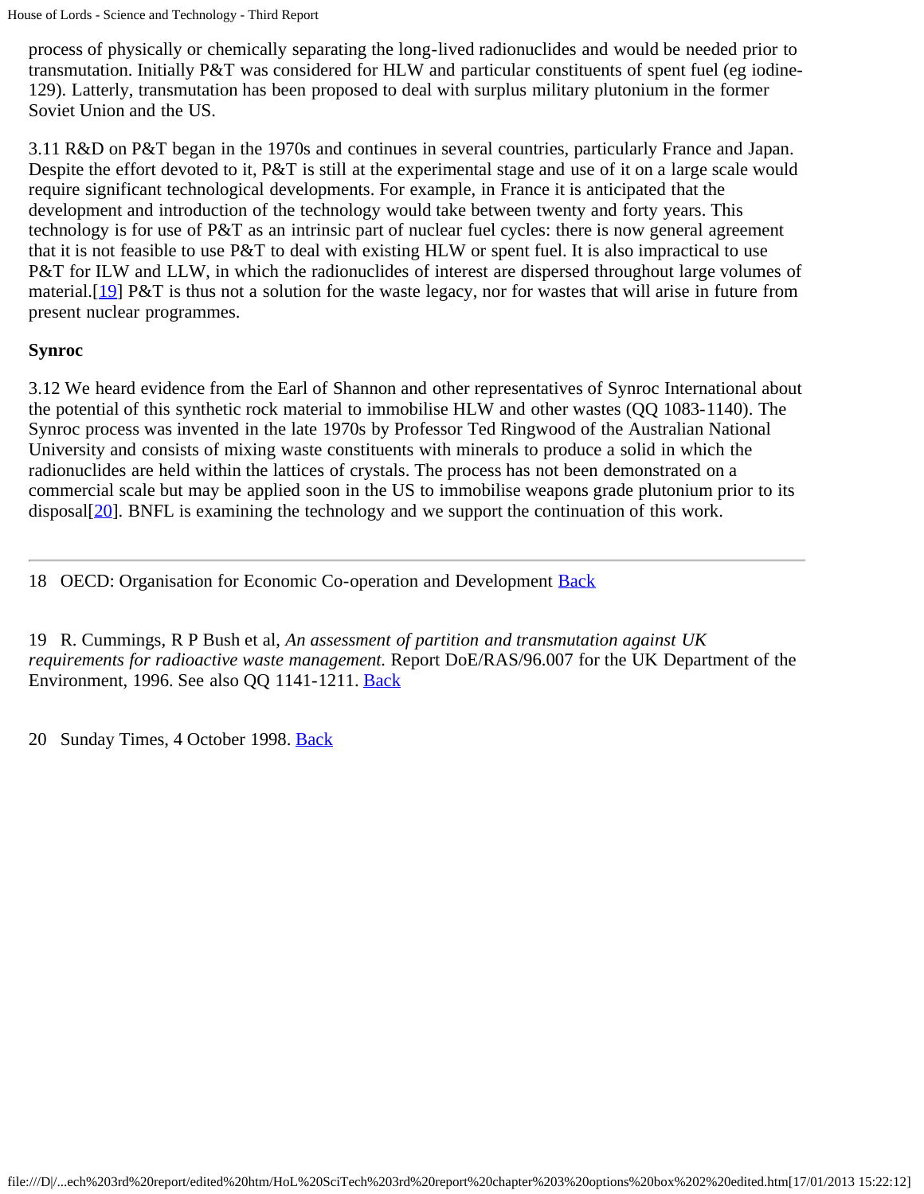process of physically or chemically separating the long-lived radionuclides and would be needed prior to transmutation. Initially P&T was considered for HLW and particular constituents of spent fuel (eg iodine-129). Latterly, transmutation has been proposed to deal with surplus military plutonium in the former Soviet Union and the US.

3.11 R&D on P&T began in the 1970s and continues in several countries, particularly France and Japan. Despite the effort devoted to it, P&T is still at the experimental stage and use of it on a large scale would require significant technological developments. For example, in France it is anticipated that the development and introduction of the technology would take between twenty and forty years. This technology is for use of P&T as an intrinsic part of nuclear fuel cycles: there is now general agreement that it is not feasible to use P&T to deal with existing HLW or spent fuel. It is also impractical to use P&T for ILW and LLW, in which the radionuclides of interest are dispersed throughout large volumes of material.[19] P&T is thus not a solution for the waste legacy, nor for wastes that will arise in future from present nuclear programmes.

**Synroc**

3.12 We heard evidence from the Earl of Shannon and other representatives of Synroc International about the potential of this synthetic rock material to immobilise HLW and other wastes (QQ 1083-1140). The Synroc process was invented in the late 1970s by Professor Ted Ringwood of the Australian National University and consists of mixing waste constituents with minerals to produce a solid in which the radionuclides are held within the lattices of crystals. The process has not been demonstrated on a commercial scale but may be applied soon in the US to immobilise weapons grade plutonium prior to its disposal[20]. BNFL is examining the technology and we support the continuation of this work.

---

18 OECD: Organisation for Economic Co-operation and Development Back

19 R. Cummings, R P Bush et al, *An assessment of partition and transmutation against UK requirements for radioactive waste management.* Report DoE/RAS/96.007 for the UK Department of the Environment, 1996. See also QQ 1141-1211. Back

20 Sunday Times, 4 October 1998. Back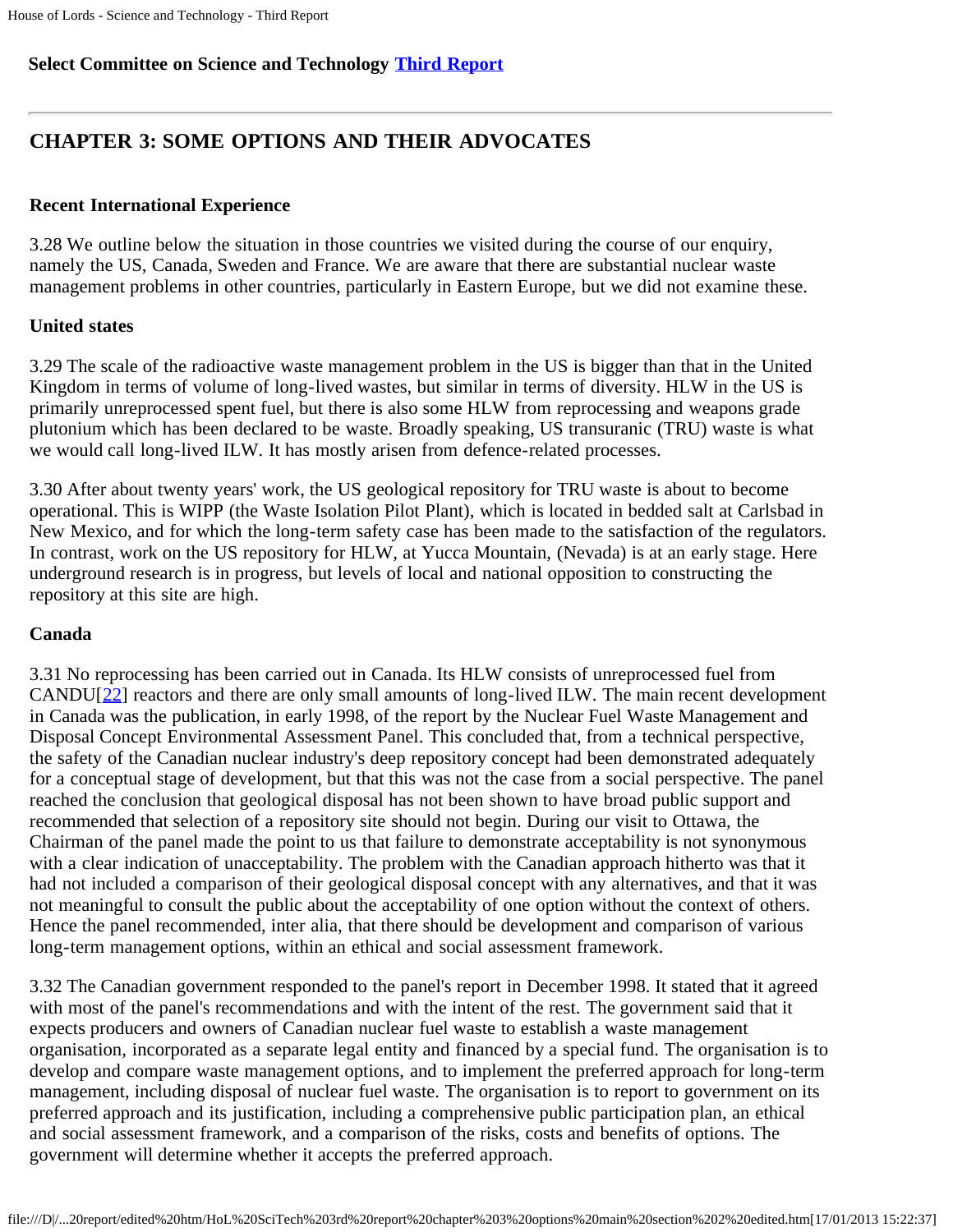**Select Committee on Science and Technology Third Report**

## CHAPTER 3: SOME OPTIONS AND THEIR ADVOCATES

### Recent International Experience

3.28 We outline below the situation in those countries we visited during the course of our enquiry, namely the US, Canada, Sweden and France. We are aware that there are substantial nuclear waste management problems in other countries, particularly in Eastern Europe, but we did not examine these.

### United states

3.29 The scale of the radioactive waste management problem in the US is bigger than that in the United Kingdom in terms of volume of long-lived wastes, but similar in terms of diversity. HLW in the US is primarily unreprocessed spent fuel, but there is also some HLW from reprocessing and weapons grade plutonium which has been declared to be waste. Broadly speaking, US transuranic (TRU) waste is what we would call long-lived ILW. It has mostly arisen from defence-related processes.

3.30 After about twenty years' work, the US geological repository for TRU waste is about to become operational. This is WIPP (the Waste Isolation Pilot Plant), which is located in bedded salt at Carlsbad in New Mexico, and for which the long-term safety case has been made to the satisfaction of the regulators. In contrast, work on the US repository for HLW, at Yucca Mountain, (Nevada) is at an early stage. Here underground research is in progress, but levels of local and national opposition to constructing the repository at this site are high.

### Canada

3.31 No reprocessing has been carried out in Canada. Its HLW consists of unreprocessed fuel from CANDU[22] reactors and there are only small amounts of long-lived ILW. The main recent development in Canada was the publication, in early 1998, of the report by the Nuclear Fuel Waste Management and Disposal Concept Environmental Assessment Panel. This concluded that, from a technical perspective, the safety of the Canadian nuclear industry's deep repository concept had been demonstrated adequately for a conceptual stage of development, but that this was not the case from a social perspective. The panel reached the conclusion that geological disposal has not been shown to have broad public support and recommended that selection of a repository site should not begin. During our visit to Ottawa, the Chairman of the panel made the point to us that failure to demonstrate acceptability is not synonymous with a clear indication of unacceptability. The problem with the Canadian approach hitherto was that it had not included a comparison of their geological disposal concept with any alternatives, and that it was not meaningful to consult the public about the acceptability of one option without the context of others. Hence the panel recommended, inter alia, that there should be development and comparison of various long-term management options, within an ethical and social assessment framework.

3.32 The Canadian government responded to the panel's report in December 1998. It stated that it agreed with most of the panel's recommendations and with the intent of the rest. The government said that it expects producers and owners of Canadian nuclear fuel waste to establish a waste management organisation, incorporated as a separate legal entity and financed by a special fund. The organisation is to develop and compare waste management options, and to implement the preferred approach for long-term management, including disposal of nuclear fuel waste. The organisation is to report to government on its preferred approach and its justification, including a comprehensive public participation plan, an ethical and social assessment framework, and a comparison of the risks, costs and benefits of options. The government will determine whether it accepts the preferred approach.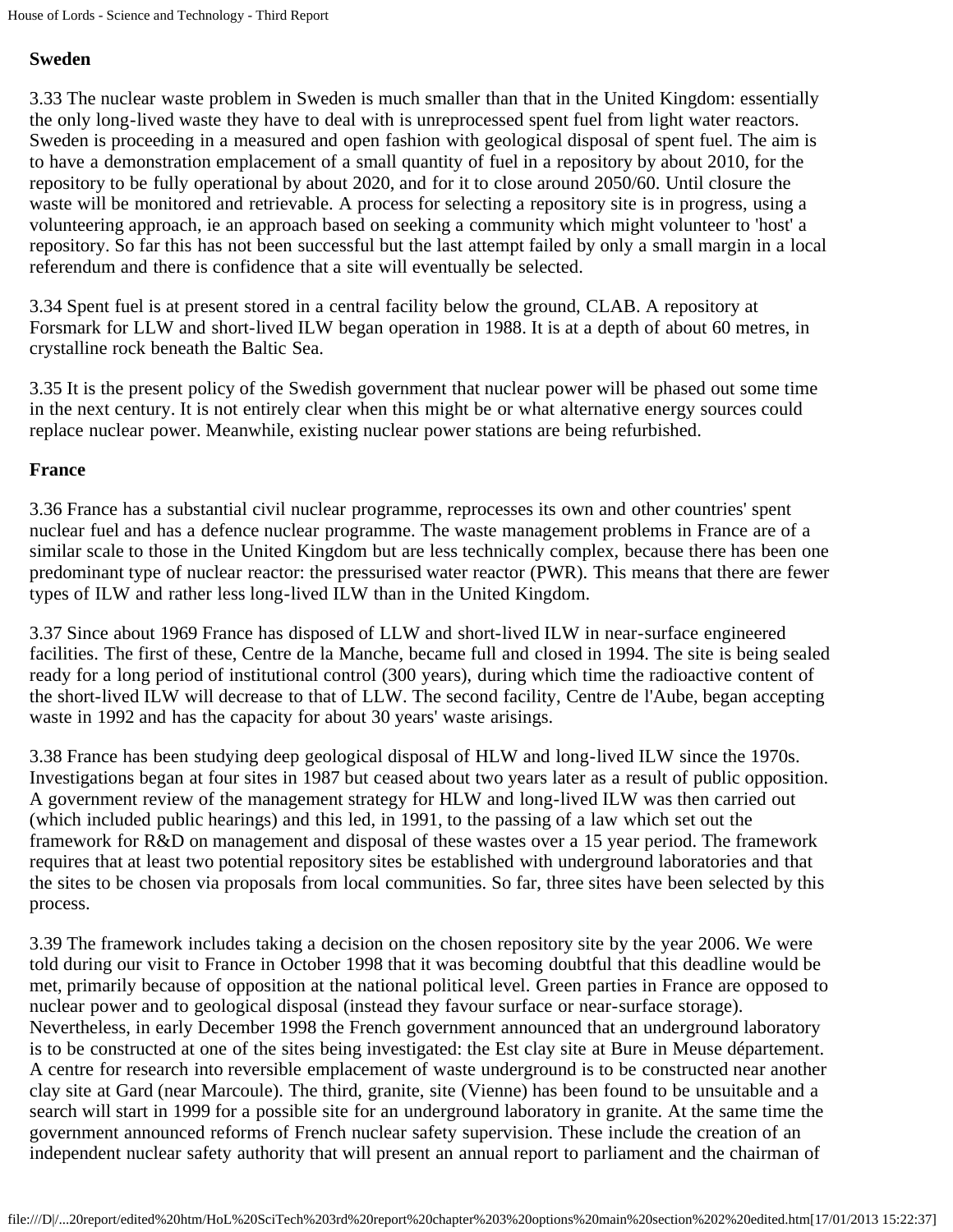**Sweden**

3.33 The nuclear waste problem in Sweden is much smaller than that in the United Kingdom: essentially the only long-lived waste they have to deal with is unreprocessed spent fuel from light water reactors. Sweden is proceeding in a measured and open fashion with geological disposal of spent fuel. The aim is to have a demonstration emplacement of a small quantity of fuel in a repository by about 2010, for the repository to be fully operational by about 2020, and for it to close around 2050/60. Until closure the waste will be monitored and retrievable. A process for selecting a repository site is in progress, using a volunteering approach, ie an approach based on seeking a community which might volunteer to 'host' a repository. So far this has not been successful but the last attempt failed by only a small margin in a local referendum and there is confidence that a site will eventually be selected.

3.34 Spent fuel is at present stored in a central facility below the ground, CLAB. A repository at Forsmark for LLW and short-lived ILW began operation in 1988. It is at a depth of about 60 metres, in crystalline rock beneath the Baltic Sea.

3.35 It is the present policy of the Swedish government that nuclear power will be phased out some time in the next century. It is not entirely clear when this might be or what alternative energy sources could replace nuclear power. Meanwhile, existing nuclear power stations are being refurbished.

**France**

3.36 France has a substantial civil nuclear programme, reprocesses its own and other countries' spent nuclear fuel and has a defence nuclear programme. The waste management problems in France are of a similar scale to those in the United Kingdom but are less technically complex, because there has been one predominant type of nuclear reactor: the pressurised water reactor (PWR). This means that there are fewer types of ILW and rather less long-lived ILW than in the United Kingdom.

3.37 Since about 1969 France has disposed of LLW and short-lived ILW in near-surface engineered facilities. The first of these, Centre de la Manche, became full and closed in 1994. The site is being sealed ready for a long period of institutional control (300 years), during which time the radioactive content of the short-lived ILW will decrease to that of LLW. The second facility, Centre de l'Aube, began accepting waste in 1992 and has the capacity for about 30 years' waste arisings.

3.38 France has been studying deep geological disposal of HLW and long-lived ILW since the 1970s. Investigations began at four sites in 1987 but ceased about two years later as a result of public opposition. A government review of the management strategy for HLW and long-lived ILW was then carried out (which included public hearings) and this led, in 1991, to the passing of a law which set out the framework for R&D on management and disposal of these wastes over a 15 year period. The framework requires that at least two potential repository sites be established with underground laboratories and that the sites to be chosen via proposals from local communities. So far, three sites have been selected by this process.

3.39 The framework includes taking a decision on the chosen repository site by the year 2006. We were told during our visit to France in October 1998 that it was becoming doubtful that this deadline would be met, primarily because of opposition at the national political level. Green parties in France are opposed to nuclear power and to geological disposal (instead they favour surface or near-surface storage). Nevertheless, in early December 1998 the French government announced that an underground laboratory is to be constructed at one of the sites being investigated: the Est clay site at Bure in Meuse département. A centre for research into reversible emplacement of waste underground is to be constructed near another clay site at Gard (near Marcoule). The third, granite, site (Vienne) has been found to be unsuitable and a search will start in 1999 for a possible site for an underground laboratory in granite. At the same time the government announced reforms of French nuclear safety supervision. These include the creation of an independent nuclear safety authority that will present an annual report to parliament and the chairman of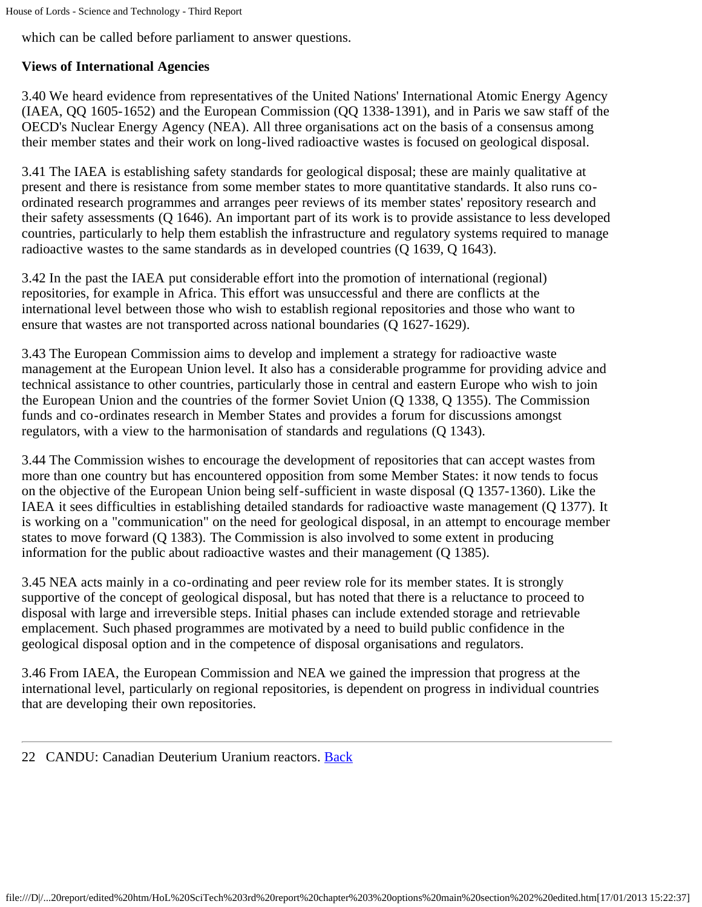which can be called before parliament to answer questions.

**Views of International Agencies**

3.40 We heard evidence from representatives of the United Nations' International Atomic Energy Agency (IAEA, QQ 1605-1652) and the European Commission (QQ 1338-1391), and in Paris we saw staff of the OECD's Nuclear Energy Agency (NEA). All three organisations act on the basis of a consensus among their member states and their work on long-lived radioactive wastes is focused on geological disposal.

3.41 The IAEA is establishing safety standards for geological disposal; these are mainly qualitative at present and there is resistance from some member states to more quantitative standards. It also runs co-ordinated research programmes and arranges peer reviews of its member states' repository research and their safety assessments (Q 1646). An important part of its work is to provide assistance to less developed countries, particularly to help them establish the infrastructure and regulatory systems required to manage radioactive wastes to the same standards as in developed countries (Q 1639, Q 1643).

3.42 In the past the IAEA put considerable effort into the promotion of international (regional) repositories, for example in Africa. This effort was unsuccessful and there are conflicts at the international level between those who wish to establish regional repositories and those who want to ensure that wastes are not transported across national boundaries (Q 1627-1629).

3.43 The European Commission aims to develop and implement a strategy for radioactive waste management at the European Union level. It also has a considerable programme for providing advice and technical assistance to other countries, particularly those in central and eastern Europe who wish to join the European Union and the countries of the former Soviet Union (Q 1338, Q 1355). The Commission funds and co-ordinates research in Member States and provides a forum for discussions amongst regulators, with a view to the harmonisation of standards and regulations (Q 1343).

3.44 The Commission wishes to encourage the development of repositories that can accept wastes from more than one country but has encountered opposition from some Member States: it now tends to focus on the objective of the European Union being self-sufficient in waste disposal (Q 1357-1360). Like the IAEA it sees difficulties in establishing detailed standards for radioactive waste management (Q 1377). It is working on a "communication" on the need for geological disposal, in an attempt to encourage member states to move forward (Q 1383). The Commission is also involved to some extent in producing information for the public about radioactive wastes and their management (Q 1385).

3.45 NEA acts mainly in a co-ordinating and peer review role for its member states. It is strongly supportive of the concept of geological disposal, but has noted that there is a reluctance to proceed to disposal with large and irreversible steps. Initial phases can include extended storage and retrievable emplacement. Such phased programmes are motivated by a need to build public confidence in the geological disposal option and in the competence of disposal organisations and regulators.

3.46 From IAEA, the European Commission and NEA we gained the impression that progress at the international level, particularly on regional repositories, is dependent on progress in individual countries that are developing their own repositories.

---

22 CANDU: Canadian Deuterium Uranium reactors. Back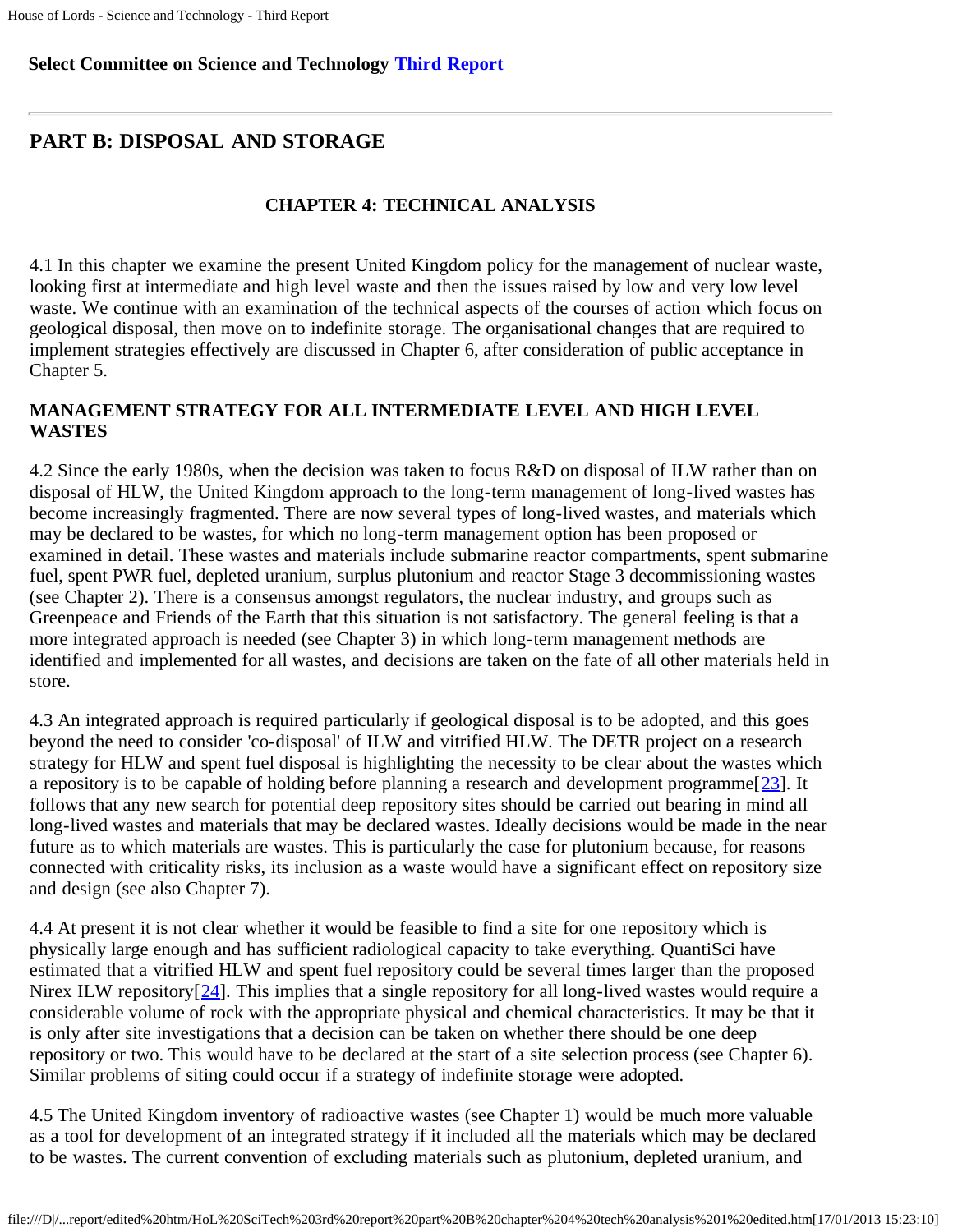**Select Committee on Science and Technology Third Report**

---

## PART B: DISPOSAL AND STORAGE

### CHAPTER 4: TECHNICAL ANALYSIS

4.1 In this chapter we examine the present United Kingdom policy for the management of nuclear waste, looking first at intermediate and high level waste and then the issues raised by low and very low level waste. We continue with an examination of the technical aspects of the courses of action which focus on geological disposal, then move on to indefinite storage. The organisational changes that are required to implement strategies effectively are discussed in Chapter 6, after consideration of public acceptance in Chapter 5.

**MANAGEMENT STRATEGY FOR ALL INTERMEDIATE LEVEL AND HIGH LEVEL WASTES**

4.2 Since the early 1980s, when the decision was taken to focus R&D on disposal of ILW rather than on disposal of HLW, the United Kingdom approach to the long-term management of long-lived wastes has become increasingly fragmented. There are now several types of long-lived wastes, and materials which may be declared to be wastes, for which no long-term management option has been proposed or examined in detail. These wastes and materials include submarine reactor compartments, spent submarine fuel, spent PWR fuel, depleted uranium, surplus plutonium and reactor Stage 3 decommissioning wastes (see Chapter 2). There is a consensus amongst regulators, the nuclear industry, and groups such as Greenpeace and Friends of the Earth that this situation is not satisfactory. The general feeling is that a more integrated approach is needed (see Chapter 3) in which long-term management methods are identified and implemented for all wastes, and decisions are taken on the fate of all other materials held in store.

4.3 An integrated approach is required particularly if geological disposal is to be adopted, and this goes beyond the need to consider 'co-disposal' of ILW and vitrified HLW. The DETR project on a research strategy for HLW and spent fuel disposal is highlighting the necessity to be clear about the wastes which a repository is to be capable of holding before planning a research and development programme[23]. It follows that any new search for potential deep repository sites should be carried out bearing in mind all long-lived wastes and materials that may be declared wastes. Ideally decisions would be made in the near future as to which materials are wastes. This is particularly the case for plutonium because, for reasons connected with criticality risks, its inclusion as a waste would have a significant effect on repository size and design (see also Chapter 7).

4.4 At present it is not clear whether it would be feasible to find a site for one repository which is physically large enough and has sufficient radiological capacity to take everything. QuantiSci have estimated that a vitrified HLW and spent fuel repository could be several times larger than the proposed Nirex ILW repository[24]. This implies that a single repository for all long-lived wastes would require a considerable volume of rock with the appropriate physical and chemical characteristics. It may be that it is only after site investigations that a decision can be taken on whether there should be one deep repository or two. This would have to be declared at the start of a site selection process (see Chapter 6). Similar problems of siting could occur if a strategy of indefinite storage were adopted.

4.5 The United Kingdom inventory of radioactive wastes (see Chapter 1) would be much more valuable as a tool for development of an integrated strategy if it included all the materials which may be declared to be wastes. The current convention of excluding materials such as plutonium, depleted uranium, and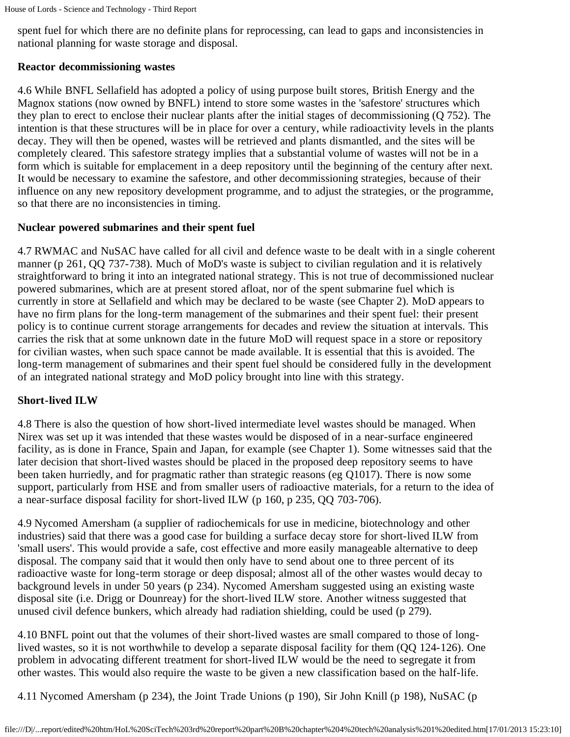spent fuel for which there are no definite plans for reprocessing, can lead to gaps and inconsistencies in national planning for waste storage and disposal.

**Reactor decommissioning wastes**

4.6 While BNFL Sellafield has adopted a policy of using purpose built stores, British Energy and the Magnox stations (now owned by BNFL) intend to store some wastes in the 'safestore' structures which they plan to erect to enclose their nuclear plants after the initial stages of decommissioning (Q 752). The intention is that these structures will be in place for over a century, while radioactivity levels in the plants decay. They will then be opened, wastes will be retrieved and plants dismantled, and the sites will be completely cleared. This safestore strategy implies that a substantial volume of wastes will not be in a form which is suitable for emplacement in a deep repository until the beginning of the century after next. It would be necessary to examine the safestore, and other decommissioning strategies, because of their influence on any new repository development programme, and to adjust the strategies, or the programme, so that there are no inconsistencies in timing.

**Nuclear powered submarines and their spent fuel**

4.7 RWMAC and NuSAC have called for all civil and defence waste to be dealt with in a single coherent manner (p 261, QQ 737-738). Much of MoD's waste is subject to civilian regulation and it is relatively straightforward to bring it into an integrated national strategy. This is not true of decommissioned nuclear powered submarines, which are at present stored afloat, nor of the spent submarine fuel which is currently in store at Sellafield and which may be declared to be waste (see Chapter 2). MoD appears to have no firm plans for the long-term management of the submarines and their spent fuel: their present policy is to continue current storage arrangements for decades and review the situation at intervals. This carries the risk that at some unknown date in the future MoD will request space in a store or repository for civilian wastes, when such space cannot be made available. It is essential that this is avoided. The long-term management of submarines and their spent fuel should be considered fully in the development of an integrated national strategy and MoD policy brought into line with this strategy.

**Short-lived ILW**

4.8 There is also the question of how short-lived intermediate level wastes should be managed. When Nirex was set up it was intended that these wastes would be disposed of in a near-surface engineered facility, as is done in France, Spain and Japan, for example (see Chapter 1). Some witnesses said that the later decision that short-lived wastes should be placed in the proposed deep repository seems to have been taken hurriedly, and for pragmatic rather than strategic reasons (eg Q1017). There is now some support, particularly from HSE and from smaller users of radioactive materials, for a return to the idea of a near-surface disposal facility for short-lived ILW (p 160, p 235, QQ 703-706).

4.9 Nycomed Amersham (a supplier of radiochemicals for use in medicine, biotechnology and other industries) said that there was a good case for building a surface decay store for short-lived ILW from 'small users'. This would provide a safe, cost effective and more easily manageable alternative to deep disposal. The company said that it would then only have to send about one to three percent of its radioactive waste for long-term storage or deep disposal; almost all of the other wastes would decay to background levels in under 50 years (p 234). Nycomed Amersham suggested using an existing waste disposal site (i.e. Drigg or Dounreay) for the short-lived ILW store. Another witness suggested that unused civil defence bunkers, which already had radiation shielding, could be used (p 279).

4.10 BNFL point out that the volumes of their short-lived wastes are small compared to those of long-lived wastes, so it is not worthwhile to develop a separate disposal facility for them (QQ 124-126). One problem in advocating different treatment for short-lived ILW would be the need to segregate it from other wastes. This would also require the waste to be given a new classification based on the half-life.

4.11 Nycomed Amersham (p 234), the Joint Trade Unions (p 190), Sir John Knill (p 198), NuSAC (p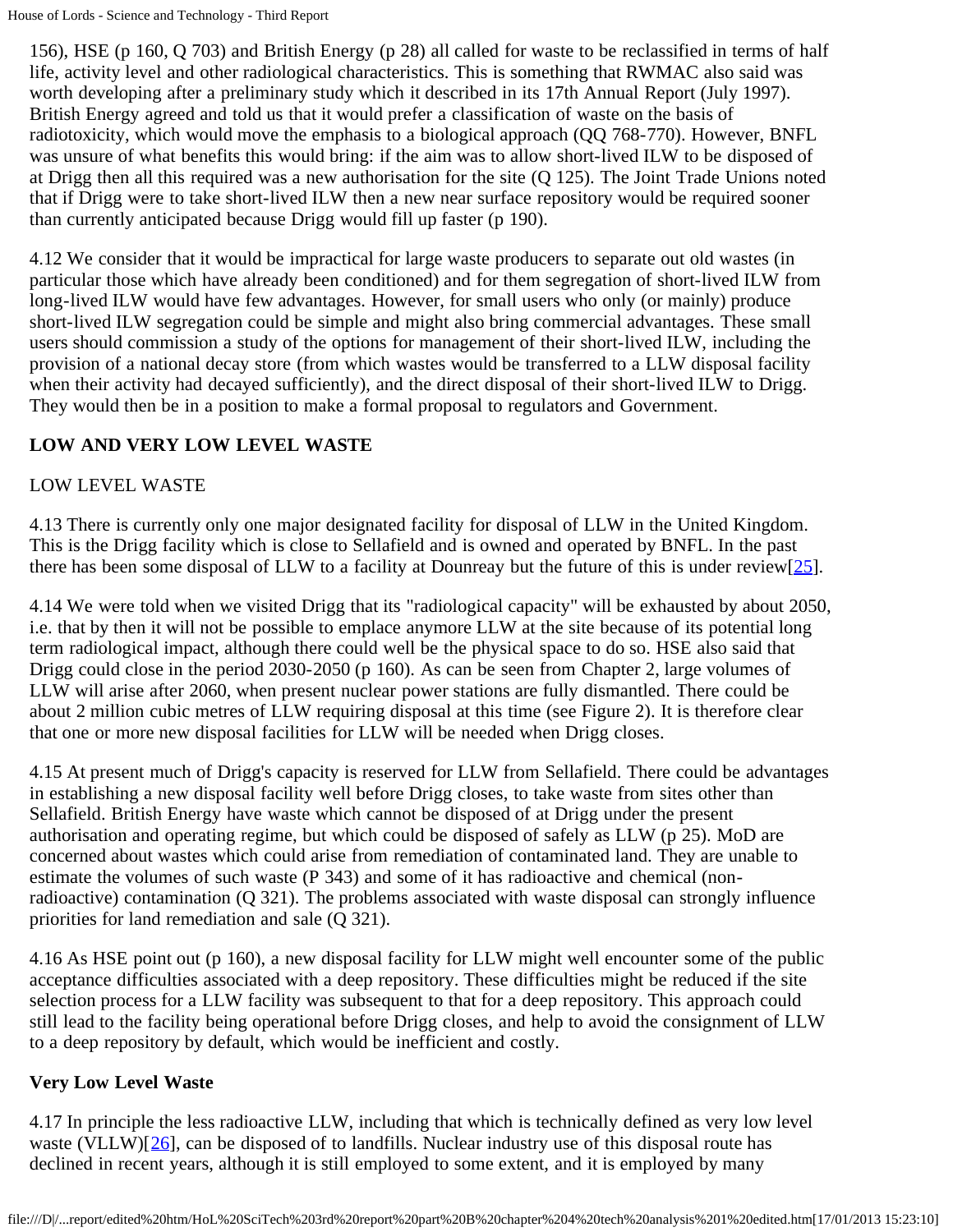156), HSE (p 160, Q 703) and British Energy (p 28) all called for waste to be reclassified in terms of half life, activity level and other radiological characteristics. This is something that RWMAC also said was worth developing after a preliminary study which it described in its 17th Annual Report (July 1997). British Energy agreed and told us that it would prefer a classification of waste on the basis of radiotoxicity, which would move the emphasis to a biological approach (QQ 768-770). However, BNFL was unsure of what benefits this would bring: if the aim was to allow short-lived ILW to be disposed of at Drigg then all this required was a new authorisation for the site (Q 125). The Joint Trade Unions noted that if Drigg were to take short-lived ILW then a new near surface repository would be required sooner than currently anticipated because Drigg would fill up faster (p 190).

4.12 We consider that it would be impractical for large waste producers to separate out old wastes (in particular those which have already been conditioned) and for them segregation of short-lived ILW from long-lived ILW would have few advantages. However, for small users who only (or mainly) produce short-lived ILW segregation could be simple and might also bring commercial advantages. These small users should commission a study of the options for management of their short-lived ILW, including the provision of a national decay store (from which wastes would be transferred to a LLW disposal facility when their activity had decayed sufficiently), and the direct disposal of their short-lived ILW to Drigg. They would then be in a position to make a formal proposal to regulators and Government.

## LOW AND VERY LOW LEVEL WASTE

### LOW LEVEL WASTE

4.13 There is currently only one major designated facility for disposal of LLW in the United Kingdom. This is the Drigg facility which is close to Sellafield and is owned and operated by BNFL. In the past there has been some disposal of LLW to a facility at Dounreay but the future of this is under review[25].

4.14 We were told when we visited Drigg that its "radiological capacity" will be exhausted by about 2050, i.e. that by then it will not be possible to emplace anymore LLW at the site because of its potential long term radiological impact, although there could well be the physical space to do so. HSE also said that Drigg could close in the period 2030-2050 (p 160). As can be seen from Chapter 2, large volumes of LLW will arise after 2060, when present nuclear power stations are fully dismantled. There could be about 2 million cubic metres of LLW requiring disposal at this time (see Figure 2). It is therefore clear that one or more new disposal facilities for LLW will be needed when Drigg closes.

4.15 At present much of Drigg's capacity is reserved for LLW from Sellafield. There could be advantages in establishing a new disposal facility well before Drigg closes, to take waste from sites other than Sellafield. British Energy have waste which cannot be disposed of at Drigg under the present authorisation and operating regime, but which could be disposed of safely as LLW (p 25). MoD are concerned about wastes which could arise from remediation of contaminated land. They are unable to estimate the volumes of such waste (P 343) and some of it has radioactive and chemical (non-radioactive) contamination (Q 321). The problems associated with waste disposal can strongly influence priorities for land remediation and sale (Q 321).

4.16 As HSE point out (p 160), a new disposal facility for LLW might well encounter some of the public acceptance difficulties associated with a deep repository. These difficulties might be reduced if the site selection process for a LLW facility was subsequent to that for a deep repository. This approach could still lead to the facility being operational before Drigg closes, and help to avoid the consignment of LLW to a deep repository by default, which would be inefficient and costly.

### Very Low Level Waste

4.17 In principle the less radioactive LLW, including that which is technically defined as very low level waste (VLLW)[26], can be disposed of to landfills. Nuclear industry use of this disposal route has declined in recent years, although it is still employed to some extent, and it is employed by many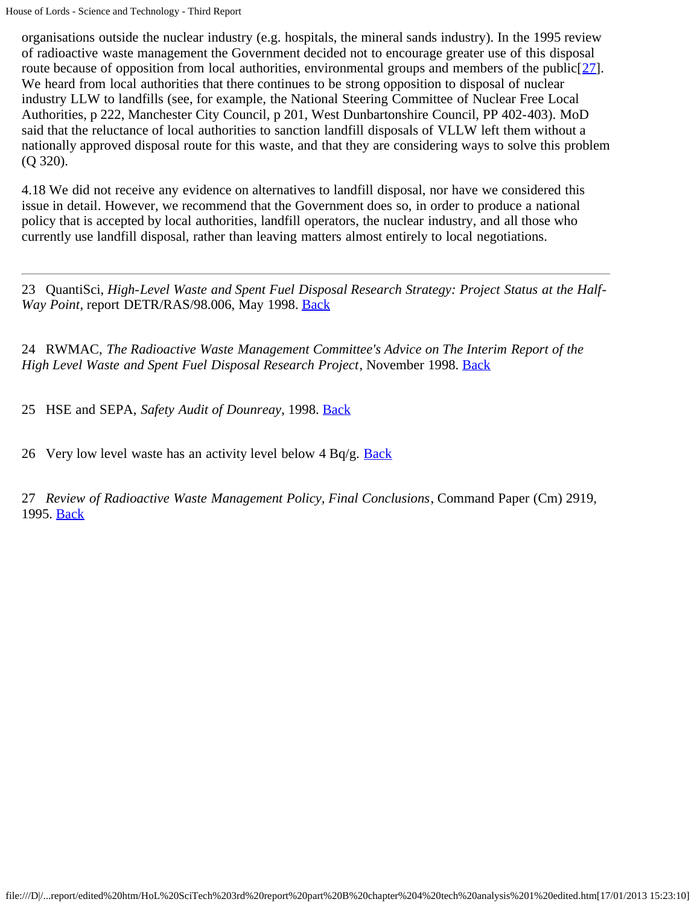organisations outside the nuclear industry (e.g. hospitals, the mineral sands industry). In the 1995 review of radioactive waste management the Government decided not to encourage greater use of this disposal route because of opposition from local authorities, environmental groups and members of the public[27]. We heard from local authorities that there continues to be strong opposition to disposal of nuclear industry LLW to landfills (see, for example, the National Steering Committee of Nuclear Free Local Authorities, p 222, Manchester City Council, p 201, West Dunbartonshire Council, PP 402-403). MoD said that the reluctance of local authorities to sanction landfill disposals of VLLW left them without a nationally approved disposal route for this waste, and that they are considering ways to solve this problem (Q 320).

4.18 We did not receive any evidence on alternatives to landfill disposal, nor have we considered this issue in detail. However, we recommend that the Government does so, in order to produce a national policy that is accepted by local authorities, landfill operators, the nuclear industry, and all those who currently use landfill disposal, rather than leaving matters almost entirely to local negotiations.

---

23 QuantiSci, *High-Level Waste and Spent Fuel Disposal Research Strategy: Project Status at the Half-Way Point*, report DETR/RAS/98.006, May 1998. Back

24 RWMAC, *The Radioactive Waste Management Committee's Advice on The Interim Report of the High Level Waste and Spent Fuel Disposal Research Project*, November 1998. Back

25 HSE and SEPA, *Safety Audit of Dounreay*, 1998. Back

26 Very low level waste has an activity level below 4 Bq/g. Back

27 *Review of Radioactive Waste Management Policy, Final Conclusions*, Command Paper (Cm) 2919, 1995. Back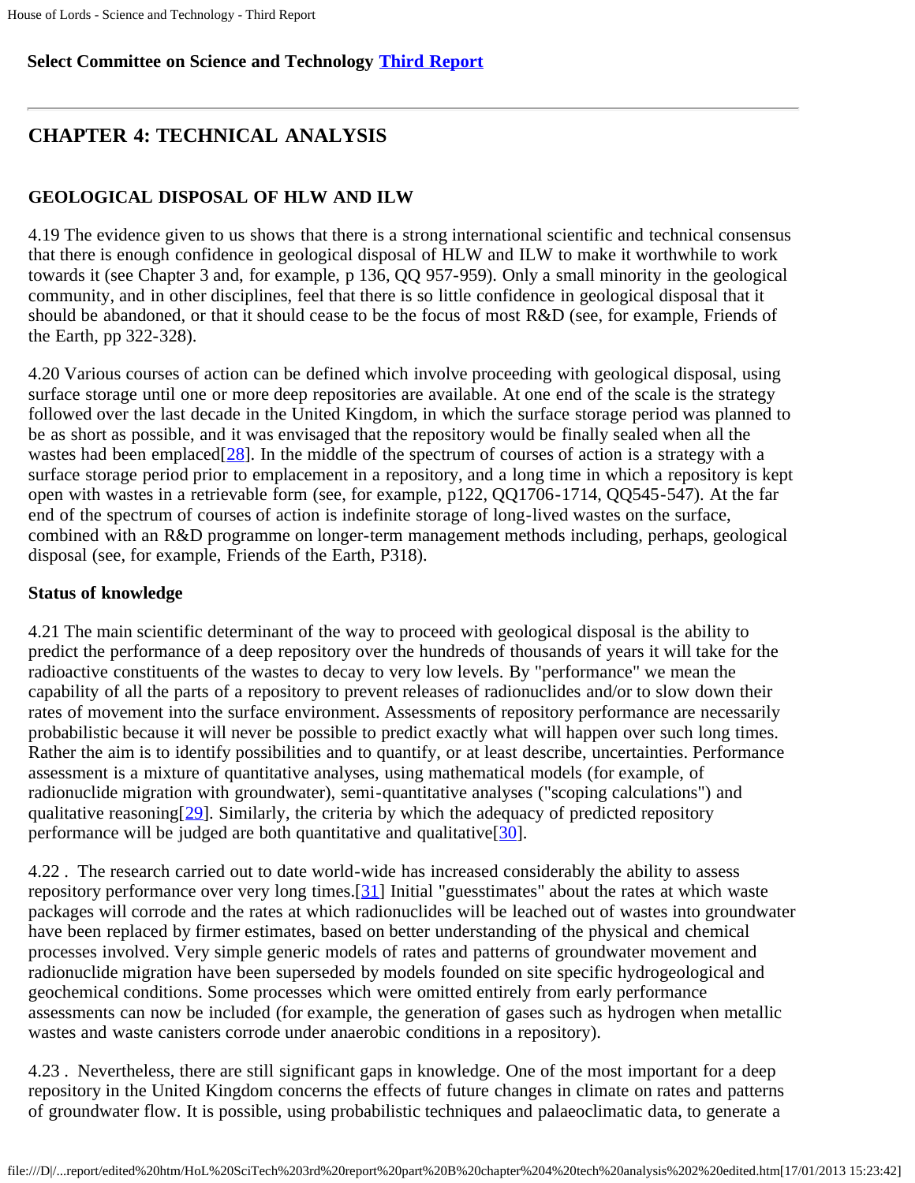**Select Committee on Science and Technology [Third Report](#)**

---

## CHAPTER 4: TECHNICAL ANALYSIS

### GEOLOGICAL DISPOSAL OF HLW AND ILW

4.19 The evidence given to us shows that there is a strong international scientific and technical consensus that there is enough confidence in geological disposal of HLW and ILW to make it worthwhile to work towards it (see Chapter 3 and, for example, p 136, QQ 957-959). Only a small minority in the geological community, and in other disciplines, feel that there is so little confidence in geological disposal that it should be abandoned, or that it should cease to be the focus of most R&D (see, for example, Friends of the Earth, pp 322-328).

4.20 Various courses of action can be defined which involve proceeding with geological disposal, using surface storage until one or more deep repositories are available. At one end of the scale is the strategy followed over the last decade in the United Kingdom, in which the surface storage period was planned to be as short as possible, and it was envisaged that the repository would be finally sealed when all the wastes had been emplaced[28]. In the middle of the spectrum of courses of action is a strategy with a surface storage period prior to emplacement in a repository, and a long time in which a repository is kept open with wastes in a retrievable form (see, for example, p122, QQ1706-1714, QQ545-547). At the far end of the spectrum of courses of action is indefinite storage of long-lived wastes on the surface, combined with an R&D programme on longer-term management methods including, perhaps, geological disposal (see, for example, Friends of the Earth, P318).

**Status of knowledge**

4.21 The main scientific determinant of the way to proceed with geological disposal is the ability to predict the performance of a deep repository over the hundreds of thousands of years it will take for the radioactive constituents of the wastes to decay to very low levels. By "performance" we mean the capability of all the parts of a repository to prevent releases of radionuclides and/or to slow down their rates of movement into the surface environment. Assessments of repository performance are necessarily probabilistic because it will never be possible to predict exactly what will happen over such long times. Rather the aim is to identify possibilities and to quantify, or at least describe, uncertainties. Performance assessment is a mixture of quantitative analyses, using mathematical models (for example, of radionuclide migration with groundwater), semi-quantitative analyses ("scoping calculations") and qualitative reasoning[29]. Similarly, the criteria by which the adequacy of predicted repository performance will be judged are both quantitative and qualitative[30].

4.22 . The research carried out to date world-wide has increased considerably the ability to assess repository performance over very long times.[31] Initial "guesstimates" about the rates at which waste packages will corrode and the rates at which radionuclides will be leached out of wastes into groundwater have been replaced by firmer estimates, based on better understanding of the physical and chemical processes involved. Very simple generic models of rates and patterns of groundwater movement and radionuclide migration have been superseded by models founded on site specific hydrogeological and geochemical conditions. Some processes which were omitted entirely from early performance assessments can now be included (for example, the generation of gases such as hydrogen when metallic wastes and waste canisters corrode under anaerobic conditions in a repository).

4.23 . Nevertheless, there are still significant gaps in knowledge. One of the most important for a deep repository in the United Kingdom concerns the effects of future changes in climate on rates and patterns of groundwater flow. It is possible, using probabilistic techniques and palaeoclimatic data, to generate a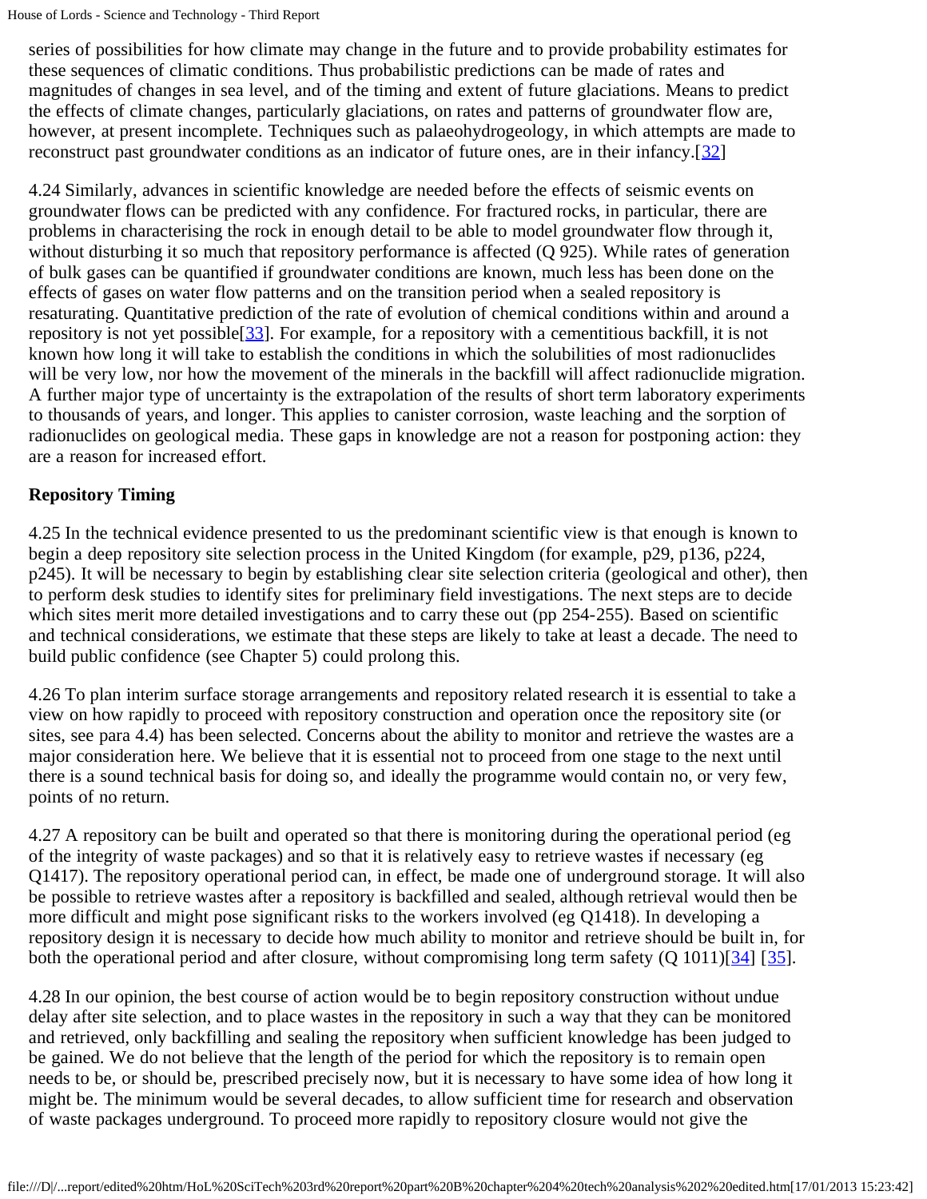series of possibilities for how climate may change in the future and to provide probability estimates for these sequences of climatic conditions. Thus probabilistic predictions can be made of rates and magnitudes of changes in sea level, and of the timing and extent of future glaciations. Means to predict the effects of climate changes, particularly glaciations, on rates and patterns of groundwater flow are, however, at present incomplete. Techniques such as palaeohydrogeology, in which attempts are made to reconstruct past groundwater conditions as an indicator of future ones, are in their infancy.[32]

4.24 Similarly, advances in scientific knowledge are needed before the effects of seismic events on groundwater flows can be predicted with any confidence. For fractured rocks, in particular, there are problems in characterising the rock in enough detail to be able to model groundwater flow through it, without disturbing it so much that repository performance is affected (Q 925). While rates of generation of bulk gases can be quantified if groundwater conditions are known, much less has been done on the effects of gases on water flow patterns and on the transition period when a sealed repository is resaturating. Quantitative prediction of the rate of evolution of chemical conditions within and around a repository is not yet possible[33]. For example, for a repository with a cementitious backfill, it is not known how long it will take to establish the conditions in which the solubilities of most radionuclides will be very low, nor how the movement of the minerals in the backfill will affect radionuclide migration. A further major type of uncertainty is the extrapolation of the results of short term laboratory experiments to thousands of years, and longer. This applies to canister corrosion, waste leaching and the sorption of radionuclides on geological media. These gaps in knowledge are not a reason for postponing action: they are a reason for increased effort.

**Repository Timing**

4.25 In the technical evidence presented to us the predominant scientific view is that enough is known to begin a deep repository site selection process in the United Kingdom (for example, p29, p136, p224, p245). It will be necessary to begin by establishing clear site selection criteria (geological and other), then to perform desk studies to identify sites for preliminary field investigations. The next steps are to decide which sites merit more detailed investigations and to carry these out (pp 254-255). Based on scientific and technical considerations, we estimate that these steps are likely to take at least a decade. The need to build public confidence (see Chapter 5) could prolong this.

4.26 To plan interim surface storage arrangements and repository related research it is essential to take a view on how rapidly to proceed with repository construction and operation once the repository site (or sites, see para 4.4) has been selected. Concerns about the ability to monitor and retrieve the wastes are a major consideration here. We believe that it is essential not to proceed from one stage to the next until there is a sound technical basis for doing so, and ideally the programme would contain no, or very few, points of no return.

4.27 A repository can be built and operated so that there is monitoring during the operational period (eg of the integrity of waste packages) and so that it is relatively easy to retrieve wastes if necessary (eg Q1417). The repository operational period can, in effect, be made one of underground storage. It will also be possible to retrieve wastes after a repository is backfilled and sealed, although retrieval would then be more difficult and might pose significant risks to the workers involved (eg Q1418). In developing a repository design it is necessary to decide how much ability to monitor and retrieve should be built in, for both the operational period and after closure, without compromising long term safety (Q 1011)[34] [35].

4.28 In our opinion, the best course of action would be to begin repository construction without undue delay after site selection, and to place wastes in the repository in such a way that they can be monitored and retrieved, only backfilling and sealing the repository when sufficient knowledge has been judged to be gained. We do not believe that the length of the period for which the repository is to remain open needs to be, or should be, prescribed precisely now, but it is necessary to have some idea of how long it might be. The minimum would be several decades, to allow sufficient time for research and observation of waste packages underground. To proceed more rapidly to repository closure would not give the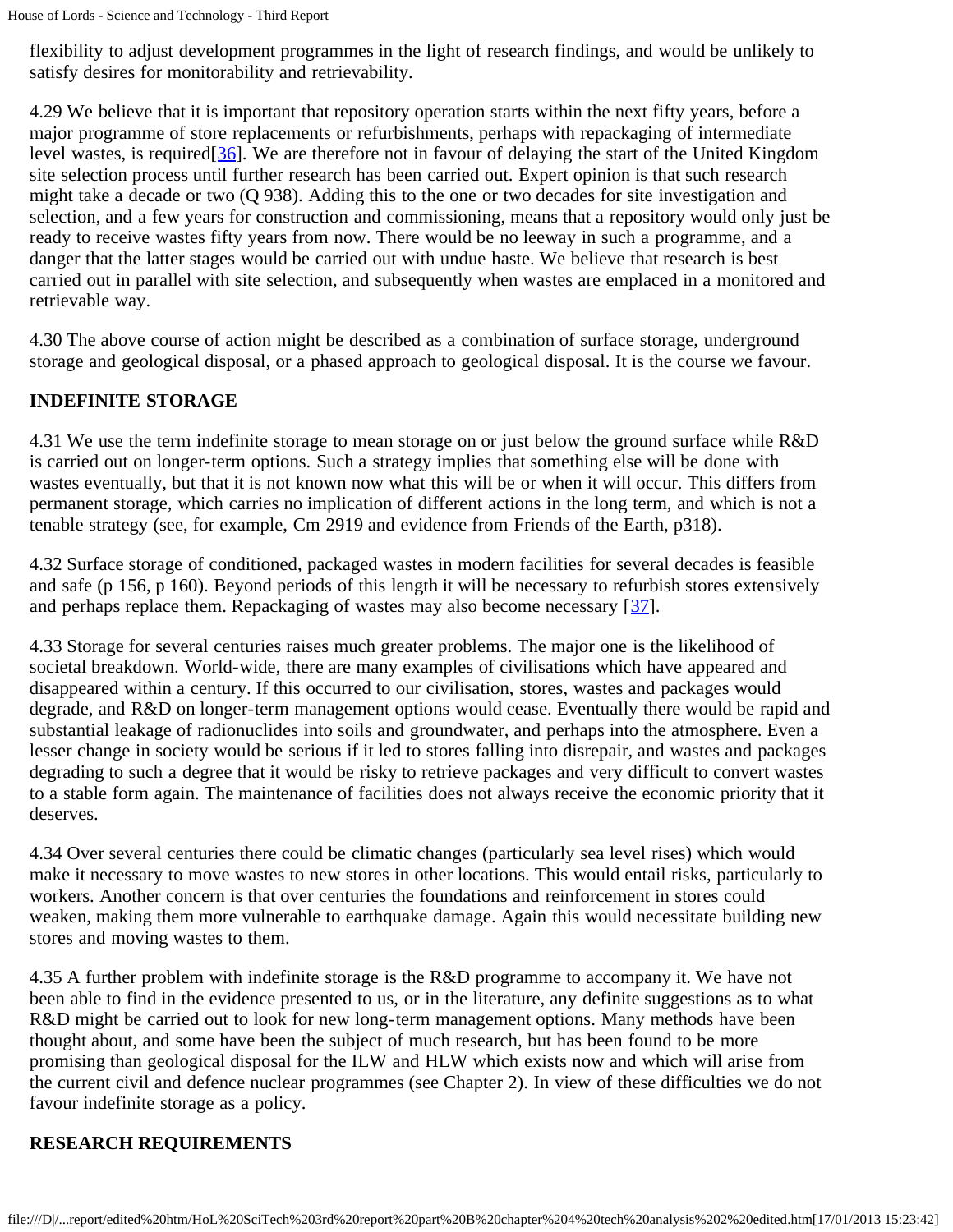flexibility to adjust development programmes in the light of research findings, and would be unlikely to satisfy desires for monitorability and retrievability.

4.29 We believe that it is important that repository operation starts within the next fifty years, before a major programme of store replacements or refurbishments, perhaps with repackaging of intermediate level wastes, is required[36]. We are therefore not in favour of delaying the start of the United Kingdom site selection process until further research has been carried out. Expert opinion is that such research might take a decade or two (Q 938). Adding this to the one or two decades for site investigation and selection, and a few years for construction and commissioning, means that a repository would only just be ready to receive wastes fifty years from now. There would be no leeway in such a programme, and a danger that the latter stages would be carried out with undue haste. We believe that research is best carried out in parallel with site selection, and subsequently when wastes are emplaced in a monitored and retrievable way.

4.30 The above course of action might be described as a combination of surface storage, underground storage and geological disposal, or a phased approach to geological disposal. It is the course we favour.

## INDEFINITE STORAGE

4.31 We use the term indefinite storage to mean storage on or just below the ground surface while R&D is carried out on longer-term options. Such a strategy implies that something else will be done with wastes eventually, but that it is not known now what this will be or when it will occur. This differs from permanent storage, which carries no implication of different actions in the long term, and which is not a tenable strategy (see, for example, Cm 2919 and evidence from Friends of the Earth, p318).

4.32 Surface storage of conditioned, packaged wastes in modern facilities for several decades is feasible and safe (p 156, p 160). Beyond periods of this length it will be necessary to refurbish stores extensively and perhaps replace them. Repackaging of wastes may also become necessary [37].

4.33 Storage for several centuries raises much greater problems. The major one is the likelihood of societal breakdown. World-wide, there are many examples of civilisations which have appeared and disappeared within a century. If this occurred to our civilisation, stores, wastes and packages would degrade, and R&D on longer-term management options would cease. Eventually there would be rapid and substantial leakage of radionuclides into soils and groundwater, and perhaps into the atmosphere. Even a lesser change in society would be serious if it led to stores falling into disrepair, and wastes and packages degrading to such a degree that it would be risky to retrieve packages and very difficult to convert wastes to a stable form again. The maintenance of facilities does not always receive the economic priority that it deserves.

4.34 Over several centuries there could be climatic changes (particularly sea level rises) which would make it necessary to move wastes to new stores in other locations. This would entail risks, particularly to workers. Another concern is that over centuries the foundations and reinforcement in stores could weaken, making them more vulnerable to earthquake damage. Again this would necessitate building new stores and moving wastes to them.

4.35 A further problem with indefinite storage is the R&D programme to accompany it. We have not been able to find in the evidence presented to us, or in the literature, any definite suggestions as to what R&D might be carried out to look for new long-term management options. Many methods have been thought about, and some have been the subject of much research, but has been found to be more promising than geological disposal for the ILW and HLW which exists now and which will arise from the current civil and defence nuclear programmes (see Chapter 2). In view of these difficulties we do not favour indefinite storage as a policy.

## RESEARCH REQUIREMENTS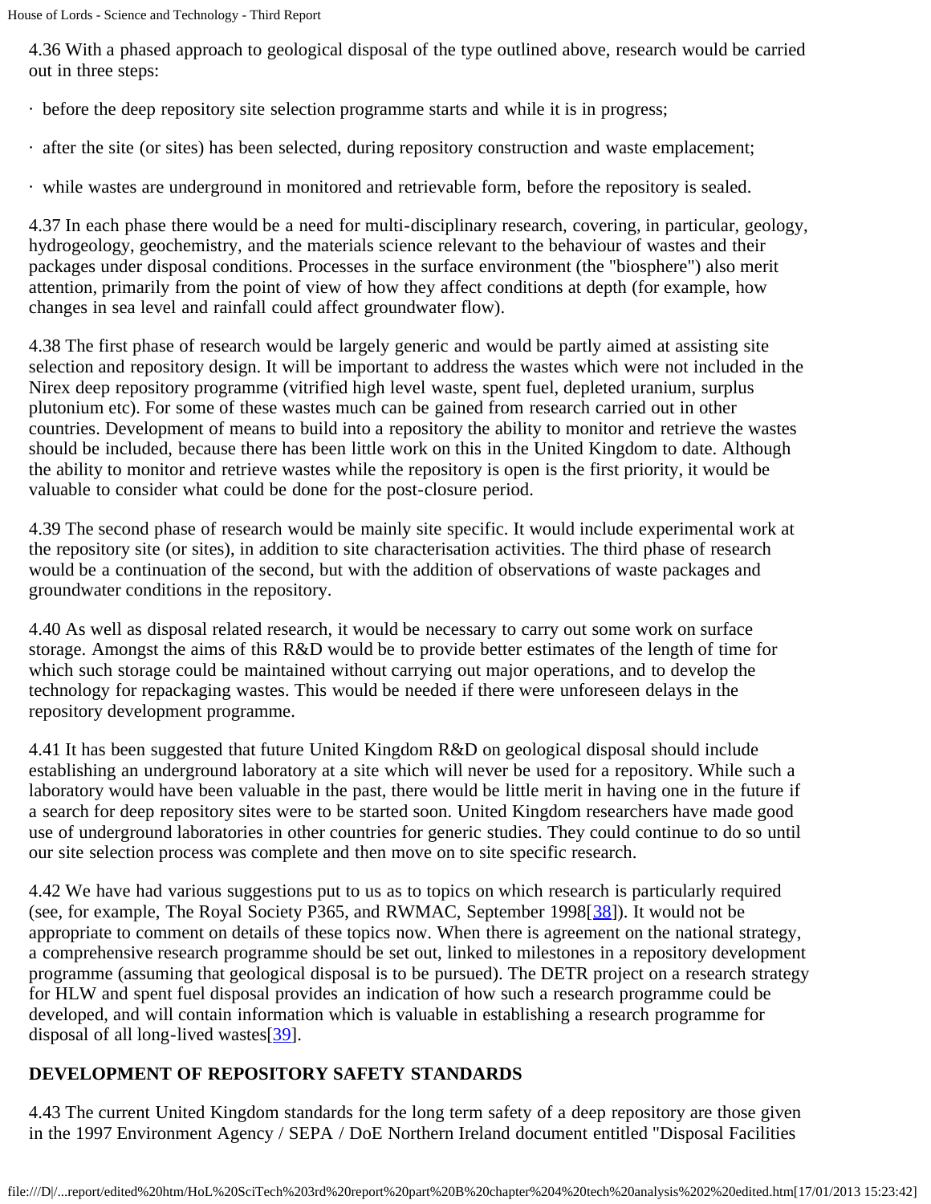4.36 With a phased approach to geological disposal of the type outlined above, research would be carried out in three steps:

· before the deep repository site selection programme starts and while it is in progress;

· after the site (or sites) has been selected, during repository construction and waste emplacement;

· while wastes are underground in monitored and retrievable form, before the repository is sealed.

4.37 In each phase there would be a need for multi-disciplinary research, covering, in particular, geology, hydrogeology, geochemistry, and the materials science relevant to the behaviour of wastes and their packages under disposal conditions. Processes in the surface environment (the "biosphere") also merit attention, primarily from the point of view of how they affect conditions at depth (for example, how changes in sea level and rainfall could affect groundwater flow).

4.38 The first phase of research would be largely generic and would be partly aimed at assisting site selection and repository design. It will be important to address the wastes which were not included in the Nirex deep repository programme (vitrified high level waste, spent fuel, depleted uranium, surplus plutonium etc). For some of these wastes much can be gained from research carried out in other countries. Development of means to build into a repository the ability to monitor and retrieve the wastes should be included, because there has been little work on this in the United Kingdom to date. Although the ability to monitor and retrieve wastes while the repository is open is the first priority, it would be valuable to consider what could be done for the post-closure period.

4.39 The second phase of research would be mainly site specific. It would include experimental work at the repository site (or sites), in addition to site characterisation activities. The third phase of research would be a continuation of the second, but with the addition of observations of waste packages and groundwater conditions in the repository.

4.40 As well as disposal related research, it would be necessary to carry out some work on surface storage. Amongst the aims of this R&D would be to provide better estimates of the length of time for which such storage could be maintained without carrying out major operations, and to develop the technology for repackaging wastes. This would be needed if there were unforeseen delays in the repository development programme.

4.41 It has been suggested that future United Kingdom R&D on geological disposal should include establishing an underground laboratory at a site which will never be used for a repository. While such a laboratory would have been valuable in the past, there would be little merit in having one in the future if a search for deep repository sites were to be started soon. United Kingdom researchers have made good use of underground laboratories in other countries for generic studies. They could continue to do so until our site selection process was complete and then move on to site specific research.

4.42 We have had various suggestions put to us as to topics on which research is particularly required (see, for example, The Royal Society P365, and RWMAC, September 1998[38]). It would not be appropriate to comment on details of these topics now. When there is agreement on the national strategy, a comprehensive research programme should be set out, linked to milestones in a repository development programme (assuming that geological disposal is to be pursued). The DETR project on a research strategy for HLW and spent fuel disposal provides an indication of how such a research programme could be developed, and will contain information which is valuable in establishing a research programme for disposal of all long-lived wastes[39].

## DEVELOPMENT OF REPOSITORY SAFETY STANDARDS

4.43 The current United Kingdom standards for the long term safety of a deep repository are those given in the 1997 Environment Agency / SEPA / DoE Northern Ireland document entitled "Disposal Facilities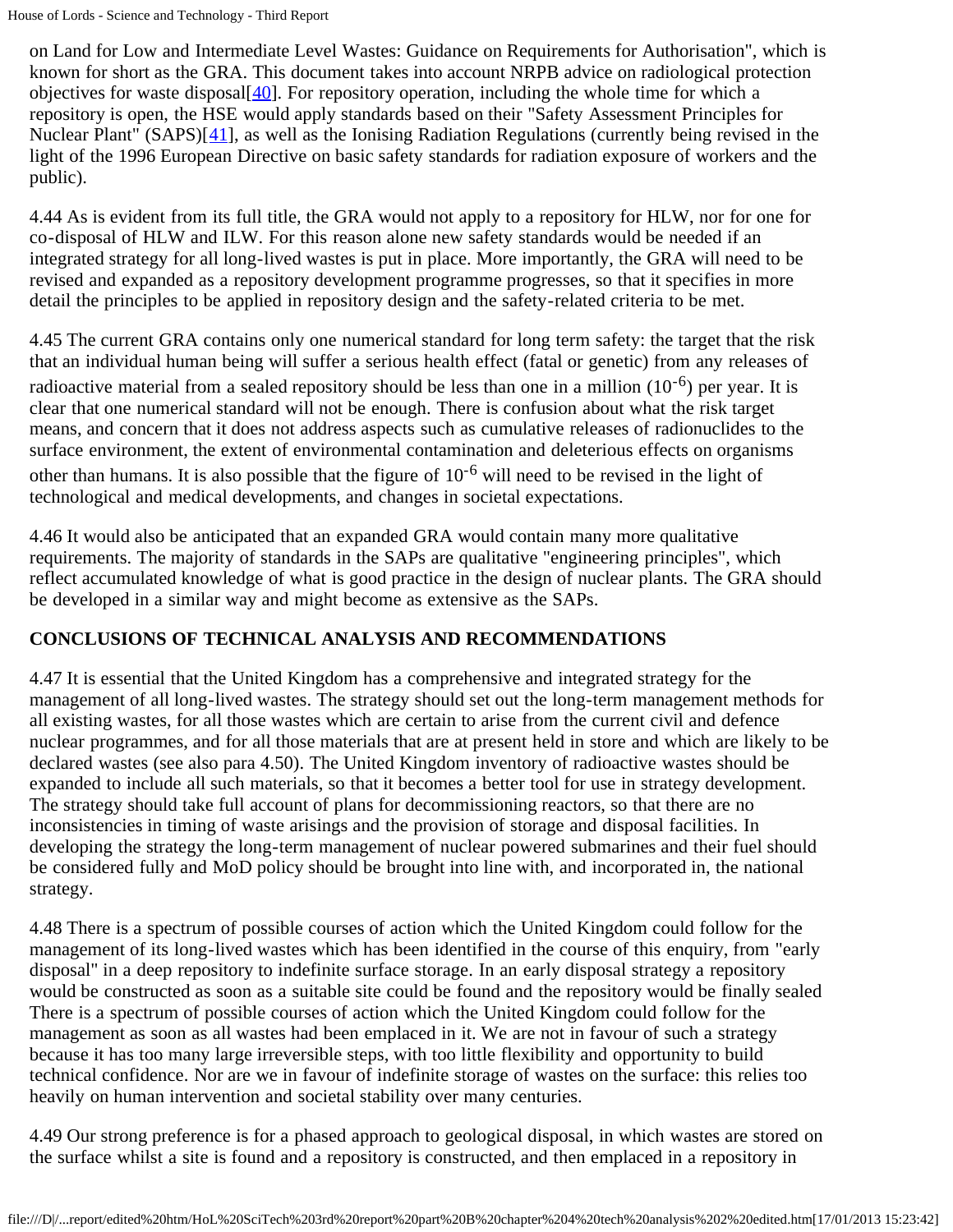on Land for Low and Intermediate Level Wastes: Guidance on Requirements for Authorisation", which is known for short as the GRA. This document takes into account NRPB advice on radiological protection objectives for waste disposal[40]. For repository operation, including the whole time for which a repository is open, the HSE would apply standards based on their "Safety Assessment Principles for Nuclear Plant" (SAPS)[41], as well as the Ionising Radiation Regulations (currently being revised in the light of the 1996 European Directive on basic safety standards for radiation exposure of workers and the public).

4.44 As is evident from its full title, the GRA would not apply to a repository for HLW, nor for one for co-disposal of HLW and ILW. For this reason alone new safety standards would be needed if an integrated strategy for all long-lived wastes is put in place. More importantly, the GRA will need to be revised and expanded as a repository development programme progresses, so that it specifies in more detail the principles to be applied in repository design and the safety-related criteria to be met.

4.45 The current GRA contains only one numerical standard for long term safety: the target that the risk that an individual human being will suffer a serious health effect (fatal or genetic) from any releases of radioactive material from a sealed repository should be less than one in a million ($10^{-6}$) per year. It is clear that one numerical standard will not be enough. There is confusion about what the risk target means, and concern that it does not address aspects such as cumulative releases of radionuclides to the surface environment, the extent of environmental contamination and deleterious effects on organisms other than humans. It is also possible that the figure of $10^{-6}$ will need to be revised in the light of technological and medical developments, and changes in societal expectations.

4.46 It would also be anticipated that an expanded GRA would contain many more qualitative requirements. The majority of standards in the SAPs are qualitative "engineering principles", which reflect accumulated knowledge of what is good practice in the design of nuclear plants. The GRA should be developed in a similar way and might become as extensive as the SAPs.

**CONCLUSIONS OF TECHNICAL ANALYSIS AND RECOMMENDATIONS**

4.47 It is essential that the United Kingdom has a comprehensive and integrated strategy for the management of all long-lived wastes. The strategy should set out the long-term management methods for all existing wastes, for all those wastes which are certain to arise from the current civil and defence nuclear programmes, and for all those materials that are at present held in store and which are likely to be declared wastes (see also para 4.50). The United Kingdom inventory of radioactive wastes should be expanded to include all such materials, so that it becomes a better tool for use in strategy development. The strategy should take full account of plans for decommissioning reactors, so that there are no inconsistencies in timing of waste arisings and the provision of storage and disposal facilities. In developing the strategy the long-term management of nuclear powered submarines and their fuel should be considered fully and MoD policy should be brought into line with, and incorporated in, the national strategy.

4.48 There is a spectrum of possible courses of action which the United Kingdom could follow for the management of its long-lived wastes which has been identified in the course of this enquiry, from "early disposal" in a deep repository to indefinite surface storage. In an early disposal strategy a repository would be constructed as soon as a suitable site could be found and the repository would be finally sealed There is a spectrum of possible courses of action which the United Kingdom could follow for the management as soon as all wastes had been emplaced in it. We are not in favour of such a strategy because it has too many large irreversible steps, with too little flexibility and opportunity to build technical confidence. Nor are we in favour of indefinite storage of wastes on the surface: this relies too heavily on human intervention and societal stability over many centuries.

4.49 Our strong preference is for a phased approach to geological disposal, in which wastes are stored on the surface whilst a site is found and a repository is constructed, and then emplaced in a repository in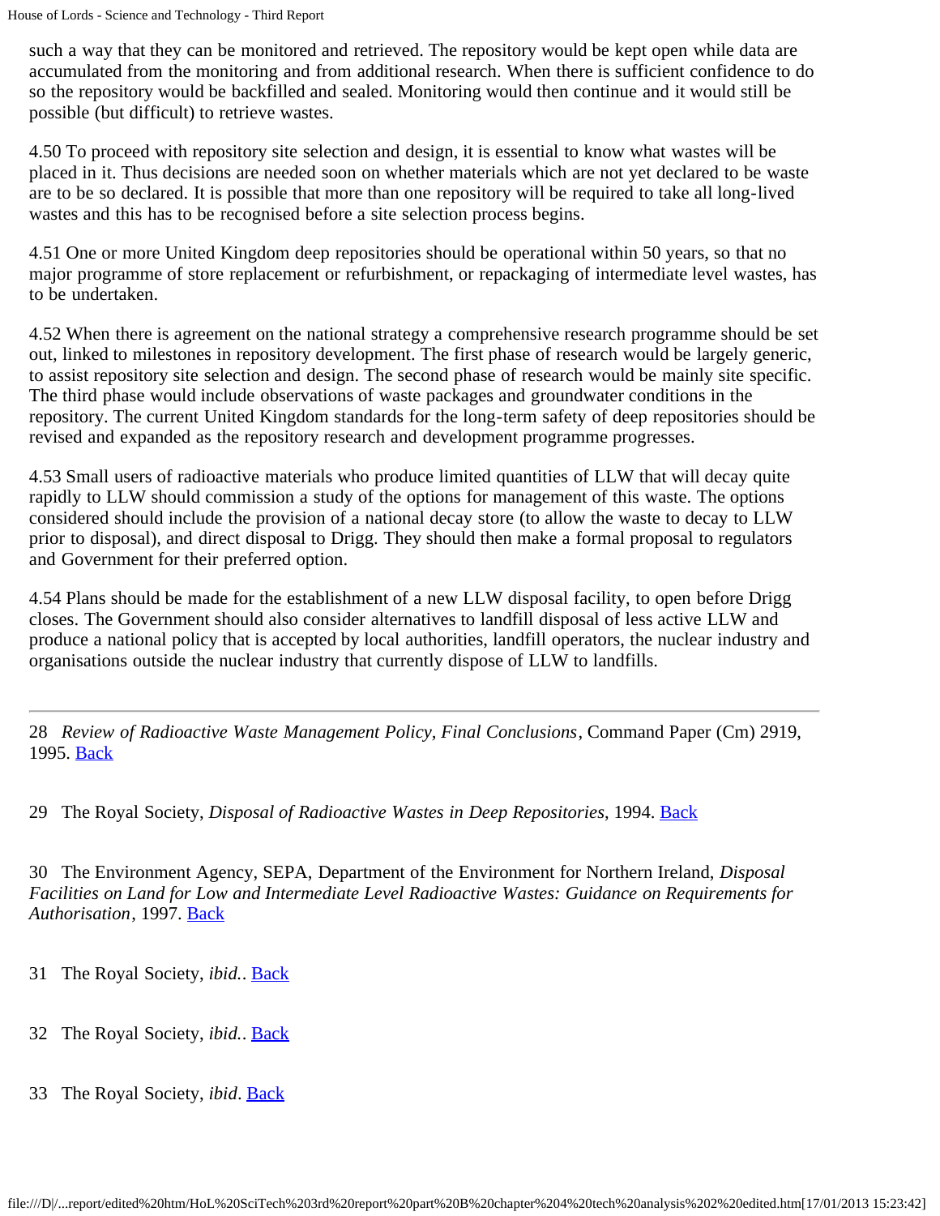such a way that they can be monitored and retrieved. The repository would be kept open while data are accumulated from the monitoring and from additional research. When there is sufficient confidence to do so the repository would be backfilled and sealed. Monitoring would then continue and it would still be possible (but difficult) to retrieve wastes.

4.50 To proceed with repository site selection and design, it is essential to know what wastes will be placed in it. Thus decisions are needed soon on whether materials which are not yet declared to be waste are to be so declared. It is possible that more than one repository will be required to take all long-lived wastes and this has to be recognised before a site selection process begins.

4.51 One or more United Kingdom deep repositories should be operational within 50 years, so that no major programme of store replacement or refurbishment, or repackaging of intermediate level wastes, has to be undertaken.

4.52 When there is agreement on the national strategy a comprehensive research programme should be set out, linked to milestones in repository development. The first phase of research would be largely generic, to assist repository site selection and design. The second phase of research would be mainly site specific. The third phase would include observations of waste packages and groundwater conditions in the repository. The current United Kingdom standards for the long-term safety of deep repositories should be revised and expanded as the repository research and development programme progresses.

4.53 Small users of radioactive materials who produce limited quantities of LLW that will decay quite rapidly to LLW should commission a study of the options for management of this waste. The options considered should include the provision of a national decay store (to allow the waste to decay to LLW prior to disposal), and direct disposal to Drigg. They should then make a formal proposal to regulators and Government for their preferred option.

4.54 Plans should be made for the establishment of a new LLW disposal facility, to open before Drigg closes. The Government should also consider alternatives to landfill disposal of less active LLW and produce a national policy that is accepted by local authorities, landfill operators, the nuclear industry and organisations outside the nuclear industry that currently dispose of LLW to landfills.

---

28 *Review of Radioactive Waste Management Policy, Final Conclusions*, Command Paper (Cm) 2919, 1995. Back

29 The Royal Society, *Disposal of Radioactive Wastes in Deep Repositories*, 1994. Back

30 The Environment Agency, SEPA, Department of the Environment for Northern Ireland, *Disposal Facilities on Land for Low and Intermediate Level Radioactive Wastes: Guidance on Requirements for Authorisation*, 1997. Back

31 The Royal Society, *ibid.*. Back

32 The Royal Society, *ibid.*. Back

33 The Royal Society, *ibid*. Back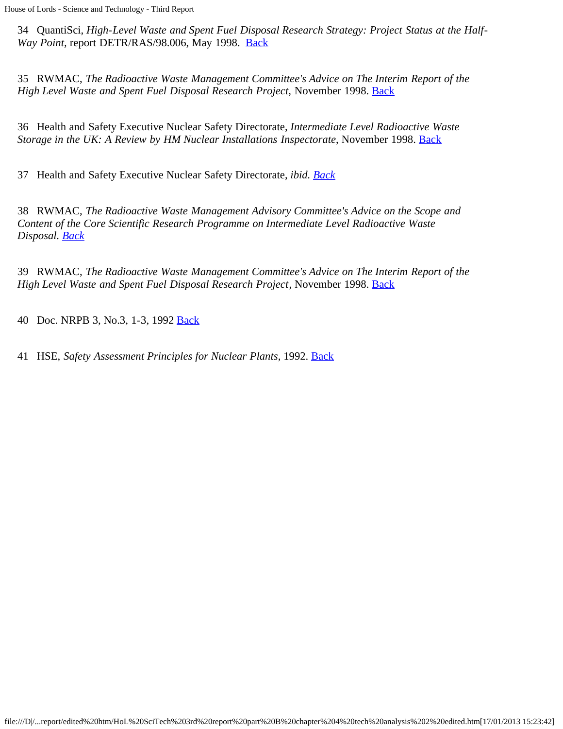34 QuantiSci, *High-Level Waste and Spent Fuel Disposal Research Strategy: Project Status at the Half-Way Point*, report DETR/RAS/98.006, May 1998. Back

35 RWMAC, *The Radioactive Waste Management Committee's Advice on The Interim Report of the High Level Waste and Spent Fuel Disposal Research Project*, November 1998. Back

36 Health and Safety Executive Nuclear Safety Directorate, *Intermediate Level Radioactive Waste Storage in the UK: A Review by HM Nuclear Installations Inspectorate*, November 1998. Back

37 Health and Safety Executive Nuclear Safety Directorate, *ibid. Back*

38 RWMAC, *The Radioactive Waste Management Advisory Committee's Advice on the Scope and Content of the Core Scientific Research Programme on Intermediate Level Radioactive Waste Disposal. Back*

39 RWMAC, *The Radioactive Waste Management Committee's Advice on The Interim Report of the High Level Waste and Spent Fuel Disposal Research Project*, November 1998. Back

40 Doc. NRPB 3, No.3, 1-3, 1992 Back

41 HSE, *Safety Assessment Principles for Nuclear Plants*, 1992. Back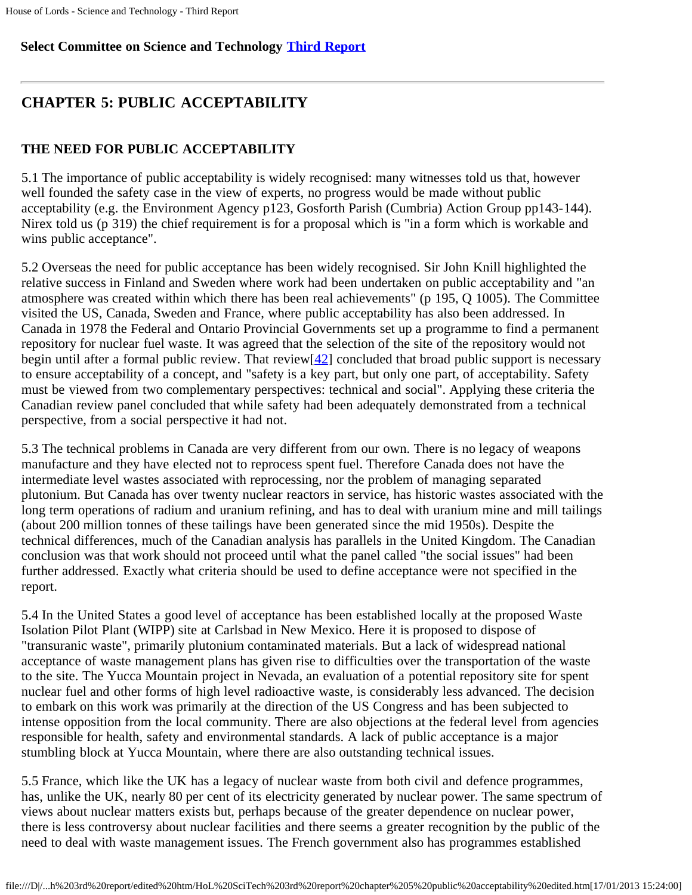**Select Committee on Science and Technology Third Report**

## CHAPTER 5: PUBLIC ACCEPTABILITY

### THE NEED FOR PUBLIC ACCEPTABILITY

5.1 The importance of public acceptability is widely recognised: many witnesses told us that, however well founded the safety case in the view of experts, no progress would be made without public acceptability (e.g. the Environment Agency p123, Gosforth Parish (Cumbria) Action Group pp143-144). Nirex told us (p 319) the chief requirement is for a proposal which is "in a form which is workable and wins public acceptance".

5.2 Overseas the need for public acceptance has been widely recognised. Sir John Knill highlighted the relative success in Finland and Sweden where work had been undertaken on public acceptability and "an atmosphere was created within which there has been real achievements" (p 195, Q 1005). The Committee visited the US, Canada, Sweden and France, where public acceptability has also been addressed. In Canada in 1978 the Federal and Ontario Provincial Governments set up a programme to find a permanent repository for nuclear fuel waste. It was agreed that the selection of the site of the repository would not begin until after a formal public review. That review[42] concluded that broad public support is necessary to ensure acceptability of a concept, and "safety is a key part, but only one part, of acceptability. Safety must be viewed from two complementary perspectives: technical and social". Applying these criteria the Canadian review panel concluded that while safety had been adequately demonstrated from a technical perspective, from a social perspective it had not.

5.3 The technical problems in Canada are very different from our own. There is no legacy of weapons manufacture and they have elected not to reprocess spent fuel. Therefore Canada does not have the intermediate level wastes associated with reprocessing, nor the problem of managing separated plutonium. But Canada has over twenty nuclear reactors in service, has historic wastes associated with the long term operations of radium and uranium refining, and has to deal with uranium mine and mill tailings (about 200 million tonnes of these tailings have been generated since the mid 1950s). Despite the technical differences, much of the Canadian analysis has parallels in the United Kingdom. The Canadian conclusion was that work should not proceed until what the panel called "the social issues" had been further addressed. Exactly what criteria should be used to define acceptance were not specified in the report.

5.4 In the United States a good level of acceptance has been established locally at the proposed Waste Isolation Pilot Plant (WIPP) site at Carlsbad in New Mexico. Here it is proposed to dispose of "transuranic waste", primarily plutonium contaminated materials. But a lack of widespread national acceptance of waste management plans has given rise to difficulties over the transportation of the waste to the site. The Yucca Mountain project in Nevada, an evaluation of a potential repository site for spent nuclear fuel and other forms of high level radioactive waste, is considerably less advanced. The decision to embark on this work was primarily at the direction of the US Congress and has been subjected to intense opposition from the local community. There are also objections at the federal level from agencies responsible for health, safety and environmental standards. A lack of public acceptance is a major stumbling block at Yucca Mountain, where there are also outstanding technical issues.

5.5 France, which like the UK has a legacy of nuclear waste from both civil and defence programmes, has, unlike the UK, nearly 80 per cent of its electricity generated by nuclear power. The same spectrum of views about nuclear matters exists but, perhaps because of the greater dependence on nuclear power, there is less controversy about nuclear facilities and there seems a greater recognition by the public of the need to deal with waste management issues. The French government also has programmes established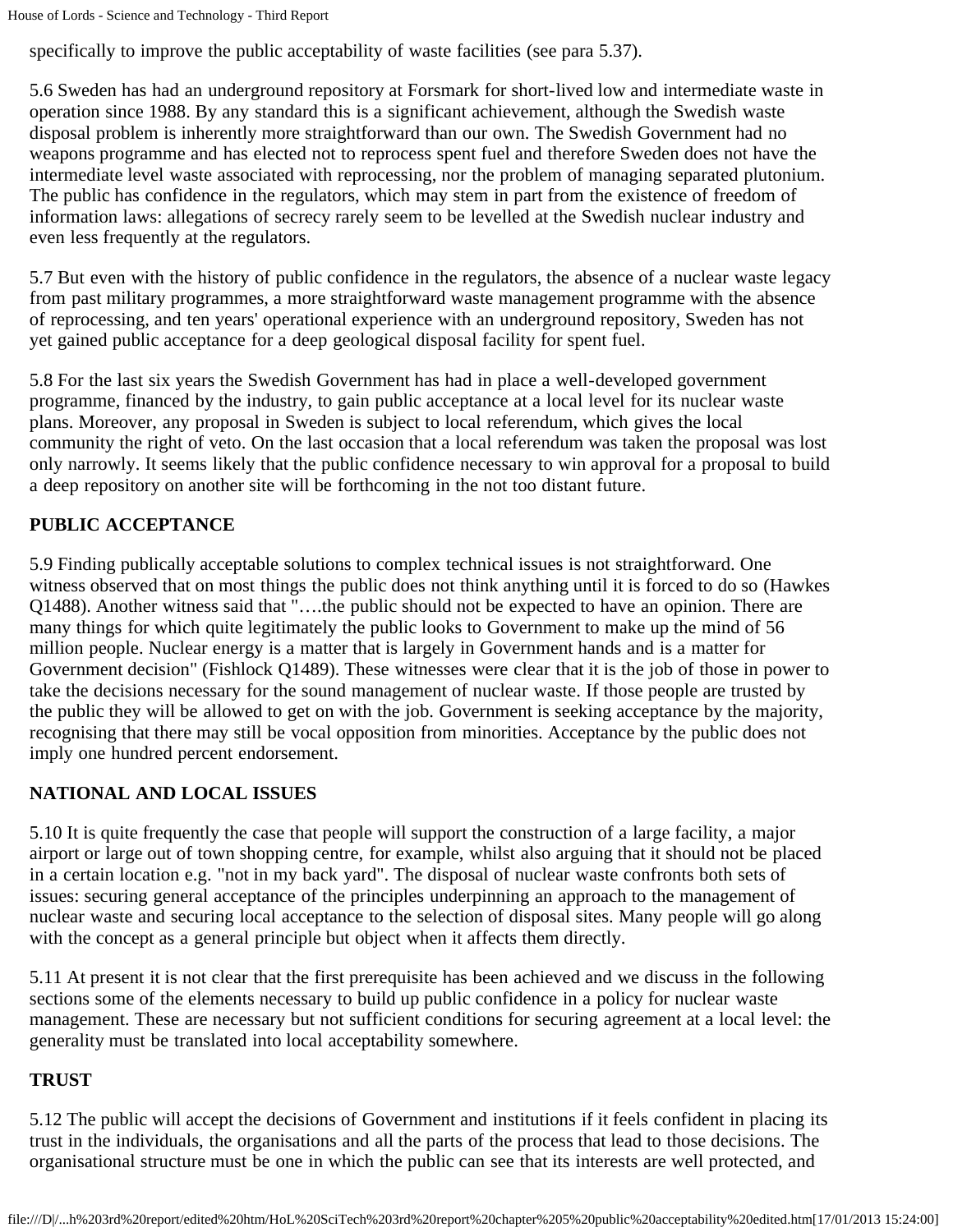specifically to improve the public acceptability of waste facilities (see para 5.37).

5.6 Sweden has had an underground repository at Forsmark for short-lived low and intermediate waste in operation since 1988. By any standard this is a significant achievement, although the Swedish waste disposal problem is inherently more straightforward than our own. The Swedish Government had no weapons programme and has elected not to reprocess spent fuel and therefore Sweden does not have the intermediate level waste associated with reprocessing, nor the problem of managing separated plutonium. The public has confidence in the regulators, which may stem in part from the existence of freedom of information laws: allegations of secrecy rarely seem to be levelled at the Swedish nuclear industry and even less frequently at the regulators.

5.7 But even with the history of public confidence in the regulators, the absence of a nuclear waste legacy from past military programmes, a more straightforward waste management programme with the absence of reprocessing, and ten years' operational experience with an underground repository, Sweden has not yet gained public acceptance for a deep geological disposal facility for spent fuel.

5.8 For the last six years the Swedish Government has had in place a well-developed government programme, financed by the industry, to gain public acceptance at a local level for its nuclear waste plans. Moreover, any proposal in Sweden is subject to local referendum, which gives the local community the right of veto. On the last occasion that a local referendum was taken the proposal was lost only narrowly. It seems likely that the public confidence necessary to win approval for a proposal to build a deep repository on another site will be forthcoming in the not too distant future.

## PUBLIC ACCEPTANCE

5.9 Finding publically acceptable solutions to complex technical issues is not straightforward. One witness observed that on most things the public does not think anything until it is forced to do so (Hawkes Q1488). Another witness said that "….the public should not be expected to have an opinion. There are many things for which quite legitimately the public looks to Government to make up the mind of 56 million people. Nuclear energy is a matter that is largely in Government hands and is a matter for Government decision" (Fishlock Q1489). These witnesses were clear that it is the job of those in power to take the decisions necessary for the sound management of nuclear waste. If those people are trusted by the public they will be allowed to get on with the job. Government is seeking acceptance by the majority, recognising that there may still be vocal opposition from minorities. Acceptance by the public does not imply one hundred percent endorsement.

## NATIONAL AND LOCAL ISSUES

5.10 It is quite frequently the case that people will support the construction of a large facility, a major airport or large out of town shopping centre, for example, whilst also arguing that it should not be placed in a certain location e.g. "not in my back yard". The disposal of nuclear waste confronts both sets of issues: securing general acceptance of the principles underpinning an approach to the management of nuclear waste and securing local acceptance to the selection of disposal sites. Many people will go along with the concept as a general principle but object when it affects them directly.

5.11 At present it is not clear that the first prerequisite has been achieved and we discuss in the following sections some of the elements necessary to build up public confidence in a policy for nuclear waste management. These are necessary but not sufficient conditions for securing agreement at a local level: the generality must be translated into local acceptability somewhere.

## TRUST

5.12 The public will accept the decisions of Government and institutions if it feels confident in placing its trust in the individuals, the organisations and all the parts of the process that lead to those decisions. The organisational structure must be one in which the public can see that its interests are well protected, and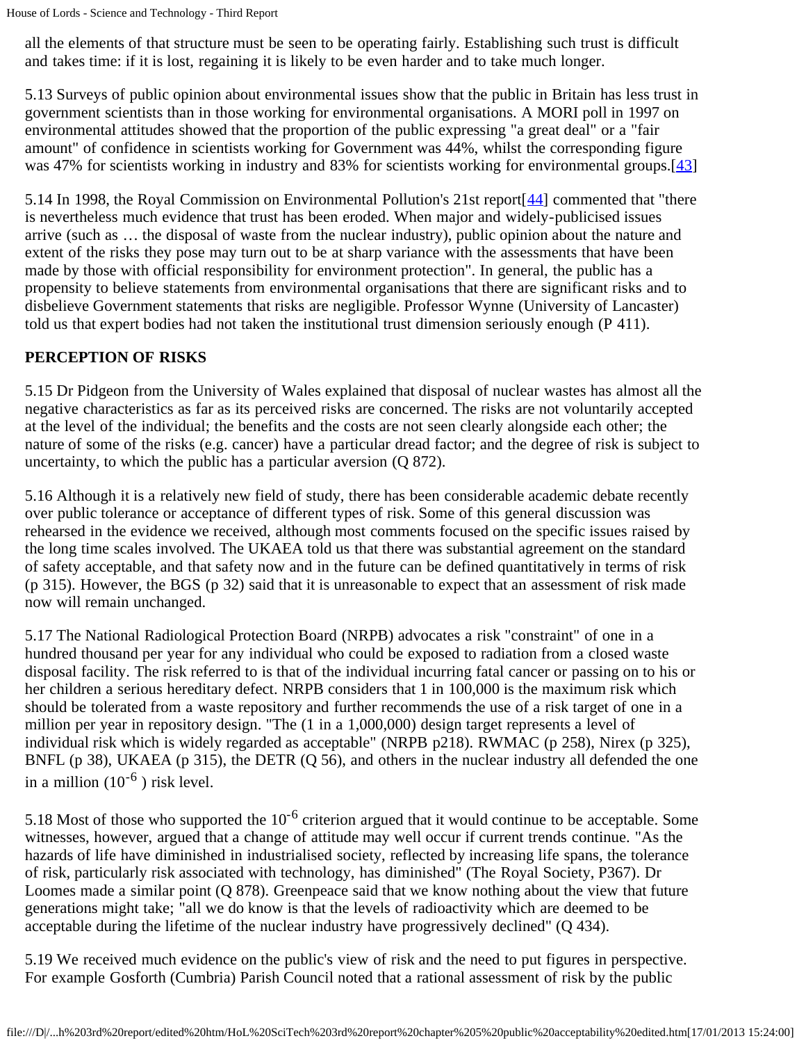all the elements of that structure must be seen to be operating fairly. Establishing such trust is difficult and takes time: if it is lost, regaining it is likely to be even harder and to take much longer.

5.13 Surveys of public opinion about environmental issues show that the public in Britain has less trust in government scientists than in those working for environmental organisations. A MORI poll in 1997 on environmental attitudes showed that the proportion of the public expressing "a great deal" or a "fair amount" of confidence in scientists working for Government was 44%, whilst the corresponding figure was 47% for scientists working in industry and 83% for scientists working for environmental groups.[43]

5.14 In 1998, the Royal Commission on Environmental Pollution's 21st report[44] commented that "there is nevertheless much evidence that trust has been eroded. When major and widely-publicised issues arrive (such as … the disposal of waste from the nuclear industry), public opinion about the nature and extent of the risks they pose may turn out to be at sharp variance with the assessments that have been made by those with official responsibility for environment protection". In general, the public has a propensity to believe statements from environmental organisations that there are significant risks and to disbelieve Government statements that risks are negligible. Professor Wynne (University of Lancaster) told us that expert bodies had not taken the institutional trust dimension seriously enough (P 411).

**PERCEPTION OF RISKS**

5.15 Dr Pidgeon from the University of Wales explained that disposal of nuclear wastes has almost all the negative characteristics as far as its perceived risks are concerned. The risks are not voluntarily accepted at the level of the individual; the benefits and the costs are not seen clearly alongside each other; the nature of some of the risks (e.g. cancer) have a particular dread factor; and the degree of risk is subject to uncertainty, to which the public has a particular aversion (Q 872).

5.16 Although it is a relatively new field of study, there has been considerable academic debate recently over public tolerance or acceptance of different types of risk. Some of this general discussion was rehearsed in the evidence we received, although most comments focused on the specific issues raised by the long time scales involved. The UKAEA told us that there was substantial agreement on the standard of safety acceptable, and that safety now and in the future can be defined quantitatively in terms of risk (p 315). However, the BGS (p 32) said that it is unreasonable to expect that an assessment of risk made now will remain unchanged.

5.17 The National Radiological Protection Board (NRPB) advocates a risk "constraint" of one in a hundred thousand per year for any individual who could be exposed to radiation from a closed waste disposal facility. The risk referred to is that of the individual incurring fatal cancer or passing on to his or her children a serious hereditary defect. NRPB considers that 1 in 100,000 is the maximum risk which should be tolerated from a waste repository and further recommends the use of a risk target of one in a million per year in repository design. "The (1 in a 1,000,000) design target represents a level of individual risk which is widely regarded as acceptable" (NRPB p218). RWMAC (p 258), Nirex (p 325), BNFL (p 38), UKAEA (p 315), the DETR (Q 56), and others in the nuclear industry all defended the one in a million ($10^{-6}$ ) risk level.

5.18 Most of those who supported the $10^{-6}$ criterion argued that it would continue to be acceptable. Some witnesses, however, argued that a change of attitude may well occur if current trends continue. "As the hazards of life have diminished in industrialised society, reflected by increasing life spans, the tolerance of risk, particularly risk associated with technology, has diminished" (The Royal Society, P367). Dr Loomes made a similar point (Q 878). Greenpeace said that we know nothing about the view that future generations might take; "all we do know is that the levels of radioactivity which are deemed to be acceptable during the lifetime of the nuclear industry have progressively declined" (Q 434).

5.19 We received much evidence on the public's view of risk and the need to put figures in perspective. For example Gosforth (Cumbria) Parish Council noted that a rational assessment of risk by the public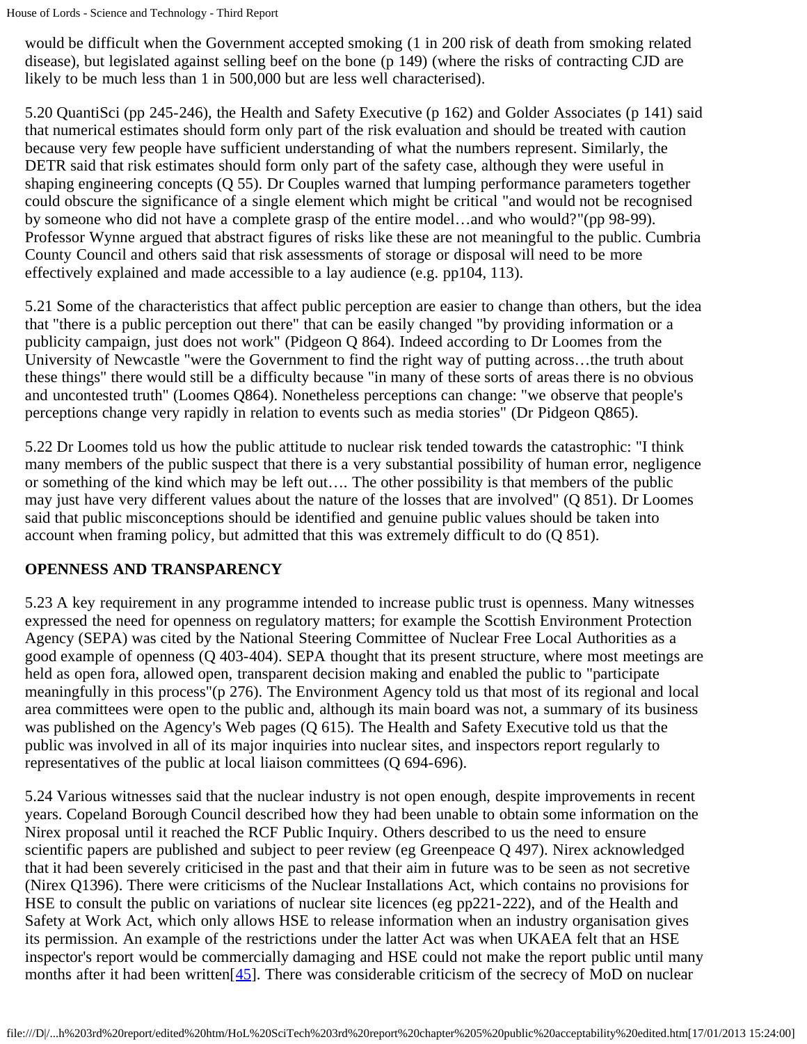would be difficult when the Government accepted smoking (1 in 200 risk of death from smoking related disease), but legislated against selling beef on the bone (p 149) (where the risks of contracting CJD are likely to be much less than 1 in 500,000 but are less well characterised).

5.20 QuantiSci (pp 245-246), the Health and Safety Executive (p 162) and Golder Associates (p 141) said that numerical estimates should form only part of the risk evaluation and should be treated with caution because very few people have sufficient understanding of what the numbers represent. Similarly, the DETR said that risk estimates should form only part of the safety case, although they were useful in shaping engineering concepts (Q 55). Dr Couples warned that lumping performance parameters together could obscure the significance of a single element which might be critical "and would not be recognised by someone who did not have a complete grasp of the entire model…and who would?"(pp 98-99). Professor Wynne argued that abstract figures of risks like these are not meaningful to the public. Cumbria County Council and others said that risk assessments of storage or disposal will need to be more effectively explained and made accessible to a lay audience (e.g. pp104, 113).

5.21 Some of the characteristics that affect public perception are easier to change than others, but the idea that "there is a public perception out there" that can be easily changed "by providing information or a publicity campaign, just does not work" (Pidgeon Q 864). Indeed according to Dr Loomes from the University of Newcastle "were the Government to find the right way of putting across…the truth about these things" there would still be a difficulty because "in many of these sorts of areas there is no obvious and uncontested truth" (Loomes Q864). Nonetheless perceptions can change: "we observe that people's perceptions change very rapidly in relation to events such as media stories" (Dr Pidgeon Q865).

5.22 Dr Loomes told us how the public attitude to nuclear risk tended towards the catastrophic: "I think many members of the public suspect that there is a very substantial possibility of human error, negligence or something of the kind which may be left out…. The other possibility is that members of the public may just have very different values about the nature of the losses that are involved" (Q 851). Dr Loomes said that public misconceptions should be identified and genuine public values should be taken into account when framing policy, but admitted that this was extremely difficult to do (Q 851).

## OPENNESS AND TRANSPARENCY

5.23 A key requirement in any programme intended to increase public trust is openness. Many witnesses expressed the need for openness on regulatory matters; for example the Scottish Environment Protection Agency (SEPA) was cited by the National Steering Committee of Nuclear Free Local Authorities as a good example of openness (Q 403-404). SEPA thought that its present structure, where most meetings are held as open fora, allowed open, transparent decision making and enabled the public to "participate meaningfully in this process"(p 276). The Environment Agency told us that most of its regional and local area committees were open to the public and, although its main board was not, a summary of its business was published on the Agency's Web pages (Q 615). The Health and Safety Executive told us that the public was involved in all of its major inquiries into nuclear sites, and inspectors report regularly to representatives of the public at local liaison committees (Q 694-696).

5.24 Various witnesses said that the nuclear industry is not open enough, despite improvements in recent years. Copeland Borough Council described how they had been unable to obtain some information on the Nirex proposal until it reached the RCF Public Inquiry. Others described to us the need to ensure scientific papers are published and subject to peer review (eg Greenpeace Q 497). Nirex acknowledged that it had been severely criticised in the past and that their aim in future was to be seen as not secretive (Nirex Q1396). There were criticisms of the Nuclear Installations Act, which contains no provisions for HSE to consult the public on variations of nuclear site licences (eg pp221-222), and of the Health and Safety at Work Act, which only allows HSE to release information when an industry organisation gives its permission. An example of the restrictions under the latter Act was when UKAEA felt that an HSE inspector's report would be commercially damaging and HSE could not make the report public until many months after it had been written[45]. There was considerable criticism of the secrecy of MoD on nuclear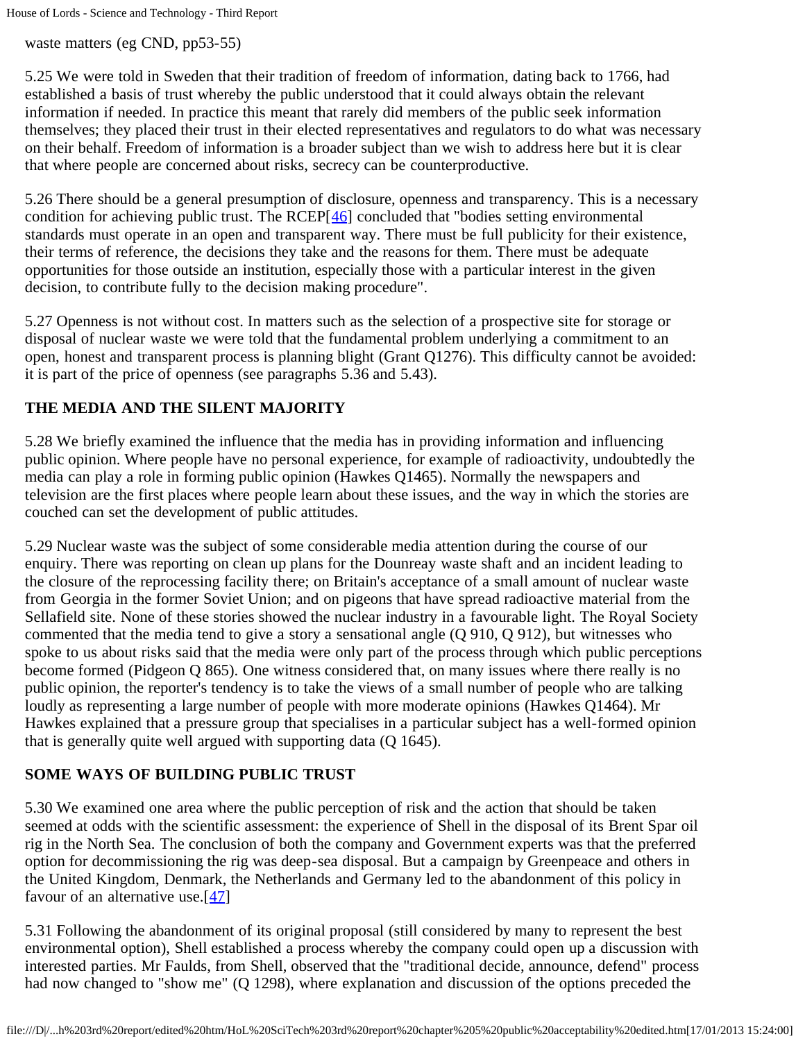waste matters (eg CND, pp53-55)

5.25 We were told in Sweden that their tradition of freedom of information, dating back to 1766, had established a basis of trust whereby the public understood that it could always obtain the relevant information if needed. In practice this meant that rarely did members of the public seek information themselves; they placed their trust in their elected representatives and regulators to do what was necessary on their behalf. Freedom of information is a broader subject than we wish to address here but it is clear that where people are concerned about risks, secrecy can be counterproductive.

5.26 There should be a general presumption of disclosure, openness and transparency. This is a necessary condition for achieving public trust. The RCEP[46] concluded that "bodies setting environmental standards must operate in an open and transparent way. There must be full publicity for their existence, their terms of reference, the decisions they take and the reasons for them. There must be adequate opportunities for those outside an institution, especially those with a particular interest in the given decision, to contribute fully to the decision making procedure".

5.27 Openness is not without cost. In matters such as the selection of a prospective site for storage or disposal of nuclear waste we were told that the fundamental problem underlying a commitment to an open, honest and transparent process is planning blight (Grant Q1276). This difficulty cannot be avoided: it is part of the price of openness (see paragraphs 5.36 and 5.43).

## THE MEDIA AND THE SILENT MAJORITY

5.28 We briefly examined the influence that the media has in providing information and influencing public opinion. Where people have no personal experience, for example of radioactivity, undoubtedly the media can play a role in forming public opinion (Hawkes Q1465). Normally the newspapers and television are the first places where people learn about these issues, and the way in which the stories are couched can set the development of public attitudes.

5.29 Nuclear waste was the subject of some considerable media attention during the course of our enquiry. There was reporting on clean up plans for the Dounreay waste shaft and an incident leading to the closure of the reprocessing facility there; on Britain's acceptance of a small amount of nuclear waste from Georgia in the former Soviet Union; and on pigeons that have spread radioactive material from the Sellafield site. None of these stories showed the nuclear industry in a favourable light. The Royal Society commented that the media tend to give a story a sensational angle (Q 910, Q 912), but witnesses who spoke to us about risks said that the media were only part of the process through which public perceptions become formed (Pidgeon Q 865). One witness considered that, on many issues where there really is no public opinion, the reporter's tendency is to take the views of a small number of people who are talking loudly as representing a large number of people with more moderate opinions (Hawkes Q1464). Mr Hawkes explained that a pressure group that specialises in a particular subject has a well-formed opinion that is generally quite well argued with supporting data (Q 1645).

## SOME WAYS OF BUILDING PUBLIC TRUST

5.30 We examined one area where the public perception of risk and the action that should be taken seemed at odds with the scientific assessment: the experience of Shell in the disposal of its Brent Spar oil rig in the North Sea. The conclusion of both the company and Government experts was that the preferred option for decommissioning the rig was deep-sea disposal. But a campaign by Greenpeace and others in the United Kingdom, Denmark, the Netherlands and Germany led to the abandonment of this policy in favour of an alternative use.[47]

5.31 Following the abandonment of its original proposal (still considered by many to represent the best environmental option), Shell established a process whereby the company could open up a discussion with interested parties. Mr Faulds, from Shell, observed that the "traditional decide, announce, defend" process had now changed to "show me" (Q 1298), where explanation and discussion of the options preceded the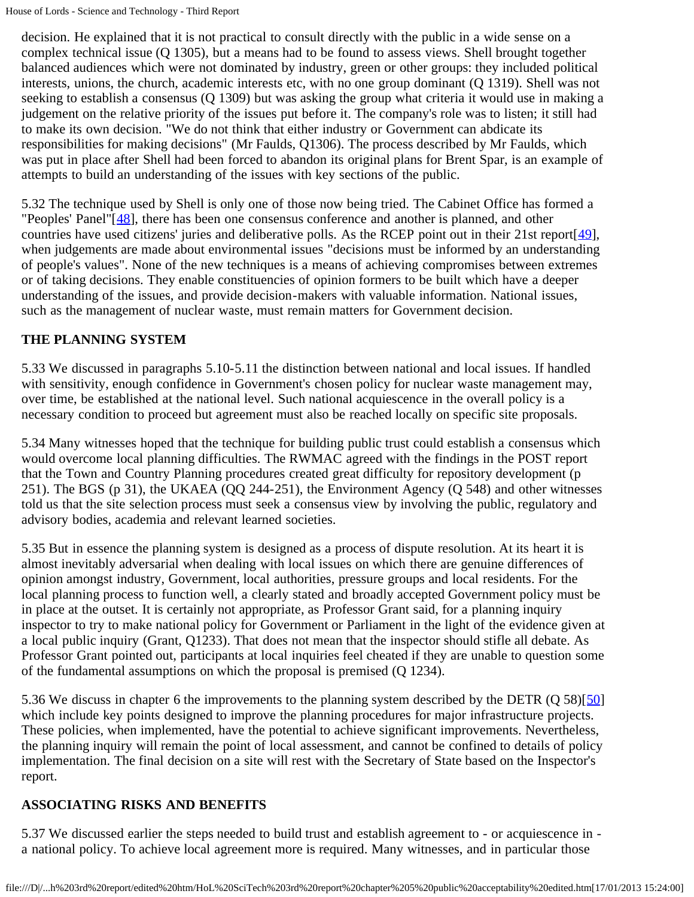decision. He explained that it is not practical to consult directly with the public in a wide sense on a complex technical issue (Q 1305), but a means had to be found to assess views. Shell brought together balanced audiences which were not dominated by industry, green or other groups: they included political interests, unions, the church, academic interests etc, with no one group dominant (Q 1319). Shell was not seeking to establish a consensus (Q 1309) but was asking the group what criteria it would use in making a judgement on the relative priority of the issues put before it. The company's role was to listen; it still had to make its own decision. "We do not think that either industry or Government can abdicate its responsibilities for making decisions" (Mr Faulds, Q1306). The process described by Mr Faulds, which was put in place after Shell had been forced to abandon its original plans for Brent Spar, is an example of attempts to build an understanding of the issues with key sections of the public.

5.32 The technique used by Shell is only one of those now being tried. The Cabinet Office has formed a "Peoples' Panel"[48], there has been one consensus conference and another is planned, and other countries have used citizens' juries and deliberative polls. As the RCEP point out in their 21st report[49], when judgements are made about environmental issues "decisions must be informed by an understanding of people's values". None of the new techniques is a means of achieving compromises between extremes or of taking decisions. They enable constituencies of opinion formers to be built which have a deeper understanding of the issues, and provide decision-makers with valuable information. National issues, such as the management of nuclear waste, must remain matters for Government decision.

## THE PLANNING SYSTEM

5.33 We discussed in paragraphs 5.10-5.11 the distinction between national and local issues. If handled with sensitivity, enough confidence in Government's chosen policy for nuclear waste management may, over time, be established at the national level. Such national acquiescence in the overall policy is a necessary condition to proceed but agreement must also be reached locally on specific site proposals.

5.34 Many witnesses hoped that the technique for building public trust could establish a consensus which would overcome local planning difficulties. The RWMAC agreed with the findings in the POST report that the Town and Country Planning procedures created great difficulty for repository development (p 251). The BGS (p 31), the UKAEA (QQ 244-251), the Environment Agency (Q 548) and other witnesses told us that the site selection process must seek a consensus view by involving the public, regulatory and advisory bodies, academia and relevant learned societies.

5.35 But in essence the planning system is designed as a process of dispute resolution. At its heart it is almost inevitably adversarial when dealing with local issues on which there are genuine differences of opinion amongst industry, Government, local authorities, pressure groups and local residents. For the local planning process to function well, a clearly stated and broadly accepted Government policy must be in place at the outset. It is certainly not appropriate, as Professor Grant said, for a planning inquiry inspector to try to make national policy for Government or Parliament in the light of the evidence given at a local public inquiry (Grant, Q1233). That does not mean that the inspector should stifle all debate. As Professor Grant pointed out, participants at local inquiries feel cheated if they are unable to question some of the fundamental assumptions on which the proposal is premised (Q 1234).

5.36 We discuss in chapter 6 the improvements to the planning system described by the DETR (Q 58)[50] which include key points designed to improve the planning procedures for major infrastructure projects. These policies, when implemented, have the potential to achieve significant improvements. Nevertheless, the planning inquiry will remain the point of local assessment, and cannot be confined to details of policy implementation. The final decision on a site will rest with the Secretary of State based on the Inspector's report.

## ASSOCIATING RISKS AND BENEFITS

5.37 We discussed earlier the steps needed to build trust and establish agreement to - or acquiescence in - a national policy. To achieve local agreement more is required. Many witnesses, and in particular those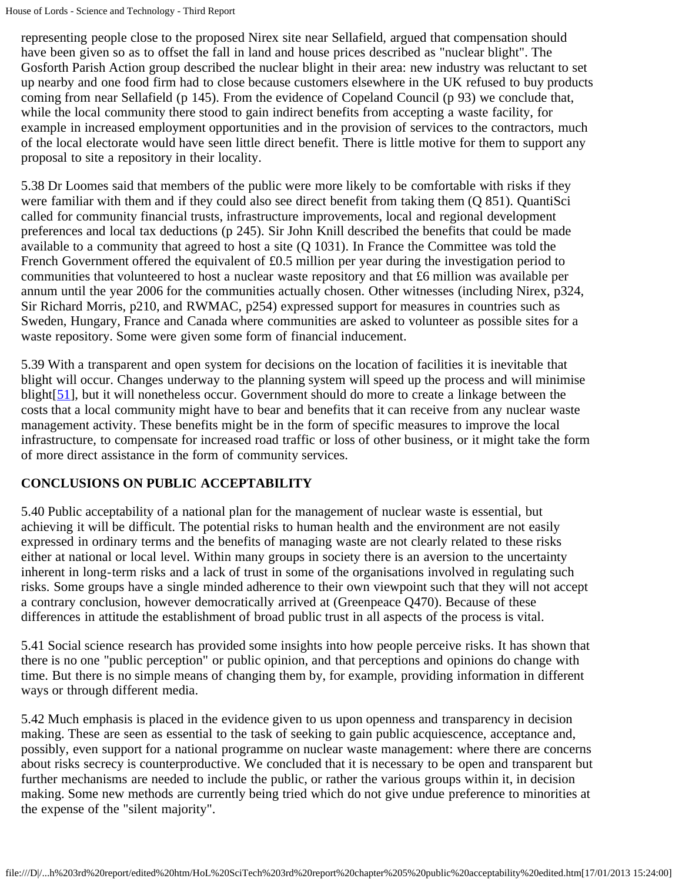representing people close to the proposed Nirex site near Sellafield, argued that compensation should have been given so as to offset the fall in land and house prices described as "nuclear blight". The Gosforth Parish Action group described the nuclear blight in their area: new industry was reluctant to set up nearby and one food firm had to close because customers elsewhere in the UK refused to buy products coming from near Sellafield (p 145). From the evidence of Copeland Council (p 93) we conclude that, while the local community there stood to gain indirect benefits from accepting a waste facility, for example in increased employment opportunities and in the provision of services to the contractors, much of the local electorate would have seen little direct benefit. There is little motive for them to support any proposal to site a repository in their locality.

5.38 Dr Loomes said that members of the public were more likely to be comfortable with risks if they were familiar with them and if they could also see direct benefit from taking them (Q 851). QuantiSci called for community financial trusts, infrastructure improvements, local and regional development preferences and local tax deductions (p 245). Sir John Knill described the benefits that could be made available to a community that agreed to host a site (Q 1031). In France the Committee was told the French Government offered the equivalent of £0.5 million per year during the investigation period to communities that volunteered to host a nuclear waste repository and that £6 million was available per annum until the year 2006 for the communities actually chosen. Other witnesses (including Nirex, p324, Sir Richard Morris, p210, and RWMAC, p254) expressed support for measures in countries such as Sweden, Hungary, France and Canada where communities are asked to volunteer as possible sites for a waste repository. Some were given some form of financial inducement.

5.39 With a transparent and open system for decisions on the location of facilities it is inevitable that blight will occur. Changes underway to the planning system will speed up the process and will minimise blight[51], but it will nonetheless occur. Government should do more to create a linkage between the costs that a local community might have to bear and benefits that it can receive from any nuclear waste management activity. These benefits might be in the form of specific measures to improve the local infrastructure, to compensate for increased road traffic or loss of other business, or it might take the form of more direct assistance in the form of community services.

## CONCLUSIONS ON PUBLIC ACCEPTABILITY

5.40 Public acceptability of a national plan for the management of nuclear waste is essential, but achieving it will be difficult. The potential risks to human health and the environment are not easily expressed in ordinary terms and the benefits of managing waste are not clearly related to these risks either at national or local level. Within many groups in society there is an aversion to the uncertainty inherent in long-term risks and a lack of trust in some of the organisations involved in regulating such risks. Some groups have a single minded adherence to their own viewpoint such that they will not accept a contrary conclusion, however democratically arrived at (Greenpeace Q470). Because of these differences in attitude the establishment of broad public trust in all aspects of the process is vital.

5.41 Social science research has provided some insights into how people perceive risks. It has shown that there is no one "public perception" or public opinion, and that perceptions and opinions do change with time. But there is no simple means of changing them by, for example, providing information in different ways or through different media.

5.42 Much emphasis is placed in the evidence given to us upon openness and transparency in decision making. These are seen as essential to the task of seeking to gain public acquiescence, acceptance and, possibly, even support for a national programme on nuclear waste management: where there are concerns about risks secrecy is counterproductive. We concluded that it is necessary to be open and transparent but further mechanisms are needed to include the public, or rather the various groups within it, in decision making. Some new methods are currently being tried which do not give undue preference to minorities at the expense of the "silent majority".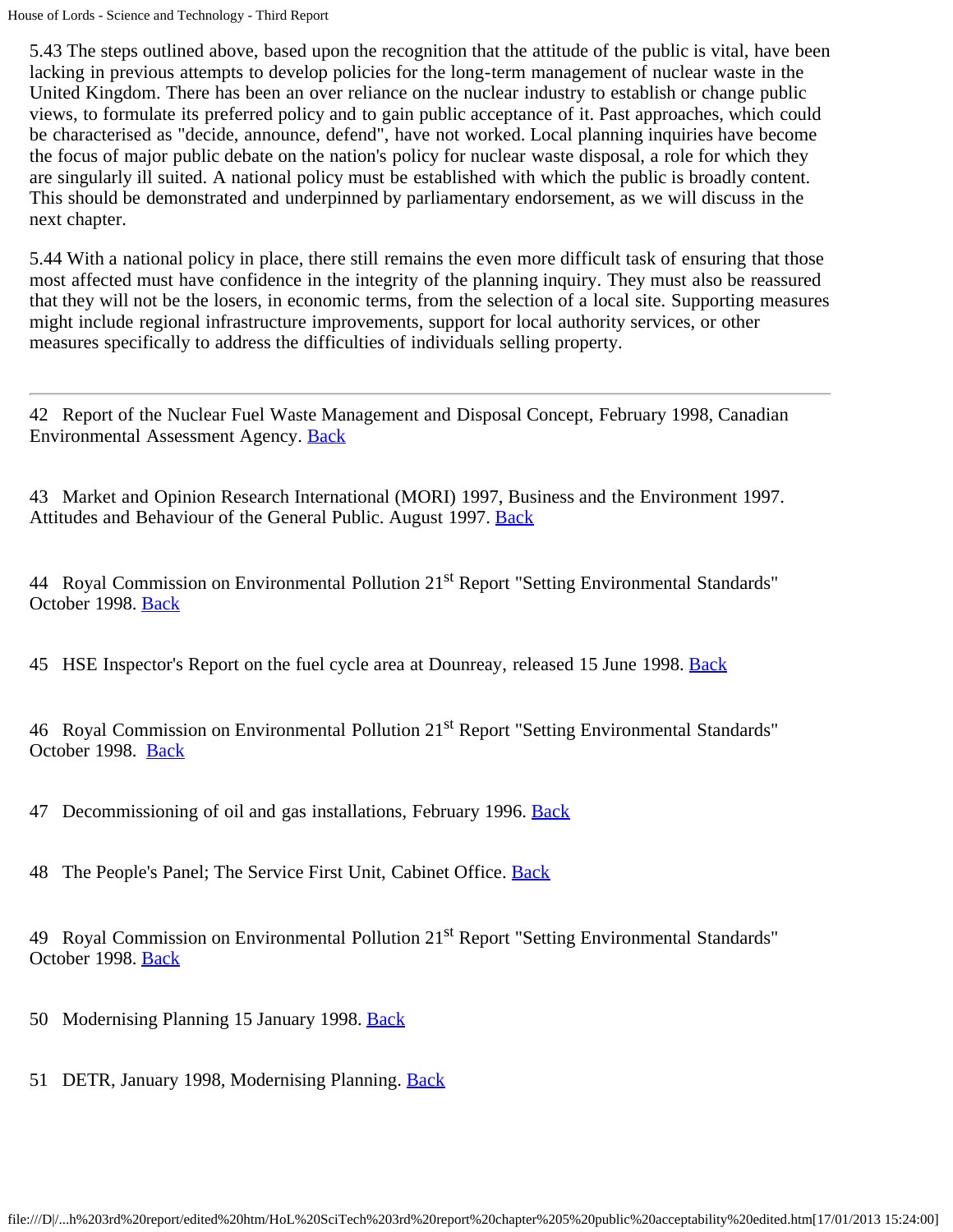5.43 The steps outlined above, based upon the recognition that the attitude of the public is vital, have been lacking in previous attempts to develop policies for the long-term management of nuclear waste in the United Kingdom. There has been an over reliance on the nuclear industry to establish or change public views, to formulate its preferred policy and to gain public acceptance of it. Past approaches, which could be characterised as "decide, announce, defend", have not worked. Local planning inquiries have become the focus of major public debate on the nation's policy for nuclear waste disposal, a role for which they are singularly ill suited. A national policy must be established with which the public is broadly content. This should be demonstrated and underpinned by parliamentary endorsement, as we will discuss in the next chapter.

5.44 With a national policy in place, there still remains the even more difficult task of ensuring that those most affected must have confidence in the integrity of the planning inquiry. They must also be reassured that they will not be the losers, in economic terms, from the selection of a local site. Supporting measures might include regional infrastructure improvements, support for local authority services, or other measures specifically to address the difficulties of individuals selling property.

---

42 Report of the Nuclear Fuel Waste Management and Disposal Concept, February 1998, Canadian Environmental Assessment Agency. Back

43 Market and Opinion Research International (MORI) 1997, Business and the Environment 1997. Attitudes and Behaviour of the General Public. August 1997. Back

44 Royal Commission on Environmental Pollution 21st Report "Setting Environmental Standards" October 1998. Back

45 HSE Inspector's Report on the fuel cycle area at Dounreay, released 15 June 1998. Back

46 Royal Commission on Environmental Pollution 21st Report "Setting Environmental Standards" October 1998. Back

47 Decommissioning of oil and gas installations, February 1996. Back

48 The People's Panel; The Service First Unit, Cabinet Office. Back

49 Royal Commission on Environmental Pollution 21st Report "Setting Environmental Standards" October 1998. Back

50 Modernising Planning 15 January 1998. Back

51 DETR, January 1998, Modernising Planning. Back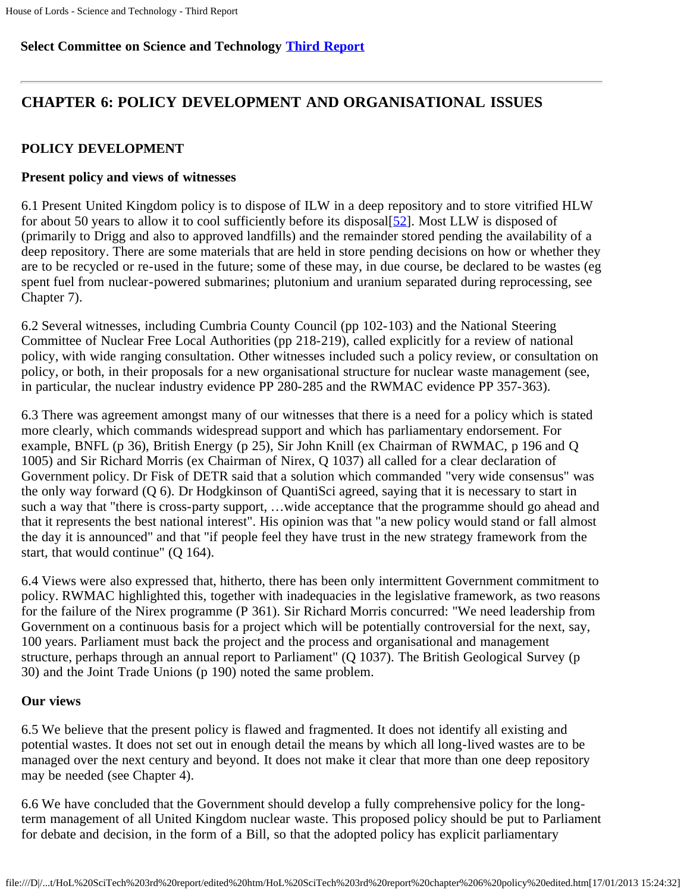**Select Committee on Science and Technology Third Report**

## CHAPTER 6: POLICY DEVELOPMENT AND ORGANISATIONAL ISSUES

### POLICY DEVELOPMENT

#### Present policy and views of witnesses

6.1 Present United Kingdom policy is to dispose of ILW in a deep repository and to store vitrified HLW for about 50 years to allow it to cool sufficiently before its disposal[52]. Most LLW is disposed of (primarily to Drigg and also to approved landfills) and the remainder stored pending the availability of a deep repository. There are some materials that are held in store pending decisions on how or whether they are to be recycled or re-used in the future; some of these may, in due course, be declared to be wastes (eg spent fuel from nuclear-powered submarines; plutonium and uranium separated during reprocessing, see Chapter 7).

6.2 Several witnesses, including Cumbria County Council (pp 102-103) and the National Steering Committee of Nuclear Free Local Authorities (pp 218-219), called explicitly for a review of national policy, with wide ranging consultation. Other witnesses included such a policy review, or consultation on policy, or both, in their proposals for a new organisational structure for nuclear waste management (see, in particular, the nuclear industry evidence PP 280-285 and the RWMAC evidence PP 357-363).

6.3 There was agreement amongst many of our witnesses that there is a need for a policy which is stated more clearly, which commands widespread support and which has parliamentary endorsement. For example, BNFL (p 36), British Energy (p 25), Sir John Knill (ex Chairman of RWMAC, p 196 and Q 1005) and Sir Richard Morris (ex Chairman of Nirex, Q 1037) all called for a clear declaration of Government policy. Dr Fisk of DETR said that a solution which commanded "very wide consensus" was the only way forward (Q 6). Dr Hodgkinson of QuantiSci agreed, saying that it is necessary to start in such a way that "there is cross-party support, …wide acceptance that the programme should go ahead and that it represents the best national interest". His opinion was that "a new policy would stand or fall almost the day it is announced" and that "if people feel they have trust in the new strategy framework from the start, that would continue" (Q 164).

6.4 Views were also expressed that, hitherto, there has been only intermittent Government commitment to policy. RWMAC highlighted this, together with inadequacies in the legislative framework, as two reasons for the failure of the Nirex programme (P 361). Sir Richard Morris concurred: "We need leadership from Government on a continuous basis for a project which will be potentially controversial for the next, say, 100 years. Parliament must back the project and the process and organisational and management structure, perhaps through an annual report to Parliament" (Q 1037). The British Geological Survey (p 30) and the Joint Trade Unions (p 190) noted the same problem.

#### Our views

6.5 We believe that the present policy is flawed and fragmented. It does not identify all existing and potential wastes. It does not set out in enough detail the means by which all long-lived wastes are to be managed over the next century and beyond. It does not make it clear that more than one deep repository may be needed (see Chapter 4).

6.6 We have concluded that the Government should develop a fully comprehensive policy for the long-term management of all United Kingdom nuclear waste. This proposed policy should be put to Parliament for debate and decision, in the form of a Bill, so that the adopted policy has explicit parliamentary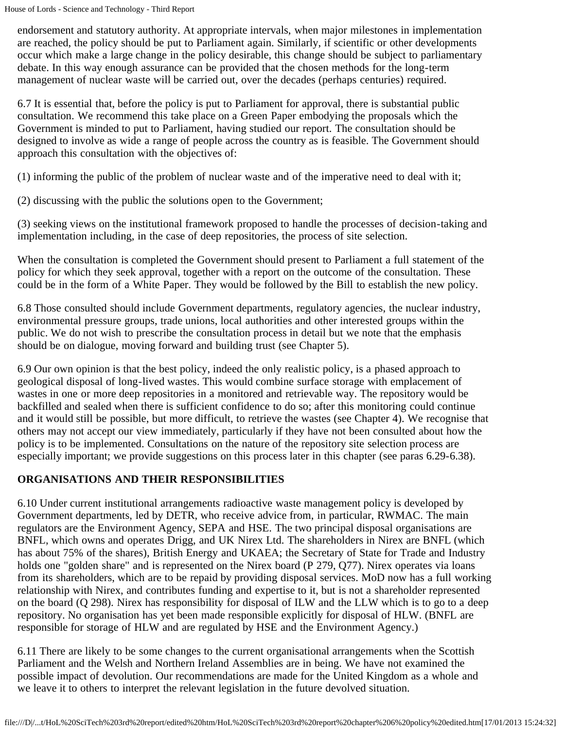endorsement and statutory authority. At appropriate intervals, when major milestones in implementation are reached, the policy should be put to Parliament again. Similarly, if scientific or other developments occur which make a large change in the policy desirable, this change should be subject to parliamentary debate. In this way enough assurance can be provided that the chosen methods for the long-term management of nuclear waste will be carried out, over the decades (perhaps centuries) required.

6.7 It is essential that, before the policy is put to Parliament for approval, there is substantial public consultation. We recommend this take place on a Green Paper embodying the proposals which the Government is minded to put to Parliament, having studied our report. The consultation should be designed to involve as wide a range of people across the country as is feasible. The Government should approach this consultation with the objectives of:

(1) informing the public of the problem of nuclear waste and of the imperative need to deal with it;

(2) discussing with the public the solutions open to the Government;

(3) seeking views on the institutional framework proposed to handle the processes of decision-taking and implementation including, in the case of deep repositories, the process of site selection.

When the consultation is completed the Government should present to Parliament a full statement of the policy for which they seek approval, together with a report on the outcome of the consultation. These could be in the form of a White Paper. They would be followed by the Bill to establish the new policy.

6.8 Those consulted should include Government departments, regulatory agencies, the nuclear industry, environmental pressure groups, trade unions, local authorities and other interested groups within the public. We do not wish to prescribe the consultation process in detail but we note that the emphasis should be on dialogue, moving forward and building trust (see Chapter 5).

6.9 Our own opinion is that the best policy, indeed the only realistic policy, is a phased approach to geological disposal of long-lived wastes. This would combine surface storage with emplacement of wastes in one or more deep repositories in a monitored and retrievable way. The repository would be backfilled and sealed when there is sufficient confidence to do so; after this monitoring could continue and it would still be possible, but more difficult, to retrieve the wastes (see Chapter 4). We recognise that others may not accept our view immediately, particularly if they have not been consulted about how the policy is to be implemented. Consultations on the nature of the repository site selection process are especially important; we provide suggestions on this process later in this chapter (see paras 6.29-6.38).

## ORGANISATIONS AND THEIR RESPONSIBILITIES

6.10 Under current institutional arrangements radioactive waste management policy is developed by Government departments, led by DETR, who receive advice from, in particular, RWMAC. The main regulators are the Environment Agency, SEPA and HSE. The two principal disposal organisations are BNFL, which owns and operates Drigg, and UK Nirex Ltd. The shareholders in Nirex are BNFL (which has about 75% of the shares), British Energy and UKAEA; the Secretary of State for Trade and Industry holds one "golden share" and is represented on the Nirex board (P 279, Q77). Nirex operates via loans from its shareholders, which are to be repaid by providing disposal services. MoD now has a full working relationship with Nirex, and contributes funding and expertise to it, but is not a shareholder represented on the board (Q 298). Nirex has responsibility for disposal of ILW and the LLW which is to go to a deep repository. No organisation has yet been made responsible explicitly for disposal of HLW. (BNFL are responsible for storage of HLW and are regulated by HSE and the Environment Agency.)

6.11 There are likely to be some changes to the current organisational arrangements when the Scottish Parliament and the Welsh and Northern Ireland Assemblies are in being. We have not examined the possible impact of devolution. Our recommendations are made for the United Kingdom as a whole and we leave it to others to interpret the relevant legislation in the future devolved situation.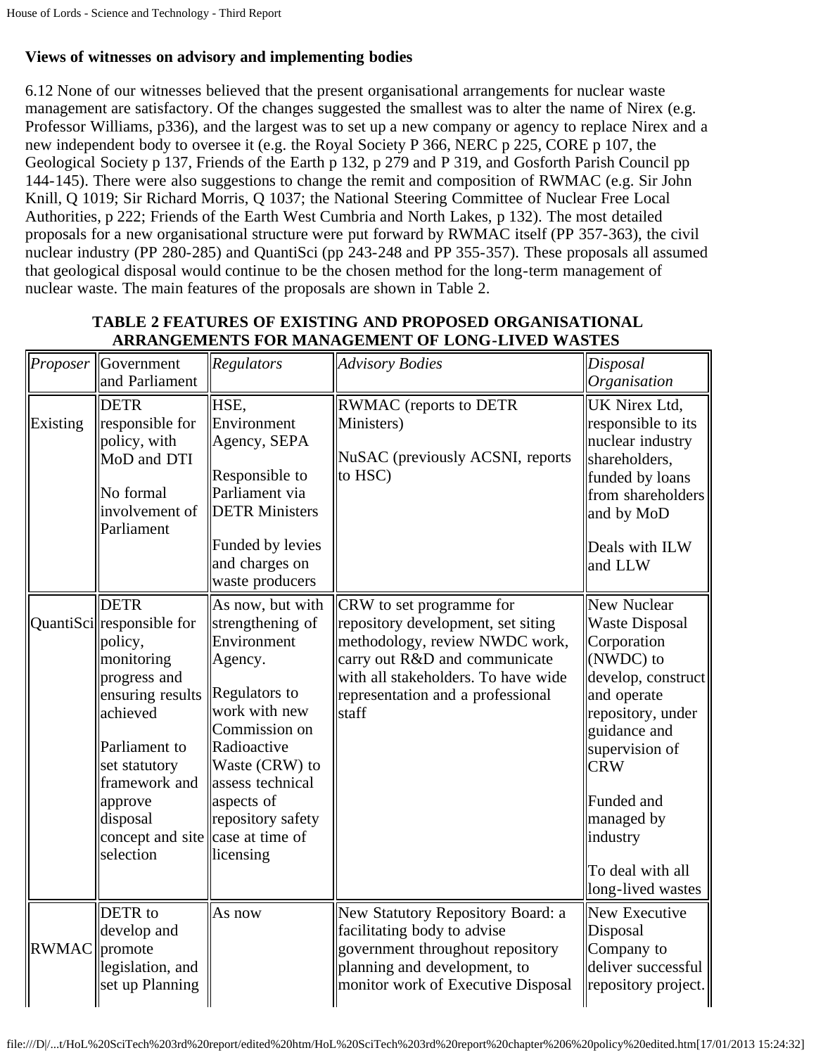**Views of witnesses on advisory and implementing bodies**

6.12 None of our witnesses believed that the present organisational arrangements for nuclear waste management are satisfactory. Of the changes suggested the smallest was to alter the name of Nirex (e.g. Professor Williams, p336), and the largest was to set up a new company or agency to replace Nirex and a new independent body to oversee it (e.g. the Royal Society P 366, NERC p 225, CORE p 107, the Geological Society p 137, Friends of the Earth p 132, p 279 and P 319, and Gosforth Parish Council pp 144-145). There were also suggestions to change the remit and composition of RWMAC (e.g. Sir John Knill, Q 1019; Sir Richard Morris, Q 1037; the National Steering Committee of Nuclear Free Local Authorities, p 222; Friends of the Earth West Cumbria and North Lakes, p 132). The most detailed proposals for a new organisational structure were put forward by RWMAC itself (PP 357-363), the civil nuclear industry (PP 280-285) and QuantiSci (pp 243-248 and PP 355-357). These proposals all assumed that geological disposal would continue to be the chosen method for the long-term management of nuclear waste. The main features of the proposals are shown in Table 2.

**TABLE 2 FEATURES OF EXISTING AND PROPOSED ORGANISATIONAL ARRANGEMENTS FOR MANAGEMENT OF LONG-LIVED WASTES**

| *Proposer* | Government and Parliament | *Regulators* | *Advisory Bodies* | *Disposal Organisation* |
|---|---|---|---|---|
| Existing | DETR responsible for policy, with MoD and DTI<br><br>No formal involvement of Parliament | HSE, Environment Agency, SEPA<br><br>Responsible to Parliament via DETR Ministers<br><br>Funded by levies and charges on waste producers | RWMAC (reports to DETR Ministers)<br><br>NuSAC (previously ACSNI, reports to HSC) | UK Nirex Ltd, responsible to its nuclear industry shareholders, funded by loans from shareholders and by MoD<br><br>Deals with ILW and LLW |
| QuantiSci | DETR responsible for policy, monitoring progress and ensuring results achieved<br><br>Parliament to set statutory framework and approve disposal concept and site selection | As now, but with strengthening of Environment Agency.<br><br>Regulators to work with new Commission on Radioactive Waste (CRW) to assess technical aspects of repository safety case at time of licensing | CRW to set programme for repository development, set siting methodology, review NWDC work, carry out R&D and communicate with all stakeholders. To have wide representation and a professional staff | New Nuclear Waste Disposal Corporation (NWDC) to develop, construct and operate repository, under guidance and supervision of CRW<br><br>Funded and managed by industry<br><br>To deal with all long-lived wastes |
| RWMAC | DETR to develop and promote legislation, and set up Planning | As now | New Statutory Repository Board: a facilitating body to advise government throughout repository planning and development, to monitor work of Executive Disposal | New Executive Disposal Company to deliver successful repository project. |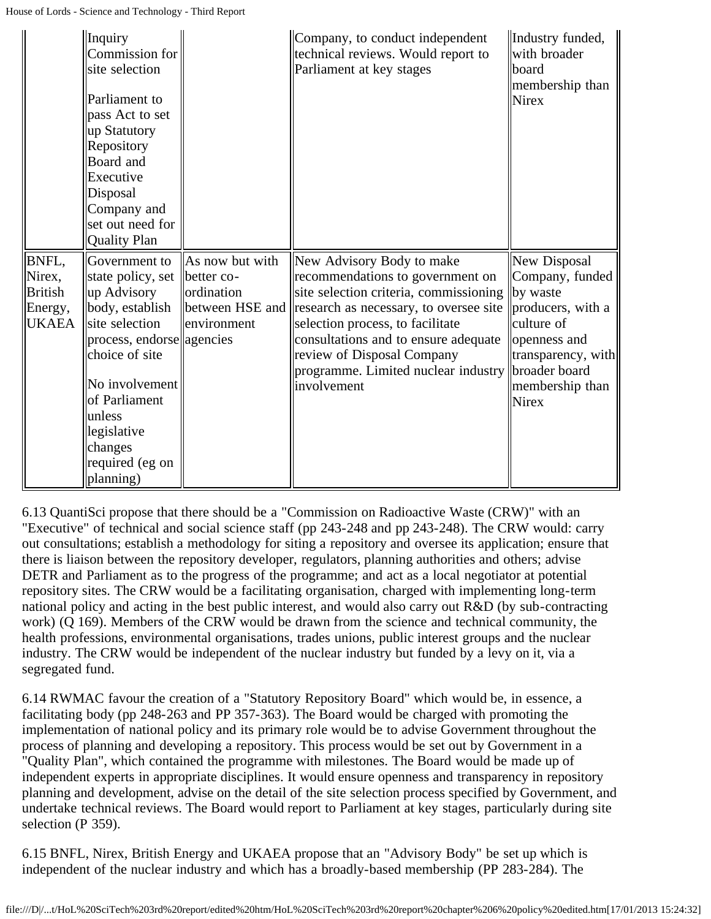| | | | | |
|---|---|---|---|---|
| | Inquiry Commission for site selection<br><br>Parliament to pass Act to set up Statutory Repository Board and Executive Disposal Company and set out need for Quality Plan | | Company, to conduct independent technical reviews. Would report to Parliament at key stages | Industry funded, with broader board membership than Nirex |
| BNFL, Nirex, British Energy, UKAEA | Government to state policy, set up Advisory body, establish site selection process, endorse choice of site<br><br>No involvement of Parliament unless legislative changes required (eg on planning) | As now but with better co-ordination between HSE and environment agencies | New Advisory Body to make recommendations to government on site selection criteria, commissioning research as necessary, to oversee site selection process, to facilitate consultations and to ensure adequate review of Disposal Company programme. Limited nuclear industry involvement | New Disposal Company, funded by waste producers, with a culture of openness and transparency, with broader board membership than Nirex |

6.13 QuantiSci propose that there should be a "Commission on Radioactive Waste (CRW)" with an "Executive" of technical and social science staff (pp 243-248 and pp 243-248). The CRW would: carry out consultations; establish a methodology for siting a repository and oversee its application; ensure that there is liaison between the repository developer, regulators, planning authorities and others; advise DETR and Parliament as to the progress of the programme; and act as a local negotiator at potential repository sites. The CRW would be a facilitating organisation, charged with implementing long-term national policy and acting in the best public interest, and would also carry out R&D (by sub-contracting work) (Q 169). Members of the CRW would be drawn from the science and technical community, the health professions, environmental organisations, trades unions, public interest groups and the nuclear industry. The CRW would be independent of the nuclear industry but funded by a levy on it, via a segregated fund.

6.14 RWMAC favour the creation of a "Statutory Repository Board" which would be, in essence, a facilitating body (pp 248-263 and PP 357-363). The Board would be charged with promoting the implementation of national policy and its primary role would be to advise Government throughout the process of planning and developing a repository. This process would be set out by Government in a "Quality Plan", which contained the programme with milestones. The Board would be made up of independent experts in appropriate disciplines. It would ensure openness and transparency in repository planning and development, advise on the detail of the site selection process specified by Government, and undertake technical reviews. The Board would report to Parliament at key stages, particularly during site selection (P 359).

6.15 BNFL, Nirex, British Energy and UKAEA propose that an "Advisory Body" be set up which is independent of the nuclear industry and which has a broadly-based membership (PP 283-284). The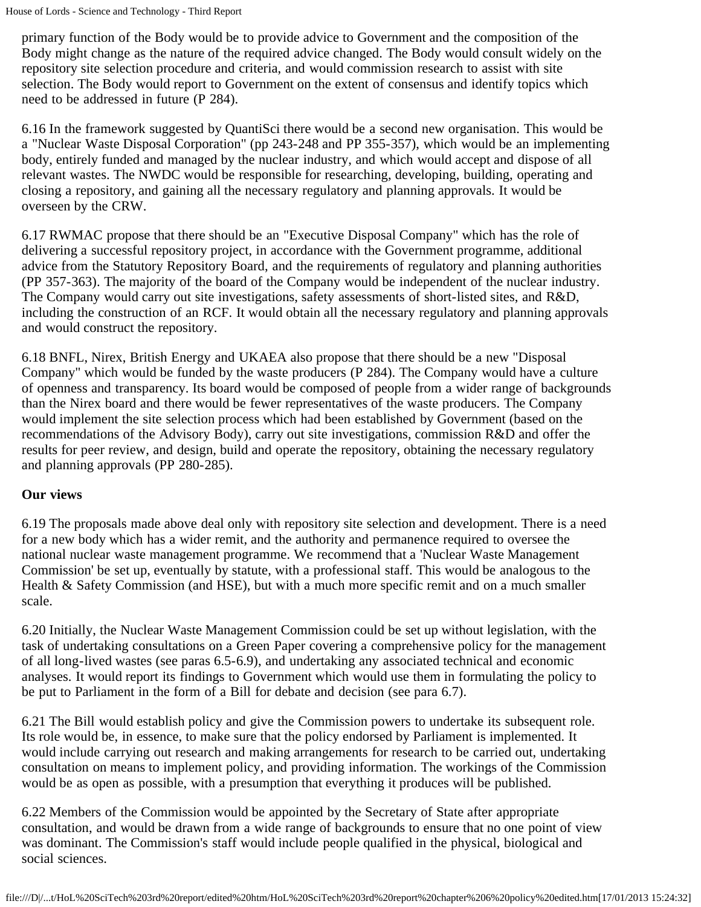primary function of the Body would be to provide advice to Government and the composition of the Body might change as the nature of the required advice changed. The Body would consult widely on the repository site selection procedure and criteria, and would commission research to assist with site selection. The Body would report to Government on the extent of consensus and identify topics which need to be addressed in future (P 284).

6.16 In the framework suggested by QuantiSci there would be a second new organisation. This would be a "Nuclear Waste Disposal Corporation" (pp 243-248 and PP 355-357), which would be an implementing body, entirely funded and managed by the nuclear industry, and which would accept and dispose of all relevant wastes. The NWDC would be responsible for researching, developing, building, operating and closing a repository, and gaining all the necessary regulatory and planning approvals. It would be overseen by the CRW.

6.17 RWMAC propose that there should be an "Executive Disposal Company" which has the role of delivering a successful repository project, in accordance with the Government programme, additional advice from the Statutory Repository Board, and the requirements of regulatory and planning authorities (PP 357-363). The majority of the board of the Company would be independent of the nuclear industry. The Company would carry out site investigations, safety assessments of short-listed sites, and R&D, including the construction of an RCF. It would obtain all the necessary regulatory and planning approvals and would construct the repository.

6.18 BNFL, Nirex, British Energy and UKAEA also propose that there should be a new "Disposal Company" which would be funded by the waste producers (P 284). The Company would have a culture of openness and transparency. Its board would be composed of people from a wider range of backgrounds than the Nirex board and there would be fewer representatives of the waste producers. The Company would implement the site selection process which had been established by Government (based on the recommendations of the Advisory Body), carry out site investigations, commission R&D and offer the results for peer review, and design, build and operate the repository, obtaining the necessary regulatory and planning approvals (PP 280-285).

**Our views**

6.19 The proposals made above deal only with repository site selection and development. There is a need for a new body which has a wider remit, and the authority and permanence required to oversee the national nuclear waste management programme. We recommend that a 'Nuclear Waste Management Commission' be set up, eventually by statute, with a professional staff. This would be analogous to the Health & Safety Commission (and HSE), but with a much more specific remit and on a much smaller scale.

6.20 Initially, the Nuclear Waste Management Commission could be set up without legislation, with the task of undertaking consultations on a Green Paper covering a comprehensive policy for the management of all long-lived wastes (see paras 6.5-6.9), and undertaking any associated technical and economic analyses. It would report its findings to Government which would use them in formulating the policy to be put to Parliament in the form of a Bill for debate and decision (see para 6.7).

6.21 The Bill would establish policy and give the Commission powers to undertake its subsequent role. Its role would be, in essence, to make sure that the policy endorsed by Parliament is implemented. It would include carrying out research and making arrangements for research to be carried out, undertaking consultation on means to implement policy, and providing information. The workings of the Commission would be as open as possible, with a presumption that everything it produces will be published.

6.22 Members of the Commission would be appointed by the Secretary of State after appropriate consultation, and would be drawn from a wide range of backgrounds to ensure that no one point of view was dominant. The Commission's staff would include people qualified in the physical, biological and social sciences.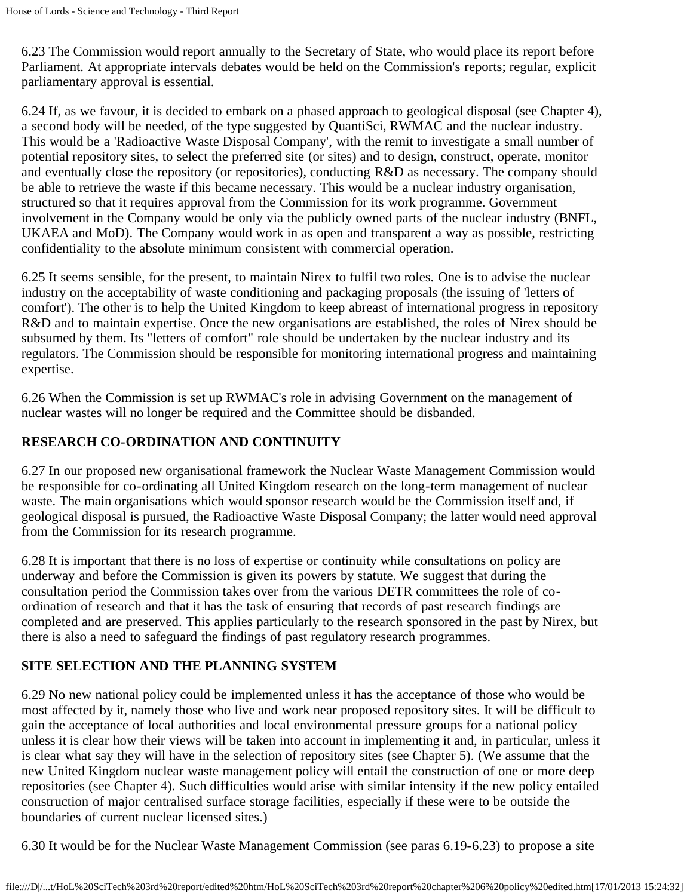6.23 The Commission would report annually to the Secretary of State, who would place its report before Parliament. At appropriate intervals debates would be held on the Commission's reports; regular, explicit parliamentary approval is essential.

6.24 If, as we favour, it is decided to embark on a phased approach to geological disposal (see Chapter 4), a second body will be needed, of the type suggested by QuantiSci, RWMAC and the nuclear industry. This would be a 'Radioactive Waste Disposal Company', with the remit to investigate a small number of potential repository sites, to select the preferred site (or sites) and to design, construct, operate, monitor and eventually close the repository (or repositories), conducting R&D as necessary. The company should be able to retrieve the waste if this became necessary. This would be a nuclear industry organisation, structured so that it requires approval from the Commission for its work programme. Government involvement in the Company would be only via the publicly owned parts of the nuclear industry (BNFL, UKAEA and MoD). The Company would work in as open and transparent a way as possible, restricting confidentiality to the absolute minimum consistent with commercial operation.

6.25 It seems sensible, for the present, to maintain Nirex to fulfil two roles. One is to advise the nuclear industry on the acceptability of waste conditioning and packaging proposals (the issuing of 'letters of comfort'). The other is to help the United Kingdom to keep abreast of international progress in repository R&D and to maintain expertise. Once the new organisations are established, the roles of Nirex should be subsumed by them. Its "letters of comfort" role should be undertaken by the nuclear industry and its regulators. The Commission should be responsible for monitoring international progress and maintaining expertise.

6.26 When the Commission is set up RWMAC's role in advising Government on the management of nuclear wastes will no longer be required and the Committee should be disbanded.

## RESEARCH CO-ORDINATION AND CONTINUITY

6.27 In our proposed new organisational framework the Nuclear Waste Management Commission would be responsible for co-ordinating all United Kingdom research on the long-term management of nuclear waste. The main organisations which would sponsor research would be the Commission itself and, if geological disposal is pursued, the Radioactive Waste Disposal Company; the latter would need approval from the Commission for its research programme.

6.28 It is important that there is no loss of expertise or continuity while consultations on policy are underway and before the Commission is given its powers by statute. We suggest that during the consultation period the Commission takes over from the various DETR committees the role of co-ordination of research and that it has the task of ensuring that records of past research findings are completed and are preserved. This applies particularly to the research sponsored in the past by Nirex, but there is also a need to safeguard the findings of past regulatory research programmes.

## SITE SELECTION AND THE PLANNING SYSTEM

6.29 No new national policy could be implemented unless it has the acceptance of those who would be most affected by it, namely those who live and work near proposed repository sites. It will be difficult to gain the acceptance of local authorities and local environmental pressure groups for a national policy unless it is clear how their views will be taken into account in implementing it and, in particular, unless it is clear what say they will have in the selection of repository sites (see Chapter 5). (We assume that the new United Kingdom nuclear waste management policy will entail the construction of one or more deep repositories (see Chapter 4). Such difficulties would arise with similar intensity if the new policy entailed construction of major centralised surface storage facilities, especially if these were to be outside the boundaries of current nuclear licensed sites.)

6.30 It would be for the Nuclear Waste Management Commission (see paras 6.19-6.23) to propose a site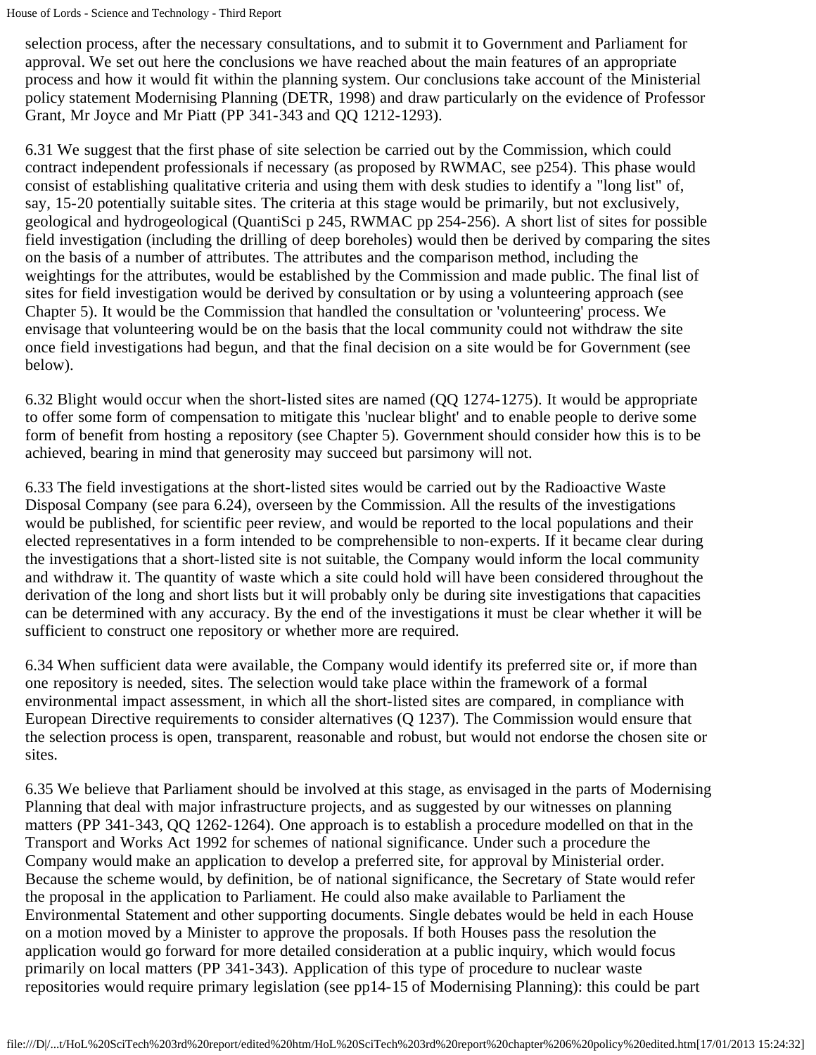selection process, after the necessary consultations, and to submit it to Government and Parliament for approval. We set out here the conclusions we have reached about the main features of an appropriate process and how it would fit within the planning system. Our conclusions take account of the Ministerial policy statement Modernising Planning (DETR, 1998) and draw particularly on the evidence of Professor Grant, Mr Joyce and Mr Piatt (PP 341-343 and QQ 1212-1293).

6.31 We suggest that the first phase of site selection be carried out by the Commission, which could contract independent professionals if necessary (as proposed by RWMAC, see p254). This phase would consist of establishing qualitative criteria and using them with desk studies to identify a "long list" of, say, 15-20 potentially suitable sites. The criteria at this stage would be primarily, but not exclusively, geological and hydrogeological (QuantiSci p 245, RWMAC pp 254-256). A short list of sites for possible field investigation (including the drilling of deep boreholes) would then be derived by comparing the sites on the basis of a number of attributes. The attributes and the comparison method, including the weightings for the attributes, would be established by the Commission and made public. The final list of sites for field investigation would be derived by consultation or by using a volunteering approach (see Chapter 5). It would be the Commission that handled the consultation or 'volunteering' process. We envisage that volunteering would be on the basis that the local community could not withdraw the site once field investigations had begun, and that the final decision on a site would be for Government (see below).

6.32 Blight would occur when the short-listed sites are named (QQ 1274-1275). It would be appropriate to offer some form of compensation to mitigate this 'nuclear blight' and to enable people to derive some form of benefit from hosting a repository (see Chapter 5). Government should consider how this is to be achieved, bearing in mind that generosity may succeed but parsimony will not.

6.33 The field investigations at the short-listed sites would be carried out by the Radioactive Waste Disposal Company (see para 6.24), overseen by the Commission. All the results of the investigations would be published, for scientific peer review, and would be reported to the local populations and their elected representatives in a form intended to be comprehensible to non-experts. If it became clear during the investigations that a short-listed site is not suitable, the Company would inform the local community and withdraw it. The quantity of waste which a site could hold will have been considered throughout the derivation of the long and short lists but it will probably only be during site investigations that capacities can be determined with any accuracy. By the end of the investigations it must be clear whether it will be sufficient to construct one repository or whether more are required.

6.34 When sufficient data were available, the Company would identify its preferred site or, if more than one repository is needed, sites. The selection would take place within the framework of a formal environmental impact assessment, in which all the short-listed sites are compared, in compliance with European Directive requirements to consider alternatives (Q 1237). The Commission would ensure that the selection process is open, transparent, reasonable and robust, but would not endorse the chosen site or sites.

6.35 We believe that Parliament should be involved at this stage, as envisaged in the parts of Modernising Planning that deal with major infrastructure projects, and as suggested by our witnesses on planning matters (PP 341-343, QQ 1262-1264). One approach is to establish a procedure modelled on that in the Transport and Works Act 1992 for schemes of national significance. Under such a procedure the Company would make an application to develop a preferred site, for approval by Ministerial order. Because the scheme would, by definition, be of national significance, the Secretary of State would refer the proposal in the application to Parliament. He could also make available to Parliament the Environmental Statement and other supporting documents. Single debates would be held in each House on a motion moved by a Minister to approve the proposals. If both Houses pass the resolution the application would go forward for more detailed consideration at a public inquiry, which would focus primarily on local matters (PP 341-343). Application of this type of procedure to nuclear waste repositories would require primary legislation (see pp14-15 of Modernising Planning): this could be part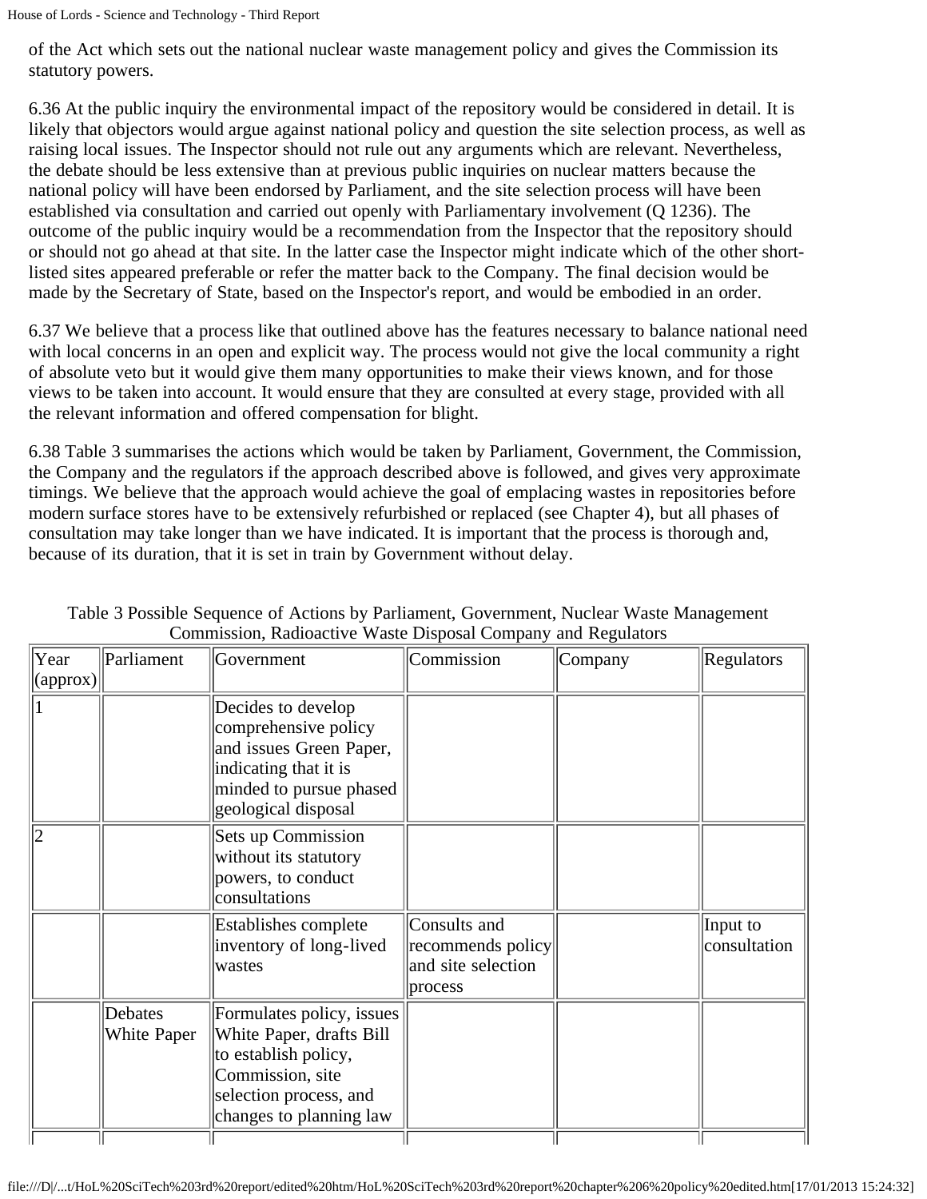of the Act which sets out the national nuclear waste management policy and gives the Commission its statutory powers.

6.36 At the public inquiry the environmental impact of the repository would be considered in detail. It is likely that objectors would argue against national policy and question the site selection process, as well as raising local issues. The Inspector should not rule out any arguments which are relevant. Nevertheless, the debate should be less extensive than at previous public inquiries on nuclear matters because the national policy will have been endorsed by Parliament, and the site selection process will have been established via consultation and carried out openly with Parliamentary involvement (Q 1236). The outcome of the public inquiry would be a recommendation from the Inspector that the repository should or should not go ahead at that site. In the latter case the Inspector might indicate which of the other short-listed sites appeared preferable or refer the matter back to the Company. The final decision would be made by the Secretary of State, based on the Inspector's report, and would be embodied in an order.

6.37 We believe that a process like that outlined above has the features necessary to balance national need with local concerns in an open and explicit way. The process would not give the local community a right of absolute veto but it would give them many opportunities to make their views known, and for those views to be taken into account. It would ensure that they are consulted at every stage, provided with all the relevant information and offered compensation for blight.

6.38 Table 3 summarises the actions which would be taken by Parliament, Government, the Commission, the Company and the regulators if the approach described above is followed, and gives very approximate timings. We believe that the approach would achieve the goal of emplacing wastes in repositories before modern surface stores have to be extensively refurbished or replaced (see Chapter 4), but all phases of consultation may take longer than we have indicated. It is important that the process is thorough and, because of its duration, that it is set in train by Government without delay.

Table 3 Possible Sequence of Actions by Parliament, Government, Nuclear Waste Management Commission, Radioactive Waste Disposal Company and Regulators

| Year (approx) | Parliament | Government | Commission | Company | Regulators |
|---|---|---|---|---|---|
| 1 | | Decides to develop comprehensive policy and issues Green Paper, indicating that it is minded to pursue phased geological disposal | | | |
| 2 | | Sets up Commission without its statutory powers, to conduct consultations | | | |
| | | Establishes complete inventory of long-lived wastes | Consults and recommends policy and site selection process | | Input to consultation |
| | Debates White Paper | Formulates policy, issues White Paper, drafts Bill to establish policy, Commission, site selection process, and changes to planning law | | | |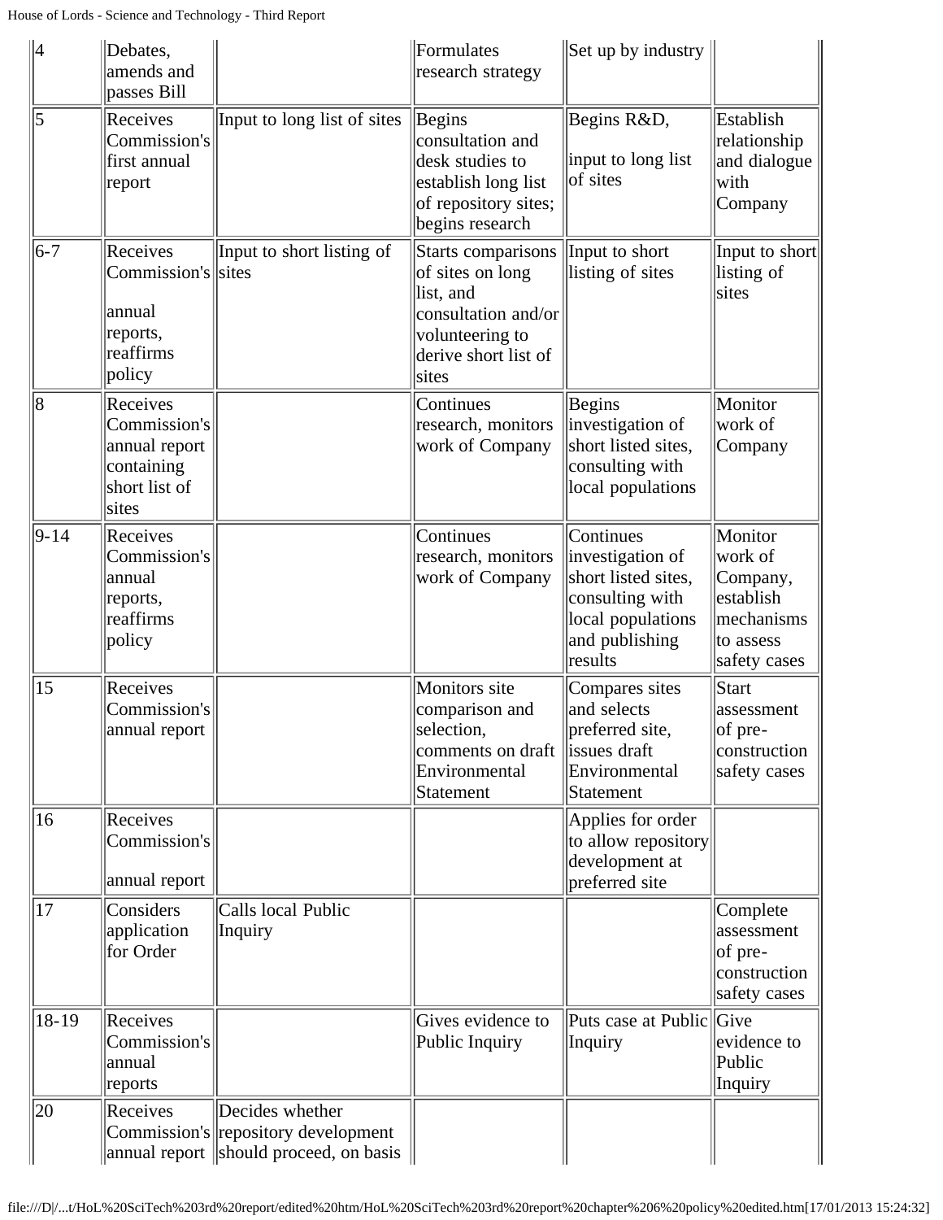| 4 | Debates, amends and passes Bill | | Formulates research strategy | Set up by industry | |
|---|---|---|---|---|---|
| 5 | Receives Commission's first annual report | Input to long list of sites | Begins consultation and desk studies to establish long list of repository sites; begins research | Begins R&D, input to long list of sites | Establish relationship and dialogue with Company |
| 6-7 | Receives Commission's annual reports, reaffirms policy | Input to short listing of sites | Starts comparisons of sites on long list, and consultation and/or volunteering to derive short list of sites | Input to short listing of sites | Input to short listing of sites |
| 8 | Receives Commission's annual report containing short list of sites | | Continues research, monitors work of Company | Begins investigation of short listed sites, consulting with local populations | Monitor work of Company |
| 9-14 | Receives Commission's annual reports, reaffirms policy | | Continues research, monitors work of Company | Continues investigation of short listed sites, consulting with local populations and publishing results | Monitor work of Company, establish mechanisms to assess safety cases |
| 15 | Receives Commission's annual report | | Monitors site comparison and selection, comments on draft Environmental Statement | Compares sites and selects preferred site, issues draft Environmental Statement | Start assessment of pre-construction safety cases |
| 16 | Receives Commission's annual report | | | Applies for order to allow repository development at preferred site | |
| 17 | Considers application for Order | Calls local Public Inquiry | | | Complete assessment of pre-construction safety cases |
| 18-19 | Receives Commission's annual reports | | Gives evidence to Public Inquiry | Puts case at Public Inquiry | Give evidence to Public Inquiry |
| 20 | Receives Commission's annual report | Decides whether repository development should proceed, on basis | | | |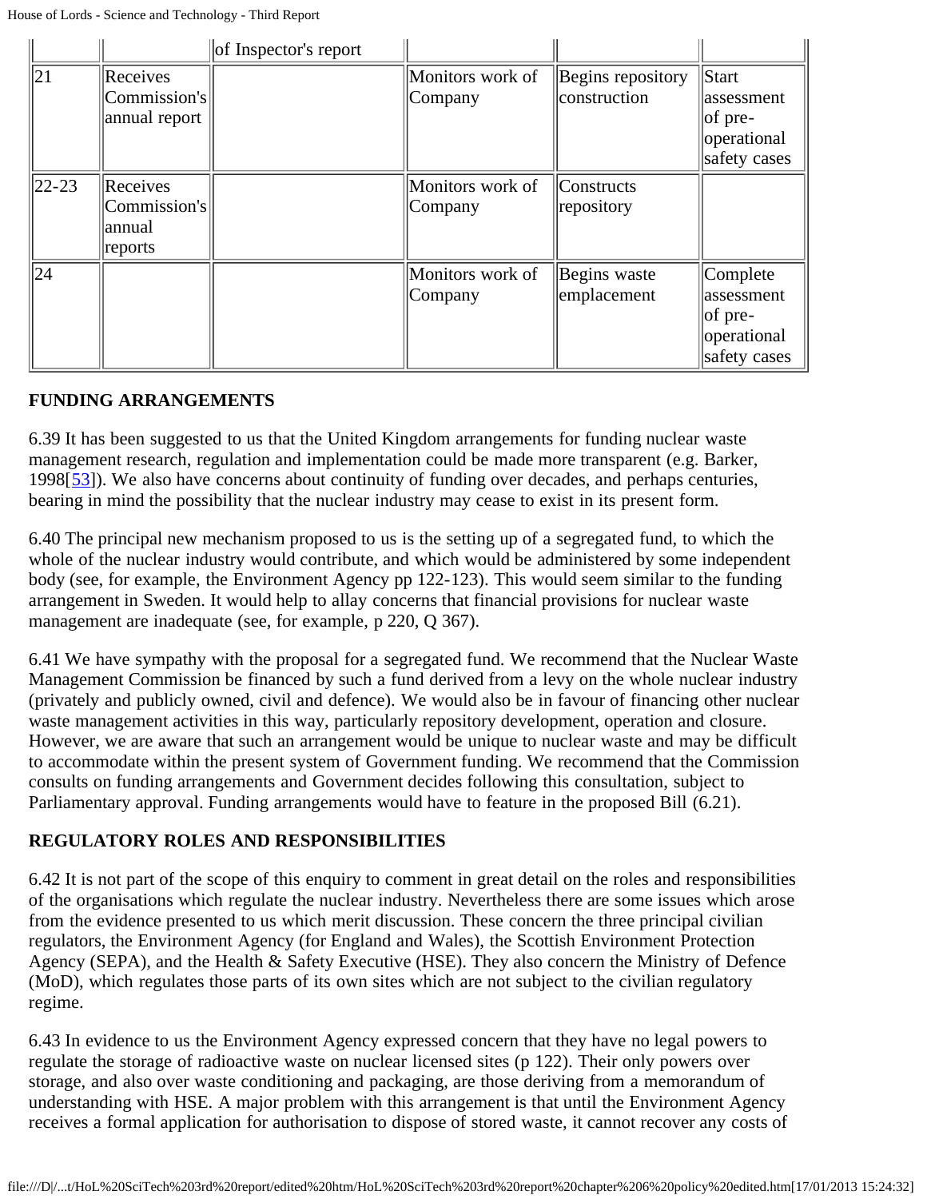| | | of Inspector's report | | | |
|---|---|---|---|---|---|
| 21 | Receives Commission's annual report | | Monitors work of Company | Begins repository construction | Start assessment of pre-operational safety cases |
| 22-23 | Receives Commission's annual reports | | Monitors work of Company | Constructs repository | |
| 24 | | | Monitors work of Company | Begins waste emplacement | Complete assessment of pre-operational safety cases |

**FUNDING ARRANGEMENTS**

6.39 It has been suggested to us that the United Kingdom arrangements for funding nuclear waste management research, regulation and implementation could be made more transparent (e.g. Barker, 1998[53]). We also have concerns about continuity of funding over decades, and perhaps centuries, bearing in mind the possibility that the nuclear industry may cease to exist in its present form.

6.40 The principal new mechanism proposed to us is the setting up of a segregated fund, to which the whole of the nuclear industry would contribute, and which would be administered by some independent body (see, for example, the Environment Agency pp 122-123). This would seem similar to the funding arrangement in Sweden. It would help to allay concerns that financial provisions for nuclear waste management are inadequate (see, for example, p 220, Q 367).

6.41 We have sympathy with the proposal for a segregated fund. We recommend that the Nuclear Waste Management Commission be financed by such a fund derived from a levy on the whole nuclear industry (privately and publicly owned, civil and defence). We would also be in favour of financing other nuclear waste management activities in this way, particularly repository development, operation and closure. However, we are aware that such an arrangement would be unique to nuclear waste and may be difficult to accommodate within the present system of Government funding. We recommend that the Commission consults on funding arrangements and Government decides following this consultation, subject to Parliamentary approval. Funding arrangements would have to feature in the proposed Bill (6.21).

**REGULATORY ROLES AND RESPONSIBILITIES**

6.42 It is not part of the scope of this enquiry to comment in great detail on the roles and responsibilities of the organisations which regulate the nuclear industry. Nevertheless there are some issues which arose from the evidence presented to us which merit discussion. These concern the three principal civilian regulators, the Environment Agency (for England and Wales), the Scottish Environment Protection Agency (SEPA), and the Health & Safety Executive (HSE). They also concern the Ministry of Defence (MoD), which regulates those parts of its own sites which are not subject to the civilian regulatory regime.

6.43 In evidence to us the Environment Agency expressed concern that they have no legal powers to regulate the storage of radioactive waste on nuclear licensed sites (p 122). Their only powers over storage, and also over waste conditioning and packaging, are those deriving from a memorandum of understanding with HSE. A major problem with this arrangement is that until the Environment Agency receives a formal application for authorisation to dispose of stored waste, it cannot recover any costs of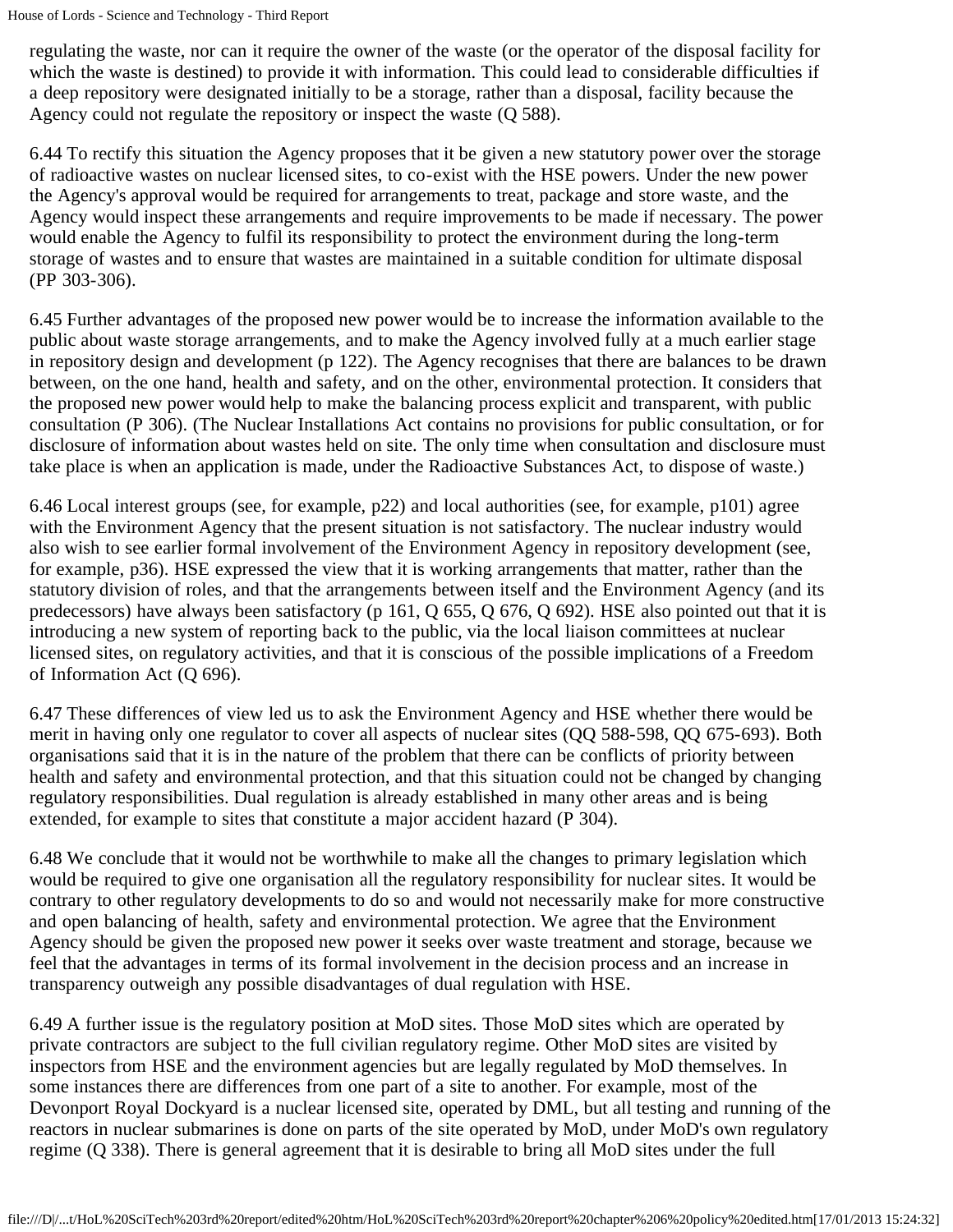regulating the waste, nor can it require the owner of the waste (or the operator of the disposal facility for which the waste is destined) to provide it with information. This could lead to considerable difficulties if a deep repository were designated initially to be a storage, rather than a disposal, facility because the Agency could not regulate the repository or inspect the waste (Q 588).

6.44 To rectify this situation the Agency proposes that it be given a new statutory power over the storage of radioactive wastes on nuclear licensed sites, to co-exist with the HSE powers. Under the new power the Agency's approval would be required for arrangements to treat, package and store waste, and the Agency would inspect these arrangements and require improvements to be made if necessary. The power would enable the Agency to fulfil its responsibility to protect the environment during the long-term storage of wastes and to ensure that wastes are maintained in a suitable condition for ultimate disposal (PP 303-306).

6.45 Further advantages of the proposed new power would be to increase the information available to the public about waste storage arrangements, and to make the Agency involved fully at a much earlier stage in repository design and development (p 122). The Agency recognises that there are balances to be drawn between, on the one hand, health and safety, and on the other, environmental protection. It considers that the proposed new power would help to make the balancing process explicit and transparent, with public consultation (P 306). (The Nuclear Installations Act contains no provisions for public consultation, or for disclosure of information about wastes held on site. The only time when consultation and disclosure must take place is when an application is made, under the Radioactive Substances Act, to dispose of waste.)

6.46 Local interest groups (see, for example, p22) and local authorities (see, for example, p101) agree with the Environment Agency that the present situation is not satisfactory. The nuclear industry would also wish to see earlier formal involvement of the Environment Agency in repository development (see, for example, p36). HSE expressed the view that it is working arrangements that matter, rather than the statutory division of roles, and that the arrangements between itself and the Environment Agency (and its predecessors) have always been satisfactory (p 161, Q 655, Q 676, Q 692). HSE also pointed out that it is introducing a new system of reporting back to the public, via the local liaison committees at nuclear licensed sites, on regulatory activities, and that it is conscious of the possible implications of a Freedom of Information Act (Q 696).

6.47 These differences of view led us to ask the Environment Agency and HSE whether there would be merit in having only one regulator to cover all aspects of nuclear sites (QQ 588-598, QQ 675-693). Both organisations said that it is in the nature of the problem that there can be conflicts of priority between health and safety and environmental protection, and that this situation could not be changed by changing regulatory responsibilities. Dual regulation is already established in many other areas and is being extended, for example to sites that constitute a major accident hazard (P 304).

6.48 We conclude that it would not be worthwhile to make all the changes to primary legislation which would be required to give one organisation all the regulatory responsibility for nuclear sites. It would be contrary to other regulatory developments to do so and would not necessarily make for more constructive and open balancing of health, safety and environmental protection. We agree that the Environment Agency should be given the proposed new power it seeks over waste treatment and storage, because we feel that the advantages in terms of its formal involvement in the decision process and an increase in transparency outweigh any possible disadvantages of dual regulation with HSE.

6.49 A further issue is the regulatory position at MoD sites. Those MoD sites which are operated by private contractors are subject to the full civilian regulatory regime. Other MoD sites are visited by inspectors from HSE and the environment agencies but are legally regulated by MoD themselves. In some instances there are differences from one part of a site to another. For example, most of the Devonport Royal Dockyard is a nuclear licensed site, operated by DML, but all testing and running of the reactors in nuclear submarines is done on parts of the site operated by MoD, under MoD's own regulatory regime (Q 338). There is general agreement that it is desirable to bring all MoD sites under the full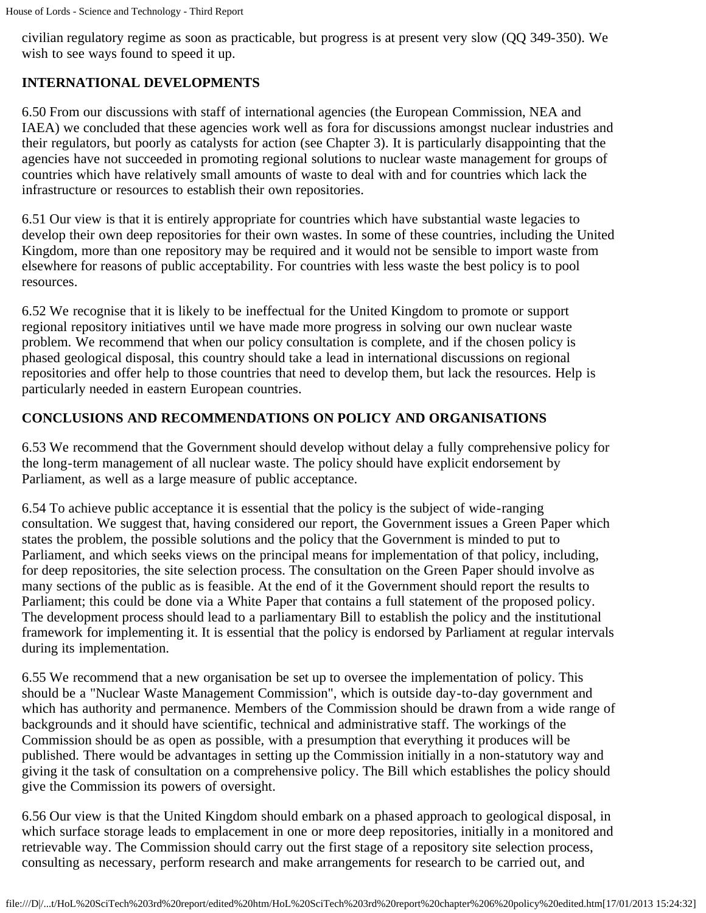civilian regulatory regime as soon as practicable, but progress is at present very slow (QQ 349-350). We wish to see ways found to speed it up.

## INTERNATIONAL DEVELOPMENTS

6.50 From our discussions with staff of international agencies (the European Commission, NEA and IAEA) we concluded that these agencies work well as fora for discussions amongst nuclear industries and their regulators, but poorly as catalysts for action (see Chapter 3). It is particularly disappointing that the agencies have not succeeded in promoting regional solutions to nuclear waste management for groups of countries which have relatively small amounts of waste to deal with and for countries which lack the infrastructure or resources to establish their own repositories.

6.51 Our view is that it is entirely appropriate for countries which have substantial waste legacies to develop their own deep repositories for their own wastes. In some of these countries, including the United Kingdom, more than one repository may be required and it would not be sensible to import waste from elsewhere for reasons of public acceptability. For countries with less waste the best policy is to pool resources.

6.52 We recognise that it is likely to be ineffectual for the United Kingdom to promote or support regional repository initiatives until we have made more progress in solving our own nuclear waste problem. We recommend that when our policy consultation is complete, and if the chosen policy is phased geological disposal, this country should take a lead in international discussions on regional repositories and offer help to those countries that need to develop them, but lack the resources. Help is particularly needed in eastern European countries.

## CONCLUSIONS AND RECOMMENDATIONS ON POLICY AND ORGANISATIONS

6.53 We recommend that the Government should develop without delay a fully comprehensive policy for the long-term management of all nuclear waste. The policy should have explicit endorsement by Parliament, as well as a large measure of public acceptance.

6.54 To achieve public acceptance it is essential that the policy is the subject of wide-ranging consultation. We suggest that, having considered our report, the Government issues a Green Paper which states the problem, the possible solutions and the policy that the Government is minded to put to Parliament, and which seeks views on the principal means for implementation of that policy, including, for deep repositories, the site selection process. The consultation on the Green Paper should involve as many sections of the public as is feasible. At the end of it the Government should report the results to Parliament; this could be done via a White Paper that contains a full statement of the proposed policy. The development process should lead to a parliamentary Bill to establish the policy and the institutional framework for implementing it. It is essential that the policy is endorsed by Parliament at regular intervals during its implementation.

6.55 We recommend that a new organisation be set up to oversee the implementation of policy. This should be a "Nuclear Waste Management Commission", which is outside day-to-day government and which has authority and permanence. Members of the Commission should be drawn from a wide range of backgrounds and it should have scientific, technical and administrative staff. The workings of the Commission should be as open as possible, with a presumption that everything it produces will be published. There would be advantages in setting up the Commission initially in a non-statutory way and giving it the task of consultation on a comprehensive policy. The Bill which establishes the policy should give the Commission its powers of oversight.

6.56 Our view is that the United Kingdom should embark on a phased approach to geological disposal, in which surface storage leads to emplacement in one or more deep repositories, initially in a monitored and retrievable way. The Commission should carry out the first stage of a repository site selection process, consulting as necessary, perform research and make arrangements for research to be carried out, and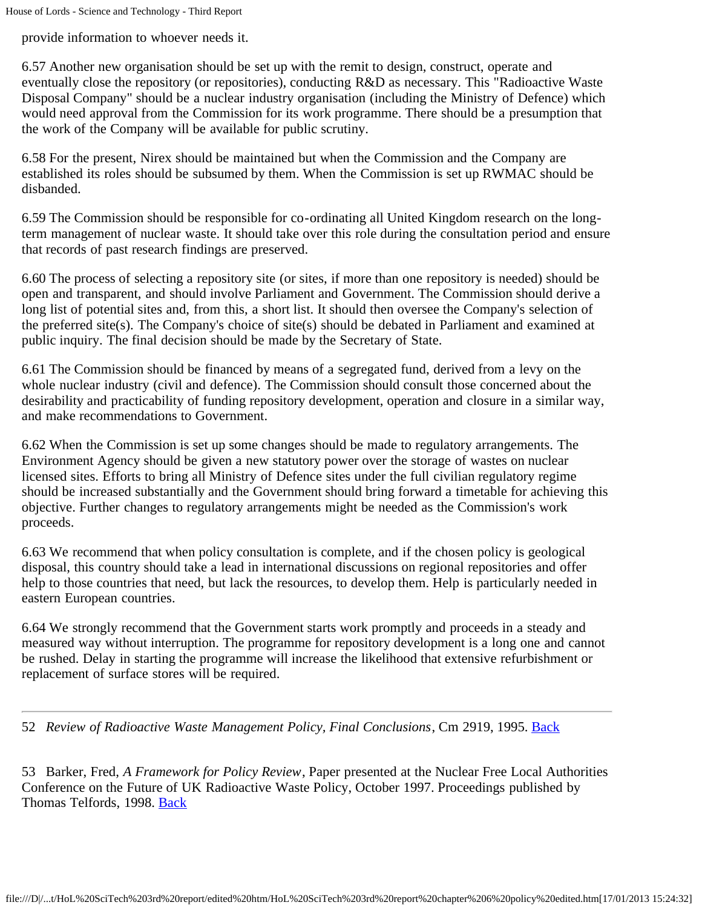provide information to whoever needs it.

6.57 Another new organisation should be set up with the remit to design, construct, operate and eventually close the repository (or repositories), conducting R&D as necessary. This "Radioactive Waste Disposal Company" should be a nuclear industry organisation (including the Ministry of Defence) which would need approval from the Commission for its work programme. There should be a presumption that the work of the Company will be available for public scrutiny.

6.58 For the present, Nirex should be maintained but when the Commission and the Company are established its roles should be subsumed by them. When the Commission is set up RWMAC should be disbanded.

6.59 The Commission should be responsible for co-ordinating all United Kingdom research on the long-term management of nuclear waste. It should take over this role during the consultation period and ensure that records of past research findings are preserved.

6.60 The process of selecting a repository site (or sites, if more than one repository is needed) should be open and transparent, and should involve Parliament and Government. The Commission should derive a long list of potential sites and, from this, a short list. It should then oversee the Company's selection of the preferred site(s). The Company's choice of site(s) should be debated in Parliament and examined at public inquiry. The final decision should be made by the Secretary of State.

6.61 The Commission should be financed by means of a segregated fund, derived from a levy on the whole nuclear industry (civil and defence). The Commission should consult those concerned about the desirability and practicability of funding repository development, operation and closure in a similar way, and make recommendations to Government.

6.62 When the Commission is set up some changes should be made to regulatory arrangements. The Environment Agency should be given a new statutory power over the storage of wastes on nuclear licensed sites. Efforts to bring all Ministry of Defence sites under the full civilian regulatory regime should be increased substantially and the Government should bring forward a timetable for achieving this objective. Further changes to regulatory arrangements might be needed as the Commission's work proceeds.

6.63 We recommend that when policy consultation is complete, and if the chosen policy is geological disposal, this country should take a lead in international discussions on regional repositories and offer help to those countries that need, but lack the resources, to develop them. Help is particularly needed in eastern European countries.

6.64 We strongly recommend that the Government starts work promptly and proceeds in a steady and measured way without interruption. The programme for repository development is a long one and cannot be rushed. Delay in starting the programme will increase the likelihood that extensive refurbishment or replacement of surface stores will be required.

---

52 *Review of Radioactive Waste Management Policy, Final Conclusions*, Cm 2919, 1995. Back

53 Barker, Fred, *A Framework for Policy Review*, Paper presented at the Nuclear Free Local Authorities Conference on the Future of UK Radioactive Waste Policy, October 1997. Proceedings published by Thomas Telfords, 1998. Back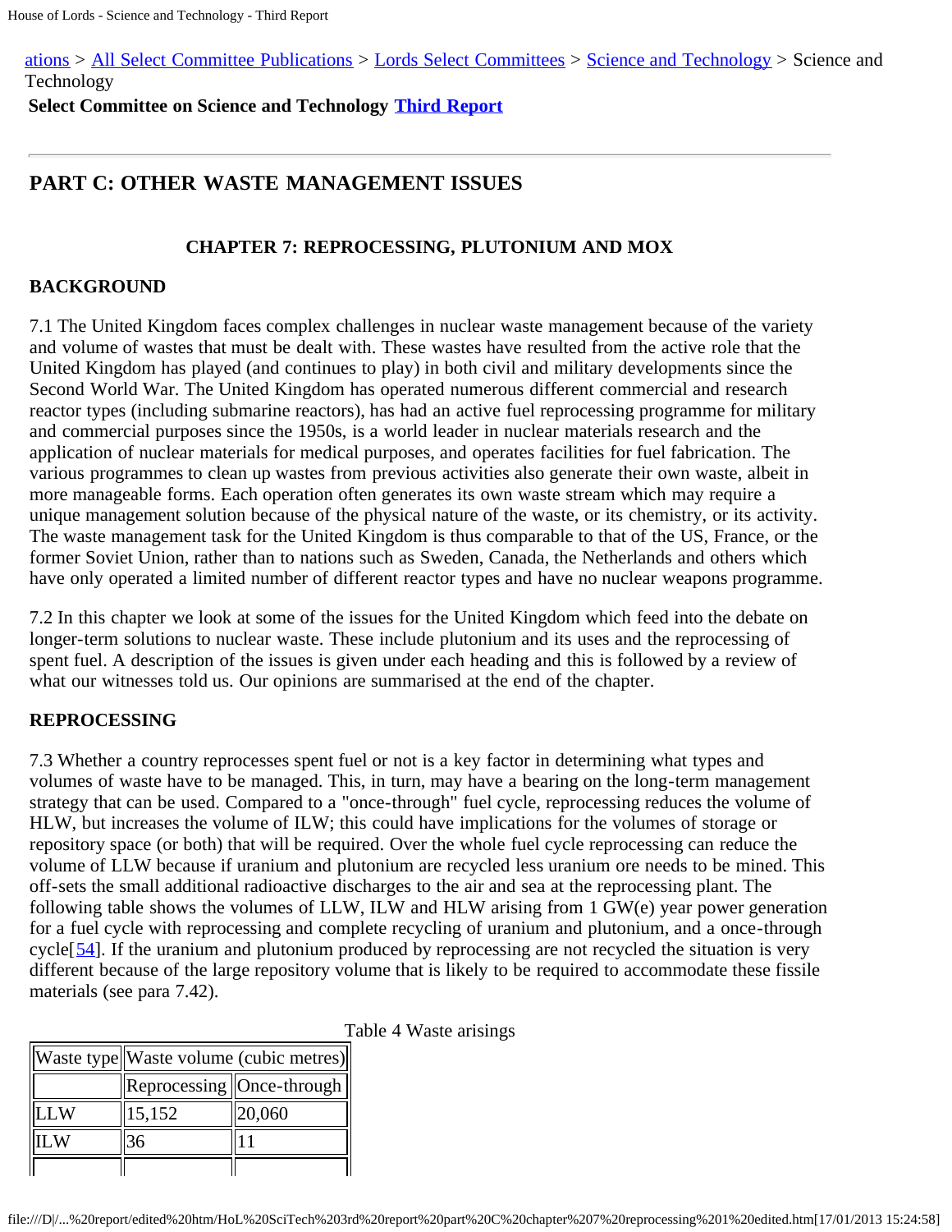ations > All Select Committee Publications > Lords Select Committees > Science and Technology > Science and Technology

**Select Committee on Science and Technology Third Report**

---

## PART C: OTHER WASTE MANAGEMENT ISSUES

### CHAPTER 7: REPROCESSING, PLUTONIUM AND MOX

### BACKGROUND

7.1 The United Kingdom faces complex challenges in nuclear waste management because of the variety and volume of wastes that must be dealt with. These wastes have resulted from the active role that the United Kingdom has played (and continues to play) in both civil and military developments since the Second World War. The United Kingdom has operated numerous different commercial and research reactor types (including submarine reactors), has had an active fuel reprocessing programme for military and commercial purposes since the 1950s, is a world leader in nuclear materials research and the application of nuclear materials for medical purposes, and operates facilities for fuel fabrication. The various programmes to clean up wastes from previous activities also generate their own waste, albeit in more manageable forms. Each operation often generates its own waste stream which may require a unique management solution because of the physical nature of the waste, or its chemistry, or its activity. The waste management task for the United Kingdom is thus comparable to that of the US, France, or the former Soviet Union, rather than to nations such as Sweden, Canada, the Netherlands and others which have only operated a limited number of different reactor types and have no nuclear weapons programme.

7.2 In this chapter we look at some of the issues for the United Kingdom which feed into the debate on longer-term solutions to nuclear waste. These include plutonium and its uses and the reprocessing of spent fuel. A description of the issues is given under each heading and this is followed by a review of what our witnesses told us. Our opinions are summarised at the end of the chapter.

### REPROCESSING

7.3 Whether a country reprocesses spent fuel or not is a key factor in determining what types and volumes of waste have to be managed. This, in turn, may have a bearing on the long-term management strategy that can be used. Compared to a "once-through" fuel cycle, reprocessing reduces the volume of HLW, but increases the volume of ILW; this could have implications for the volumes of storage or repository space (or both) that will be required. Over the whole fuel cycle reprocessing can reduce the volume of LLW because if uranium and plutonium are recycled less uranium ore needs to be mined. This off-sets the small additional radioactive discharges to the air and sea at the reprocessing plant. The following table shows the volumes of LLW, ILW and HLW arising from 1 GW(e) year power generation for a fuel cycle with reprocessing and complete recycling of uranium and plutonium, and a once-through cycle[54]. If the uranium and plutonium produced by reprocessing are not recycled the situation is very different because of the large repository volume that is likely to be required to accommodate these fissile materials (see para 7.42).

Table 4 Waste arisings

| Waste type | Waste volume (cubic metres) | |
|---|---|---|
| | Reprocessing | Once-through |
| LLW | 15,152 | 20,060 |
| ILW | 36 | 11 |
| | | |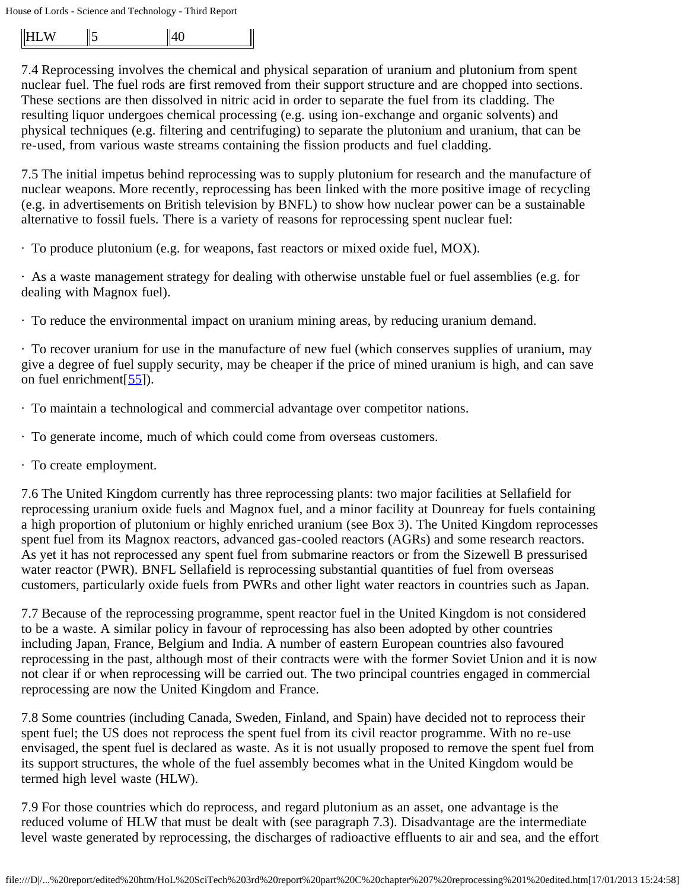| HLW | 5 | 40 |
|---|---|---|

7.4 Reprocessing involves the chemical and physical separation of uranium and plutonium from spent nuclear fuel. The fuel rods are first removed from their support structure and are chopped into sections. These sections are then dissolved in nitric acid in order to separate the fuel from its cladding. The resulting liquor undergoes chemical processing (e.g. using ion-exchange and organic solvents) and physical techniques (e.g. filtering and centrifuging) to separate the plutonium and uranium, that can be re-used, from various waste streams containing the fission products and fuel cladding.

7.5 The initial impetus behind reprocessing was to supply plutonium for research and the manufacture of nuclear weapons. More recently, reprocessing has been linked with the more positive image of recycling (e.g. in advertisements on British television by BNFL) to show how nuclear power can be a sustainable alternative to fossil fuels. There is a variety of reasons for reprocessing spent nuclear fuel:

· To produce plutonium (e.g. for weapons, fast reactors or mixed oxide fuel, MOX).

· As a waste management strategy for dealing with otherwise unstable fuel or fuel assemblies (e.g. for dealing with Magnox fuel).

· To reduce the environmental impact on uranium mining areas, by reducing uranium demand.

· To recover uranium for use in the manufacture of new fuel (which conserves supplies of uranium, may give a degree of fuel supply security, may be cheaper if the price of mined uranium is high, and can save on fuel enrichment[55]).

· To maintain a technological and commercial advantage over competitor nations.

· To generate income, much of which could come from overseas customers.

· To create employment.

7.6 The United Kingdom currently has three reprocessing plants: two major facilities at Sellafield for reprocessing uranium oxide fuels and Magnox fuel, and a minor facility at Dounreay for fuels containing a high proportion of plutonium or highly enriched uranium (see Box 3). The United Kingdom reprocesses spent fuel from its Magnox reactors, advanced gas-cooled reactors (AGRs) and some research reactors. As yet it has not reprocessed any spent fuel from submarine reactors or from the Sizewell B pressurised water reactor (PWR). BNFL Sellafield is reprocessing substantial quantities of fuel from overseas customers, particularly oxide fuels from PWRs and other light water reactors in countries such as Japan.

7.7 Because of the reprocessing programme, spent reactor fuel in the United Kingdom is not considered to be a waste. A similar policy in favour of reprocessing has also been adopted by other countries including Japan, France, Belgium and India. A number of eastern European countries also favoured reprocessing in the past, although most of their contracts were with the former Soviet Union and it is now not clear if or when reprocessing will be carried out. The two principal countries engaged in commercial reprocessing are now the United Kingdom and France.

7.8 Some countries (including Canada, Sweden, Finland, and Spain) have decided not to reprocess their spent fuel; the US does not reprocess the spent fuel from its civil reactor programme. With no re-use envisaged, the spent fuel is declared as waste. As it is not usually proposed to remove the spent fuel from its support structures, the whole of the fuel assembly becomes what in the United Kingdom would be termed high level waste (HLW).

7.9 For those countries which do reprocess, and regard plutonium as an asset, one advantage is the reduced volume of HLW that must be dealt with (see paragraph 7.3). Disadvantage are the intermediate level waste generated by reprocessing, the discharges of radioactive effluents to air and sea, and the effort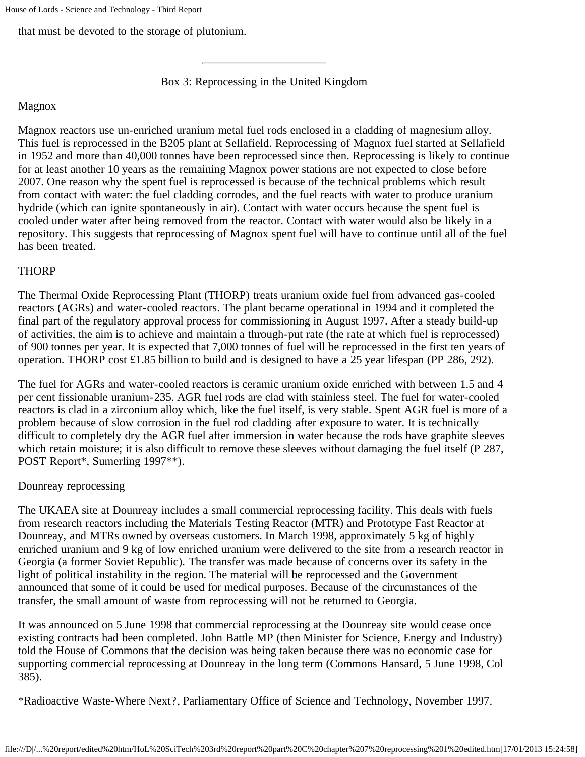that must be devoted to the storage of plutonium.

---

Box 3: Reprocessing in the United Kingdom

Magnox

Magnox reactors use un-enriched uranium metal fuel rods enclosed in a cladding of magnesium alloy. This fuel is reprocessed in the B205 plant at Sellafield. Reprocessing of Magnox fuel started at Sellafield in 1952 and more than 40,000 tonnes have been reprocessed since then. Reprocessing is likely to continue for at least another 10 years as the remaining Magnox power stations are not expected to close before 2007. One reason why the spent fuel is reprocessed is because of the technical problems which result from contact with water: the fuel cladding corrodes, and the fuel reacts with water to produce uranium hydride (which can ignite spontaneously in air). Contact with water occurs because the spent fuel is cooled under water after being removed from the reactor. Contact with water would also be likely in a repository. This suggests that reprocessing of Magnox spent fuel will have to continue until all of the fuel has been treated.

THORP

The Thermal Oxide Reprocessing Plant (THORP) treats uranium oxide fuel from advanced gas-cooled reactors (AGRs) and water-cooled reactors. The plant became operational in 1994 and it completed the final part of the regulatory approval process for commissioning in August 1997. After a steady build-up of activities, the aim is to achieve and maintain a through-put rate (the rate at which fuel is reprocessed) of 900 tonnes per year. It is expected that 7,000 tonnes of fuel will be reprocessed in the first ten years of operation. THORP cost £1.85 billion to build and is designed to have a 25 year lifespan (PP 286, 292).

The fuel for AGRs and water-cooled reactors is ceramic uranium oxide enriched with between 1.5 and 4 per cent fissionable uranium-235. AGR fuel rods are clad with stainless steel. The fuel for water-cooled reactors is clad in a zirconium alloy which, like the fuel itself, is very stable. Spent AGR fuel is more of a problem because of slow corrosion in the fuel rod cladding after exposure to water. It is technically difficult to completely dry the AGR fuel after immersion in water because the rods have graphite sleeves which retain moisture; it is also difficult to remove these sleeves without damaging the fuel itself (P 287, POST Report*, Sumerling 1997**).

Dounreay reprocessing

The UKAEA site at Dounreay includes a small commercial reprocessing facility. This deals with fuels from research reactors including the Materials Testing Reactor (MTR) and Prototype Fast Reactor at Dounreay, and MTRs owned by overseas customers. In March 1998, approximately 5 kg of highly enriched uranium and 9 kg of low enriched uranium were delivered to the site from a research reactor in Georgia (a former Soviet Republic). The transfer was made because of concerns over its safety in the light of political instability in the region. The material will be reprocessed and the Government announced that some of it could be used for medical purposes. Because of the circumstances of the transfer, the small amount of waste from reprocessing will not be returned to Georgia.

It was announced on 5 June 1998 that commercial reprocessing at the Dounreay site would cease once existing contracts had been completed. John Battle MP (then Minister for Science, Energy and Industry) told the House of Commons that the decision was being taken because there was no economic case for supporting commercial reprocessing at Dounreay in the long term (Commons Hansard, 5 June 1998, Col 385).

*Radioactive Waste-Where Next?, Parliamentary Office of Science and Technology, November 1997.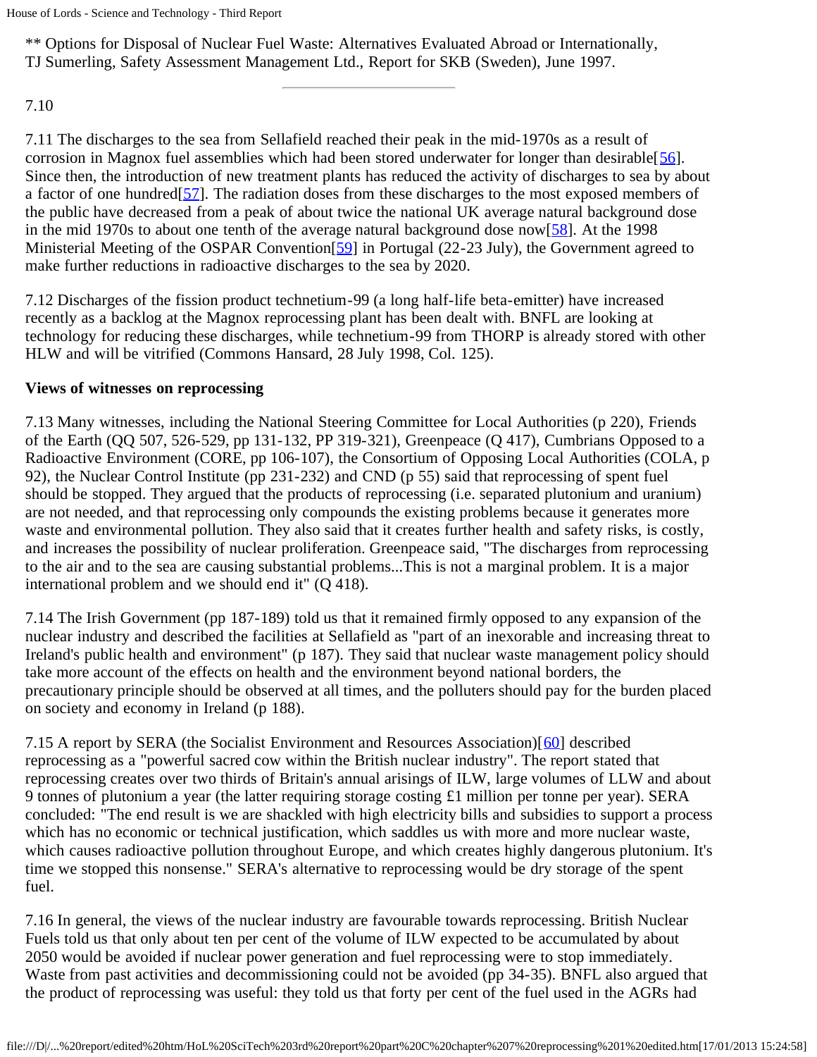** Options for Disposal of Nuclear Fuel Waste: Alternatives Evaluated Abroad or Internationally, TJ Sumerling, Safety Assessment Management Ltd., Report for SKB (Sweden), June 1997.

---

7.10

7.11 The discharges to the sea from Sellafield reached their peak in the mid-1970s as a result of corrosion in Magnox fuel assemblies which had been stored underwater for longer than desirable[56]. Since then, the introduction of new treatment plants has reduced the activity of discharges to sea by about a factor of one hundred[57]. The radiation doses from these discharges to the most exposed members of the public have decreased from a peak of about twice the national UK average natural background dose in the mid 1970s to about one tenth of the average natural background dose now[58]. At the 1998 Ministerial Meeting of the OSPAR Convention[59] in Portugal (22-23 July), the Government agreed to make further reductions in radioactive discharges to the sea by 2020.

7.12 Discharges of the fission product technetium-99 (a long half-life beta-emitter) have increased recently as a backlog at the Magnox reprocessing plant has been dealt with. BNFL are looking at technology for reducing these discharges, while technetium-99 from THORP is already stored with other HLW and will be vitrified (Commons Hansard, 28 July 1998, Col. 125).

**Views of witnesses on reprocessing**

7.13 Many witnesses, including the National Steering Committee for Local Authorities (p 220), Friends of the Earth (QQ 507, 526-529, pp 131-132, PP 319-321), Greenpeace (Q 417), Cumbrians Opposed to a Radioactive Environment (CORE, pp 106-107), the Consortium of Opposing Local Authorities (COLA, p 92), the Nuclear Control Institute (pp 231-232) and CND (p 55) said that reprocessing of spent fuel should be stopped. They argued that the products of reprocessing (i.e. separated plutonium and uranium) are not needed, and that reprocessing only compounds the existing problems because it generates more waste and environmental pollution. They also said that it creates further health and safety risks, is costly, and increases the possibility of nuclear proliferation. Greenpeace said, "The discharges from reprocessing to the air and to the sea are causing substantial problems...This is not a marginal problem. It is a major international problem and we should end it" (Q 418).

7.14 The Irish Government (pp 187-189) told us that it remained firmly opposed to any expansion of the nuclear industry and described the facilities at Sellafield as "part of an inexorable and increasing threat to Ireland's public health and environment" (p 187). They said that nuclear waste management policy should take more account of the effects on health and the environment beyond national borders, the precautionary principle should be observed at all times, and the polluters should pay for the burden placed on society and economy in Ireland (p 188).

7.15 A report by SERA (the Socialist Environment and Resources Association)[60] described reprocessing as a "powerful sacred cow within the British nuclear industry". The report stated that reprocessing creates over two thirds of Britain's annual arisings of ILW, large volumes of LLW and about 9 tonnes of plutonium a year (the latter requiring storage costing £1 million per tonne per year). SERA concluded: "The end result is we are shackled with high electricity bills and subsidies to support a process which has no economic or technical justification, which saddles us with more and more nuclear waste, which causes radioactive pollution throughout Europe, and which creates highly dangerous plutonium. It's time we stopped this nonsense." SERA's alternative to reprocessing would be dry storage of the spent fuel.

7.16 In general, the views of the nuclear industry are favourable towards reprocessing. British Nuclear Fuels told us that only about ten per cent of the volume of ILW expected to be accumulated by about 2050 would be avoided if nuclear power generation and fuel reprocessing were to stop immediately. Waste from past activities and decommissioning could not be avoided (pp 34-35). BNFL also argued that the product of reprocessing was useful: they told us that forty per cent of the fuel used in the AGRs had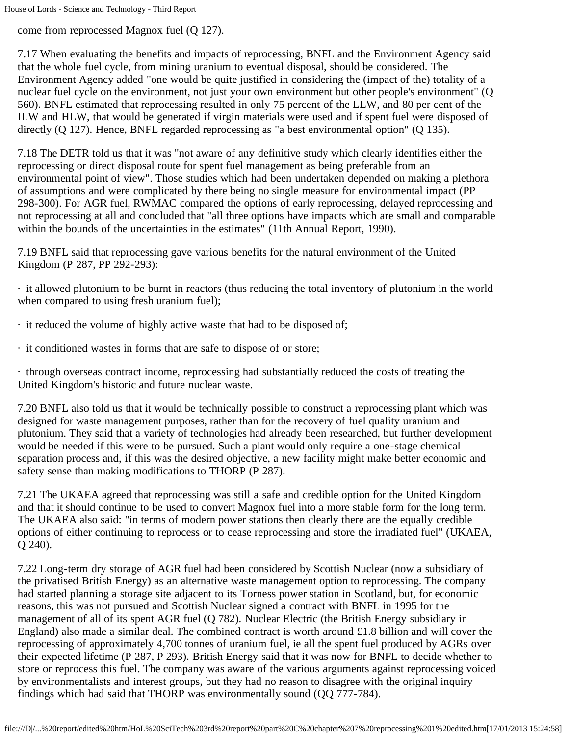come from reprocessed Magnox fuel (Q 127).

7.17 When evaluating the benefits and impacts of reprocessing, BNFL and the Environment Agency said that the whole fuel cycle, from mining uranium to eventual disposal, should be considered. The Environment Agency added "one would be quite justified in considering the (impact of the) totality of a nuclear fuel cycle on the environment, not just your own environment but other people's environment" (Q 560). BNFL estimated that reprocessing resulted in only 75 percent of the LLW, and 80 per cent of the ILW and HLW, that would be generated if virgin materials were used and if spent fuel were disposed of directly (Q 127). Hence, BNFL regarded reprocessing as "a best environmental option" (Q 135).

7.18 The DETR told us that it was "not aware of any definitive study which clearly identifies either the reprocessing or direct disposal route for spent fuel management as being preferable from an environmental point of view". Those studies which had been undertaken depended on making a plethora of assumptions and were complicated by there being no single measure for environmental impact (PP 298-300). For AGR fuel, RWMAC compared the options of early reprocessing, delayed reprocessing and not reprocessing at all and concluded that "all three options have impacts which are small and comparable within the bounds of the uncertainties in the estimates" (11th Annual Report, 1990).

7.19 BNFL said that reprocessing gave various benefits for the natural environment of the United Kingdom (P 287, PP 292-293):

· it allowed plutonium to be burnt in reactors (thus reducing the total inventory of plutonium in the world when compared to using fresh uranium fuel);

· it reduced the volume of highly active waste that had to be disposed of;

· it conditioned wastes in forms that are safe to dispose of or store;

· through overseas contract income, reprocessing had substantially reduced the costs of treating the United Kingdom's historic and future nuclear waste.

7.20 BNFL also told us that it would be technically possible to construct a reprocessing plant which was designed for waste management purposes, rather than for the recovery of fuel quality uranium and plutonium. They said that a variety of technologies had already been researched, but further development would be needed if this were to be pursued. Such a plant would only require a one-stage chemical separation process and, if this was the desired objective, a new facility might make better economic and safety sense than making modifications to THORP (P 287).

7.21 The UKAEA agreed that reprocessing was still a safe and credible option for the United Kingdom and that it should continue to be used to convert Magnox fuel into a more stable form for the long term. The UKAEA also said: "in terms of modern power stations then clearly there are the equally credible options of either continuing to reprocess or to cease reprocessing and store the irradiated fuel" (UKAEA, Q 240).

7.22 Long-term dry storage of AGR fuel had been considered by Scottish Nuclear (now a subsidiary of the privatised British Energy) as an alternative waste management option to reprocessing. The company had started planning a storage site adjacent to its Torness power station in Scotland, but, for economic reasons, this was not pursued and Scottish Nuclear signed a contract with BNFL in 1995 for the management of all of its spent AGR fuel (Q 782). Nuclear Electric (the British Energy subsidiary in England) also made a similar deal. The combined contract is worth around £1.8 billion and will cover the reprocessing of approximately 4,700 tonnes of uranium fuel, ie all the spent fuel produced by AGRs over their expected lifetime (P 287, P 293). British Energy said that it was now for BNFL to decide whether to store or reprocess this fuel. The company was aware of the various arguments against reprocessing voiced by environmentalists and interest groups, but they had no reason to disagree with the original inquiry findings which had said that THORP was environmentally sound (QQ 777-784).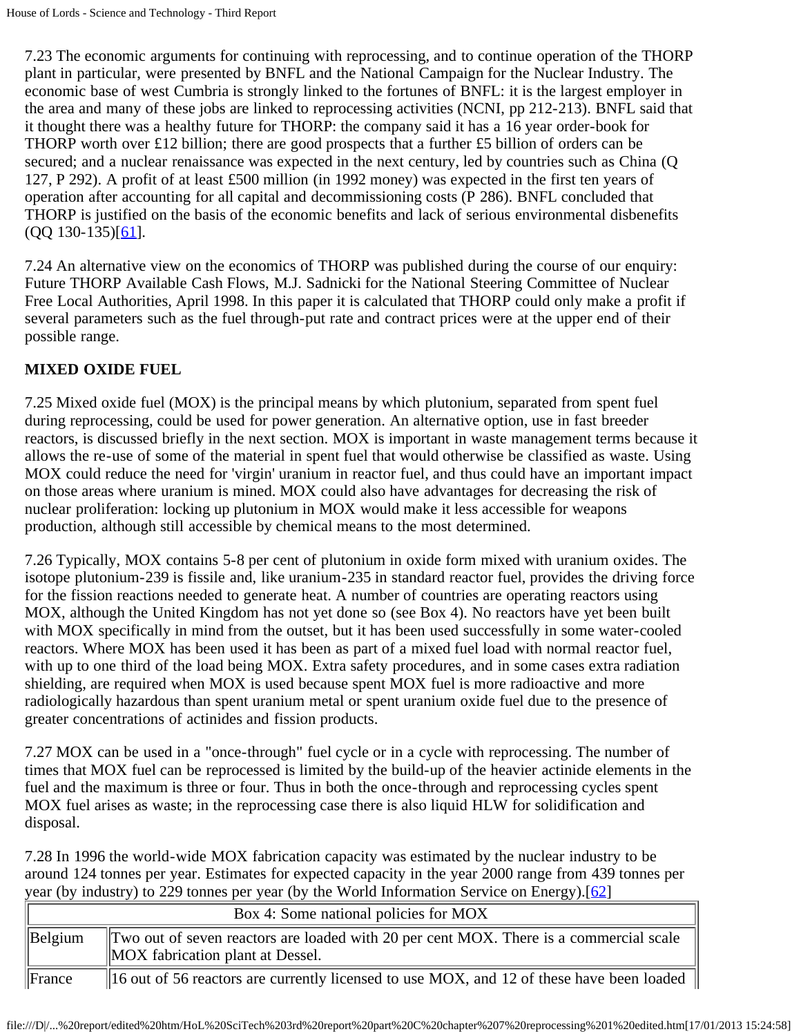7.23 The economic arguments for continuing with reprocessing, and to continue operation of the THORP plant in particular, were presented by BNFL and the National Campaign for the Nuclear Industry. The economic base of west Cumbria is strongly linked to the fortunes of BNFL: it is the largest employer in the area and many of these jobs are linked to reprocessing activities (NCNI, pp 212-213). BNFL said that it thought there was a healthy future for THORP: the company said it has a 16 year order-book for THORP worth over £12 billion; there are good prospects that a further £5 billion of orders can be secured; and a nuclear renaissance was expected in the next century, led by countries such as China (Q 127, P 292). A profit of at least £500 million (in 1992 money) was expected in the first ten years of operation after accounting for all capital and decommissioning costs (P 286). BNFL concluded that THORP is justified on the basis of the economic benefits and lack of serious environmental disbenefits (QQ 130-135)[61].

7.24 An alternative view on the economics of THORP was published during the course of our enquiry: Future THORP Available Cash Flows, M.J. Sadnicki for the National Steering Committee of Nuclear Free Local Authorities, April 1998. In this paper it is calculated that THORP could only make a profit if several parameters such as the fuel through-put rate and contract prices were at the upper end of their possible range.

**MIXED OXIDE FUEL**

7.25 Mixed oxide fuel (MOX) is the principal means by which plutonium, separated from spent fuel during reprocessing, could be used for power generation. An alternative option, use in fast breeder reactors, is discussed briefly in the next section. MOX is important in waste management terms because it allows the re-use of some of the material in spent fuel that would otherwise be classified as waste. Using MOX could reduce the need for 'virgin' uranium in reactor fuel, and thus could have an important impact on those areas where uranium is mined. MOX could also have advantages for decreasing the risk of nuclear proliferation: locking up plutonium in MOX would make it less accessible for weapons production, although still accessible by chemical means to the most determined.

7.26 Typically, MOX contains 5-8 per cent of plutonium in oxide form mixed with uranium oxides. The isotope plutonium-239 is fissile and, like uranium-235 in standard reactor fuel, provides the driving force for the fission reactions needed to generate heat. A number of countries are operating reactors using MOX, although the United Kingdom has not yet done so (see Box 4). No reactors have yet been built with MOX specifically in mind from the outset, but it has been used successfully in some water-cooled reactors. Where MOX has been used it has been as part of a mixed fuel load with normal reactor fuel, with up to one third of the load being MOX. Extra safety procedures, and in some cases extra radiation shielding, are required when MOX is used because spent MOX fuel is more radioactive and more radiologically hazardous than spent uranium metal or spent uranium oxide fuel due to the presence of greater concentrations of actinides and fission products.

7.27 MOX can be used in a "once-through" fuel cycle or in a cycle with reprocessing. The number of times that MOX fuel can be reprocessed is limited by the build-up of the heavier actinide elements in the fuel and the maximum is three or four. Thus in both the once-through and reprocessing cycles spent MOX fuel arises as waste; in the reprocessing case there is also liquid HLW for solidification and disposal.

7.28 In 1996 the world-wide MOX fabrication capacity was estimated by the nuclear industry to be around 124 tonnes per year. Estimates for expected capacity in the year 2000 range from 439 tonnes per year (by industry) to 229 tonnes per year (by the World Information Service on Energy).[62]

| Box 4: Some national policies for MOX | |
|---|---|
| Belgium | Two out of seven reactors are loaded with 20 per cent MOX. There is a commercial scale MOX fabrication plant at Dessel. |
| France | 16 out of 56 reactors are currently licensed to use MOX, and 12 of these have been loaded |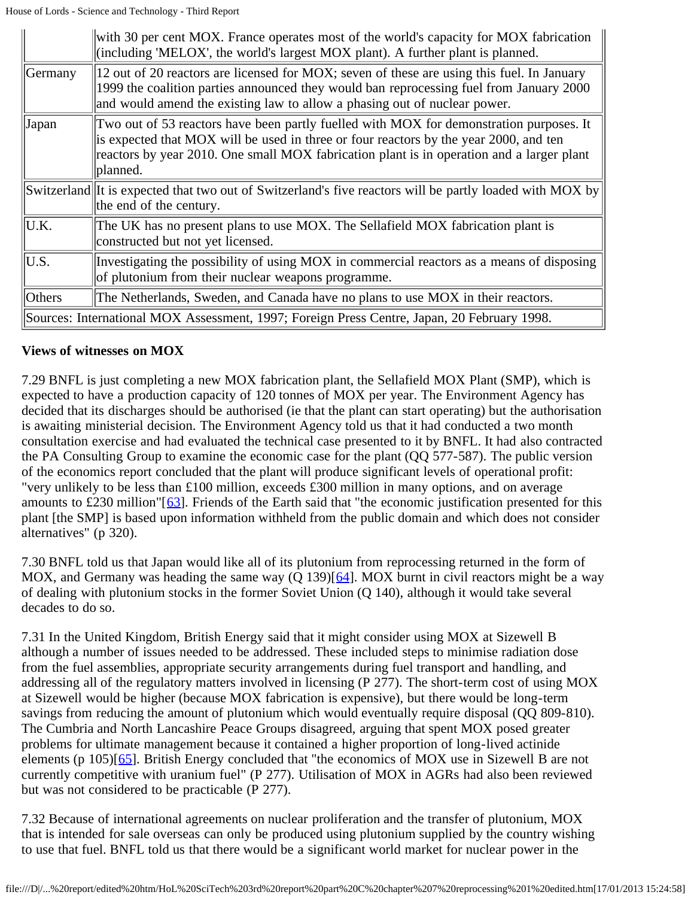| | |
|---|---|
| | with 30 per cent MOX. France operates most of the world's capacity for MOX fabrication (including 'MELOX', the world's largest MOX plant). A further plant is planned. |
| Germany | 12 out of 20 reactors are licensed for MOX; seven of these are using this fuel. In January 1999 the coalition parties announced they would ban reprocessing fuel from January 2000 and would amend the existing law to allow a phasing out of nuclear power. |
| Japan | Two out of 53 reactors have been partly fuelled with MOX for demonstration purposes. It is expected that MOX will be used in three or four reactors by the year 2000, and ten reactors by year 2010. One small MOX fabrication plant is in operation and a larger plant planned. |
| Switzerland | It is expected that two out of Switzerland's five reactors will be partly loaded with MOX by the end of the century. |
| U.K. | The UK has no present plans to use MOX. The Sellafield MOX fabrication plant is constructed but not yet licensed. |
| U.S. | Investigating the possibility of using MOX in commercial reactors as a means of disposing of plutonium from their nuclear weapons programme. |
| Others | The Netherlands, Sweden, and Canada have no plans to use MOX in their reactors. |
| Sources: International MOX Assessment, 1997; Foreign Press Centre, Japan, 20 February 1998. | |

**Views of witnesses on MOX**

7.29 BNFL is just completing a new MOX fabrication plant, the Sellafield MOX Plant (SMP), which is expected to have a production capacity of 120 tonnes of MOX per year. The Environment Agency has decided that its discharges should be authorised (ie that the plant can start operating) but the authorisation is awaiting ministerial decision. The Environment Agency told us that it had conducted a two month consultation exercise and had evaluated the technical case presented to it by BNFL. It had also contracted the PA Consulting Group to examine the economic case for the plant (QQ 577-587). The public version of the economics report concluded that the plant will produce significant levels of operational profit: "very unlikely to be less than £100 million, exceeds £300 million in many options, and on average amounts to £230 million"[63]. Friends of the Earth said that "the economic justification presented for this plant [the SMP] is based upon information withheld from the public domain and which does not consider alternatives" (p 320).

7.30 BNFL told us that Japan would like all of its plutonium from reprocessing returned in the form of MOX, and Germany was heading the same way (Q 139)[64]. MOX burnt in civil reactors might be a way of dealing with plutonium stocks in the former Soviet Union (Q 140), although it would take several decades to do so.

7.31 In the United Kingdom, British Energy said that it might consider using MOX at Sizewell B although a number of issues needed to be addressed. These included steps to minimise radiation dose from the fuel assemblies, appropriate security arrangements during fuel transport and handling, and addressing all of the regulatory matters involved in licensing (P 277). The short-term cost of using MOX at Sizewell would be higher (because MOX fabrication is expensive), but there would be long-term savings from reducing the amount of plutonium which would eventually require disposal (QQ 809-810). The Cumbria and North Lancashire Peace Groups disagreed, arguing that spent MOX posed greater problems for ultimate management because it contained a higher proportion of long-lived actinide elements (p 105)[65]. British Energy concluded that "the economics of MOX use in Sizewell B are not currently competitive with uranium fuel" (P 277). Utilisation of MOX in AGRs had also been reviewed but was not considered to be practicable (P 277).

7.32 Because of international agreements on nuclear proliferation and the transfer of plutonium, MOX that is intended for sale overseas can only be produced using plutonium supplied by the country wishing to use that fuel. BNFL told us that there would be a significant world market for nuclear power in the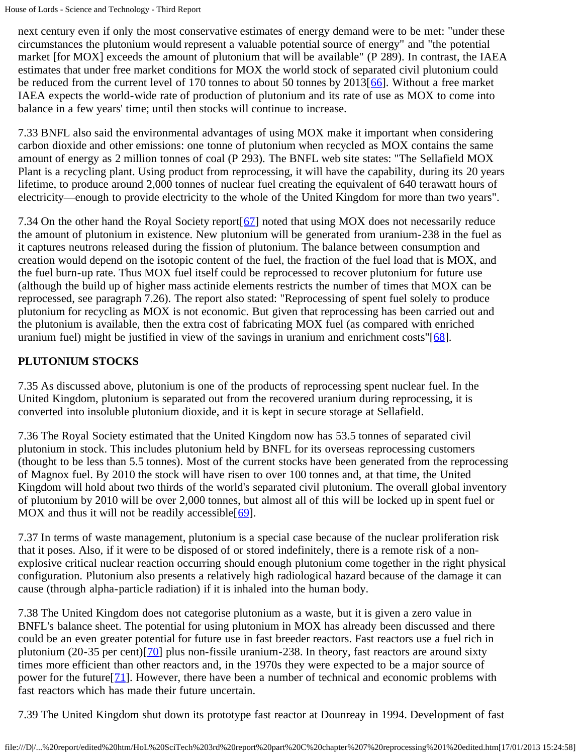next century even if only the most conservative estimates of energy demand were to be met: "under these circumstances the plutonium would represent a valuable potential source of energy" and "the potential market [for MOX] exceeds the amount of plutonium that will be available" (P 289). In contrast, the IAEA estimates that under free market conditions for MOX the world stock of separated civil plutonium could be reduced from the current level of 170 tonnes to about 50 tonnes by 2013[66]. Without a free market IAEA expects the world-wide rate of production of plutonium and its rate of use as MOX to come into balance in a few years' time; until then stocks will continue to increase.

7.33 BNFL also said the environmental advantages of using MOX make it important when considering carbon dioxide and other emissions: one tonne of plutonium when recycled as MOX contains the same amount of energy as 2 million tonnes of coal (P 293). The BNFL web site states: "The Sellafield MOX Plant is a recycling plant. Using product from reprocessing, it will have the capability, during its 20 years lifetime, to produce around 2,000 tonnes of nuclear fuel creating the equivalent of 640 terawatt hours of electricity—enough to provide electricity to the whole of the United Kingdom for more than two years".

7.34 On the other hand the Royal Society report[67] noted that using MOX does not necessarily reduce the amount of plutonium in existence. New plutonium will be generated from uranium-238 in the fuel as it captures neutrons released during the fission of plutonium. The balance between consumption and creation would depend on the isotopic content of the fuel, the fraction of the fuel load that is MOX, and the fuel burn-up rate. Thus MOX fuel itself could be reprocessed to recover plutonium for future use (although the build up of higher mass actinide elements restricts the number of times that MOX can be reprocessed, see paragraph 7.26). The report also stated: "Reprocessing of spent fuel solely to produce plutonium for recycling as MOX is not economic. But given that reprocessing has been carried out and the plutonium is available, then the extra cost of fabricating MOX fuel (as compared with enriched uranium fuel) might be justified in view of the savings in uranium and enrichment costs"[68].

**PLUTONIUM STOCKS**

7.35 As discussed above, plutonium is one of the products of reprocessing spent nuclear fuel. In the United Kingdom, plutonium is separated out from the recovered uranium during reprocessing, it is converted into insoluble plutonium dioxide, and it is kept in secure storage at Sellafield.

7.36 The Royal Society estimated that the United Kingdom now has 53.5 tonnes of separated civil plutonium in stock. This includes plutonium held by BNFL for its overseas reprocessing customers (thought to be less than 5.5 tonnes). Most of the current stocks have been generated from the reprocessing of Magnox fuel. By 2010 the stock will have risen to over 100 tonnes and, at that time, the United Kingdom will hold about two thirds of the world's separated civil plutonium. The overall global inventory of plutonium by 2010 will be over 2,000 tonnes, but almost all of this will be locked up in spent fuel or MOX and thus it will not be readily accessible[69].

7.37 In terms of waste management, plutonium is a special case because of the nuclear proliferation risk that it poses. Also, if it were to be disposed of or stored indefinitely, there is a remote risk of a non-explosive critical nuclear reaction occurring should enough plutonium come together in the right physical configuration. Plutonium also presents a relatively high radiological hazard because of the damage it can cause (through alpha-particle radiation) if it is inhaled into the human body.

7.38 The United Kingdom does not categorise plutonium as a waste, but it is given a zero value in BNFL's balance sheet. The potential for using plutonium in MOX has already been discussed and there could be an even greater potential for future use in fast breeder reactors. Fast reactors use a fuel rich in plutonium (20-35 per cent)[70] plus non-fissile uranium-238. In theory, fast reactors are around sixty times more efficient than other reactors and, in the 1970s they were expected to be a major source of power for the future[71]. However, there have been a number of technical and economic problems with fast reactors which has made their future uncertain.

7.39 The United Kingdom shut down its prototype fast reactor at Dounreay in 1994. Development of fast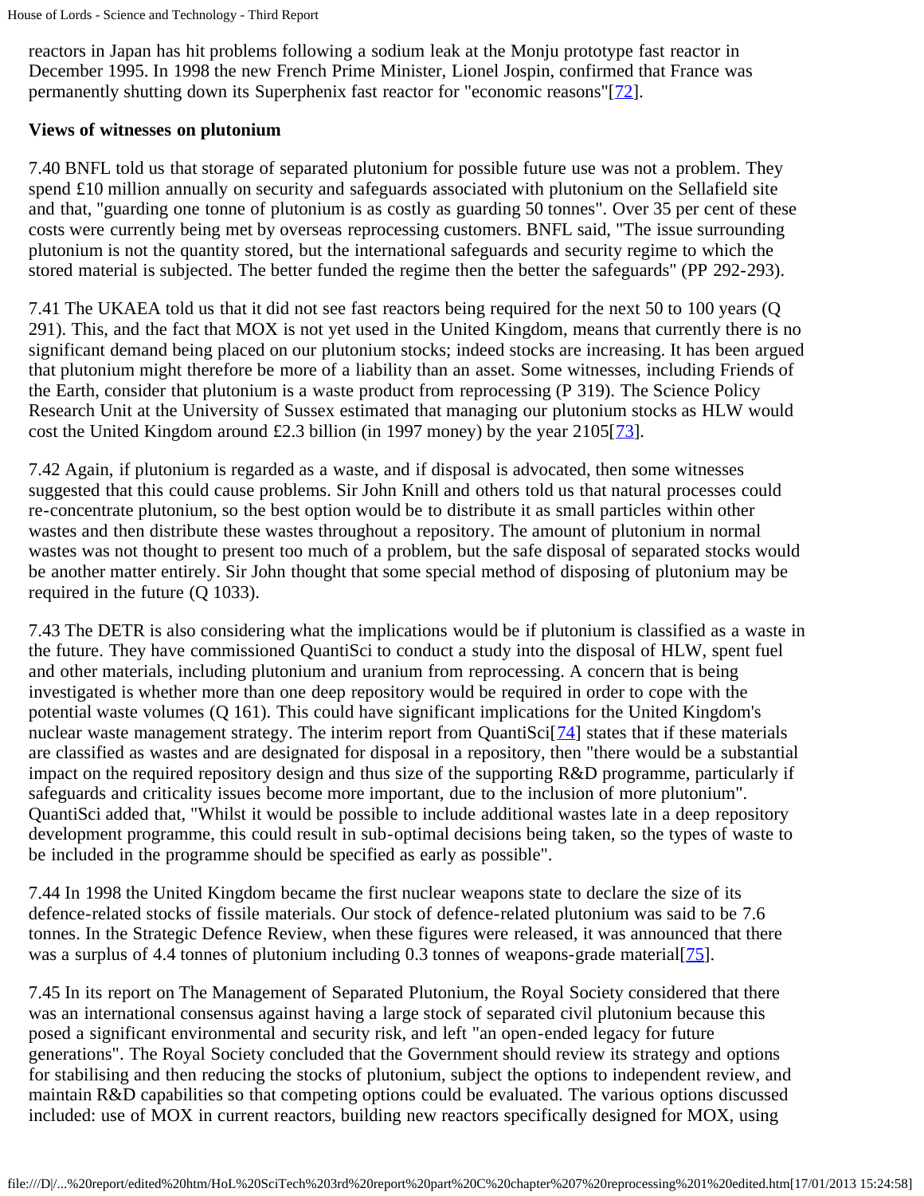reactors in Japan has hit problems following a sodium leak at the Monju prototype fast reactor in December 1995. In 1998 the new French Prime Minister, Lionel Jospin, confirmed that France was permanently shutting down its Superphenix fast reactor for "economic reasons"[72].

**Views of witnesses on plutonium**

7.40 BNFL told us that storage of separated plutonium for possible future use was not a problem. They spend £10 million annually on security and safeguards associated with plutonium on the Sellafield site and that, "guarding one tonne of plutonium is as costly as guarding 50 tonnes". Over 35 per cent of these costs were currently being met by overseas reprocessing customers. BNFL said, "The issue surrounding plutonium is not the quantity stored, but the international safeguards and security regime to which the stored material is subjected. The better funded the regime then the better the safeguards" (PP 292-293).

7.41 The UKAEA told us that it did not see fast reactors being required for the next 50 to 100 years (Q 291). This, and the fact that MOX is not yet used in the United Kingdom, means that currently there is no significant demand being placed on our plutonium stocks; indeed stocks are increasing. It has been argued that plutonium might therefore be more of a liability than an asset. Some witnesses, including Friends of the Earth, consider that plutonium is a waste product from reprocessing (P 319). The Science Policy Research Unit at the University of Sussex estimated that managing our plutonium stocks as HLW would cost the United Kingdom around £2.3 billion (in 1997 money) by the year 2105[73].

7.42 Again, if plutonium is regarded as a waste, and if disposal is advocated, then some witnesses suggested that this could cause problems. Sir John Knill and others told us that natural processes could re-concentrate plutonium, so the best option would be to distribute it as small particles within other wastes and then distribute these wastes throughout a repository. The amount of plutonium in normal wastes was not thought to present too much of a problem, but the safe disposal of separated stocks would be another matter entirely. Sir John thought that some special method of disposing of plutonium may be required in the future (Q 1033).

7.43 The DETR is also considering what the implications would be if plutonium is classified as a waste in the future. They have commissioned QuantiSci to conduct a study into the disposal of HLW, spent fuel and other materials, including plutonium and uranium from reprocessing. A concern that is being investigated is whether more than one deep repository would be required in order to cope with the potential waste volumes (Q 161). This could have significant implications for the United Kingdom's nuclear waste management strategy. The interim report from QuantiSci[74] states that if these materials are classified as wastes and are designated for disposal in a repository, then "there would be a substantial impact on the required repository design and thus size of the supporting R&D programme, particularly if safeguards and criticality issues become more important, due to the inclusion of more plutonium". QuantiSci added that, "Whilst it would be possible to include additional wastes late in a deep repository development programme, this could result in sub-optimal decisions being taken, so the types of waste to be included in the programme should be specified as early as possible".

7.44 In 1998 the United Kingdom became the first nuclear weapons state to declare the size of its defence-related stocks of fissile materials. Our stock of defence-related plutonium was said to be 7.6 tonnes. In the Strategic Defence Review, when these figures were released, it was announced that there was a surplus of 4.4 tonnes of plutonium including 0.3 tonnes of weapons-grade material[75].

7.45 In its report on The Management of Separated Plutonium, the Royal Society considered that there was an international consensus against having a large stock of separated civil plutonium because this posed a significant environmental and security risk, and left "an open-ended legacy for future generations". The Royal Society concluded that the Government should review its strategy and options for stabilising and then reducing the stocks of plutonium, subject the options to independent review, and maintain R&D capabilities so that competing options could be evaluated. The various options discussed included: use of MOX in current reactors, building new reactors specifically designed for MOX, using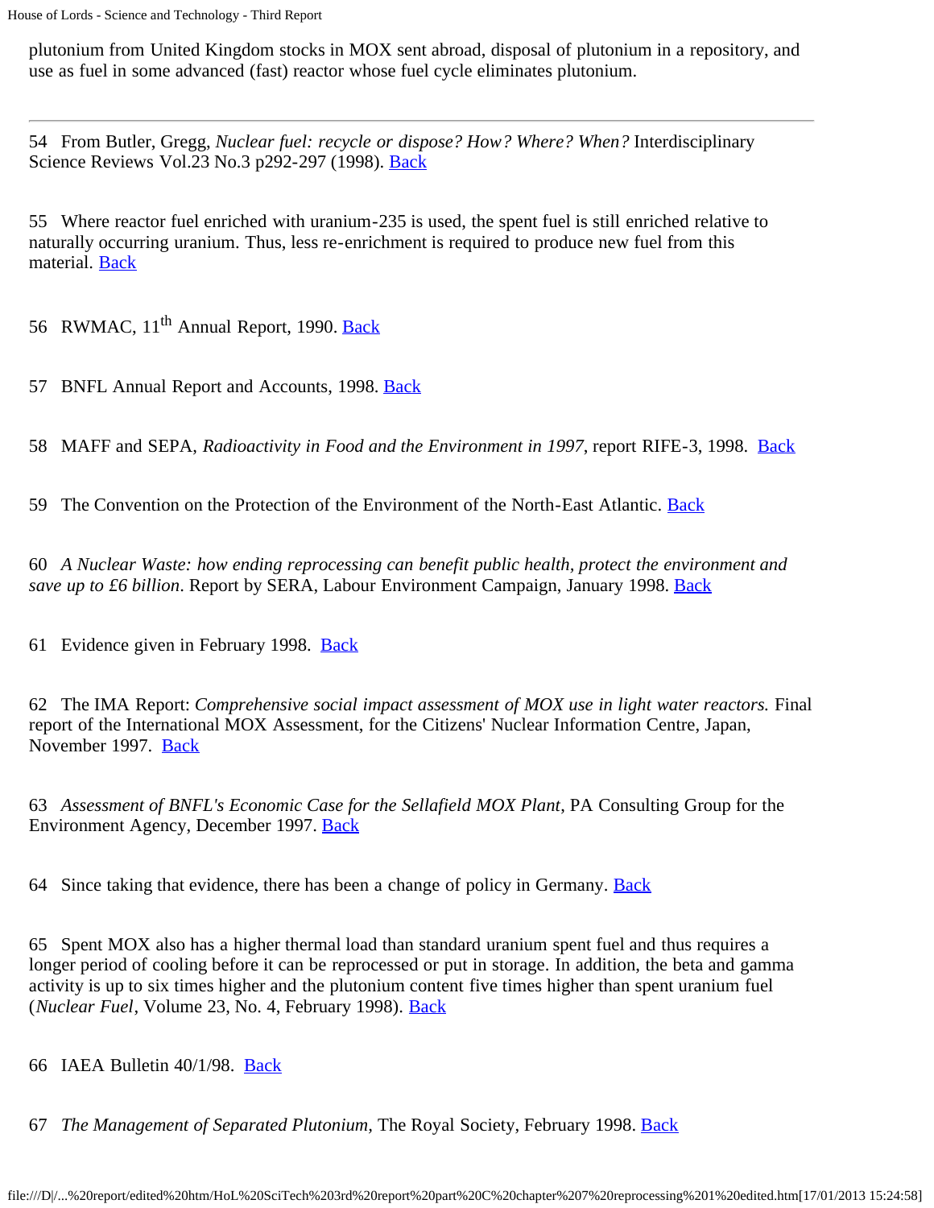plutonium from United Kingdom stocks in MOX sent abroad, disposal of plutonium in a repository, and use as fuel in some advanced (fast) reactor whose fuel cycle eliminates plutonium.

---

54 From Butler, Gregg, *Nuclear fuel: recycle or dispose? How? Where? When?* Interdisciplinary Science Reviews Vol.23 No.3 p292-297 (1998). Back

55 Where reactor fuel enriched with uranium-235 is used, the spent fuel is still enriched relative to naturally occurring uranium. Thus, less re-enrichment is required to produce new fuel from this material. Back

56 RWMAC, 11th Annual Report, 1990. Back

57 BNFL Annual Report and Accounts, 1998. Back

58 MAFF and SEPA, *Radioactivity in Food and the Environment in 1997*, report RIFE-3, 1998. Back

59 The Convention on the Protection of the Environment of the North-East Atlantic. Back

60 *A Nuclear Waste: how ending reprocessing can benefit public health, protect the environment and save up to £6 billion*. Report by SERA, Labour Environment Campaign, January 1998. Back

61 Evidence given in February 1998. Back

62 The IMA Report: *Comprehensive social impact assessment of MOX use in light water reactors.* Final report of the International MOX Assessment, for the Citizens' Nuclear Information Centre, Japan, November 1997. Back

63 *Assessment of BNFL's Economic Case for the Sellafield MOX Plant*, PA Consulting Group for the Environment Agency, December 1997. Back

64 Since taking that evidence, there has been a change of policy in Germany. Back

65 Spent MOX also has a higher thermal load than standard uranium spent fuel and thus requires a longer period of cooling before it can be reprocessed or put in storage. In addition, the beta and gamma activity is up to six times higher and the plutonium content five times higher than spent uranium fuel (*Nuclear Fuel*, Volume 23, No. 4, February 1998). Back

66 IAEA Bulletin 40/1/98. Back

67 *The Management of Separated Plutonium,* The Royal Society, February 1998. Back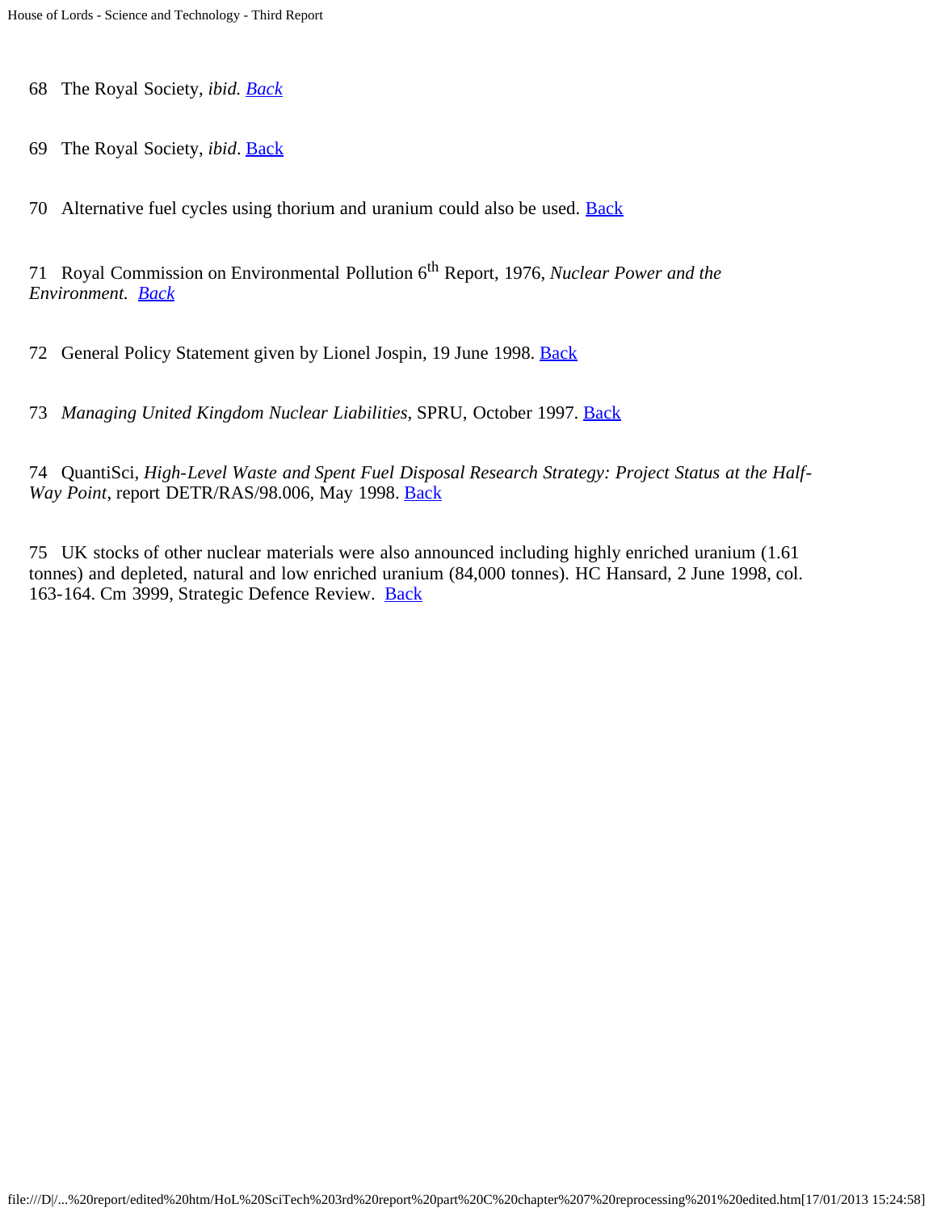68 The Royal Society, *ibid.* *Back*

69 The Royal Society, *ibid*. Back

70 Alternative fuel cycles using thorium and uranium could also be used. Back

71 Royal Commission on Environmental Pollution 6th Report, 1976, *Nuclear Power and the Environment.* *Back*

72 General Policy Statement given by Lionel Jospin, 19 June 1998. Back

73 *Managing United Kingdom Nuclear Liabilities*, SPRU, October 1997. Back

74 QuantiSci, *High-Level Waste and Spent Fuel Disposal Research Strategy: Project Status at the Half-Way Point*, report DETR/RAS/98.006, May 1998. Back

75 UK stocks of other nuclear materials were also announced including highly enriched uranium (1.61 tonnes) and depleted, natural and low enriched uranium (84,000 tonnes). HC Hansard, 2 June 1998, col. 163-164. Cm 3999, Strategic Defence Review. Back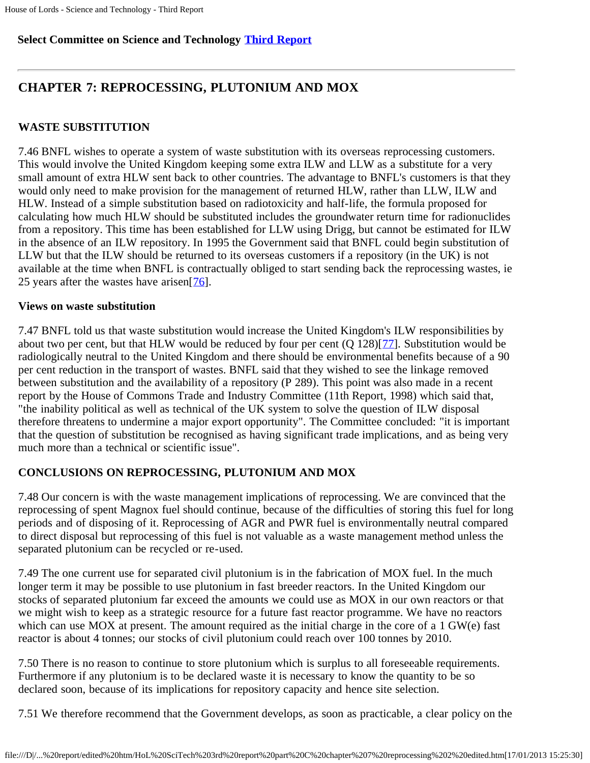**Select Committee on Science and Technology Third Report**

## CHAPTER 7: REPROCESSING, PLUTONIUM AND MOX

### WASTE SUBSTITUTION

7.46 BNFL wishes to operate a system of waste substitution with its overseas reprocessing customers. This would involve the United Kingdom keeping some extra ILW and LLW as a substitute for a very small amount of extra HLW sent back to other countries. The advantage to BNFL's customers is that they would only need to make provision for the management of returned HLW, rather than LLW, ILW and HLW. Instead of a simple substitution based on radiotoxicity and half-life, the formula proposed for calculating how much HLW should be substituted includes the groundwater return time for radionuclides from a repository. This time has been established for LLW using Drigg, but cannot be estimated for ILW in the absence of an ILW repository. In 1995 the Government said that BNFL could begin substitution of LLW but that the ILW should be returned to its overseas customers if a repository (in the UK) is not available at the time when BNFL is contractually obliged to start sending back the reprocessing wastes, ie 25 years after the wastes have arisen[76].

#### Views on waste substitution

7.47 BNFL told us that waste substitution would increase the United Kingdom's ILW responsibilities by about two per cent, but that HLW would be reduced by four per cent (Q 128)[77]. Substitution would be radiologically neutral to the United Kingdom and there should be environmental benefits because of a 90 per cent reduction in the transport of wastes. BNFL said that they wished to see the linkage removed between substitution and the availability of a repository (P 289). This point was also made in a recent report by the House of Commons Trade and Industry Committee (11th Report, 1998) which said that, "the inability political as well as technical of the UK system to solve the question of ILW disposal therefore threatens to undermine a major export opportunity". The Committee concluded: "it is important that the question of substitution be recognised as having significant trade implications, and as being very much more than a technical or scientific issue".

### CONCLUSIONS ON REPROCESSING, PLUTONIUM AND MOX

7.48 Our concern is with the waste management implications of reprocessing. We are convinced that the reprocessing of spent Magnox fuel should continue, because of the difficulties of storing this fuel for long periods and of disposing of it. Reprocessing of AGR and PWR fuel is environmentally neutral compared to direct disposal but reprocessing of this fuel is not valuable as a waste management method unless the separated plutonium can be recycled or re-used.

7.49 The one current use for separated civil plutonium is in the fabrication of MOX fuel. In the much longer term it may be possible to use plutonium in fast breeder reactors. In the United Kingdom our stocks of separated plutonium far exceed the amounts we could use as MOX in our own reactors or that we might wish to keep as a strategic resource for a future fast reactor programme. We have no reactors which can use MOX at present. The amount required as the initial charge in the core of a 1 GW(e) fast reactor is about 4 tonnes; our stocks of civil plutonium could reach over 100 tonnes by 2010.

7.50 There is no reason to continue to store plutonium which is surplus to all foreseeable requirements. Furthermore if any plutonium is to be declared waste it is necessary to know the quantity to be so declared soon, because of its implications for repository capacity and hence site selection.

7.51 We therefore recommend that the Government develops, as soon as practicable, a clear policy on the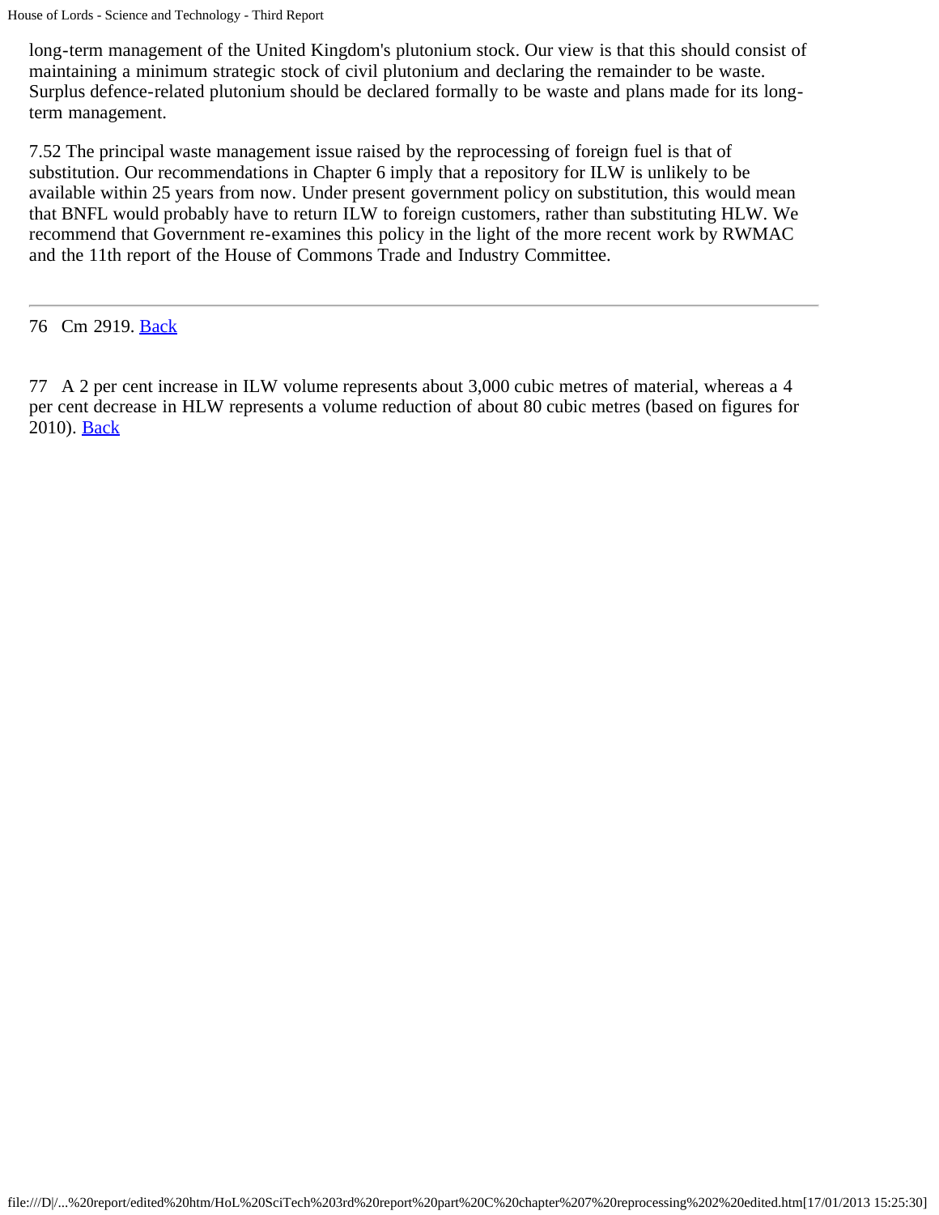long-term management of the United Kingdom's plutonium stock. Our view is that this should consist of maintaining a minimum strategic stock of civil plutonium and declaring the remainder to be waste. Surplus defence-related plutonium should be declared formally to be waste and plans made for its long-term management.

7.52 The principal waste management issue raised by the reprocessing of foreign fuel is that of substitution. Our recommendations in Chapter 6 imply that a repository for ILW is unlikely to be available within 25 years from now. Under present government policy on substitution, this would mean that BNFL would probably have to return ILW to foreign customers, rather than substituting HLW. We recommend that Government re-examines this policy in the light of the more recent work by RWMAC and the 11th report of the House of Commons Trade and Industry Committee.

---

76 Cm 2919. Back

77 A 2 per cent increase in ILW volume represents about 3,000 cubic metres of material, whereas a 4 per cent decrease in HLW represents a volume reduction of about 80 cubic metres (based on figures for 2010). Back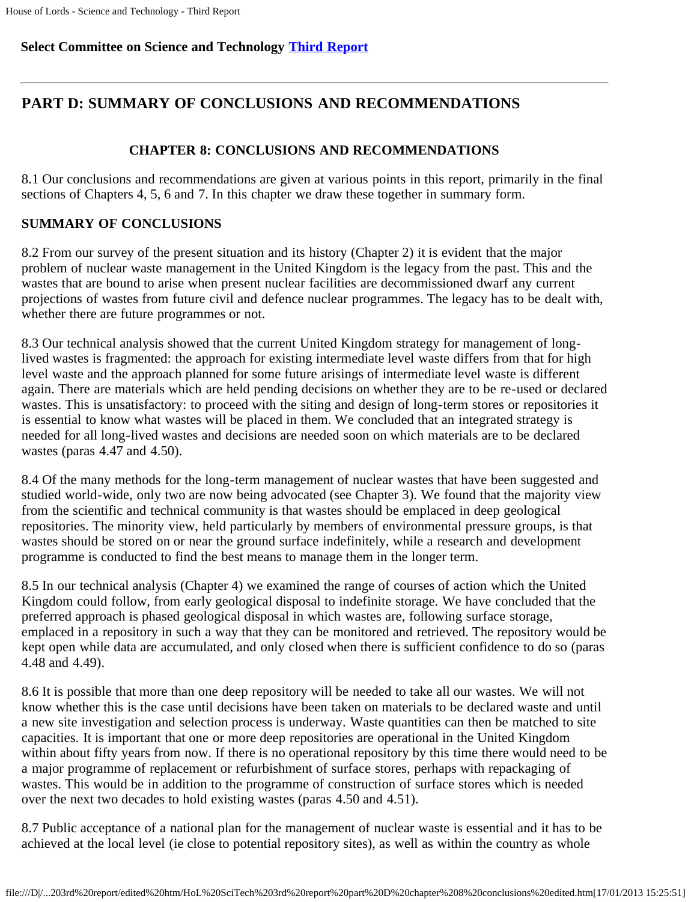**Select Committee on Science and Technology Third Report**

---

# PART D: SUMMARY OF CONCLUSIONS AND RECOMMENDATIONS

## CHAPTER 8: CONCLUSIONS AND RECOMMENDATIONS

8.1 Our conclusions and recommendations are given at various points in this report, primarily in the final sections of Chapters 4, 5, 6 and 7. In this chapter we draw these together in summary form.

### SUMMARY OF CONCLUSIONS

8.2 From our survey of the present situation and its history (Chapter 2) it is evident that the major problem of nuclear waste management in the United Kingdom is the legacy from the past. This and the wastes that are bound to arise when present nuclear facilities are decommissioned dwarf any current projections of wastes from future civil and defence nuclear programmes. The legacy has to be dealt with, whether there are future programmes or not.

8.3 Our technical analysis showed that the current United Kingdom strategy for management of long-lived wastes is fragmented: the approach for existing intermediate level waste differs from that for high level waste and the approach planned for some future arisings of intermediate level waste is different again. There are materials which are held pending decisions on whether they are to be re-used or declared wastes. This is unsatisfactory: to proceed with the siting and design of long-term stores or repositories it is essential to know what wastes will be placed in them. We concluded that an integrated strategy is needed for all long-lived wastes and decisions are needed soon on which materials are to be declared wastes (paras 4.47 and 4.50).

8.4 Of the many methods for the long-term management of nuclear wastes that have been suggested and studied world-wide, only two are now being advocated (see Chapter 3). We found that the majority view from the scientific and technical community is that wastes should be emplaced in deep geological repositories. The minority view, held particularly by members of environmental pressure groups, is that wastes should be stored on or near the ground surface indefinitely, while a research and development programme is conducted to find the best means to manage them in the longer term.

8.5 In our technical analysis (Chapter 4) we examined the range of courses of action which the United Kingdom could follow, from early geological disposal to indefinite storage. We have concluded that the preferred approach is phased geological disposal in which wastes are, following surface storage, emplaced in a repository in such a way that they can be monitored and retrieved. The repository would be kept open while data are accumulated, and only closed when there is sufficient confidence to do so (paras 4.48 and 4.49).

8.6 It is possible that more than one deep repository will be needed to take all our wastes. We will not know whether this is the case until decisions have been taken on materials to be declared waste and until a new site investigation and selection process is underway. Waste quantities can then be matched to site capacities. It is important that one or more deep repositories are operational in the United Kingdom within about fifty years from now. If there is no operational repository by this time there would need to be a major programme of replacement or refurbishment of surface stores, perhaps with repackaging of wastes. This would be in addition to the programme of construction of surface stores which is needed over the next two decades to hold existing wastes (paras 4.50 and 4.51).

8.7 Public acceptance of a national plan for the management of nuclear waste is essential and it has to be achieved at the local level (ie close to potential repository sites), as well as within the country as whole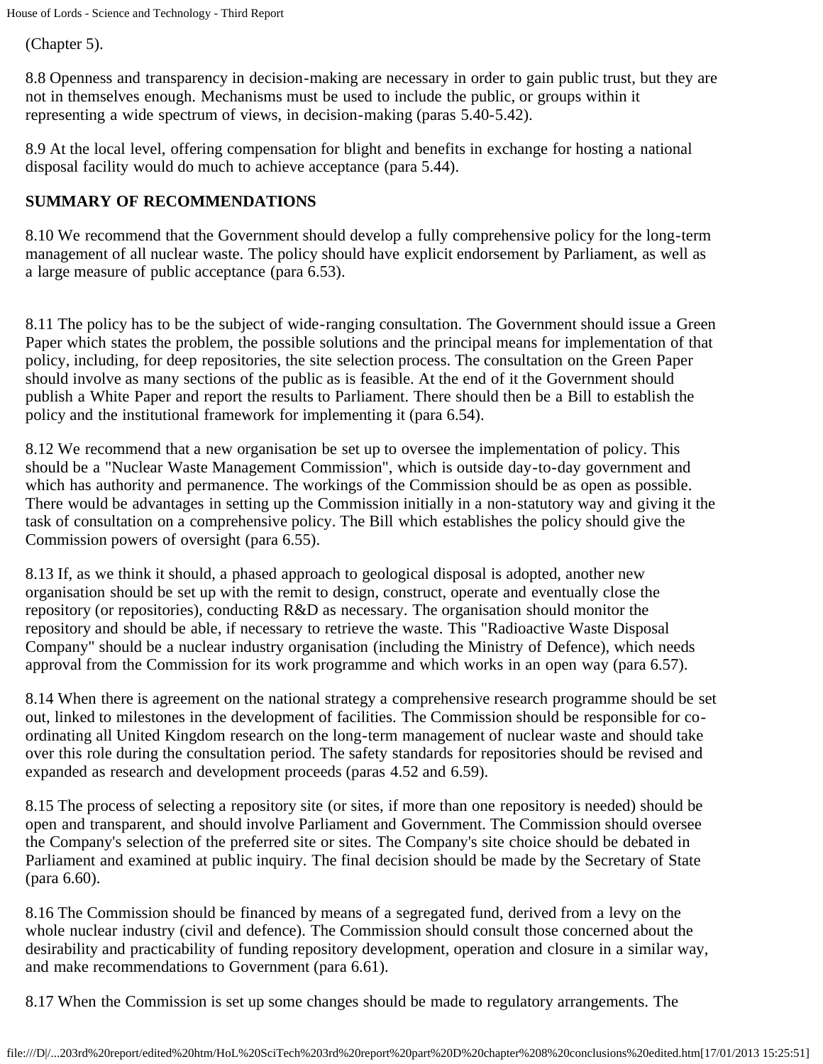(Chapter 5).

8.8 Openness and transparency in decision-making are necessary in order to gain public trust, but they are not in themselves enough. Mechanisms must be used to include the public, or groups within it representing a wide spectrum of views, in decision-making (paras 5.40-5.42).

8.9 At the local level, offering compensation for blight and benefits in exchange for hosting a national disposal facility would do much to achieve acceptance (para 5.44).

**SUMMARY OF RECOMMENDATIONS**

8.10 We recommend that the Government should develop a fully comprehensive policy for the long-term management of all nuclear waste. The policy should have explicit endorsement by Parliament, as well as a large measure of public acceptance (para 6.53).

8.11 The policy has to be the subject of wide-ranging consultation. The Government should issue a Green Paper which states the problem, the possible solutions and the principal means for implementation of that policy, including, for deep repositories, the site selection process. The consultation on the Green Paper should involve as many sections of the public as is feasible. At the end of it the Government should publish a White Paper and report the results to Parliament. There should then be a Bill to establish the policy and the institutional framework for implementing it (para 6.54).

8.12 We recommend that a new organisation be set up to oversee the implementation of policy. This should be a "Nuclear Waste Management Commission", which is outside day-to-day government and which has authority and permanence. The workings of the Commission should be as open as possible. There would be advantages in setting up the Commission initially in a non-statutory way and giving it the task of consultation on a comprehensive policy. The Bill which establishes the policy should give the Commission powers of oversight (para 6.55).

8.13 If, as we think it should, a phased approach to geological disposal is adopted, another new organisation should be set up with the remit to design, construct, operate and eventually close the repository (or repositories), conducting R&D as necessary. The organisation should monitor the repository and should be able, if necessary to retrieve the waste. This "Radioactive Waste Disposal Company" should be a nuclear industry organisation (including the Ministry of Defence), which needs approval from the Commission for its work programme and which works in an open way (para 6.57).

8.14 When there is agreement on the national strategy a comprehensive research programme should be set out, linked to milestones in the development of facilities. The Commission should be responsible for co-ordinating all United Kingdom research on the long-term management of nuclear waste and should take over this role during the consultation period. The safety standards for repositories should be revised and expanded as research and development proceeds (paras 4.52 and 6.59).

8.15 The process of selecting a repository site (or sites, if more than one repository is needed) should be open and transparent, and should involve Parliament and Government. The Commission should oversee the Company's selection of the preferred site or sites. The Company's site choice should be debated in Parliament and examined at public inquiry. The final decision should be made by the Secretary of State (para 6.60).

8.16 The Commission should be financed by means of a segregated fund, derived from a levy on the whole nuclear industry (civil and defence). The Commission should consult those concerned about the desirability and practicability of funding repository development, operation and closure in a similar way, and make recommendations to Government (para 6.61).

8.17 When the Commission is set up some changes should be made to regulatory arrangements. The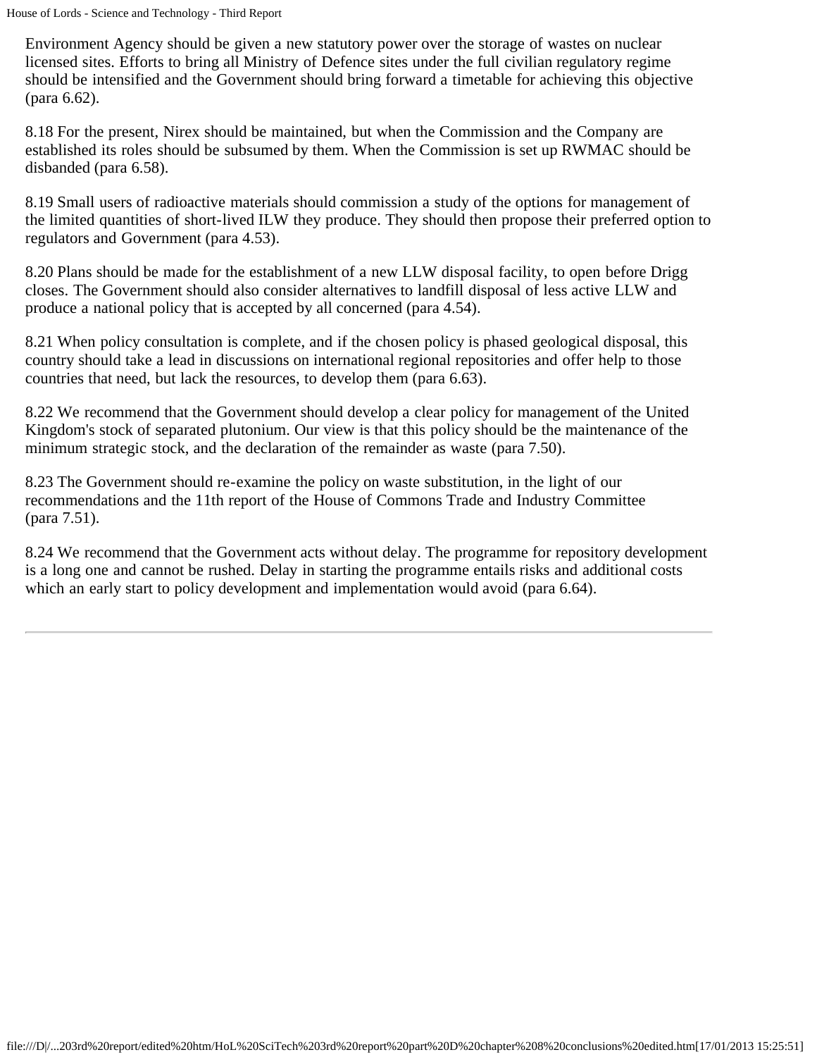Environment Agency should be given a new statutory power over the storage of wastes on nuclear licensed sites. Efforts to bring all Ministry of Defence sites under the full civilian regulatory regime should be intensified and the Government should bring forward a timetable for achieving this objective (para 6.62).

8.18 For the present, Nirex should be maintained, but when the Commission and the Company are established its roles should be subsumed by them. When the Commission is set up RWMAC should be disbanded (para 6.58).

8.19 Small users of radioactive materials should commission a study of the options for management of the limited quantities of short-lived ILW they produce. They should then propose their preferred option to regulators and Government (para 4.53).

8.20 Plans should be made for the establishment of a new LLW disposal facility, to open before Drigg closes. The Government should also consider alternatives to landfill disposal of less active LLW and produce a national policy that is accepted by all concerned (para 4.54).

8.21 When policy consultation is complete, and if the chosen policy is phased geological disposal, this country should take a lead in discussions on international regional repositories and offer help to those countries that need, but lack the resources, to develop them (para 6.63).

8.22 We recommend that the Government should develop a clear policy for management of the United Kingdom's stock of separated plutonium. Our view is that this policy should be the maintenance of the minimum strategic stock, and the declaration of the remainder as waste (para 7.50).

8.23 The Government should re-examine the policy on waste substitution, in the light of our recommendations and the 11th report of the House of Commons Trade and Industry Committee (para 7.51).

8.24 We recommend that the Government acts without delay. The programme for repository development is a long one and cannot be rushed. Delay in starting the programme entails risks and additional costs which an early start to policy development and implementation would avoid (para 6.64).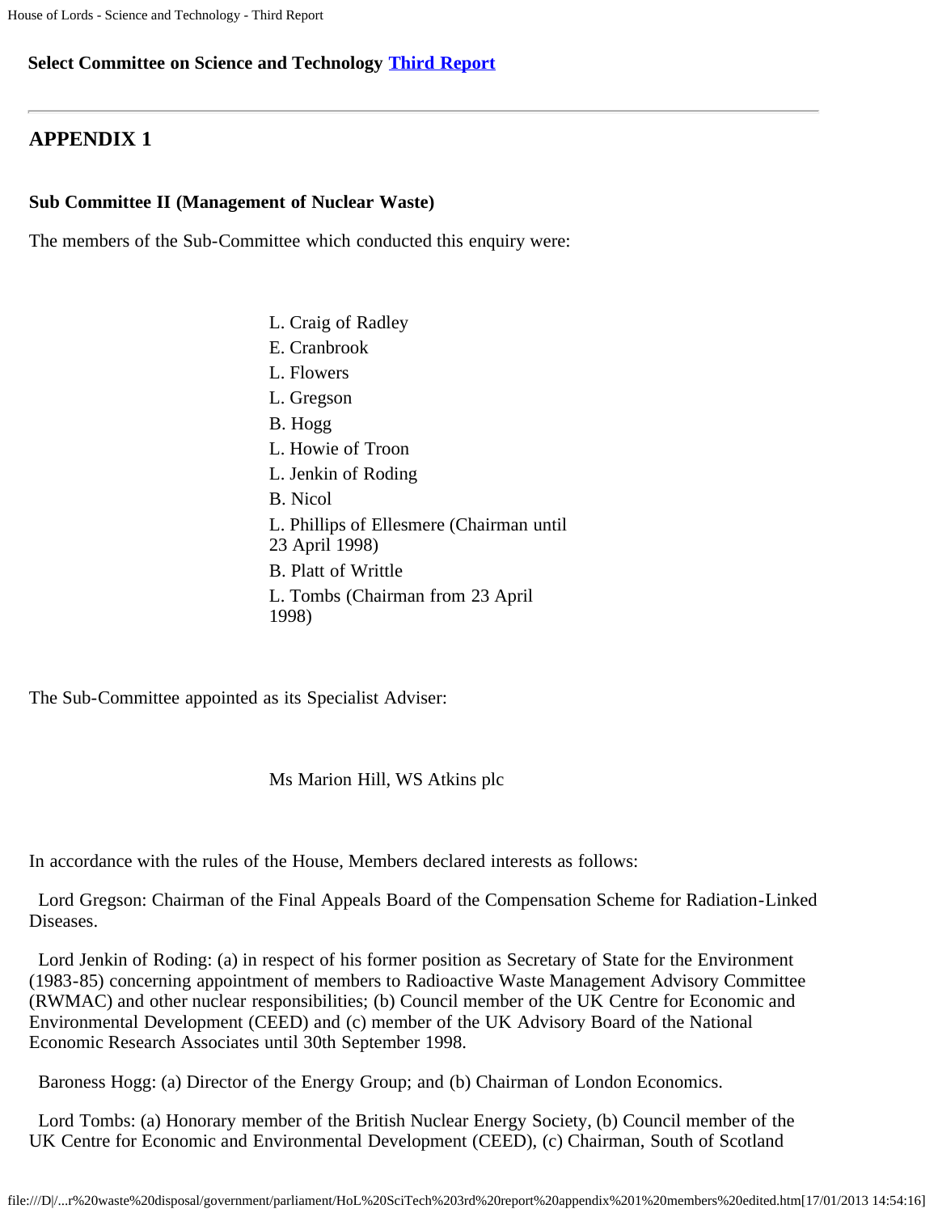**Select Committee on Science and Technology Third Report**

---

## APPENDIX 1

### Sub Committee II (Management of Nuclear Waste)

The members of the Sub-Committee which conducted this enquiry were:

L. Craig of Radley
E. Cranbrook
L. Flowers
L. Gregson
B. Hogg
L. Howie of Troon
L. Jenkin of Roding
B. Nicol
L. Phillips of Ellesmere (Chairman until 23 April 1998)
B. Platt of Writtle
L. Tombs (Chairman from 23 April 1998)

The Sub-Committee appointed as its Specialist Adviser:

Ms Marion Hill, WS Atkins plc

In accordance with the rules of the House, Members declared interests as follows:

Lord Gregson: Chairman of the Final Appeals Board of the Compensation Scheme for Radiation-Linked Diseases.

Lord Jenkin of Roding: (a) in respect of his former position as Secretary of State for the Environment (1983-85) concerning appointment of members to Radioactive Waste Management Advisory Committee (RWMAC) and other nuclear responsibilities; (b) Council member of the UK Centre for Economic and Environmental Development (CEED) and (c) member of the UK Advisory Board of the National Economic Research Associates until 30th September 1998.

Baroness Hogg: (a) Director of the Energy Group; and (b) Chairman of London Economics.

Lord Tombs: (a) Honorary member of the British Nuclear Energy Society, (b) Council member of the UK Centre for Economic and Environmental Development (CEED), (c) Chairman, South of Scotland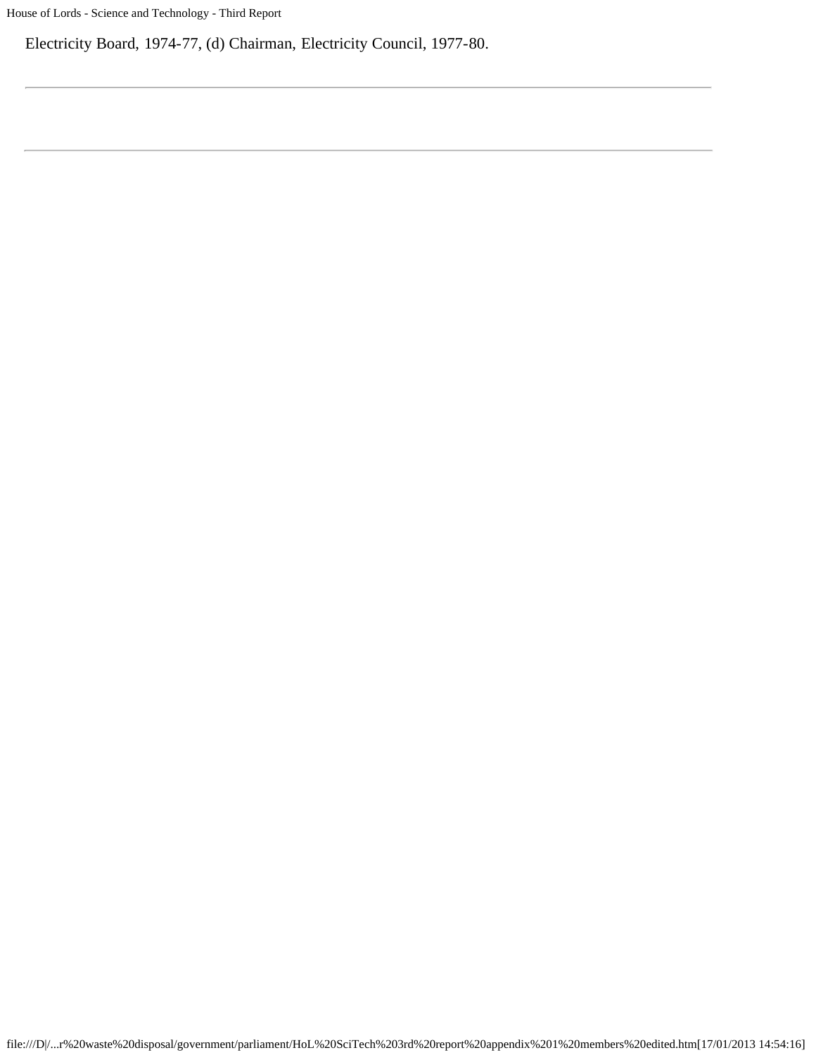Electricity Board, 1974-77, (d) Chairman, Electricity Council, 1977-80.

---

---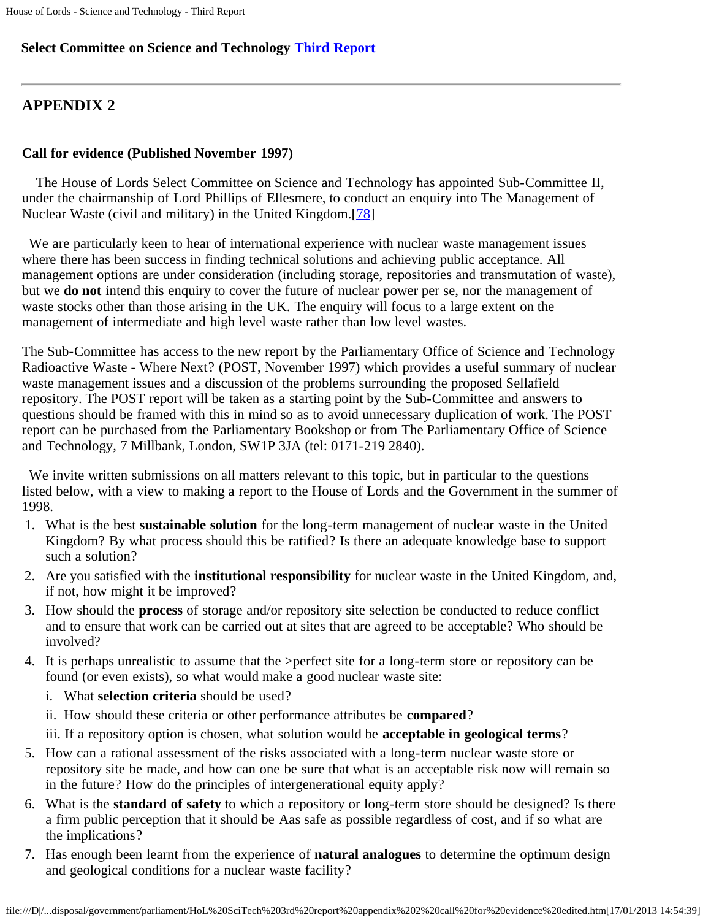**Select Committee on Science and Technology Third Report**

---

## APPENDIX 2

### Call for evidence (Published November 1997)

The House of Lords Select Committee on Science and Technology has appointed Sub-Committee II, under the chairmanship of Lord Phillips of Ellesmere, to conduct an enquiry into The Management of Nuclear Waste (civil and military) in the United Kingdom.[78]

We are particularly keen to hear of international experience with nuclear waste management issues where there has been success in finding technical solutions and achieving public acceptance. All management options are under consideration (including storage, repositories and transmutation of waste), but we **do not** intend this enquiry to cover the future of nuclear power per se, nor the management of waste stocks other than those arising in the UK. The enquiry will focus to a large extent on the management of intermediate and high level waste rather than low level wastes.

The Sub-Committee has access to the new report by the Parliamentary Office of Science and Technology Radioactive Waste - Where Next? (POST, November 1997) which provides a useful summary of nuclear waste management issues and a discussion of the problems surrounding the proposed Sellafield repository. The POST report will be taken as a starting point by the Sub-Committee and answers to questions should be framed with this in mind so as to avoid unnecessary duplication of work. The POST report can be purchased from the Parliamentary Bookshop or from The Parliamentary Office of Science and Technology, 7 Millbank, London, SW1P 3JA (tel: 0171-219 2840).

We invite written submissions on all matters relevant to this topic, but in particular to the questions listed below, with a view to making a report to the House of Lords and the Government in the summer of 1998.

1. What is the best **sustainable solution** for the long-term management of nuclear waste in the United Kingdom? By what process should this be ratified? Is there an adequate knowledge base to support such a solution?
2. Are you satisfied with the **institutional responsibility** for nuclear waste in the United Kingdom, and, if not, how might it be improved?
3. How should the **process** of storage and/or repository site selection be conducted to reduce conflict and to ensure that work can be carried out at sites that are agreed to be acceptable? Who should be involved?
4. It is perhaps unrealistic to assume that the >perfect site for a long-term store or repository can be found (or even exists), so what would make a good nuclear waste site:
   - i. What **selection criteria** should be used?
   - ii. How should these criteria or other performance attributes be **compared**?
   - iii. If a repository option is chosen, what solution would be **acceptable in geological terms**?
5. How can a rational assessment of the risks associated with a long-term nuclear waste store or repository site be made, and how can one be sure that what is an acceptable risk now will remain so in the future? How do the principles of intergenerational equity apply?
6. What is the **standard of safety** to which a repository or long-term store should be designed? Is there a firm public perception that it should be Aas safe as possible regardless of cost, and if so what are the implications?
7. Has enough been learnt from the experience of **natural analogues** to determine the optimum design and geological conditions for a nuclear waste facility?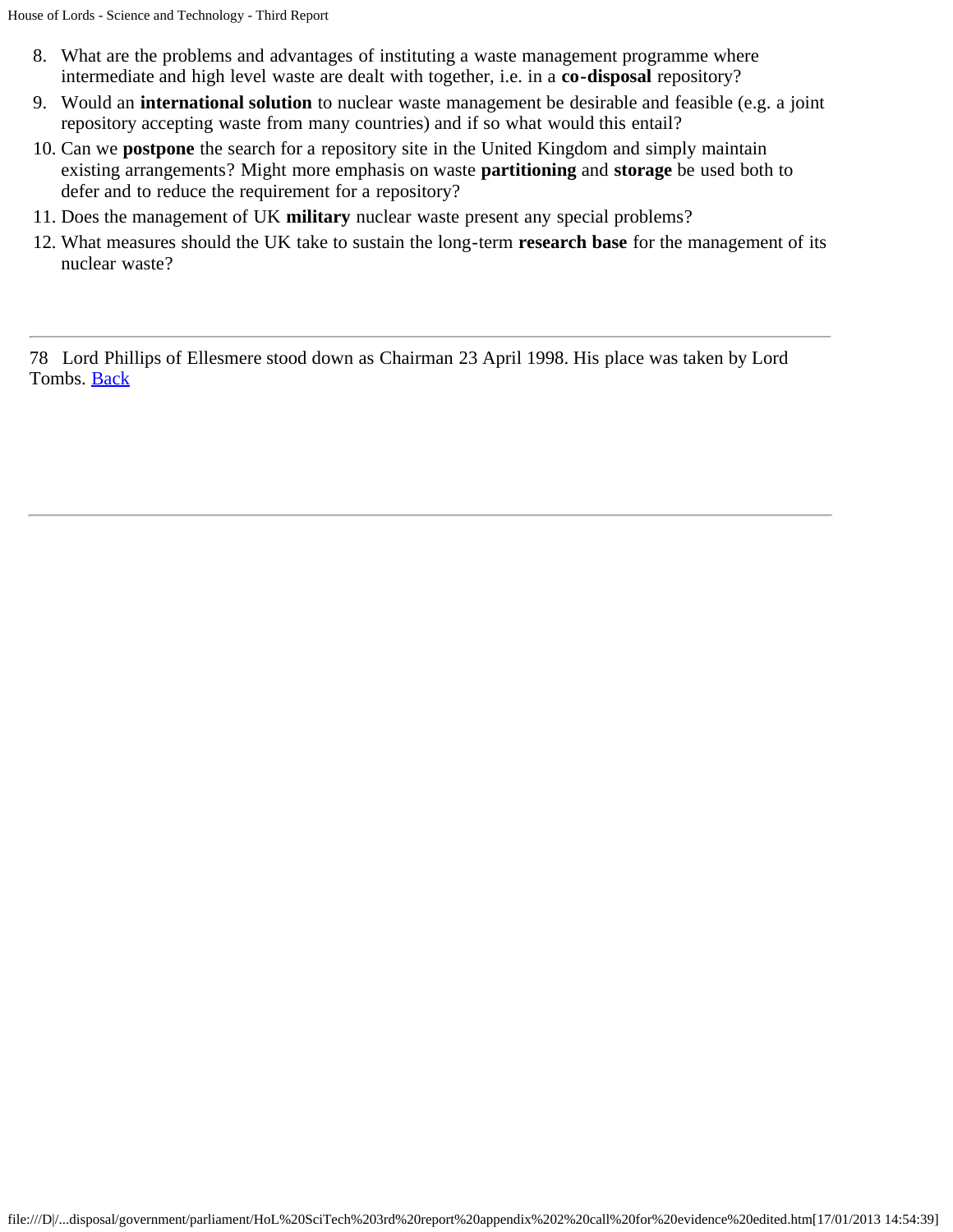8. What are the problems and advantages of instituting a waste management programme where intermediate and high level waste are dealt with together, i.e. in a **co-disposal** repository?
9. Would an **international solution** to nuclear waste management be desirable and feasible (e.g. a joint repository accepting waste from many countries) and if so what would this entail?
10. Can we **postpone** the search for a repository site in the United Kingdom and simply maintain existing arrangements? Might more emphasis on waste **partitioning** and **storage** be used both to defer and to reduce the requirement for a repository?
11. Does the management of UK **military** nuclear waste present any special problems?
12. What measures should the UK take to sustain the long-term **research base** for the management of its nuclear waste?

---

78 Lord Phillips of Ellesmere stood down as Chairman 23 April 1998. His place was taken by Lord Tombs. Back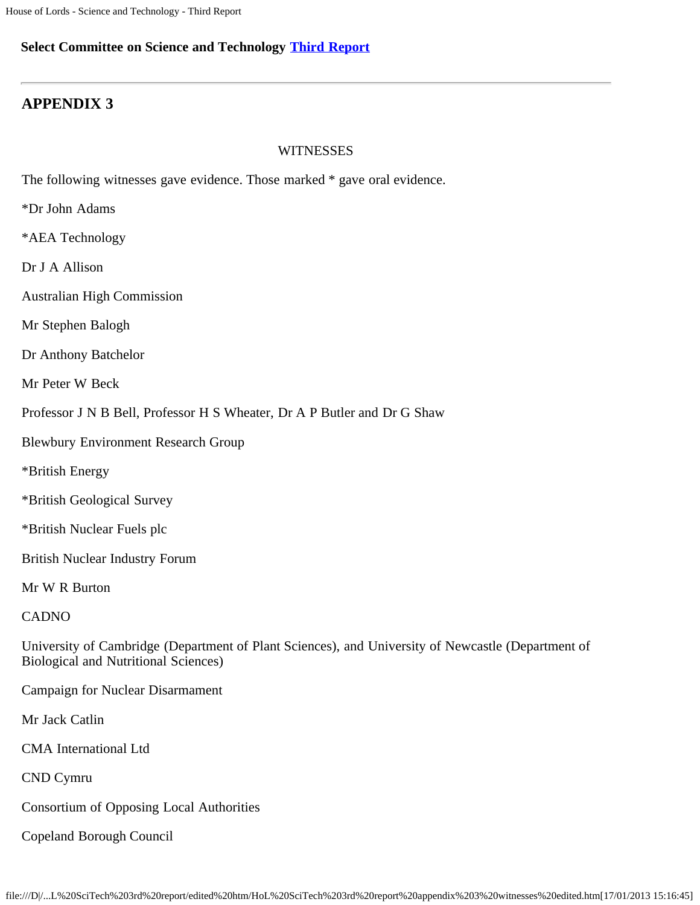**Select Committee on Science and Technology Third Report**

---

# APPENDIX 3

WITNESSES

The following witnesses gave evidence. Those marked * gave oral evidence.

*Dr John Adams

*AEA Technology

Dr J A Allison

Australian High Commission

Mr Stephen Balogh

Dr Anthony Batchelor

Mr Peter W Beck

Professor J N B Bell, Professor H S Wheater, Dr A P Butler and Dr G Shaw

Blewbury Environment Research Group

*British Energy

*British Geological Survey

*British Nuclear Fuels plc

British Nuclear Industry Forum

Mr W R Burton

CADNO

University of Cambridge (Department of Plant Sciences), and University of Newcastle (Department of Biological and Nutritional Sciences)

Campaign for Nuclear Disarmament

Mr Jack Catlin

CMA International Ltd

CND Cymru

Consortium of Opposing Local Authorities

Copeland Borough Council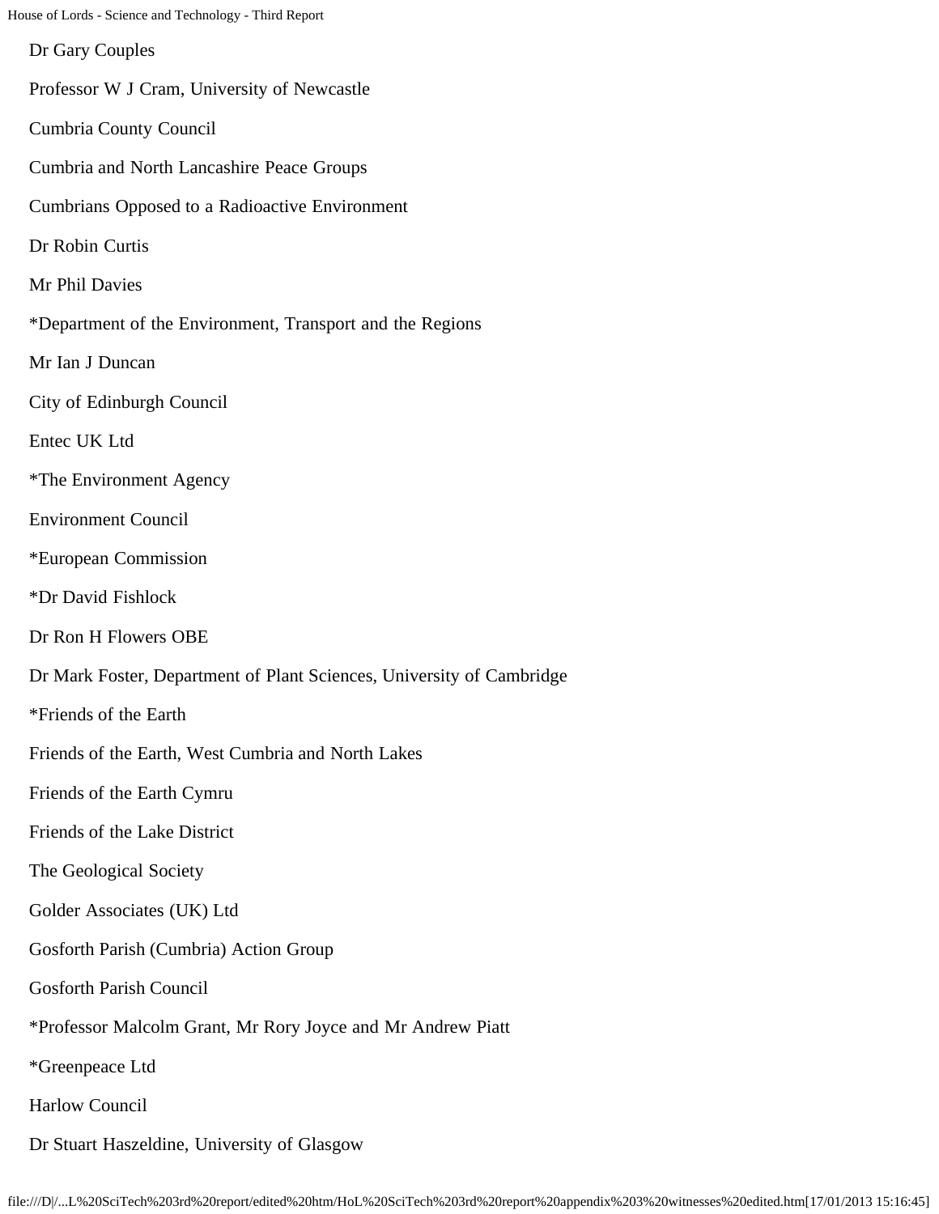Dr Gary Couples

Professor W J Cram, University of Newcastle

Cumbria County Council

Cumbria and North Lancashire Peace Groups

Cumbrians Opposed to a Radioactive Environment

Dr Robin Curtis

Mr Phil Davies

*Department of the Environment, Transport and the Regions

Mr Ian J Duncan

City of Edinburgh Council

Entec UK Ltd

*The Environment Agency

Environment Council

*European Commission

*Dr David Fishlock

Dr Ron H Flowers OBE

Dr Mark Foster, Department of Plant Sciences, University of Cambridge

*Friends of the Earth

Friends of the Earth, West Cumbria and North Lakes

Friends of the Earth Cymru

Friends of the Lake District

The Geological Society

Golder Associates (UK) Ltd

Gosforth Parish (Cumbria) Action Group

Gosforth Parish Council

*Professor Malcolm Grant, Mr Rory Joyce and Mr Andrew Piatt

*Greenpeace Ltd

Harlow Council

Dr Stuart Haszeldine, University of Glasgow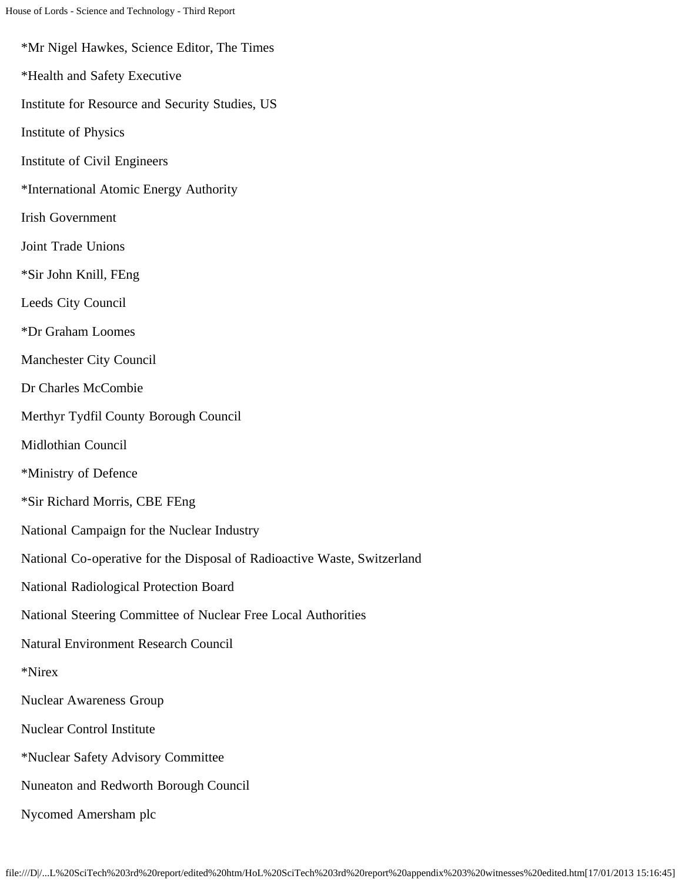*Mr Nigel Hawkes, Science Editor, The Times

*Health and Safety Executive

Institute for Resource and Security Studies, US

Institute of Physics

Institute of Civil Engineers

*International Atomic Energy Authority

Irish Government

Joint Trade Unions

*Sir John Knill, FEng

Leeds City Council

*Dr Graham Loomes

Manchester City Council

Dr Charles McCombie

Merthyr Tydfil County Borough Council

Midlothian Council

*Ministry of Defence

*Sir Richard Morris, CBE FEng

National Campaign for the Nuclear Industry

National Co-operative for the Disposal of Radioactive Waste, Switzerland

National Radiological Protection Board

National Steering Committee of Nuclear Free Local Authorities

Natural Environment Research Council

*Nirex

Nuclear Awareness Group

Nuclear Control Institute

*Nuclear Safety Advisory Committee

Nuneaton and Redworth Borough Council

Nycomed Amersham plc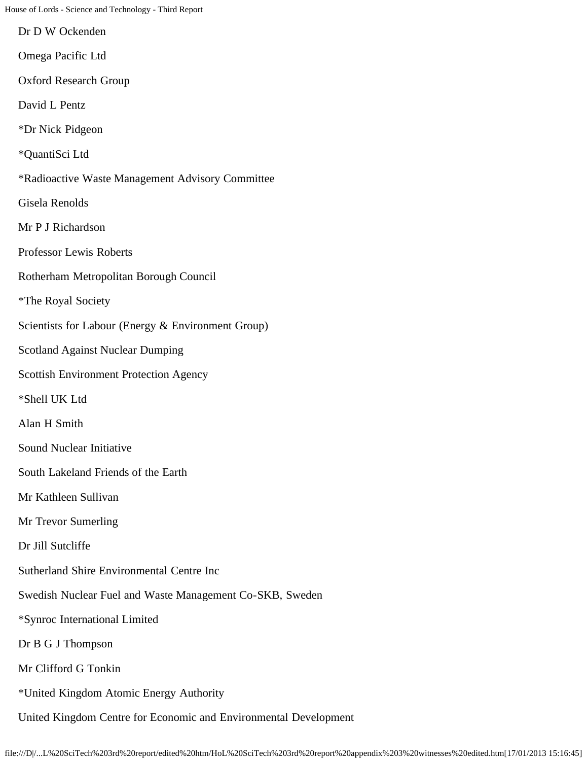Dr D W Ockenden

Omega Pacific Ltd

Oxford Research Group

David L Pentz

*Dr Nick Pidgeon

*QuantiSci Ltd

*Radioactive Waste Management Advisory Committee

Gisela Renolds

Mr P J Richardson

Professor Lewis Roberts

Rotherham Metropolitan Borough Council

*The Royal Society

Scientists for Labour (Energy & Environment Group)

Scotland Against Nuclear Dumping

Scottish Environment Protection Agency

*Shell UK Ltd

Alan H Smith

Sound Nuclear Initiative

South Lakeland Friends of the Earth

Mr Kathleen Sullivan

Mr Trevor Sumerling

Dr Jill Sutcliffe

Sutherland Shire Environmental Centre Inc

Swedish Nuclear Fuel and Waste Management Co-SKB, Sweden

*Synroc International Limited

Dr B G J Thompson

Mr Clifford G Tonkin

*United Kingdom Atomic Energy Authority

United Kingdom Centre for Economic and Environmental Development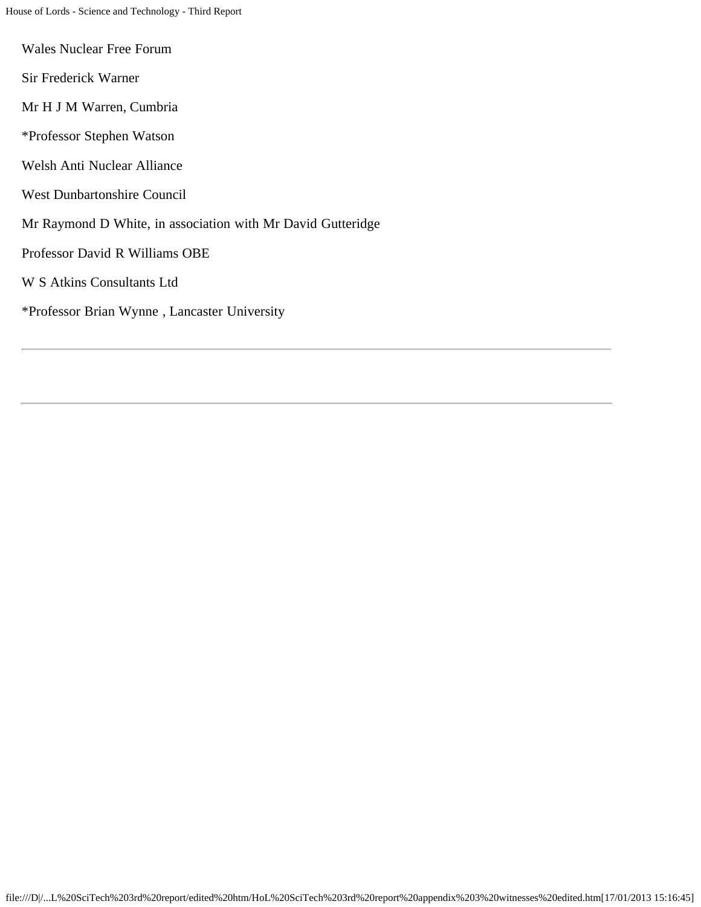Wales Nuclear Free Forum

Sir Frederick Warner

Mr H J M Warren, Cumbria

*Professor Stephen Watson

Welsh Anti Nuclear Alliance

West Dunbartonshire Council

Mr Raymond D White, in association with Mr David Gutteridge

Professor David R Williams OBE

W S Atkins Consultants Ltd

*Professor Brian Wynne , Lancaster University

---

---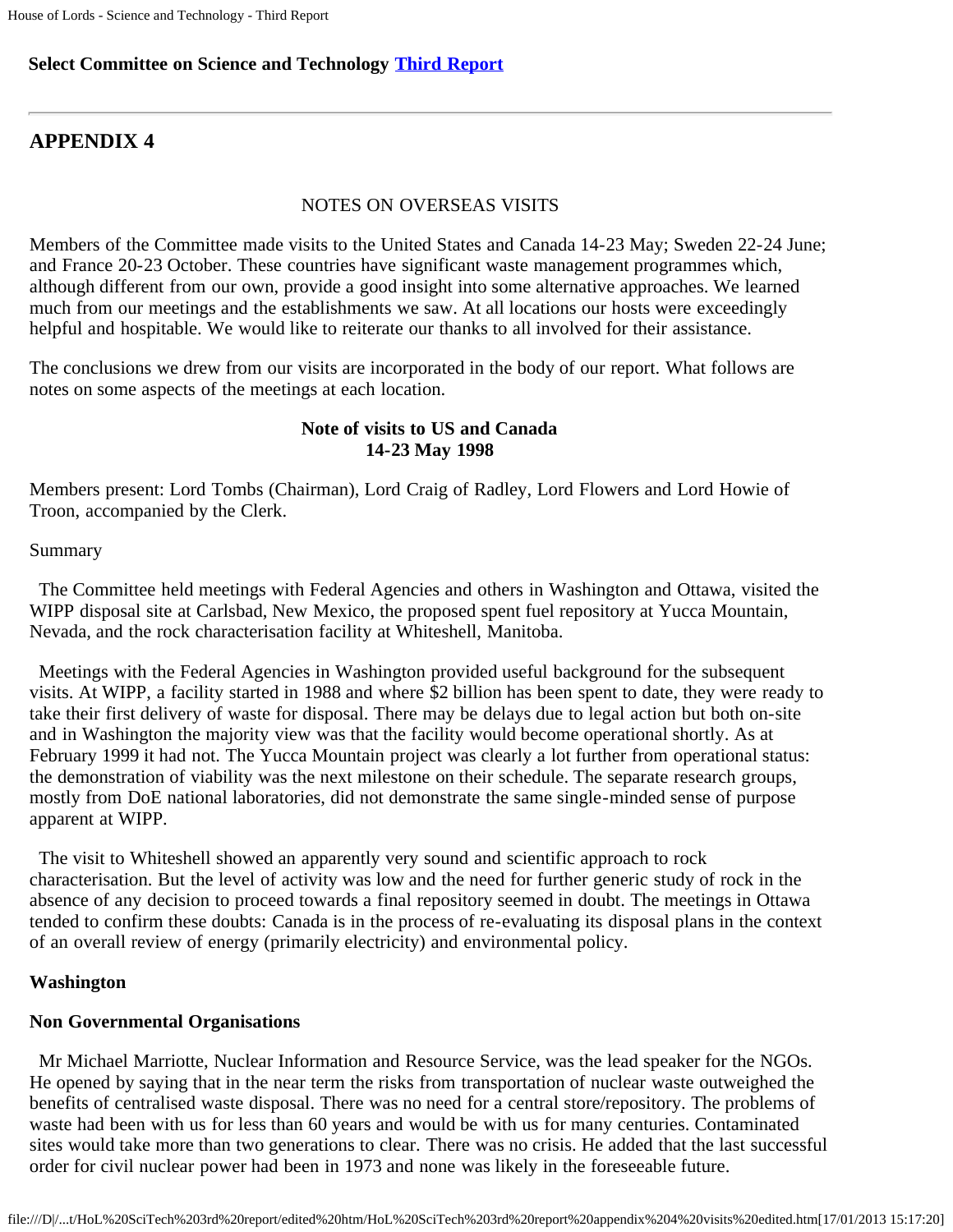**Select Committee on Science and Technology Third Report**

---

## APPENDIX 4

NOTES ON OVERSEAS VISITS

Members of the Committee made visits to the United States and Canada 14-23 May; Sweden 22-24 June; and France 20-23 October. These countries have significant waste management programmes which, although different from our own, provide a good insight into some alternative approaches. We learned much from our meetings and the establishments we saw. At all locations our hosts were exceedingly helpful and hospitable. We would like to reiterate our thanks to all involved for their assistance.

The conclusions we drew from our visits are incorporated in the body of our report. What follows are notes on some aspects of the meetings at each location.

**Note of visits to US and Canada**
**14-23 May 1998**

Members present: Lord Tombs (Chairman), Lord Craig of Radley, Lord Flowers and Lord Howie of Troon, accompanied by the Clerk.

Summary

The Committee held meetings with Federal Agencies and others in Washington and Ottawa, visited the WIPP disposal site at Carlsbad, New Mexico, the proposed spent fuel repository at Yucca Mountain, Nevada, and the rock characterisation facility at Whiteshell, Manitoba.

Meetings with the Federal Agencies in Washington provided useful background for the subsequent visits. At WIPP, a facility started in 1988 and where $2 billion has been spent to date, they were ready to take their first delivery of waste for disposal. There may be delays due to legal action but both on-site and in Washington the majority view was that the facility would become operational shortly. As at February 1999 it had not. The Yucca Mountain project was clearly a lot further from operational status: the demonstration of viability was the next milestone on their schedule. The separate research groups, mostly from DoE national laboratories, did not demonstrate the same single-minded sense of purpose apparent at WIPP.

The visit to Whiteshell showed an apparently very sound and scientific approach to rock characterisation. But the level of activity was low and the need for further generic study of rock in the absence of any decision to proceed towards a final repository seemed in doubt. The meetings in Ottawa tended to confirm these doubts: Canada is in the process of re-evaluating its disposal plans in the context of an overall review of energy (primarily electricity) and environmental policy.

**Washington**

**Non Governmental Organisations**

Mr Michael Marriotte, Nuclear Information and Resource Service, was the lead speaker for the NGOs. He opened by saying that in the near term the risks from transportation of nuclear waste outweighed the benefits of centralised waste disposal. There was no need for a central store/repository. The problems of waste had been with us for less than 60 years and would be with us for many centuries. Contaminated sites would take more than two generations to clear. There was no crisis. He added that the last successful order for civil nuclear power had been in 1973 and none was likely in the foreseeable future.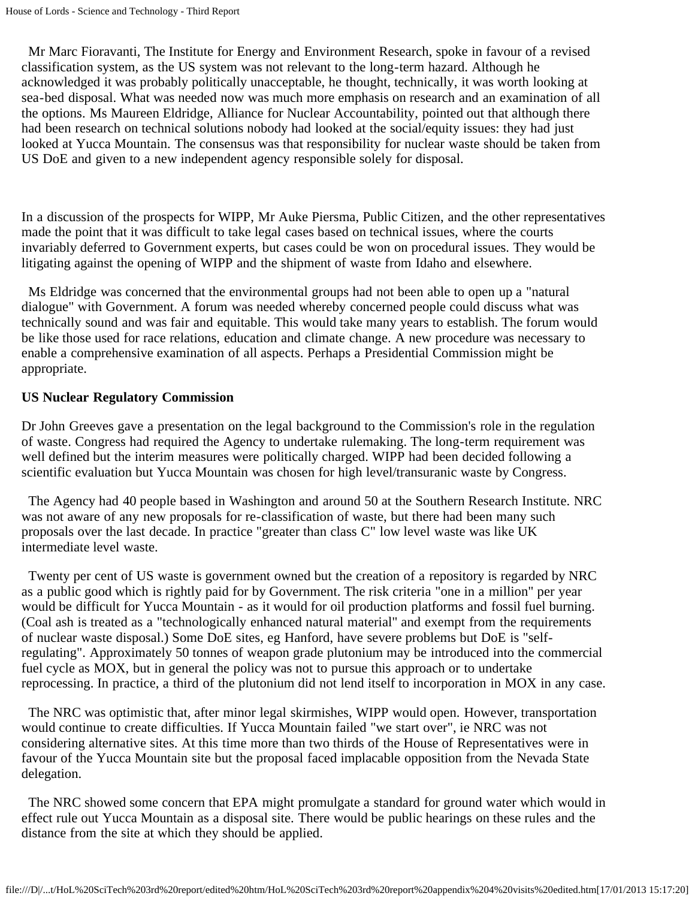Mr Marc Fioravanti, The Institute for Energy and Environment Research, spoke in favour of a revised classification system, as the US system was not relevant to the long-term hazard. Although he acknowledged it was probably politically unacceptable, he thought, technically, it was worth looking at sea-bed disposal. What was needed now was much more emphasis on research and an examination of all the options. Ms Maureen Eldridge, Alliance for Nuclear Accountability, pointed out that although there had been research on technical solutions nobody had looked at the social/equity issues: they had just looked at Yucca Mountain. The consensus was that responsibility for nuclear waste should be taken from US DoE and given to a new independent agency responsible solely for disposal.

In a discussion of the prospects for WIPP, Mr Auke Piersma, Public Citizen, and the other representatives made the point that it was difficult to take legal cases based on technical issues, where the courts invariably deferred to Government experts, but cases could be won on procedural issues. They would be litigating against the opening of WIPP and the shipment of waste from Idaho and elsewhere.

Ms Eldridge was concerned that the environmental groups had not been able to open up a "natural dialogue" with Government. A forum was needed whereby concerned people could discuss what was technically sound and was fair and equitable. This would take many years to establish. The forum would be like those used for race relations, education and climate change. A new procedure was necessary to enable a comprehensive examination of all aspects. Perhaps a Presidential Commission might be appropriate.

**US Nuclear Regulatory Commission**

Dr John Greeves gave a presentation on the legal background to the Commission's role in the regulation of waste. Congress had required the Agency to undertake rulemaking. The long-term requirement was well defined but the interim measures were politically charged. WIPP had been decided following a scientific evaluation but Yucca Mountain was chosen for high level/transuranic waste by Congress.

The Agency had 40 people based in Washington and around 50 at the Southern Research Institute. NRC was not aware of any new proposals for re-classification of waste, but there had been many such proposals over the last decade. In practice "greater than class C" low level waste was like UK intermediate level waste.

Twenty per cent of US waste is government owned but the creation of a repository is regarded by NRC as a public good which is rightly paid for by Government. The risk criteria "one in a million" per year would be difficult for Yucca Mountain - as it would for oil production platforms and fossil fuel burning. (Coal ash is treated as a "technologically enhanced natural material" and exempt from the requirements of nuclear waste disposal.) Some DoE sites, eg Hanford, have severe problems but DoE is "self-regulating". Approximately 50 tonnes of weapon grade plutonium may be introduced into the commercial fuel cycle as MOX, but in general the policy was not to pursue this approach or to undertake reprocessing. In practice, a third of the plutonium did not lend itself to incorporation in MOX in any case.

The NRC was optimistic that, after minor legal skirmishes, WIPP would open. However, transportation would continue to create difficulties. If Yucca Mountain failed "we start over", ie NRC was not considering alternative sites. At this time more than two thirds of the House of Representatives were in favour of the Yucca Mountain site but the proposal faced implacable opposition from the Nevada State delegation.

The NRC showed some concern that EPA might promulgate a standard for ground water which would in effect rule out Yucca Mountain as a disposal site. There would be public hearings on these rules and the distance from the site at which they should be applied.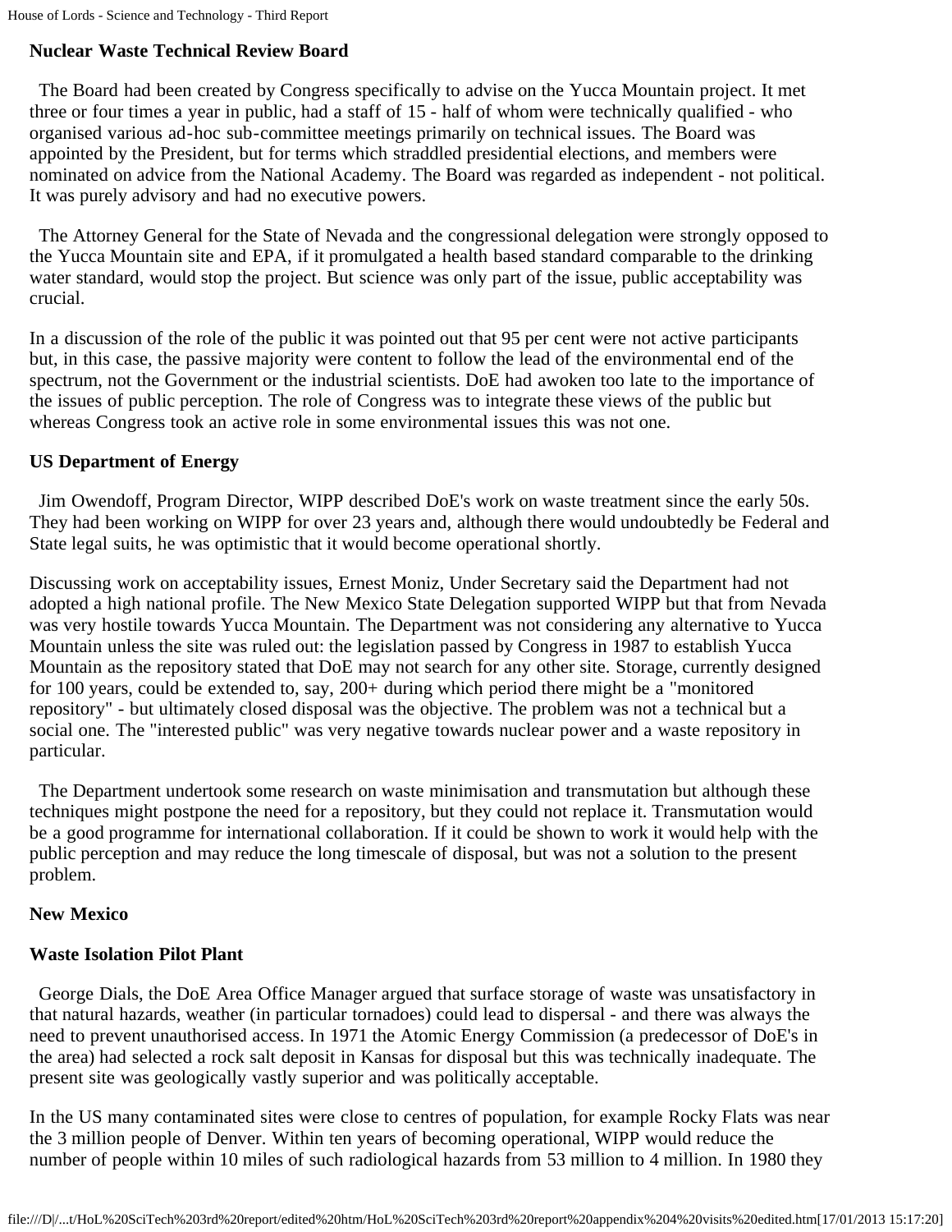**Nuclear Waste Technical Review Board**

The Board had been created by Congress specifically to advise on the Yucca Mountain project. It met three or four times a year in public, had a staff of 15 - half of whom were technically qualified - who organised various ad-hoc sub-committee meetings primarily on technical issues. The Board was appointed by the President, but for terms which straddled presidential elections, and members were nominated on advice from the National Academy. The Board was regarded as independent - not political. It was purely advisory and had no executive powers.

The Attorney General for the State of Nevada and the congressional delegation were strongly opposed to the Yucca Mountain site and EPA, if it promulgated a health based standard comparable to the drinking water standard, would stop the project. But science was only part of the issue, public acceptability was crucial.

In a discussion of the role of the public it was pointed out that 95 per cent were not active participants but, in this case, the passive majority were content to follow the lead of the environmental end of the spectrum, not the Government or the industrial scientists. DoE had awoken too late to the importance of the issues of public perception. The role of Congress was to integrate these views of the public but whereas Congress took an active role in some environmental issues this was not one.

**US Department of Energy**

Jim Owendoff, Program Director, WIPP described DoE's work on waste treatment since the early 50s. They had been working on WIPP for over 23 years and, although there would undoubtedly be Federal and State legal suits, he was optimistic that it would become operational shortly.

Discussing work on acceptability issues, Ernest Moniz, Under Secretary said the Department had not adopted a high national profile. The New Mexico State Delegation supported WIPP but that from Nevada was very hostile towards Yucca Mountain. The Department was not considering any alternative to Yucca Mountain unless the site was ruled out: the legislation passed by Congress in 1987 to establish Yucca Mountain as the repository stated that DoE may not search for any other site. Storage, currently designed for 100 years, could be extended to, say, 200+ during which period there might be a "monitored repository" - but ultimately closed disposal was the objective. The problem was not a technical but a social one. The "interested public" was very negative towards nuclear power and a waste repository in particular.

The Department undertook some research on waste minimisation and transmutation but although these techniques might postpone the need for a repository, but they could not replace it. Transmutation would be a good programme for international collaboration. If it could be shown to work it would help with the public perception and may reduce the long timescale of disposal, but was not a solution to the present problem.

**New Mexico**

**Waste Isolation Pilot Plant**

George Dials, the DoE Area Office Manager argued that surface storage of waste was unsatisfactory in that natural hazards, weather (in particular tornadoes) could lead to dispersal - and there was always the need to prevent unauthorised access. In 1971 the Atomic Energy Commission (a predecessor of DoE's in the area) had selected a rock salt deposit in Kansas for disposal but this was technically inadequate. The present site was geologically vastly superior and was politically acceptable.

In the US many contaminated sites were close to centres of population, for example Rocky Flats was near the 3 million people of Denver. Within ten years of becoming operational, WIPP would reduce the number of people within 10 miles of such radiological hazards from 53 million to 4 million. In 1980 they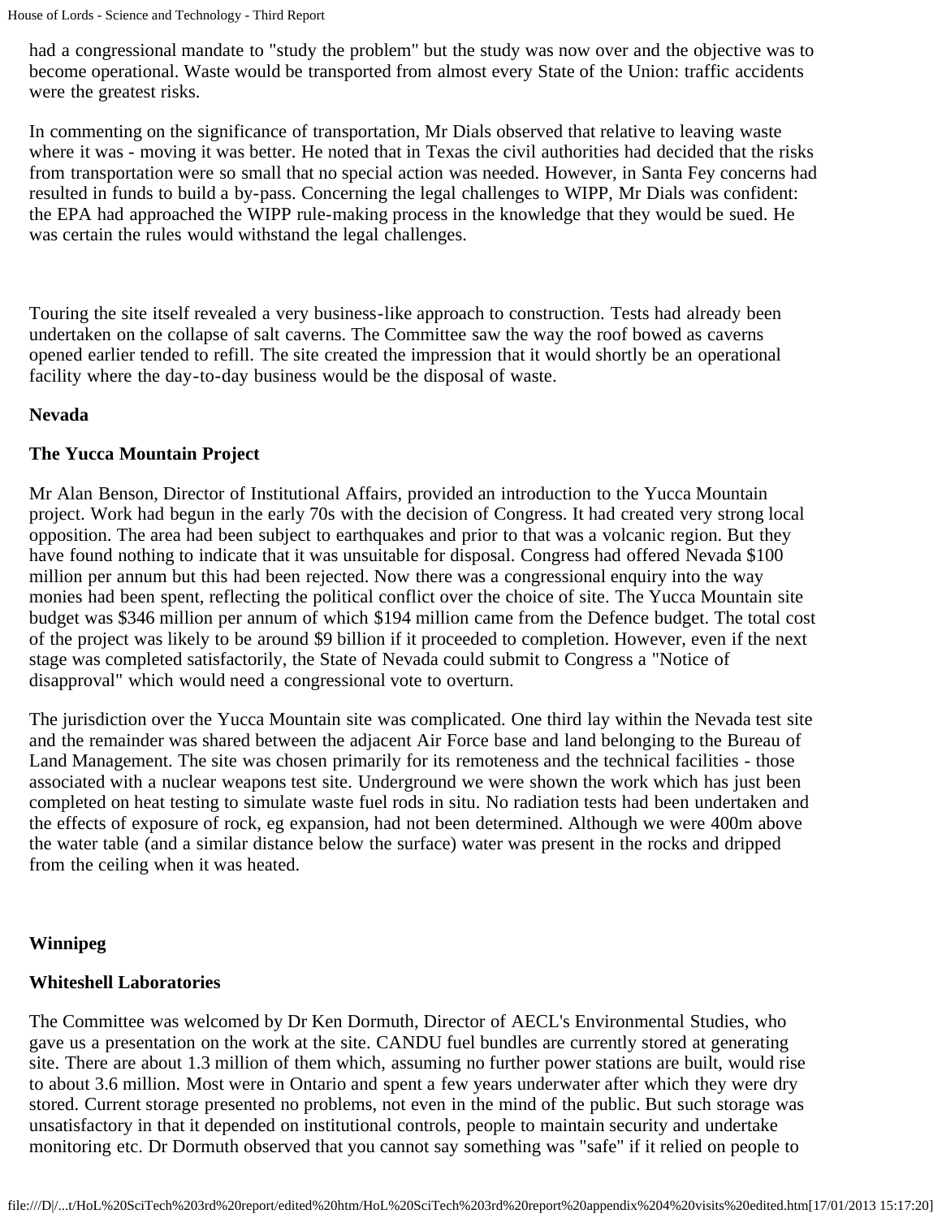had a congressional mandate to "study the problem" but the study was now over and the objective was to become operational. Waste would be transported from almost every State of the Union: traffic accidents were the greatest risks.

In commenting on the significance of transportation, Mr Dials observed that relative to leaving waste where it was - moving it was better. He noted that in Texas the civil authorities had decided that the risks from transportation were so small that no special action was needed. However, in Santa Fey concerns had resulted in funds to build a by-pass. Concerning the legal challenges to WIPP, Mr Dials was confident: the EPA had approached the WIPP rule-making process in the knowledge that they would be sued. He was certain the rules would withstand the legal challenges.

Touring the site itself revealed a very business-like approach to construction. Tests had already been undertaken on the collapse of salt caverns. The Committee saw the way the roof bowed as caverns opened earlier tended to refill. The site created the impression that it would shortly be an operational facility where the day-to-day business would be the disposal of waste.

**Nevada**

**The Yucca Mountain Project**

Mr Alan Benson, Director of Institutional Affairs, provided an introduction to the Yucca Mountain project. Work had begun in the early 70s with the decision of Congress. It had created very strong local opposition. The area had been subject to earthquakes and prior to that was a volcanic region. But they have found nothing to indicate that it was unsuitable for disposal. Congress had offered Nevada $100 million per annum but this had been rejected. Now there was a congressional enquiry into the way monies had been spent, reflecting the political conflict over the choice of site. The Yucca Mountain site budget was $346 million per annum of which $194 million came from the Defence budget. The total cost of the project was likely to be around $9 billion if it proceeded to completion. However, even if the next stage was completed satisfactorily, the State of Nevada could submit to Congress a "Notice of disapproval" which would need a congressional vote to overturn.

The jurisdiction over the Yucca Mountain site was complicated. One third lay within the Nevada test site and the remainder was shared between the adjacent Air Force base and land belonging to the Bureau of Land Management. The site was chosen primarily for its remoteness and the technical facilities - those associated with a nuclear weapons test site. Underground we were shown the work which has just been completed on heat testing to simulate waste fuel rods in situ. No radiation tests had been undertaken and the effects of exposure of rock, eg expansion, had not been determined. Although we were 400m above the water table (and a similar distance below the surface) water was present in the rocks and dripped from the ceiling when it was heated.

**Winnipeg**

**Whiteshell Laboratories**

The Committee was welcomed by Dr Ken Dormuth, Director of AECL's Environmental Studies, who gave us a presentation on the work at the site. CANDU fuel bundles are currently stored at generating site. There are about 1.3 million of them which, assuming no further power stations are built, would rise to about 3.6 million. Most were in Ontario and spent a few years underwater after which they were dry stored. Current storage presented no problems, not even in the mind of the public. But such storage was unsatisfactory in that it depended on institutional controls, people to maintain security and undertake monitoring etc. Dr Dormuth observed that you cannot say something was "safe" if it relied on people to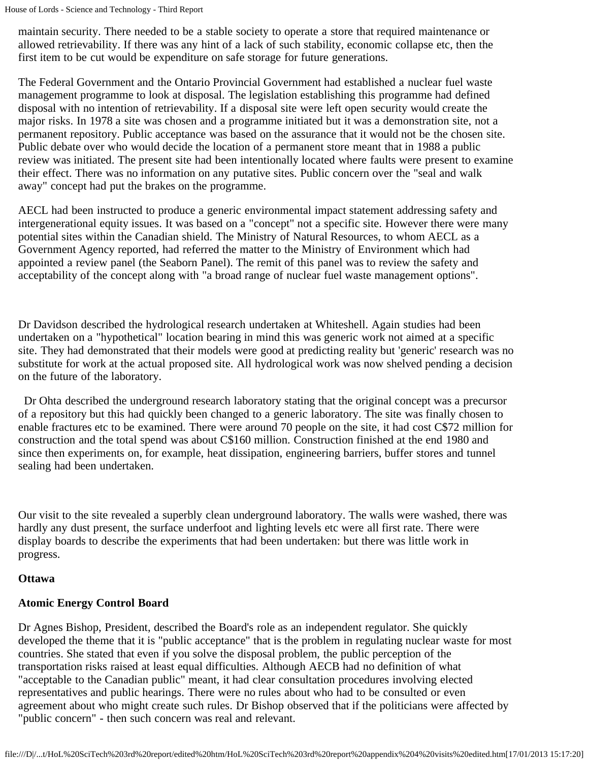maintain security. There needed to be a stable society to operate a store that required maintenance or allowed retrievability. If there was any hint of a lack of such stability, economic collapse etc, then the first item to be cut would be expenditure on safe storage for future generations.

The Federal Government and the Ontario Provincial Government had established a nuclear fuel waste management programme to look at disposal. The legislation establishing this programme had defined disposal with no intention of retrievability. If a disposal site were left open security would create the major risks. In 1978 a site was chosen and a programme initiated but it was a demonstration site, not a permanent repository. Public acceptance was based on the assurance that it would not be the chosen site. Public debate over who would decide the location of a permanent store meant that in 1988 a public review was initiated. The present site had been intentionally located where faults were present to examine their effect. There was no information on any putative sites. Public concern over the "seal and walk away" concept had put the brakes on the programme.

AECL had been instructed to produce a generic environmental impact statement addressing safety and intergenerational equity issues. It was based on a "concept" not a specific site. However there were many potential sites within the Canadian shield. The Ministry of Natural Resources, to whom AECL as a Government Agency reported, had referred the matter to the Ministry of Environment which had appointed a review panel (the Seaborn Panel). The remit of this panel was to review the safety and acceptability of the concept along with "a broad range of nuclear fuel waste management options".

Dr Davidson described the hydrological research undertaken at Whiteshell. Again studies had been undertaken on a "hypothetical" location bearing in mind this was generic work not aimed at a specific site. They had demonstrated that their models were good at predicting reality but 'generic' research was no substitute for work at the actual proposed site. All hydrological work was now shelved pending a decision on the future of the laboratory.

Dr Ohta described the underground research laboratory stating that the original concept was a precursor of a repository but this had quickly been changed to a generic laboratory. The site was finally chosen to enable fractures etc to be examined. There were around 70 people on the site, it had cost C$72 million for construction and the total spend was about C$160 million. Construction finished at the end 1980 and since then experiments on, for example, heat dissipation, engineering barriers, buffer stores and tunnel sealing had been undertaken.

Our visit to the site revealed a superbly clean underground laboratory. The walls were washed, there was hardly any dust present, the surface underfoot and lighting levels etc were all first rate. There were display boards to describe the experiments that had been undertaken: but there was little work in progress.

**Ottawa**

**Atomic Energy Control Board**

Dr Agnes Bishop, President, described the Board's role as an independent regulator. She quickly developed the theme that it is "public acceptance" that is the problem in regulating nuclear waste for most countries. She stated that even if you solve the disposal problem, the public perception of the transportation risks raised at least equal difficulties. Although AECB had no definition of what "acceptable to the Canadian public" meant, it had clear consultation procedures involving elected representatives and public hearings. There were no rules about who had to be consulted or even agreement about who might create such rules. Dr Bishop observed that if the politicians were affected by "public concern" - then such concern was real and relevant.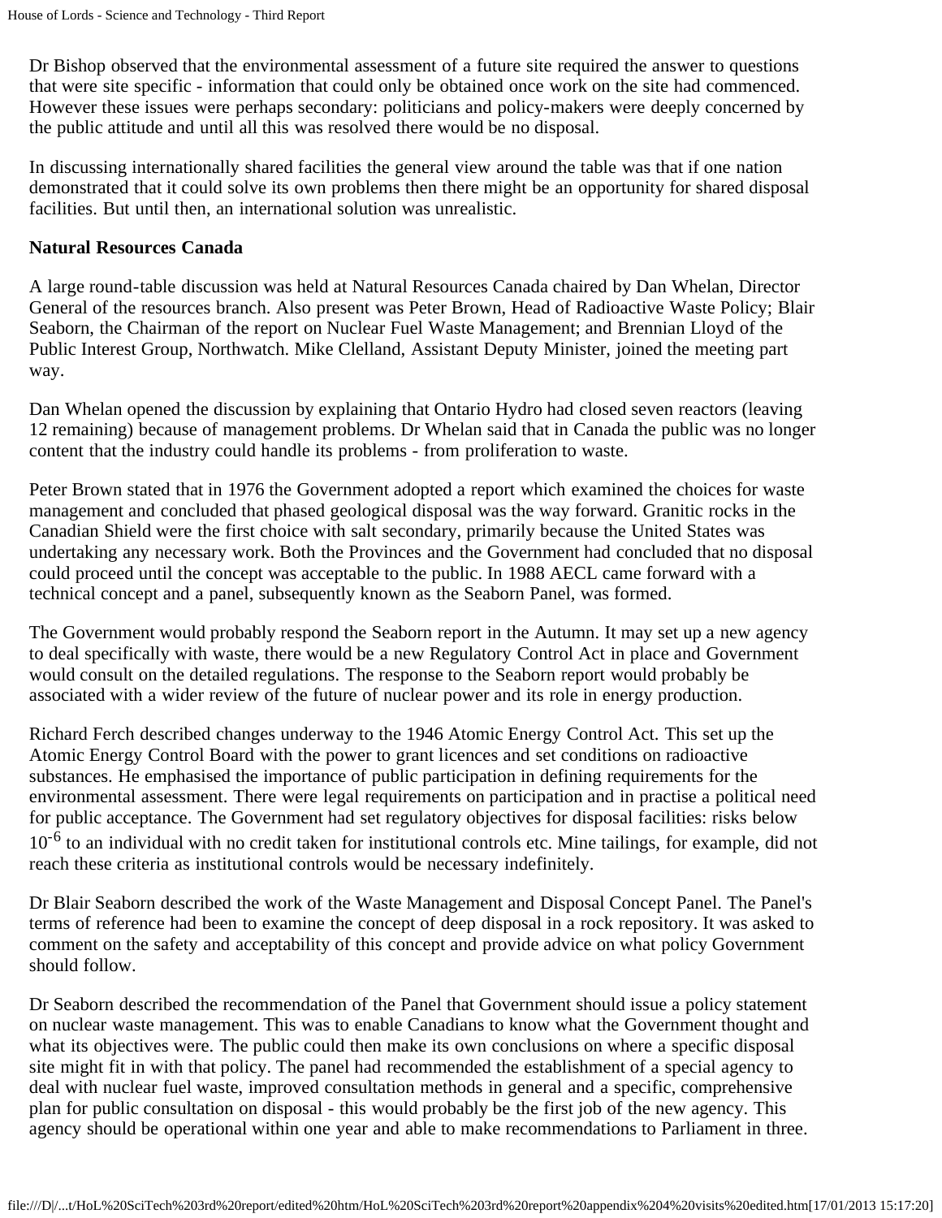Dr Bishop observed that the environmental assessment of a future site required the answer to questions that were site specific - information that could only be obtained once work on the site had commenced. However these issues were perhaps secondary: politicians and policy-makers were deeply concerned by the public attitude and until all this was resolved there would be no disposal.

In discussing internationally shared facilities the general view around the table was that if one nation demonstrated that it could solve its own problems then there might be an opportunity for shared disposal facilities. But until then, an international solution was unrealistic.

**Natural Resources Canada**

A large round-table discussion was held at Natural Resources Canada chaired by Dan Whelan, Director General of the resources branch. Also present was Peter Brown, Head of Radioactive Waste Policy; Blair Seaborn, the Chairman of the report on Nuclear Fuel Waste Management; and Brennian Lloyd of the Public Interest Group, Northwatch. Mike Clelland, Assistant Deputy Minister, joined the meeting part way.

Dan Whelan opened the discussion by explaining that Ontario Hydro had closed seven reactors (leaving 12 remaining) because of management problems. Dr Whelan said that in Canada the public was no longer content that the industry could handle its problems - from proliferation to waste.

Peter Brown stated that in 1976 the Government adopted a report which examined the choices for waste management and concluded that phased geological disposal was the way forward. Granitic rocks in the Canadian Shield were the first choice with salt secondary, primarily because the United States was undertaking any necessary work. Both the Provinces and the Government had concluded that no disposal could proceed until the concept was acceptable to the public. In 1988 AECL came forward with a technical concept and a panel, subsequently known as the Seaborn Panel, was formed.

The Government would probably respond the Seaborn report in the Autumn. It may set up a new agency to deal specifically with waste, there would be a new Regulatory Control Act in place and Government would consult on the detailed regulations. The response to the Seaborn report would probably be associated with a wider review of the future of nuclear power and its role in energy production.

Richard Ferch described changes underway to the 1946 Atomic Energy Control Act. This set up the Atomic Energy Control Board with the power to grant licences and set conditions on radioactive substances. He emphasised the importance of public participation in defining requirements for the environmental assessment. There were legal requirements on participation and in practise a political need for public acceptance. The Government had set regulatory objectives for disposal facilities: risks below $10^{-6}$ to an individual with no credit taken for institutional controls etc. Mine tailings, for example, did not reach these criteria as institutional controls would be necessary indefinitely.

Dr Blair Seaborn described the work of the Waste Management and Disposal Concept Panel. The Panel's terms of reference had been to examine the concept of deep disposal in a rock repository. It was asked to comment on the safety and acceptability of this concept and provide advice on what policy Government should follow.

Dr Seaborn described the recommendation of the Panel that Government should issue a policy statement on nuclear waste management. This was to enable Canadians to know what the Government thought and what its objectives were. The public could then make its own conclusions on where a specific disposal site might fit in with that policy. The panel had recommended the establishment of a special agency to deal with nuclear fuel waste, improved consultation methods in general and a specific, comprehensive plan for public consultation on disposal - this would probably be the first job of the new agency. This agency should be operational within one year and able to make recommendations to Parliament in three.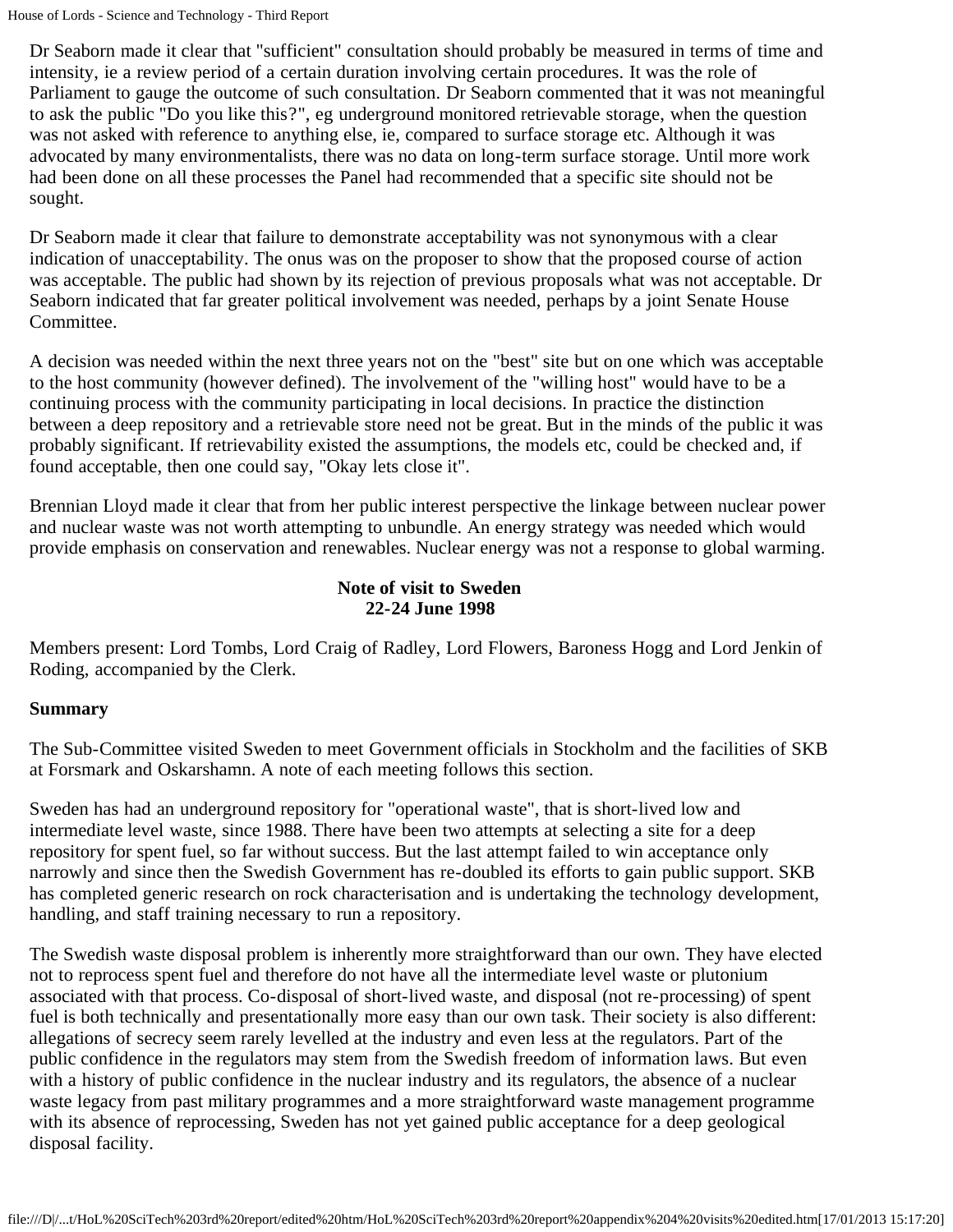Dr Seaborn made it clear that "sufficient" consultation should probably be measured in terms of time and intensity, ie a review period of a certain duration involving certain procedures. It was the role of Parliament to gauge the outcome of such consultation. Dr Seaborn commented that it was not meaningful to ask the public "Do you like this?", eg underground monitored retrievable storage, when the question was not asked with reference to anything else, ie, compared to surface storage etc. Although it was advocated by many environmentalists, there was no data on long-term surface storage. Until more work had been done on all these processes the Panel had recommended that a specific site should not be sought.

Dr Seaborn made it clear that failure to demonstrate acceptability was not synonymous with a clear indication of unacceptability. The onus was on the proposer to show that the proposed course of action was acceptable. The public had shown by its rejection of previous proposals what was not acceptable. Dr Seaborn indicated that far greater political involvement was needed, perhaps by a joint Senate House Committee.

A decision was needed within the next three years not on the "best" site but on one which was acceptable to the host community (however defined). The involvement of the "willing host" would have to be a continuing process with the community participating in local decisions. In practice the distinction between a deep repository and a retrievable store need not be great. But in the minds of the public it was probably significant. If retrievability existed the assumptions, the models etc, could be checked and, if found acceptable, then one could say, "Okay lets close it".

Brennian Lloyd made it clear that from her public interest perspective the linkage between nuclear power and nuclear waste was not worth attempting to unbundle. An energy strategy was needed which would provide emphasis on conservation and renewables. Nuclear energy was not a response to global warming.

## Note of visit to Sweden
## 22-24 June 1998

Members present: Lord Tombs, Lord Craig of Radley, Lord Flowers, Baroness Hogg and Lord Jenkin of Roding, accompanied by the Clerk.

### Summary

The Sub-Committee visited Sweden to meet Government officials in Stockholm and the facilities of SKB at Forsmark and Oskarshamn. A note of each meeting follows this section.

Sweden has had an underground repository for "operational waste", that is short-lived low and intermediate level waste, since 1988. There have been two attempts at selecting a site for a deep repository for spent fuel, so far without success. But the last attempt failed to win acceptance only narrowly and since then the Swedish Government has re-doubled its efforts to gain public support. SKB has completed generic research on rock characterisation and is undertaking the technology development, handling, and staff training necessary to run a repository.

The Swedish waste disposal problem is inherently more straightforward than our own. They have elected not to reprocess spent fuel and therefore do not have all the intermediate level waste or plutonium associated with that process. Co-disposal of short-lived waste, and disposal (not re-processing) of spent fuel is both technically and presentationally more easy than our own task. Their society is also different: allegations of secrecy seem rarely levelled at the industry and even less at the regulators. Part of the public confidence in the regulators may stem from the Swedish freedom of information laws. But even with a history of public confidence in the nuclear industry and its regulators, the absence of a nuclear waste legacy from past military programmes and a more straightforward waste management programme with its absence of reprocessing, Sweden has not yet gained public acceptance for a deep geological disposal facility.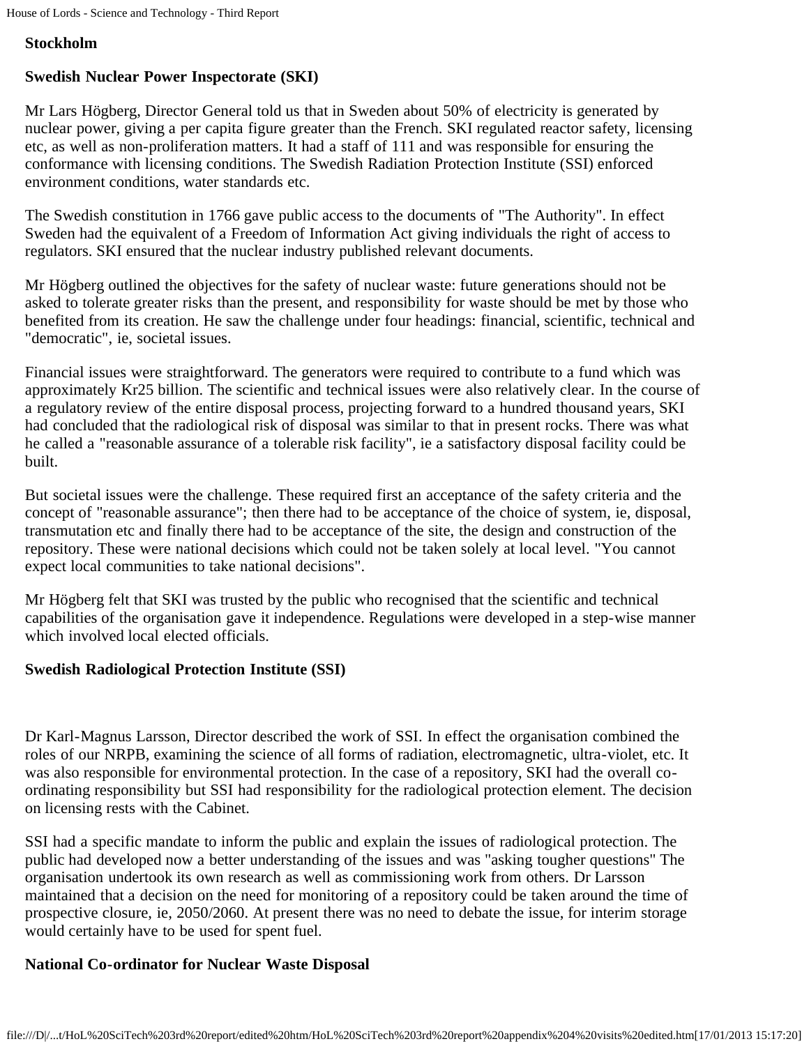**Stockholm**

**Swedish Nuclear Power Inspectorate (SKI)**

Mr Lars Högberg, Director General told us that in Sweden about 50% of electricity is generated by nuclear power, giving a per capita figure greater than the French. SKI regulated reactor safety, licensing etc, as well as non-proliferation matters. It had a staff of 111 and was responsible for ensuring the conformance with licensing conditions. The Swedish Radiation Protection Institute (SSI) enforced environment conditions, water standards etc.

The Swedish constitution in 1766 gave public access to the documents of "The Authority". In effect Sweden had the equivalent of a Freedom of Information Act giving individuals the right of access to regulators. SKI ensured that the nuclear industry published relevant documents.

Mr Högberg outlined the objectives for the safety of nuclear waste: future generations should not be asked to tolerate greater risks than the present, and responsibility for waste should be met by those who benefited from its creation. He saw the challenge under four headings: financial, scientific, technical and "democratic", ie, societal issues.

Financial issues were straightforward. The generators were required to contribute to a fund which was approximately Kr25 billion. The scientific and technical issues were also relatively clear. In the course of a regulatory review of the entire disposal process, projecting forward to a hundred thousand years, SKI had concluded that the radiological risk of disposal was similar to that in present rocks. There was what he called a "reasonable assurance of a tolerable risk facility", ie a satisfactory disposal facility could be built.

But societal issues were the challenge. These required first an acceptance of the safety criteria and the concept of "reasonable assurance"; then there had to be acceptance of the choice of system, ie, disposal, transmutation etc and finally there had to be acceptance of the site, the design and construction of the repository. These were national decisions which could not be taken solely at local level. "You cannot expect local communities to take national decisions".

Mr Högberg felt that SKI was trusted by the public who recognised that the scientific and technical capabilities of the organisation gave it independence. Regulations were developed in a step-wise manner which involved local elected officials.

**Swedish Radiological Protection Institute (SSI)**

Dr Karl-Magnus Larsson, Director described the work of SSI. In effect the organisation combined the roles of our NRPB, examining the science of all forms of radiation, electromagnetic, ultra-violet, etc. It was also responsible for environmental protection. In the case of a repository, SKI had the overall co-ordinating responsibility but SSI had responsibility for the radiological protection element. The decision on licensing rests with the Cabinet.

SSI had a specific mandate to inform the public and explain the issues of radiological protection. The public had developed now a better understanding of the issues and was "asking tougher questions" The organisation undertook its own research as well as commissioning work from others. Dr Larsson maintained that a decision on the need for monitoring of a repository could be taken around the time of prospective closure, ie, 2050/2060. At present there was no need to debate the issue, for interim storage would certainly have to be used for spent fuel.

**National Co-ordinator for Nuclear Waste Disposal**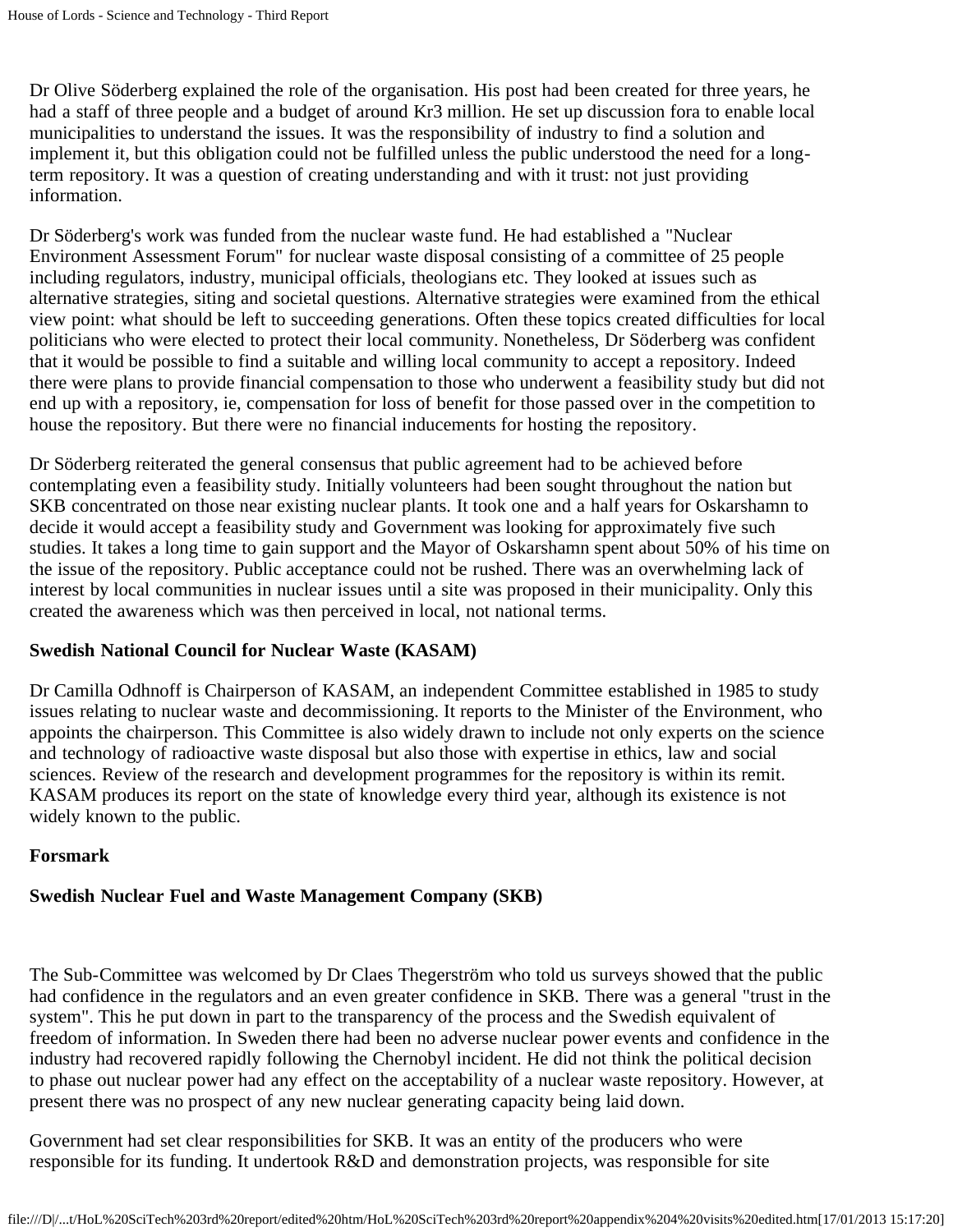Dr Olive Söderberg explained the role of the organisation. His post had been created for three years, he had a staff of three people and a budget of around Kr3 million. He set up discussion fora to enable local municipalities to understand the issues. It was the responsibility of industry to find a solution and implement it, but this obligation could not be fulfilled unless the public understood the need for a long-term repository. It was a question of creating understanding and with it trust: not just providing information.

Dr Söderberg's work was funded from the nuclear waste fund. He had established a "Nuclear Environment Assessment Forum" for nuclear waste disposal consisting of a committee of 25 people including regulators, industry, municipal officials, theologians etc. They looked at issues such as alternative strategies, siting and societal questions. Alternative strategies were examined from the ethical view point: what should be left to succeeding generations. Often these topics created difficulties for local politicians who were elected to protect their local community. Nonetheless, Dr Söderberg was confident that it would be possible to find a suitable and willing local community to accept a repository. Indeed there were plans to provide financial compensation to those who underwent a feasibility study but did not end up with a repository, ie, compensation for loss of benefit for those passed over in the competition to house the repository. But there were no financial inducements for hosting the repository.

Dr Söderberg reiterated the general consensus that public agreement had to be achieved before contemplating even a feasibility study. Initially volunteers had been sought throughout the nation but SKB concentrated on those near existing nuclear plants. It took one and a half years for Oskarshamn to decide it would accept a feasibility study and Government was looking for approximately five such studies. It takes a long time to gain support and the Mayor of Oskarshamn spent about 50% of his time on the issue of the repository. Public acceptance could not be rushed. There was an overwhelming lack of interest by local communities in nuclear issues until a site was proposed in their municipality. Only this created the awareness which was then perceived in local, not national terms.

**Swedish National Council for Nuclear Waste (KASAM)**

Dr Camilla Odhnoff is Chairperson of KASAM, an independent Committee established in 1985 to study issues relating to nuclear waste and decommissioning. It reports to the Minister of the Environment, who appoints the chairperson. This Committee is also widely drawn to include not only experts on the science and technology of radioactive waste disposal but also those with expertise in ethics, law and social sciences. Review of the research and development programmes for the repository is within its remit. KASAM produces its report on the state of knowledge every third year, although its existence is not widely known to the public.

**Forsmark**

**Swedish Nuclear Fuel and Waste Management Company (SKB)**

The Sub-Committee was welcomed by Dr Claes Thegerström who told us surveys showed that the public had confidence in the regulators and an even greater confidence in SKB. There was a general "trust in the system". This he put down in part to the transparency of the process and the Swedish equivalent of freedom of information. In Sweden there had been no adverse nuclear power events and confidence in the industry had recovered rapidly following the Chernobyl incident. He did not think the political decision to phase out nuclear power had any effect on the acceptability of a nuclear waste repository. However, at present there was no prospect of any new nuclear generating capacity being laid down.

Government had set clear responsibilities for SKB. It was an entity of the producers who were responsible for its funding. It undertook R&D and demonstration projects, was responsible for site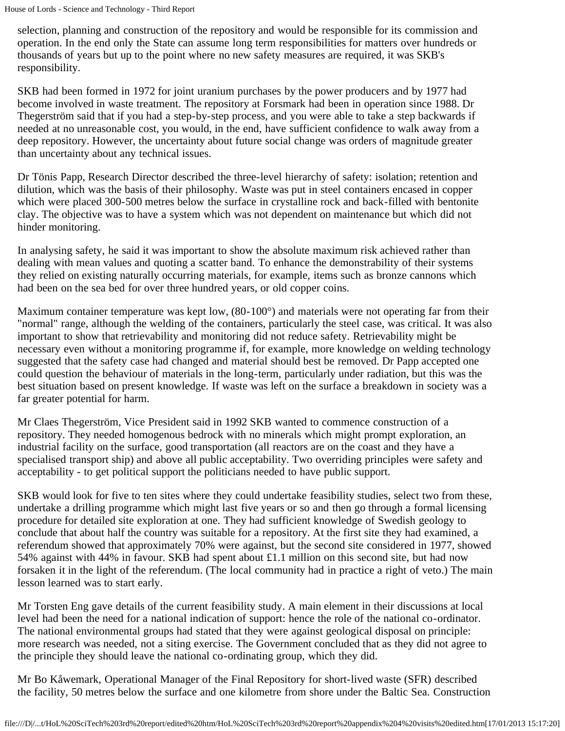selection, planning and construction of the repository and would be responsible for its commission and operation. In the end only the State can assume long term responsibilities for matters over hundreds or thousands of years but up to the point where no new safety measures are required, it was SKB's responsibility.

SKB had been formed in 1972 for joint uranium purchases by the power producers and by 1977 had become involved in waste treatment. The repository at Forsmark had been in operation since 1988. Dr Thegerström said that if you had a step-by-step process, and you were able to take a step backwards if needed at no unreasonable cost, you would, in the end, have sufficient confidence to walk away from a deep repository. However, the uncertainty about future social change was orders of magnitude greater than uncertainty about any technical issues.

Dr Tönis Papp, Research Director described the three-level hierarchy of safety: isolation; retention and dilution, which was the basis of their philosophy. Waste was put in steel containers encased in copper which were placed 300-500 metres below the surface in crystalline rock and back-filled with bentonite clay. The objective was to have a system which was not dependent on maintenance but which did not hinder monitoring.

In analysing safety, he said it was important to show the absolute maximum risk achieved rather than dealing with mean values and quoting a scatter band. To enhance the demonstrability of their systems they relied on existing naturally occurring materials, for example, items such as bronze cannons which had been on the sea bed for over three hundred years, or old copper coins.

Maximum container temperature was kept low, (80-100°) and materials were not operating far from their "normal" range, although the welding of the containers, particularly the steel case, was critical. It was also important to show that retrievability and monitoring did not reduce safety. Retrievability might be necessary even without a monitoring programme if, for example, more knowledge on welding technology suggested that the safety case had changed and material should best be removed. Dr Papp accepted one could question the behaviour of materials in the long-term, particularly under radiation, but this was the best situation based on present knowledge. If waste was left on the surface a breakdown in society was a far greater potential for harm.

Mr Claes Thegerström, Vice President said in 1992 SKB wanted to commence construction of a repository. They needed homogenous bedrock with no minerals which might prompt exploration, an industrial facility on the surface, good transportation (all reactors are on the coast and they have a specialised transport ship) and above all public acceptability. Two overriding principles were safety and acceptability - to get political support the politicians needed to have public support.

SKB would look for five to ten sites where they could undertake feasibility studies, select two from these, undertake a drilling programme which might last five years or so and then go through a formal licensing procedure for detailed site exploration at one. They had sufficient knowledge of Swedish geology to conclude that about half the country was suitable for a repository. At the first site they had examined, a referendum showed that approximately 70% were against, but the second site considered in 1977, showed 54% against with 44% in favour. SKB had spent about £1.1 million on this second site, but had now forsaken it in the light of the referendum. (The local community had in practice a right of veto.) The main lesson learned was to start early.

Mr Torsten Eng gave details of the current feasibility study. A main element in their discussions at local level had been the need for a national indication of support: hence the role of the national co-ordinator. The national environmental groups had stated that they were against geological disposal on principle: more research was needed, not a siting exercise. The Government concluded that as they did not agree to the principle they should leave the national co-ordinating group, which they did.

Mr Bo Kåwemark, Operational Manager of the Final Repository for short-lived waste (SFR) described the facility, 50 metres below the surface and one kilometre from shore under the Baltic Sea. Construction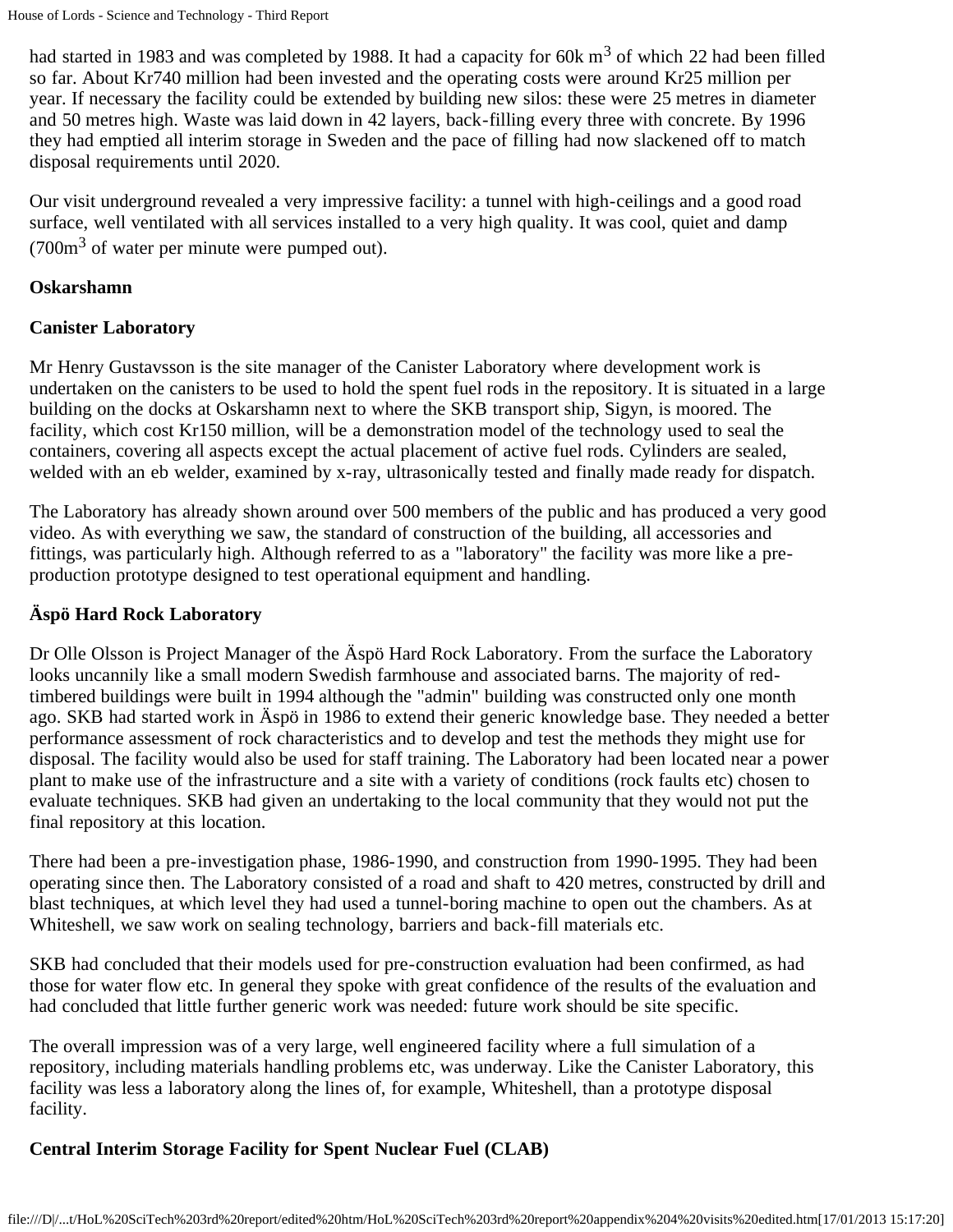had started in 1983 and was completed by 1988. It had a capacity for 60k $m^3$ of which 22 had been filled so far. About Kr740 million had been invested and the operating costs were around Kr25 million per year. If necessary the facility could be extended by building new silos: these were 25 metres in diameter and 50 metres high. Waste was laid down in 42 layers, back-filling every three with concrete. By 1996 they had emptied all interim storage in Sweden and the pace of filling had now slackened off to match disposal requirements until 2020.

Our visit underground revealed a very impressive facility: a tunnel with high-ceilings and a good road surface, well ventilated with all services installed to a very high quality. It was cool, quiet and damp (700$m^3$ of water per minute were pumped out).

**Oskarshamn**

**Canister Laboratory**

Mr Henry Gustavsson is the site manager of the Canister Laboratory where development work is undertaken on the canisters to be used to hold the spent fuel rods in the repository. It is situated in a large building on the docks at Oskarshamn next to where the SKB transport ship, Sigyn, is moored. The facility, which cost Kr150 million, will be a demonstration model of the technology used to seal the containers, covering all aspects except the actual placement of active fuel rods. Cylinders are sealed, welded with an eb welder, examined by x-ray, ultrasonically tested and finally made ready for dispatch.

The Laboratory has already shown around over 500 members of the public and has produced a very good video. As with everything we saw, the standard of construction of the building, all accessories and fittings, was particularly high. Although referred to as a "laboratory" the facility was more like a pre-production prototype designed to test operational equipment and handling.

**Äspö Hard Rock Laboratory**

Dr Olle Olsson is Project Manager of the Äspö Hard Rock Laboratory. From the surface the Laboratory looks uncannily like a small modern Swedish farmhouse and associated barns. The majority of red-timbered buildings were built in 1994 although the "admin" building was constructed only one month ago. SKB had started work in Äspö in 1986 to extend their generic knowledge base. They needed a better performance assessment of rock characteristics and to develop and test the methods they might use for disposal. The facility would also be used for staff training. The Laboratory had been located near a power plant to make use of the infrastructure and a site with a variety of conditions (rock faults etc) chosen to evaluate techniques. SKB had given an undertaking to the local community that they would not put the final repository at this location.

There had been a pre-investigation phase, 1986-1990, and construction from 1990-1995. They had been operating since then. The Laboratory consisted of a road and shaft to 420 metres, constructed by drill and blast techniques, at which level they had used a tunnel-boring machine to open out the chambers. As at Whiteshell, we saw work on sealing technology, barriers and back-fill materials etc.

SKB had concluded that their models used for pre-construction evaluation had been confirmed, as had those for water flow etc. In general they spoke with great confidence of the results of the evaluation and had concluded that little further generic work was needed: future work should be site specific.

The overall impression was of a very large, well engineered facility where a full simulation of a repository, including materials handling problems etc, was underway. Like the Canister Laboratory, this facility was less a laboratory along the lines of, for example, Whiteshell, than a prototype disposal facility.

**Central Interim Storage Facility for Spent Nuclear Fuel (CLAB)**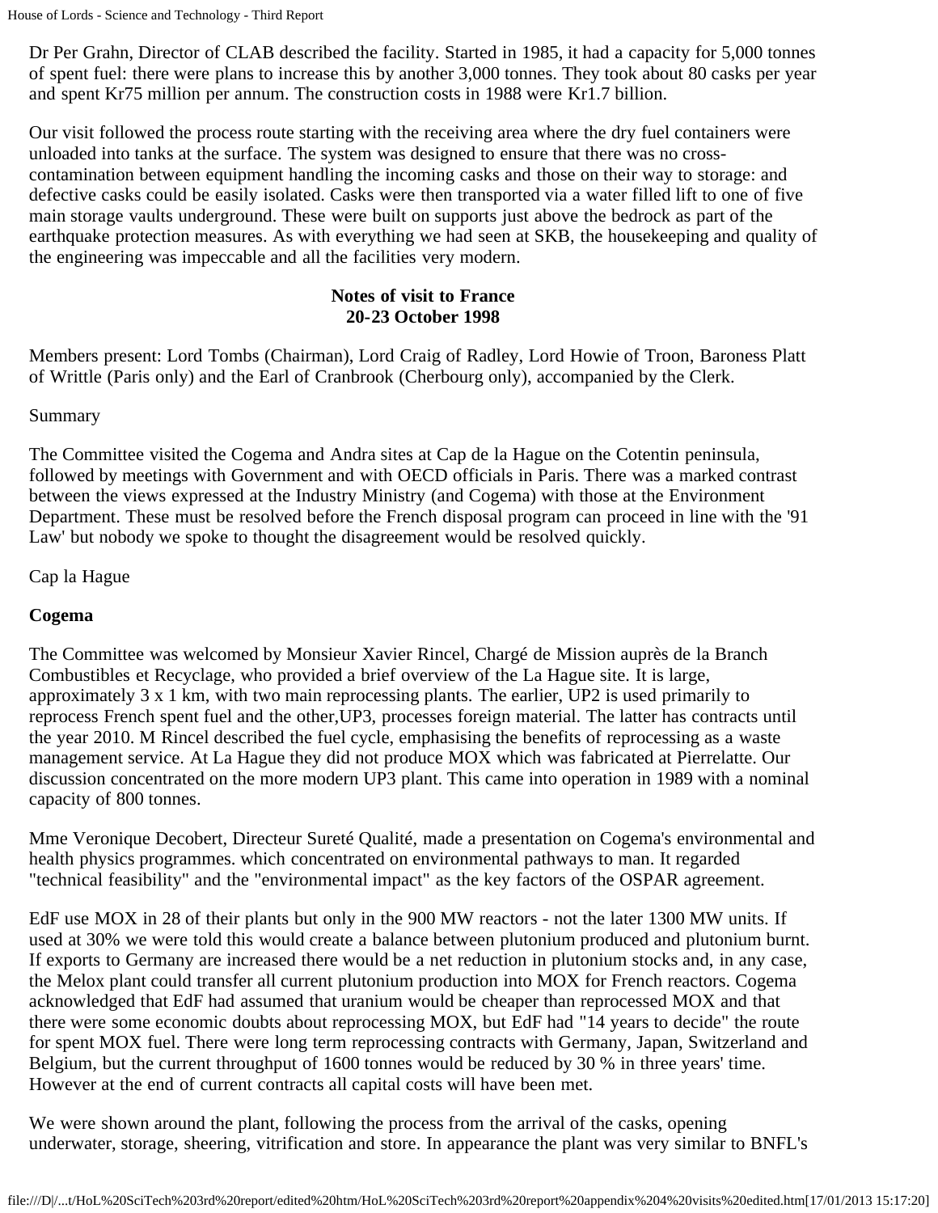Dr Per Grahn, Director of CLAB described the facility. Started in 1985, it had a capacity for 5,000 tonnes of spent fuel: there were plans to increase this by another 3,000 tonnes. They took about 80 casks per year and spent Kr75 million per annum. The construction costs in 1988 were Kr1.7 billion.

Our visit followed the process route starting with the receiving area where the dry fuel containers were unloaded into tanks at the surface. The system was designed to ensure that there was no cross-contamination between equipment handling the incoming casks and those on their way to storage: and defective casks could be easily isolated. Casks were then transported via a water filled lift to one of five main storage vaults underground. These were built on supports just above the bedrock as part of the earthquake protection measures. As with everything we had seen at SKB, the housekeeping and quality of the engineering was impeccable and all the facilities very modern.

**Notes of visit to France**
**20-23 October 1998**

Members present: Lord Tombs (Chairman), Lord Craig of Radley, Lord Howie of Troon, Baroness Platt of Writtle (Paris only) and the Earl of Cranbrook (Cherbourg only), accompanied by the Clerk.

Summary

The Committee visited the Cogema and Andra sites at Cap de la Hague on the Cotentin peninsula, followed by meetings with Government and with OECD officials in Paris. There was a marked contrast between the views expressed at the Industry Ministry (and Cogema) with those at the Environment Department. These must be resolved before the French disposal program can proceed in line with the '91 Law' but nobody we spoke to thought the disagreement would be resolved quickly.

Cap la Hague

**Cogema**

The Committee was welcomed by Monsieur Xavier Rincel, Chargé de Mission auprès de la Branch Combustibles et Recyclage, who provided a brief overview of the La Hague site. It is large, approximately 3 x 1 km, with two main reprocessing plants. The earlier, UP2 is used primarily to reprocess French spent fuel and the other,UP3, processes foreign material. The latter has contracts until the year 2010. M Rincel described the fuel cycle, emphasising the benefits of reprocessing as a waste management service. At La Hague they did not produce MOX which was fabricated at Pierrelatte. Our discussion concentrated on the more modern UP3 plant. This came into operation in 1989 with a nominal capacity of 800 tonnes.

Mme Veronique Decobert, Directeur Sureté Qualité, made a presentation on Cogema's environmental and health physics programmes. which concentrated on environmental pathways to man. It regarded "technical feasibility" and the "environmental impact" as the key factors of the OSPAR agreement.

EdF use MOX in 28 of their plants but only in the 900 MW reactors - not the later 1300 MW units. If used at 30% we were told this would create a balance between plutonium produced and plutonium burnt. If exports to Germany are increased there would be a net reduction in plutonium stocks and, in any case, the Melox plant could transfer all current plutonium production into MOX for French reactors. Cogema acknowledged that EdF had assumed that uranium would be cheaper than reprocessed MOX and that there were some economic doubts about reprocessing MOX, but EdF had "14 years to decide" the route for spent MOX fuel. There were long term reprocessing contracts with Germany, Japan, Switzerland and Belgium, but the current throughput of 1600 tonnes would be reduced by 30 % in three years' time. However at the end of current contracts all capital costs will have been met.

We were shown around the plant, following the process from the arrival of the casks, opening underwater, storage, sheering, vitrification and store. In appearance the plant was very similar to BNFL's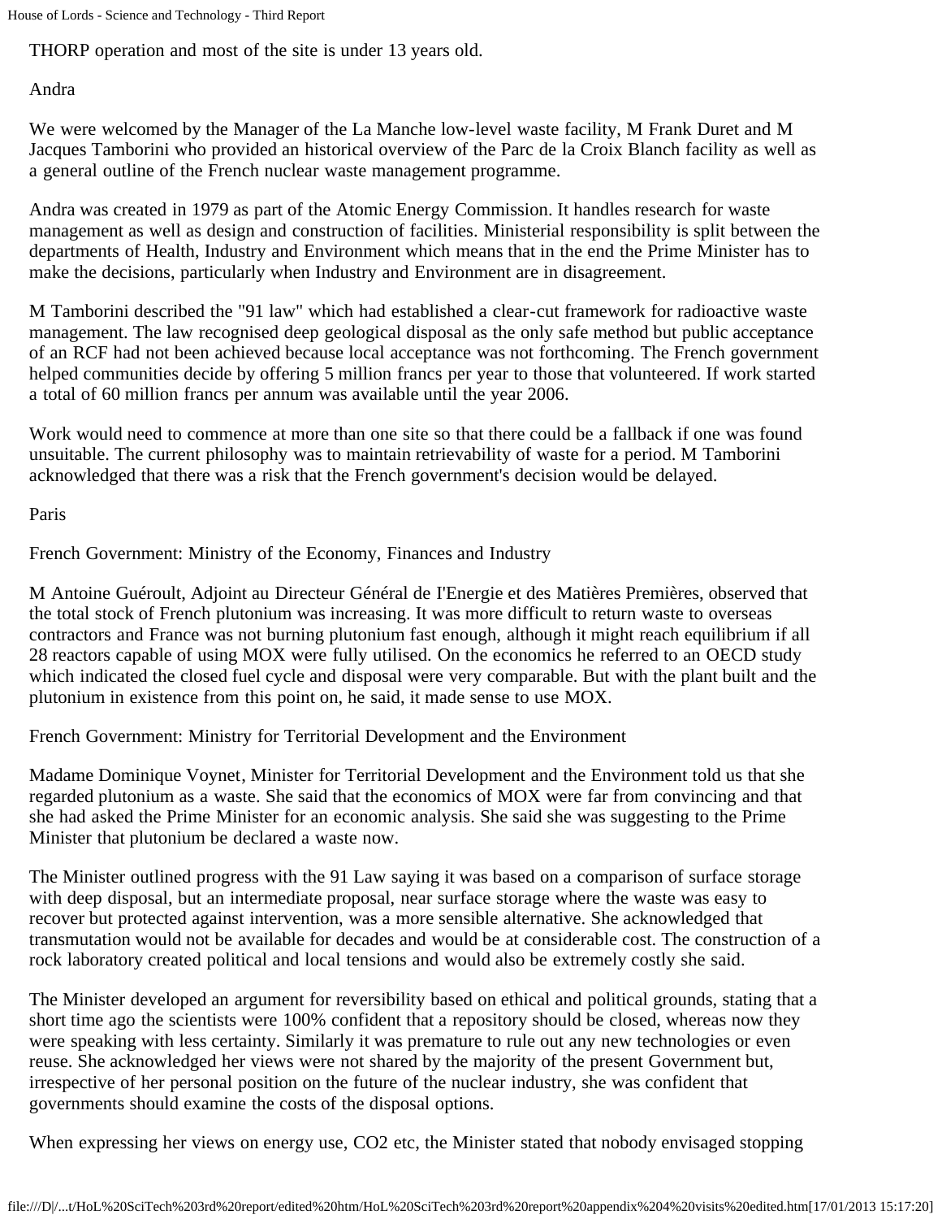THORP operation and most of the site is under 13 years old.

Andra

We were welcomed by the Manager of the La Manche low-level waste facility, M Frank Duret and M Jacques Tamborini who provided an historical overview of the Parc de la Croix Blanch facility as well as a general outline of the French nuclear waste management programme.

Andra was created in 1979 as part of the Atomic Energy Commission. It handles research for waste management as well as design and construction of facilities. Ministerial responsibility is split between the departments of Health, Industry and Environment which means that in the end the Prime Minister has to make the decisions, particularly when Industry and Environment are in disagreement.

M Tamborini described the "91 law" which had established a clear-cut framework for radioactive waste management. The law recognised deep geological disposal as the only safe method but public acceptance of an RCF had not been achieved because local acceptance was not forthcoming. The French government helped communities decide by offering 5 million francs per year to those that volunteered. If work started a total of 60 million francs per annum was available until the year 2006.

Work would need to commence at more than one site so that there could be a fallback if one was found unsuitable. The current philosophy was to maintain retrievability of waste for a period. M Tamborini acknowledged that there was a risk that the French government's decision would be delayed.

Paris

French Government: Ministry of the Economy, Finances and Industry

M Antoine Guéroult, Adjoint au Directeur Général de I'Energie et des Matières Premières, observed that the total stock of French plutonium was increasing. It was more difficult to return waste to overseas contractors and France was not burning plutonium fast enough, although it might reach equilibrium if all 28 reactors capable of using MOX were fully utilised. On the economics he referred to an OECD study which indicated the closed fuel cycle and disposal were very comparable. But with the plant built and the plutonium in existence from this point on, he said, it made sense to use MOX.

French Government: Ministry for Territorial Development and the Environment

Madame Dominique Voynet, Minister for Territorial Development and the Environment told us that she regarded plutonium as a waste. She said that the economics of MOX were far from convincing and that she had asked the Prime Minister for an economic analysis. She said she was suggesting to the Prime Minister that plutonium be declared a waste now.

The Minister outlined progress with the 91 Law saying it was based on a comparison of surface storage with deep disposal, but an intermediate proposal, near surface storage where the waste was easy to recover but protected against intervention, was a more sensible alternative. She acknowledged that transmutation would not be available for decades and would be at considerable cost. The construction of a rock laboratory created political and local tensions and would also be extremely costly she said.

The Minister developed an argument for reversibility based on ethical and political grounds, stating that a short time ago the scientists were 100% confident that a repository should be closed, whereas now they were speaking with less certainty. Similarly it was premature to rule out any new technologies or even reuse. She acknowledged her views were not shared by the majority of the present Government but, irrespective of her personal position on the future of the nuclear industry, she was confident that governments should examine the costs of the disposal options.

When expressing her views on energy use, $CO_2$ etc, the Minister stated that nobody envisaged stopping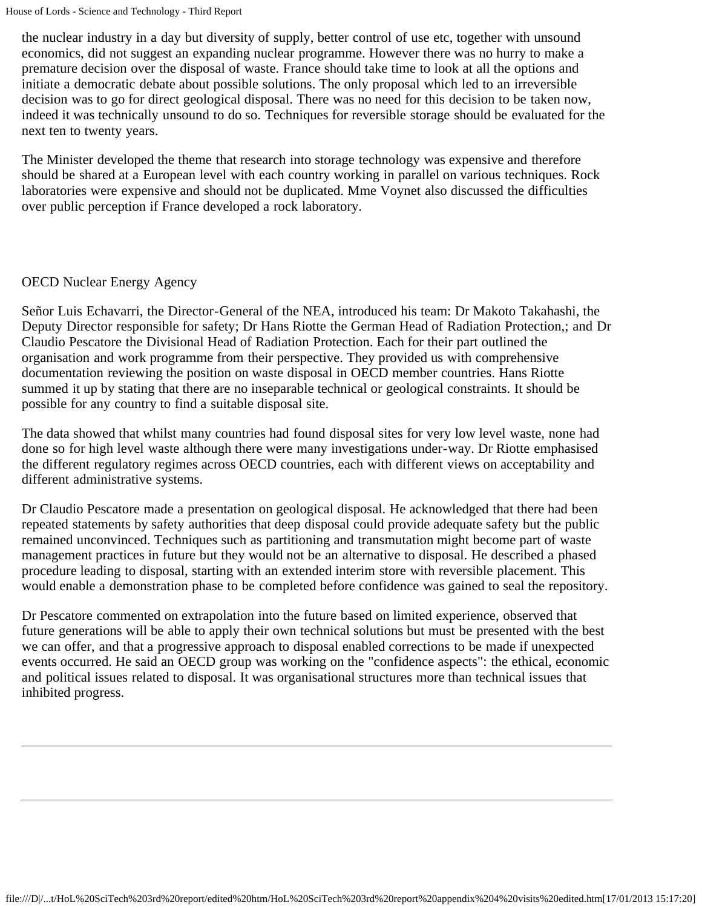the nuclear industry in a day but diversity of supply, better control of use etc, together with unsound economics, did not suggest an expanding nuclear programme. However there was no hurry to make a premature decision over the disposal of waste. France should take time to look at all the options and initiate a democratic debate about possible solutions. The only proposal which led to an irreversible decision was to go for direct geological disposal. There was no need for this decision to be taken now, indeed it was technically unsound to do so. Techniques for reversible storage should be evaluated for the next ten to twenty years.

The Minister developed the theme that research into storage technology was expensive and therefore should be shared at a European level with each country working in parallel on various techniques. Rock laboratories were expensive and should not be duplicated. Mme Voynet also discussed the difficulties over public perception if France developed a rock laboratory.

OECD Nuclear Energy Agency

Señor Luis Echavarri, the Director-General of the NEA, introduced his team: Dr Makoto Takahashi, the Deputy Director responsible for safety; Dr Hans Riotte the German Head of Radiation Protection,; and Dr Claudio Pescatore the Divisional Head of Radiation Protection. Each for their part outlined the organisation and work programme from their perspective. They provided us with comprehensive documentation reviewing the position on waste disposal in OECD member countries. Hans Riotte summed it up by stating that there are no inseparable technical or geological constraints. It should be possible for any country to find a suitable disposal site.

The data showed that whilst many countries had found disposal sites for very low level waste, none had done so for high level waste although there were many investigations under-way. Dr Riotte emphasised the different regulatory regimes across OECD countries, each with different views on acceptability and different administrative systems.

Dr Claudio Pescatore made a presentation on geological disposal. He acknowledged that there had been repeated statements by safety authorities that deep disposal could provide adequate safety but the public remained unconvinced. Techniques such as partitioning and transmutation might become part of waste management practices in future but they would not be an alternative to disposal. He described a phased procedure leading to disposal, starting with an extended interim store with reversible placement. This would enable a demonstration phase to be completed before confidence was gained to seal the repository.

Dr Pescatore commented on extrapolation into the future based on limited experience, observed that future generations will be able to apply their own technical solutions but must be presented with the best we can offer, and that a progressive approach to disposal enabled corrections to be made if unexpected events occurred. He said an OECD group was working on the "confidence aspects": the ethical, economic and political issues related to disposal. It was organisational structures more than technical issues that inhibited progress.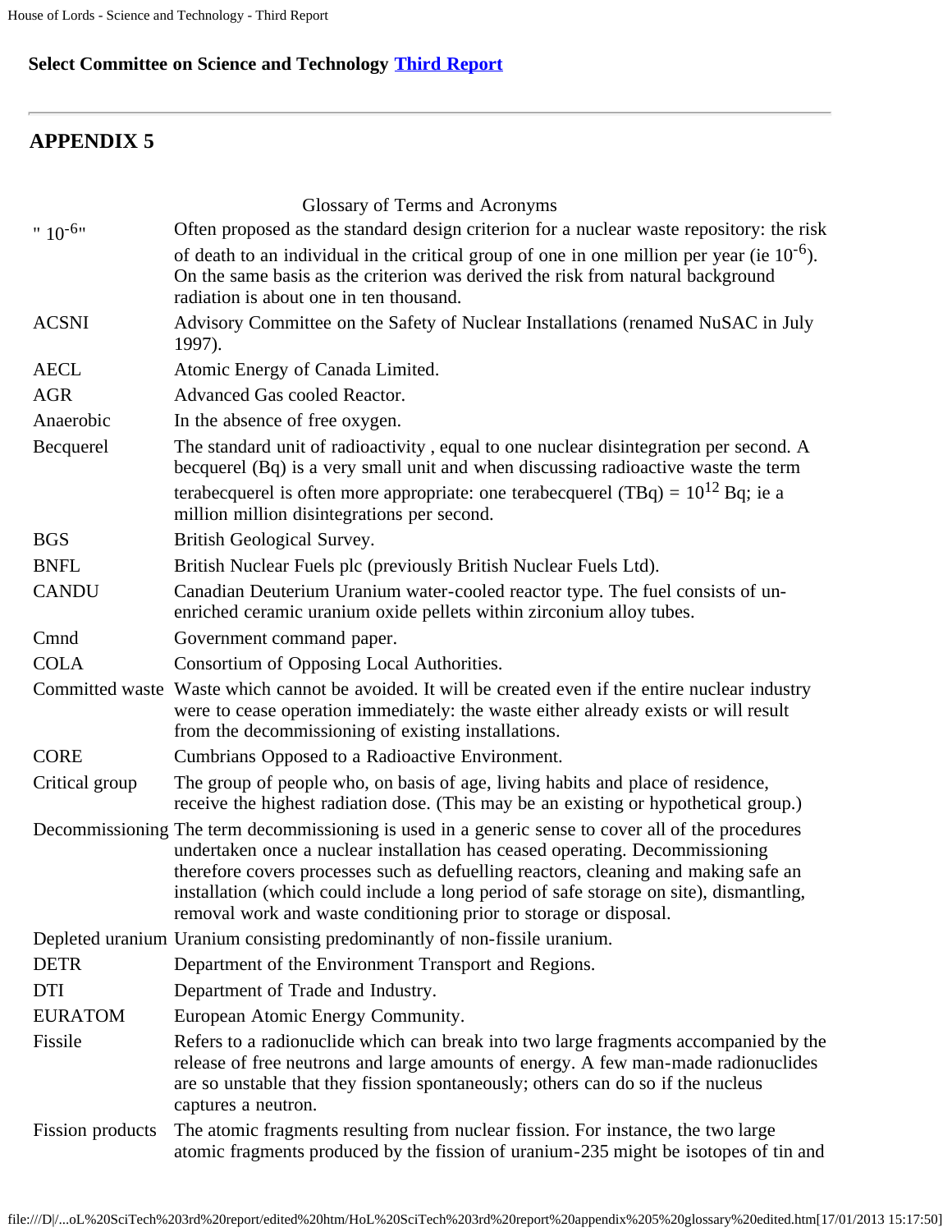**Select Committee on Science and Technology Third Report**

---

# APPENDIX 5

Glossary of Terms and Acronyms

| | |
|---|---|
| " $10^{-6}$" | Often proposed as the standard design criterion for a nuclear waste repository: the risk of death to an individual in the critical group of one in one million per year (ie $10^{-6}$). On the same basis as the criterion was derived the risk from natural background radiation is about one in ten thousand. |
| ACSNI | Advisory Committee on the Safety of Nuclear Installations (renamed NuSAC in July 1997). |
| AECL | Atomic Energy of Canada Limited. |
| AGR | Advanced Gas cooled Reactor. |
| Anaerobic | In the absence of free oxygen. |
| Becquerel | The standard unit of radioactivity , equal to one nuclear disintegration per second. A becquerel (Bq) is a very small unit and when discussing radioactive waste the term terabecquerel is often more appropriate: one terabecquerel (TBq) = $10^{12}$ Bq; ie a million million disintegrations per second. |
| BGS | British Geological Survey. |
| BNFL | British Nuclear Fuels plc (previously British Nuclear Fuels Ltd). |
| CANDU | Canadian Deuterium Uranium water-cooled reactor type. The fuel consists of un-enriched ceramic uranium oxide pellets within zirconium alloy tubes. |
| Cmnd | Government command paper. |
| COLA | Consortium of Opposing Local Authorities. |
| Committed waste | Waste which cannot be avoided. It will be created even if the entire nuclear industry were to cease operation immediately: the waste either already exists or will result from the decommissioning of existing installations. |
| CORE | Cumbrians Opposed to a Radioactive Environment. |
| Critical group | The group of people who, on basis of age, living habits and place of residence, receive the highest radiation dose. (This may be an existing or hypothetical group.) |
| Decommissioning | The term decommissioning is used in a generic sense to cover all of the procedures undertaken once a nuclear installation has ceased operating. Decommissioning therefore covers processes such as defuelling reactors, cleaning and making safe an installation (which could include a long period of safe storage on site), dismantling, removal work and waste conditioning prior to storage or disposal. |
| Depleted uranium | Uranium consisting predominantly of non-fissile uranium. |
| DETR | Department of the Environment Transport and Regions. |
| DTI | Department of Trade and Industry. |
| EURATOM | European Atomic Energy Community. |
| Fissile | Refers to a radionuclide which can break into two large fragments accompanied by the release of free neutrons and large amounts of energy. A few man-made radionuclides are so unstable that they fission spontaneously; others can do so if the nucleus captures a neutron. |
| Fission products | The atomic fragments resulting from nuclear fission. For instance, the two large atomic fragments produced by the fission of uranium-235 might be isotopes of tin and |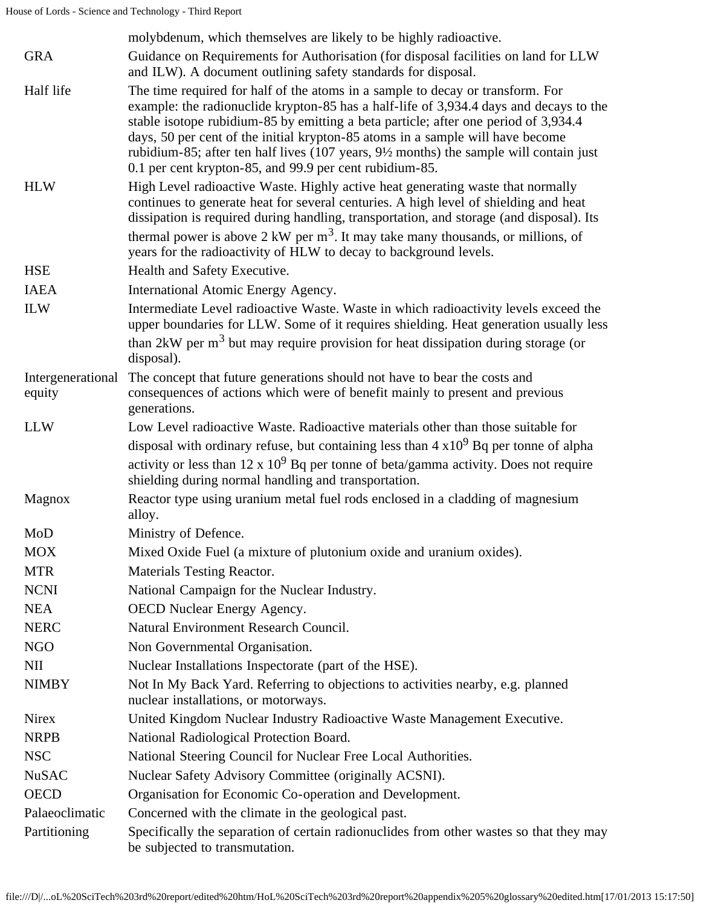| | |
|---|---|
| | molybdenum, which themselves are likely to be highly radioactive. |
| GRA | Guidance on Requirements for Authorisation (for disposal facilities on land for LLW and ILW). A document outlining safety standards for disposal. |
| Half life | The time required for half of the atoms in a sample to decay or transform. For example: the radionuclide krypton-85 has a half-life of 3,934.4 days and decays to the stable isotope rubidium-85 by emitting a beta particle; after one period of 3,934.4 days, 50 per cent of the initial krypton-85 atoms in a sample will have become rubidium-85; after ten half lives (107 years, 9½ months) the sample will contain just 0.1 per cent krypton-85, and 99.9 per cent rubidium-85. |
| HLW | High Level radioactive Waste. Highly active heat generating waste that normally continues to generate heat for several centuries. A high level of shielding and heat dissipation is required during handling, transportation, and storage (and disposal). Its thermal power is above 2 kW per $m^3$. It may take many thousands, or millions, of years for the radioactivity of HLW to decay to background levels. |
| HSE | Health and Safety Executive. |
| IAEA | International Atomic Energy Agency. |
| ILW | Intermediate Level radioactive Waste. Waste in which radioactivity levels exceed the upper boundaries for LLW. Some of it requires shielding. Heat generation usually less than 2kW per $m^3$ but may require provision for heat dissipation during storage (or disposal). |
| Intergenerational equity | The concept that future generations should not have to bear the costs and consequences of actions which were of benefit mainly to present and previous generations. |
| LLW | Low Level radioactive Waste. Radioactive materials other than those suitable for disposal with ordinary refuse, but containing less than $4 \times 10^9$ Bq per tonne of alpha activity or less than $12 \times 10^9$ Bq per tonne of beta/gamma activity. Does not require shielding during normal handling and transportation. |
| Magnox | Reactor type using uranium metal fuel rods enclosed in a cladding of magnesium alloy. |
| MoD | Ministry of Defence. |
| MOX | Mixed Oxide Fuel (a mixture of plutonium oxide and uranium oxides). |
| MTR | Materials Testing Reactor. |
| NCNI | National Campaign for the Nuclear Industry. |
| NEA | OECD Nuclear Energy Agency. |
| NERC | Natural Environment Research Council. |
| NGO | Non Governmental Organisation. |
| NII | Nuclear Installations Inspectorate (part of the HSE). |
| NIMBY | Not In My Back Yard. Referring to objections to activities nearby, e.g. planned nuclear installations, or motorways. |
| Nirex | United Kingdom Nuclear Industry Radioactive Waste Management Executive. |
| NRPB | National Radiological Protection Board. |
| NSC | National Steering Council for Nuclear Free Local Authorities. |
| NuSAC | Nuclear Safety Advisory Committee (originally ACSNI). |
| OECD | Organisation for Economic Co-operation and Development. |
| Palaeoclimatic | Concerned with the climate in the geological past. |
| Partitioning | Specifically the separation of certain radionuclides from other wastes so that they may be subjected to transmutation. |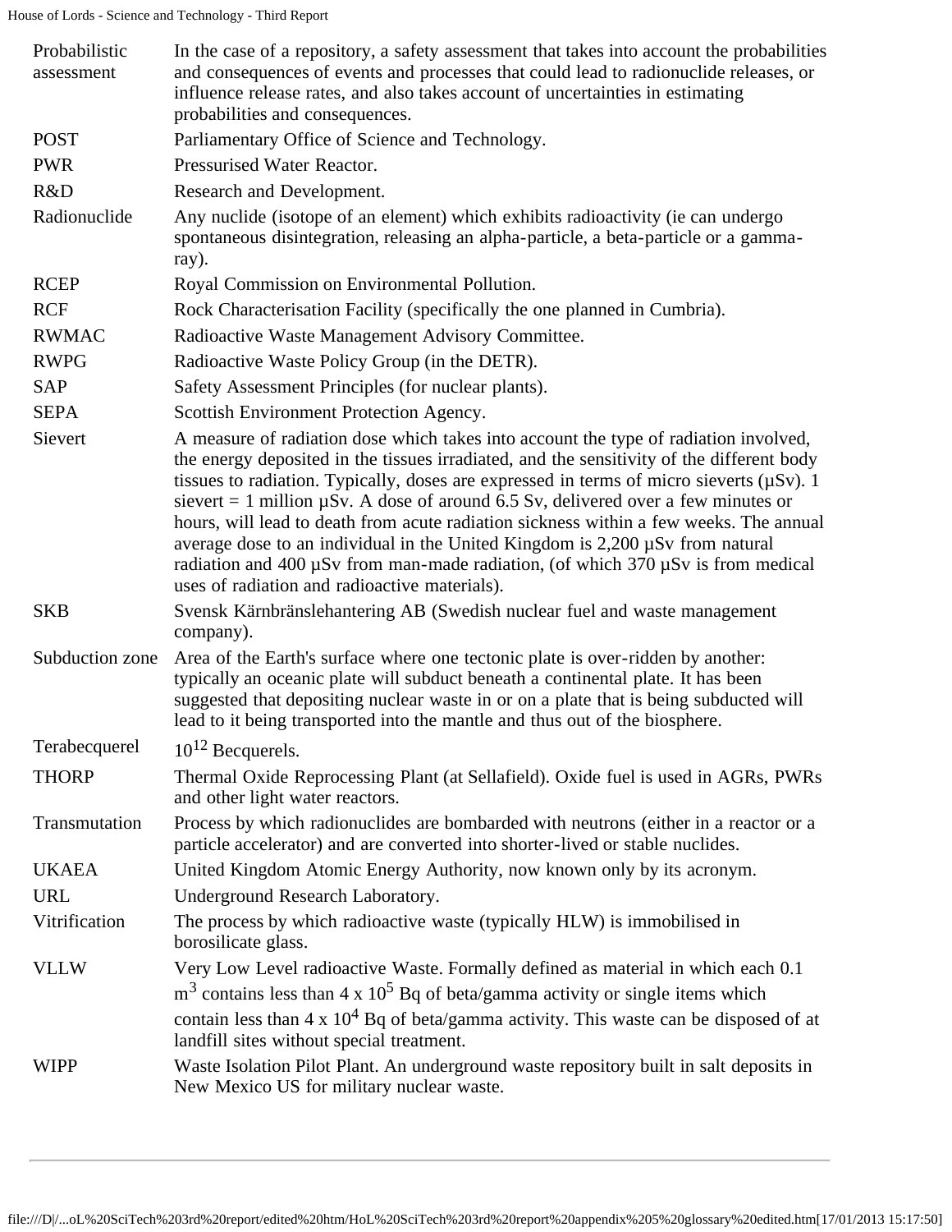| | |
|---|---|
| Probabilistic assessment | In the case of a repository, a safety assessment that takes into account the probabilities and consequences of events and processes that could lead to radionuclide releases, or influence release rates, and also takes account of uncertainties in estimating probabilities and consequences. |
| POST | Parliamentary Office of Science and Technology. |
| PWR | Pressurised Water Reactor. |
| R&D | Research and Development. |
| Radionuclide | Any nuclide (isotope of an element) which exhibits radioactivity (ie can undergo spontaneous disintegration, releasing an alpha-particle, a beta-particle or a gamma-ray). |
| RCEP | Royal Commission on Environmental Pollution. |
| RCF | Rock Characterisation Facility (specifically the one planned in Cumbria). |
| RWMAC | Radioactive Waste Management Advisory Committee. |
| RWPG | Radioactive Waste Policy Group (in the DETR). |
| SAP | Safety Assessment Principles (for nuclear plants). |
| SEPA | Scottish Environment Protection Agency. |
| Sievert | A measure of radiation dose which takes into account the type of radiation involved, the energy deposited in the tissues irradiated, and the sensitivity of the different body tissues to radiation. Typically, doses are expressed in terms of micro sieverts (μSv). 1 sievert = 1 million μSv. A dose of around 6.5 Sv, delivered over a few minutes or hours, will lead to death from acute radiation sickness within a few weeks. The annual average dose to an individual in the United Kingdom is 2,200 μSv from natural radiation and 400 μSv from man-made radiation, (of which 370 μSv is from medical uses of radiation and radioactive materials). |
| SKB | Svensk Kärnbränslehantering AB (Swedish nuclear fuel and waste management company). |
| Subduction zone | Area of the Earth's surface where one tectonic plate is over-ridden by another: typically an oceanic plate will subduct beneath a continental plate. It has been suggested that depositing nuclear waste in or on a plate that is being subducted will lead to it being transported into the mantle and thus out of the biosphere. |
| Terabecquerel | $10^{12}$ Becquerels. |
| THORP | Thermal Oxide Reprocessing Plant (at Sellafield). Oxide fuel is used in AGRs, PWRs and other light water reactors. |
| Transmutation | Process by which radionuclides are bombarded with neutrons (either in a reactor or a particle accelerator) and are converted into shorter-lived or stable nuclides. |
| UKAEA | United Kingdom Atomic Energy Authority, now known only by its acronym. |
| URL | Underground Research Laboratory. |
| Vitrification | The process by which radioactive waste (typically HLW) is immobilised in borosilicate glass. |
| VLLW | Very Low Level radioactive Waste. Formally defined as material in which each 0.1 $m^3$ contains less than $4 \times 10^5$ Bq of beta/gamma activity or single items which contain less than $4 \times 10^4$ Bq of beta/gamma activity. This waste can be disposed of at landfill sites without special treatment. |
| WIPP | Waste Isolation Pilot Plant. An underground waste repository built in salt deposits in New Mexico US for military nuclear waste. |